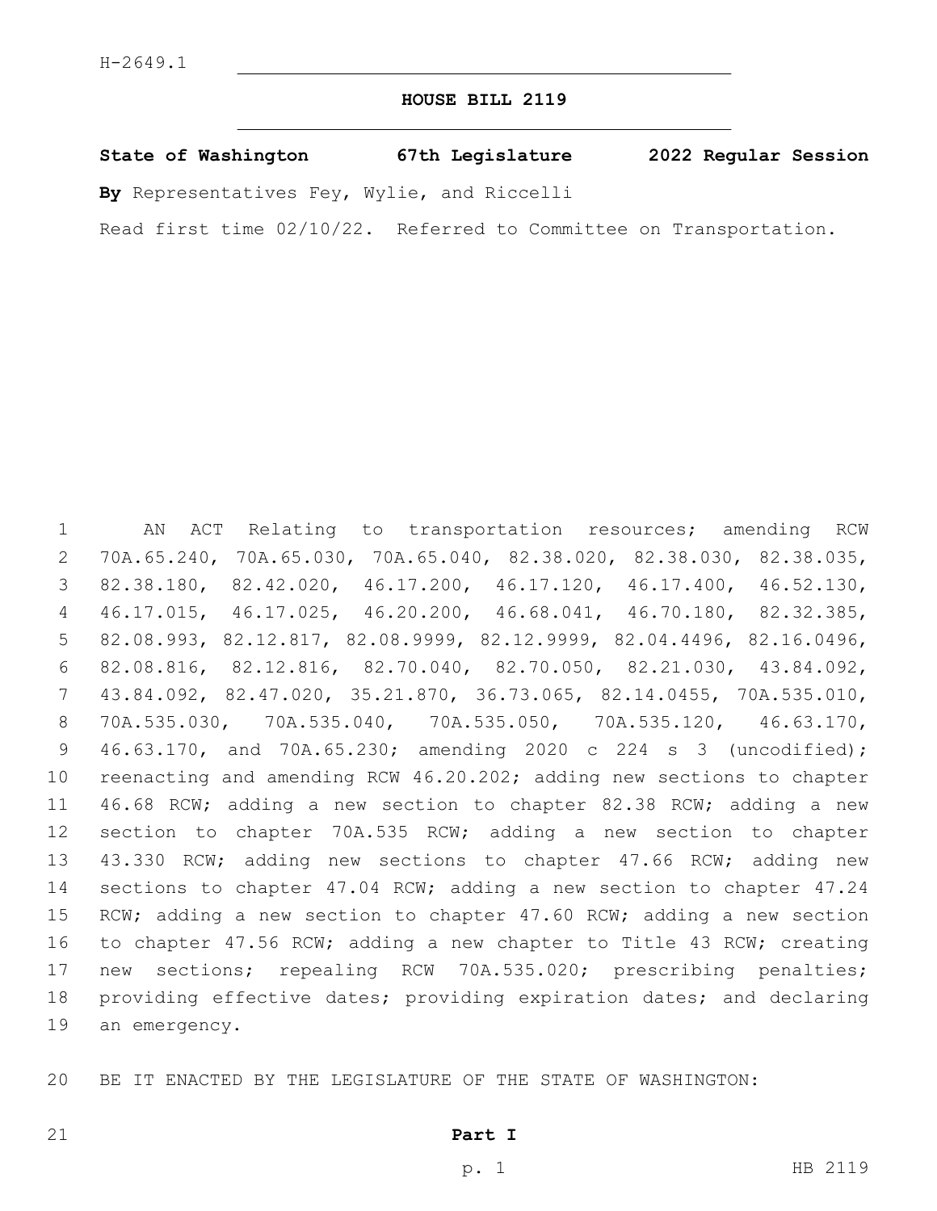H-2649.1

# HOUSE BILL 2119

**State of Washington 67th Legislature 2022 Regular Session**

**By** Representatives Fey, Wylie, and Riccelli

Read first time 02/10/22. Referred to Committee on Transportation.

AN ACT Relating to transportation resources; amending RCW 70A.65.240, 70A.65.030, 70A.65.040, 82.38.020, 82.38.030, 82.38.035, 82.38.180, 82.42.020, 46.17.200, 46.17.120, 46.17.400, 46.52.130, 46.17.015, 46.17.025, 46.20.200, 46.68.041, 46.70.180, 82.32.385, 82.08.993, 82.12.817, 82.08.9999, 82.12.9999, 82.04.4496, 82.16.0496, 82.08.816, 82.12.816, 82.70.040, 82.70.050, 82.21.030, 43.84.092, 43.84.092, 82.47.020, 35.21.870, 36.73.065, 82.14.0455, 70A.535.010, 70A.535.030, 70A.535.040, 70A.535.050, 70A.535.120, 46.63.170, 46.63.170, and 70A.65.230; amending 2020 c 224 s 3 (uncodified); reenacting and amending RCW 46.20.202; adding new sections to chapter 46.68 RCW; adding a new section to chapter 82.38 RCW; adding a new section to chapter 70A.535 RCW; adding a new section to chapter 43.330 RCW; adding new sections to chapter 47.66 RCW; adding new sections to chapter 47.04 RCW; adding a new section to chapter 47.24 RCW; adding a new section to chapter 47.60 RCW; adding a new section to chapter 47.56 RCW; adding a new chapter to Title 43 RCW; creating new sections; repealing RCW 70A.535.020; prescribing penalties; providing effective dates; providing expiration dates; and declaring an emergency.

BE IT ENACTED BY THE LEGISLATURE OF THE STATE OF WASHINGTON:

## Part I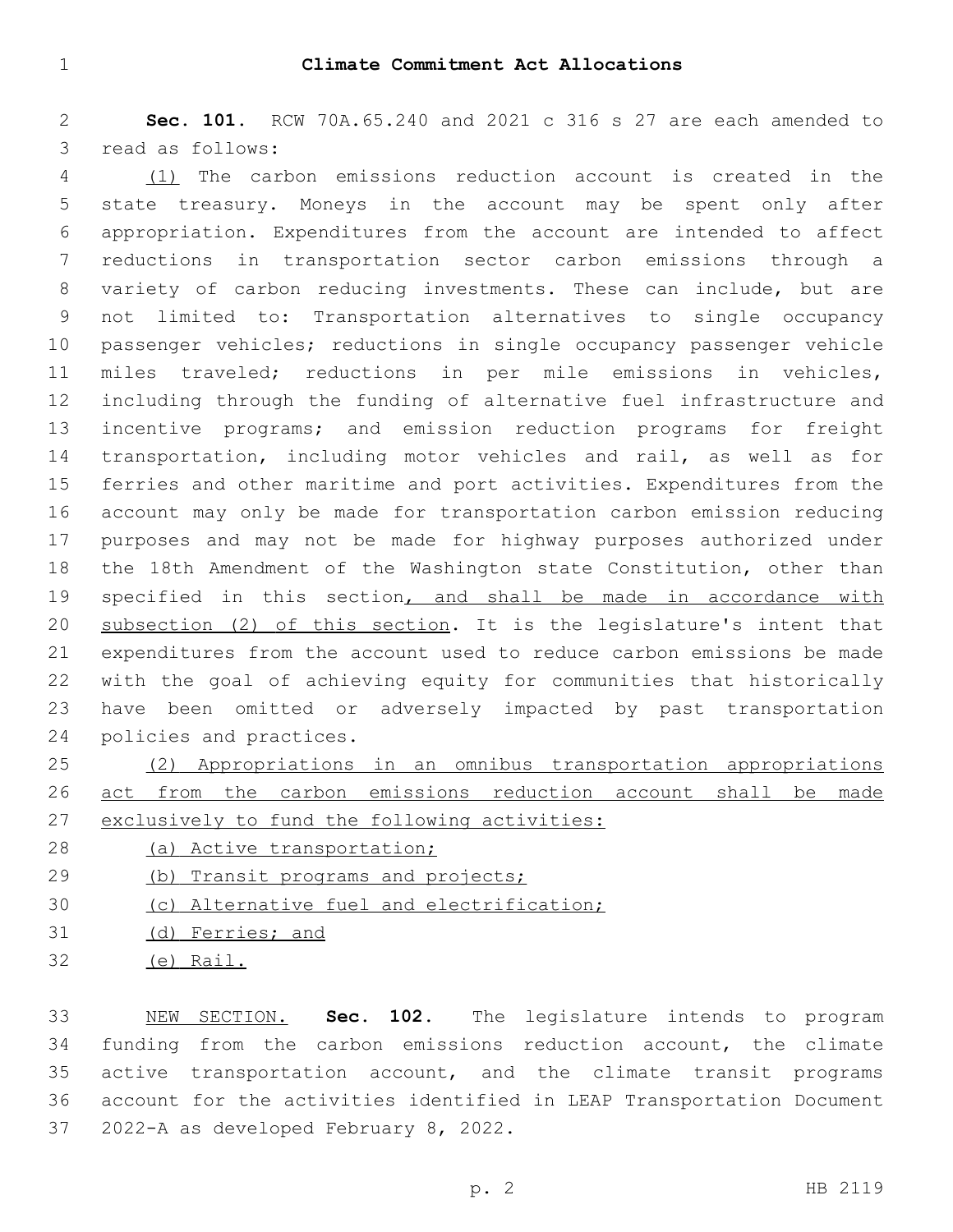## Climate Commitment Act Allocations

**Sec. 101.** RCW 70A.65.240 and 2021 c 316 s 27 are each amended to read as follows:

(1) The carbon emissions reduction account is created in the state treasury. Moneys in the account may be spent only after appropriation. Expenditures from the account are intended to affect reductions in transportation sector carbon emissions through a variety of carbon reducing investments. These can include, but are not limited to: Transportation alternatives to single occupancy passenger vehicles; reductions in single occupancy passenger vehicle miles traveled; reductions in per mile emissions in vehicles, including through the funding of alternative fuel infrastructure and incentive programs; and emission reduction programs for freight transportation, including motor vehicles and rail, as well as for ferries and other maritime and port activities. Expenditures from the account may only be made for transportation carbon emission reducing purposes and may not be made for highway purposes authorized under the 18th Amendment of the Washington state Constitution, other than specified in this section, and shall be made in accordance with subsection (2) of this section. It is the legislature's intent that expenditures from the account used to reduce carbon emissions be made with the goal of achieving equity for communities that historically have been omitted or adversely impacted by past transportation policies and practices.

(2) Appropriations in an omnibus transportation appropriations act from the carbon emissions reduction account shall be made exclusively to fund the following activities:

(a) Active transportation;

(b) Transit programs and projects;

(c) Alternative fuel and electrification;

(d) Ferries; and

(e) Rail.

NEW SECTION. **Sec. 102.** The legislature intends to program funding from the carbon emissions reduction account, the climate active transportation account, and the climate transit programs account for the activities identified in LEAP Transportation Document 2022-A as developed February 8, 2022.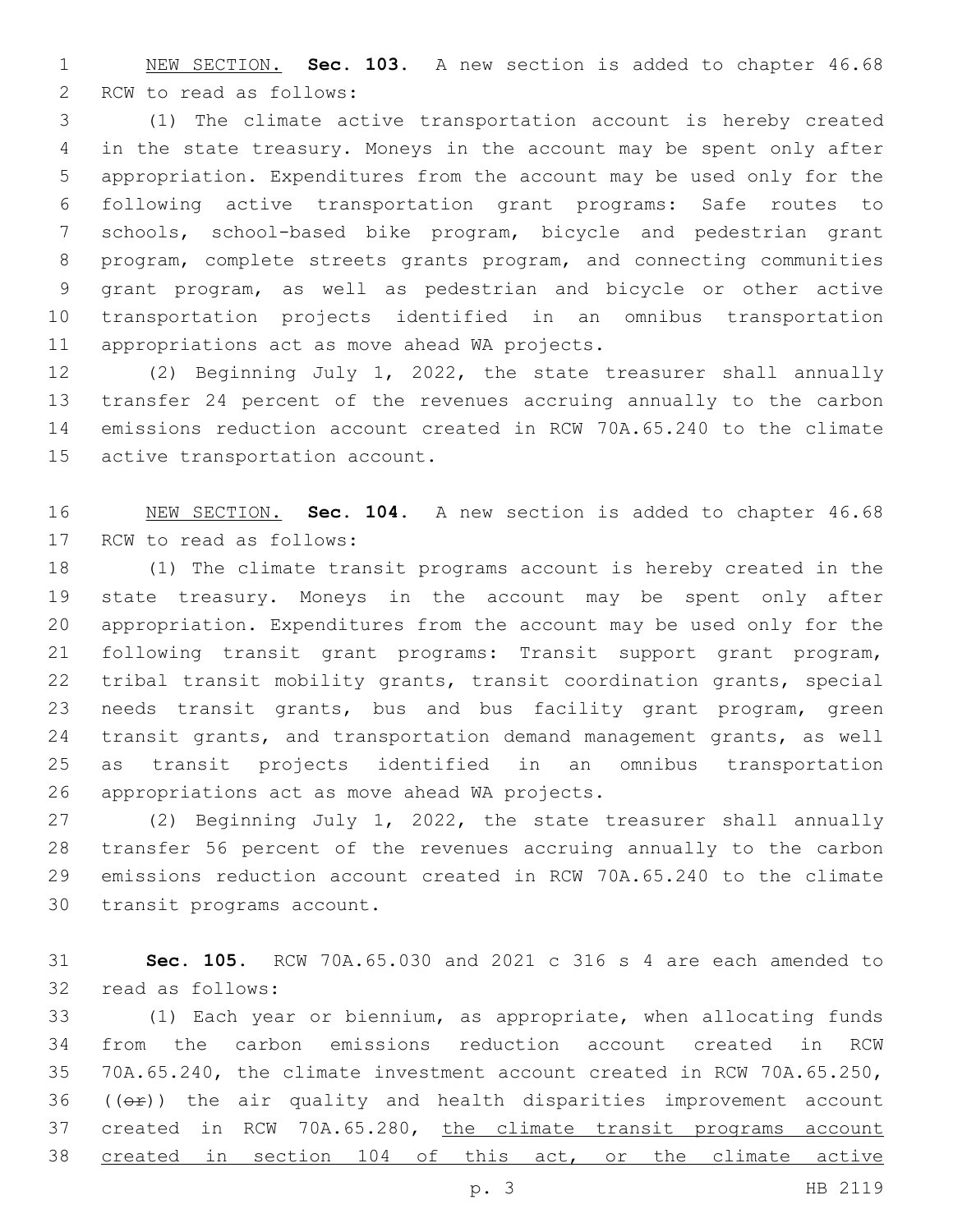NEW SECTION. **Sec. 103.** A new section is added to chapter 46.68 RCW to read as follows:

(1) The climate active transportation account is hereby created in the state treasury. Moneys in the account may be spent only after appropriation. Expenditures from the account may be used only for the following active transportation grant programs: Safe routes to schools, school-based bike program, bicycle and pedestrian grant program, complete streets grants program, and connecting communities grant program, as well as pedestrian and bicycle or other active transportation projects identified in an omnibus transportation appropriations act as move ahead WA projects.

(2) Beginning July 1, 2022, the state treasurer shall annually transfer 24 percent of the revenues accruing annually to the carbon emissions reduction account created in RCW 70A.65.240 to the climate active transportation account.

NEW SECTION. **Sec. 104.** A new section is added to chapter 46.68 RCW to read as follows:

(1) The climate transit programs account is hereby created in the state treasury. Moneys in the account may be spent only after appropriation. Expenditures from the account may be used only for the following transit grant programs: Transit support grant program, tribal transit mobility grants, transit coordination grants, special needs transit grants, bus and bus facility grant program, green transit grants, and transportation demand management grants, as well as transit projects identified in an omnibus transportation appropriations act as move ahead WA projects.

(2) Beginning July 1, 2022, the state treasurer shall annually transfer 56 percent of the revenues accruing annually to the carbon emissions reduction account created in RCW 70A.65.240 to the climate transit programs account.

**Sec. 105.** RCW 70A.65.030 and 2021 c 316 s 4 are each amended to read as follows:

(1) Each year or biennium, as appropriate, when allocating funds from the carbon emissions reduction account created in RCW 70A.65.240, the climate investment account created in RCW 70A.65.250, ((~~or~~)) the air quality and health disparities improvement account created in RCW 70A.65.280, <u>the climate transit programs account created in section 104 of this act, or the climate active</u>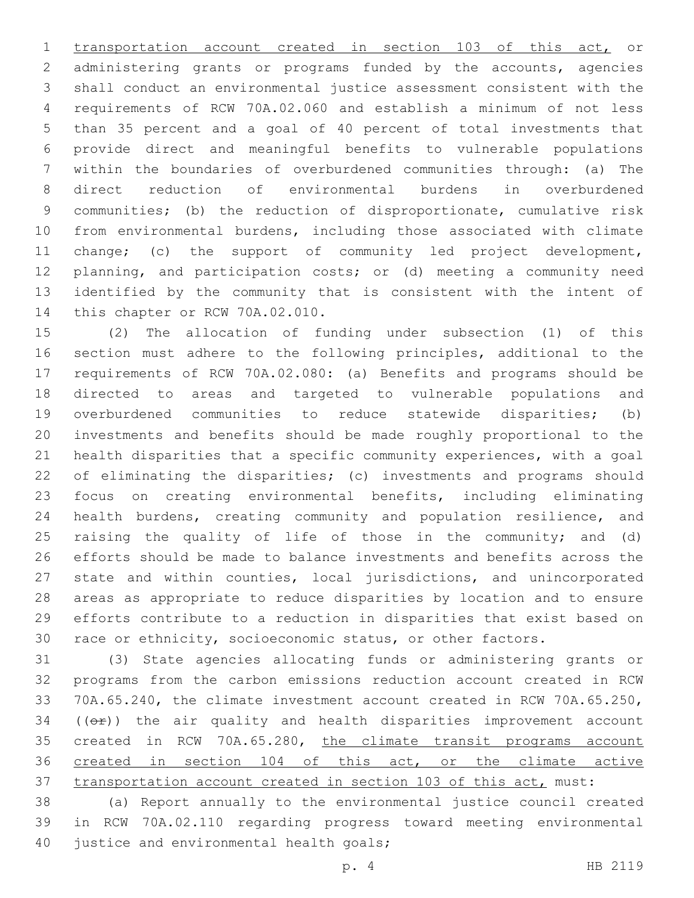transportation account created in section 103 of this act, or administering grants or programs funded by the accounts, agencies shall conduct an environmental justice assessment consistent with the requirements of RCW 70A.02.060 and establish a minimum of not less than 35 percent and a goal of 40 percent of total investments that provide direct and meaningful benefits to vulnerable populations within the boundaries of overburdened communities through: (a) The direct reduction of environmental burdens in overburdened communities; (b) the reduction of disproportionate, cumulative risk from environmental burdens, including those associated with climate change; (c) the support of community led project development, planning, and participation costs; or (d) meeting a community need identified by the community that is consistent with the intent of this chapter or RCW 70A.02.010.

(2) The allocation of funding under subsection (1) of this section must adhere to the following principles, additional to the requirements of RCW 70A.02.080: (a) Benefits and programs should be directed to areas and targeted to vulnerable populations and overburdened communities to reduce statewide disparities; (b) investments and benefits should be made roughly proportional to the health disparities that a specific community experiences, with a goal of eliminating the disparities; (c) investments and programs should focus on creating environmental benefits, including eliminating health burdens, creating community and population resilience, and raising the quality of life of those in the community; and (d) efforts should be made to balance investments and benefits across the state and within counties, local jurisdictions, and unincorporated areas as appropriate to reduce disparities by location and to ensure efforts contribute to a reduction in disparities that exist based on race or ethnicity, socioeconomic status, or other factors.

(3) State agencies allocating funds or administering grants or programs from the carbon emissions reduction account created in RCW 70A.65.240, the climate investment account created in RCW 70A.65.250, ((~~or~~)) the air quality and health disparities improvement account created in RCW 70A.65.280, the climate transit programs account created in section 104 of this act, or the climate active transportation account created in section 103 of this act, must:

(a) Report annually to the environmental justice council created in RCW 70A.02.110 regarding progress toward meeting environmental justice and environmental health goals;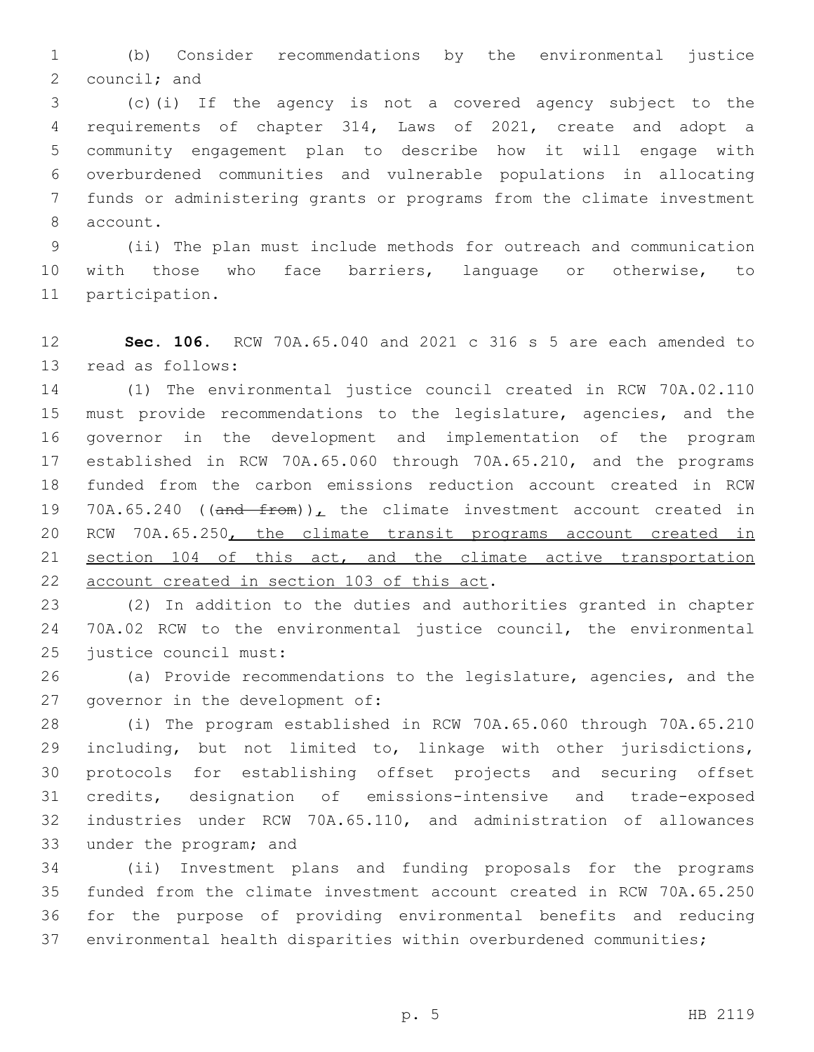(b) Consider recommendations by the environmental justice council; and

(c)(i) If the agency is not a covered agency subject to the requirements of chapter 314, Laws of 2021, create and adopt a community engagement plan to describe how it will engage with overburdened communities and vulnerable populations in allocating funds or administering grants or programs from the climate investment account.

(ii) The plan must include methods for outreach and communication with those who face barriers, language or otherwise, to participation.

**Sec. 106.** RCW 70A.65.040 and 2021 c 316 s 5 are each amended to read as follows:

(1) The environmental justice council created in RCW 70A.02.110 must provide recommendations to the legislature, agencies, and the governor in the development and implementation of the program established in RCW 70A.65.060 through 70A.65.210, and the programs funded from the carbon emissions reduction account created in RCW 70A.65.240 ((~~and from~~)), the climate investment account created in RCW 70A.65.250, the climate transit programs account created in section 104 of this act, and the climate active transportation account created in section 103 of this act.

(2) In addition to the duties and authorities granted in chapter 70A.02 RCW to the environmental justice council, the environmental justice council must:

(a) Provide recommendations to the legislature, agencies, and the governor in the development of:

(i) The program established in RCW 70A.65.060 through 70A.65.210 including, but not limited to, linkage with other jurisdictions, protocols for establishing offset projects and securing offset credits, designation of emissions-intensive and trade-exposed industries under RCW 70A.65.110, and administration of allowances under the program; and

(ii) Investment plans and funding proposals for the programs funded from the climate investment account created in RCW 70A.65.250 for the purpose of providing environmental benefits and reducing environmental health disparities within overburdened communities;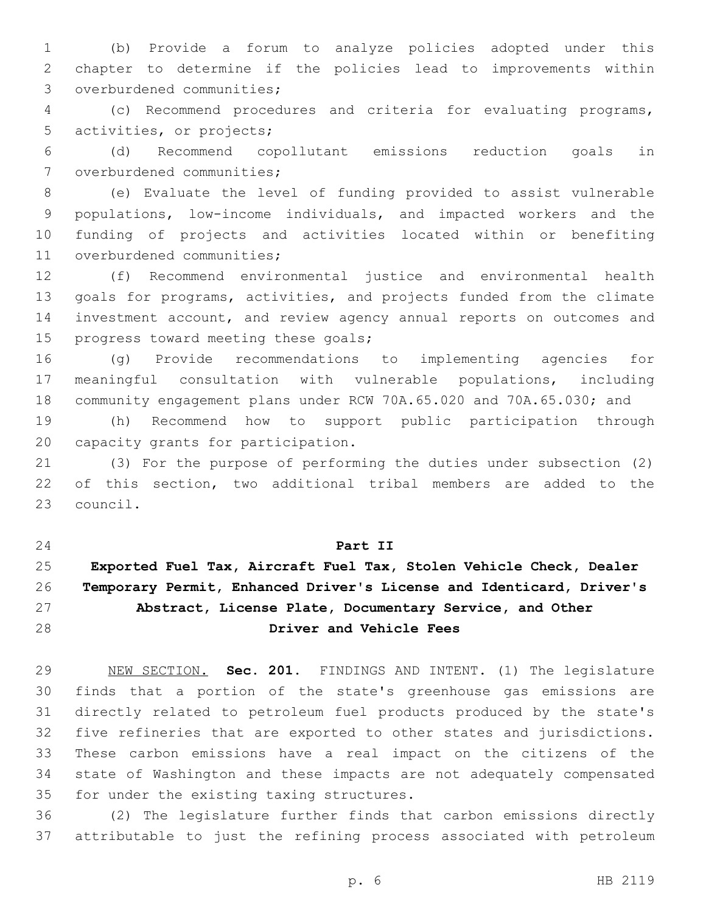(b) Provide a forum to analyze policies adopted under this chapter to determine if the policies lead to improvements within overburdened communities;

(c) Recommend procedures and criteria for evaluating programs, activities, or projects;

(d) Recommend copollutant emissions reduction goals in overburdened communities;

(e) Evaluate the level of funding provided to assist vulnerable populations, low-income individuals, and impacted workers and the funding of projects and activities located within or benefiting overburdened communities;

(f) Recommend environmental justice and environmental health goals for programs, activities, and projects funded from the climate investment account, and review agency annual reports on outcomes and progress toward meeting these goals;

(g) Provide recommendations to implementing agencies for meaningful consultation with vulnerable populations, including community engagement plans under RCW 70A.65.020 and 70A.65.030; and

(h) Recommend how to support public participation through capacity grants for participation.

(3) For the purpose of performing the duties under subsection (2) of this section, two additional tribal members are added to the council.

## Part II
## Exported Fuel Tax, Aircraft Fuel Tax, Stolen Vehicle Check, Dealer Temporary Permit, Enhanced Driver's License and Identicard, Driver's Abstract, License Plate, Documentary Service, and Other Driver and Vehicle Fees

NEW SECTION. **Sec. 201.** FINDINGS AND INTENT. (1) The legislature finds that a portion of the state's greenhouse gas emissions are directly related to petroleum fuel products produced by the state's five refineries that are exported to other states and jurisdictions. These carbon emissions have a real impact on the citizens of the state of Washington and these impacts are not adequately compensated for under the existing taxing structures.

(2) The legislature further finds that carbon emissions directly attributable to just the refining process associated with petroleum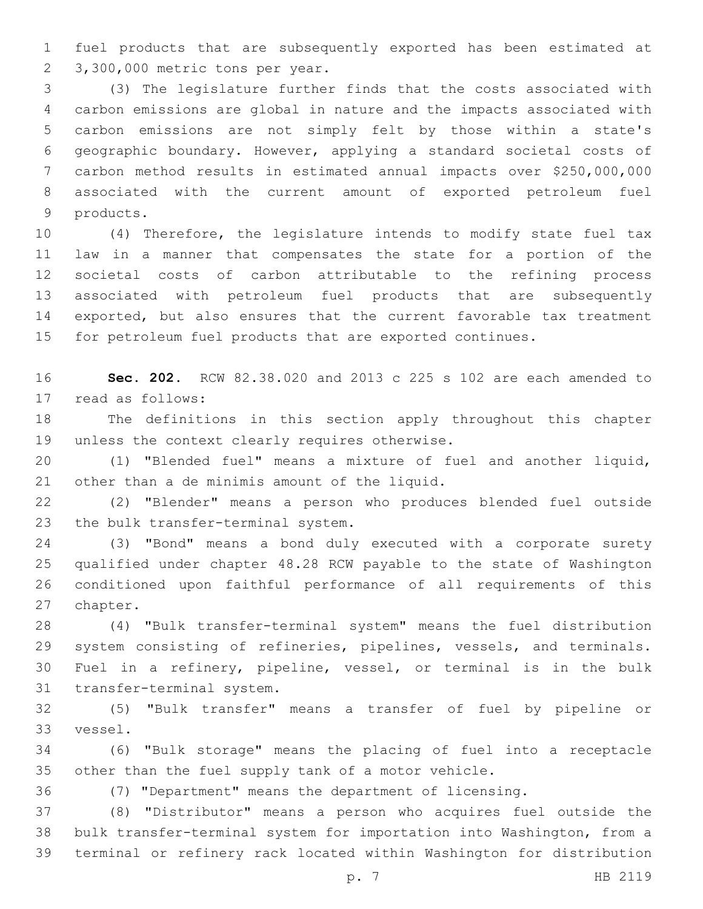fuel products that are subsequently exported has been estimated at 3,300,000 metric tons per year.

(3) The legislature further finds that the costs associated with carbon emissions are global in nature and the impacts associated with carbon emissions are not simply felt by those within a state's geographic boundary. However, applying a standard societal costs of carbon method results in estimated annual impacts over $250,000,000 associated with the current amount of exported petroleum fuel products.

(4) Therefore, the legislature intends to modify state fuel tax law in a manner that compensates the state for a portion of the societal costs of carbon attributable to the refining process associated with petroleum fuel products that are subsequently exported, but also ensures that the current favorable tax treatment for petroleum fuel products that are exported continues.

**Sec. 202.** RCW 82.38.020 and 2013 c 225 s 102 are each amended to read as follows:

The definitions in this section apply throughout this chapter unless the context clearly requires otherwise.

(1) "Blended fuel" means a mixture of fuel and another liquid, other than a de minimis amount of the liquid.

(2) "Blender" means a person who produces blended fuel outside the bulk transfer-terminal system.

(3) "Bond" means a bond duly executed with a corporate surety qualified under chapter 48.28 RCW payable to the state of Washington conditioned upon faithful performance of all requirements of this chapter.

(4) "Bulk transfer-terminal system" means the fuel distribution system consisting of refineries, pipelines, vessels, and terminals. Fuel in a refinery, pipeline, vessel, or terminal is in the bulk transfer-terminal system.

(5) "Bulk transfer" means a transfer of fuel by pipeline or vessel.

(6) "Bulk storage" means the placing of fuel into a receptacle other than the fuel supply tank of a motor vehicle.

(7) "Department" means the department of licensing.

(8) "Distributor" means a person who acquires fuel outside the bulk transfer-terminal system for importation into Washington, from a terminal or refinery rack located within Washington for distribution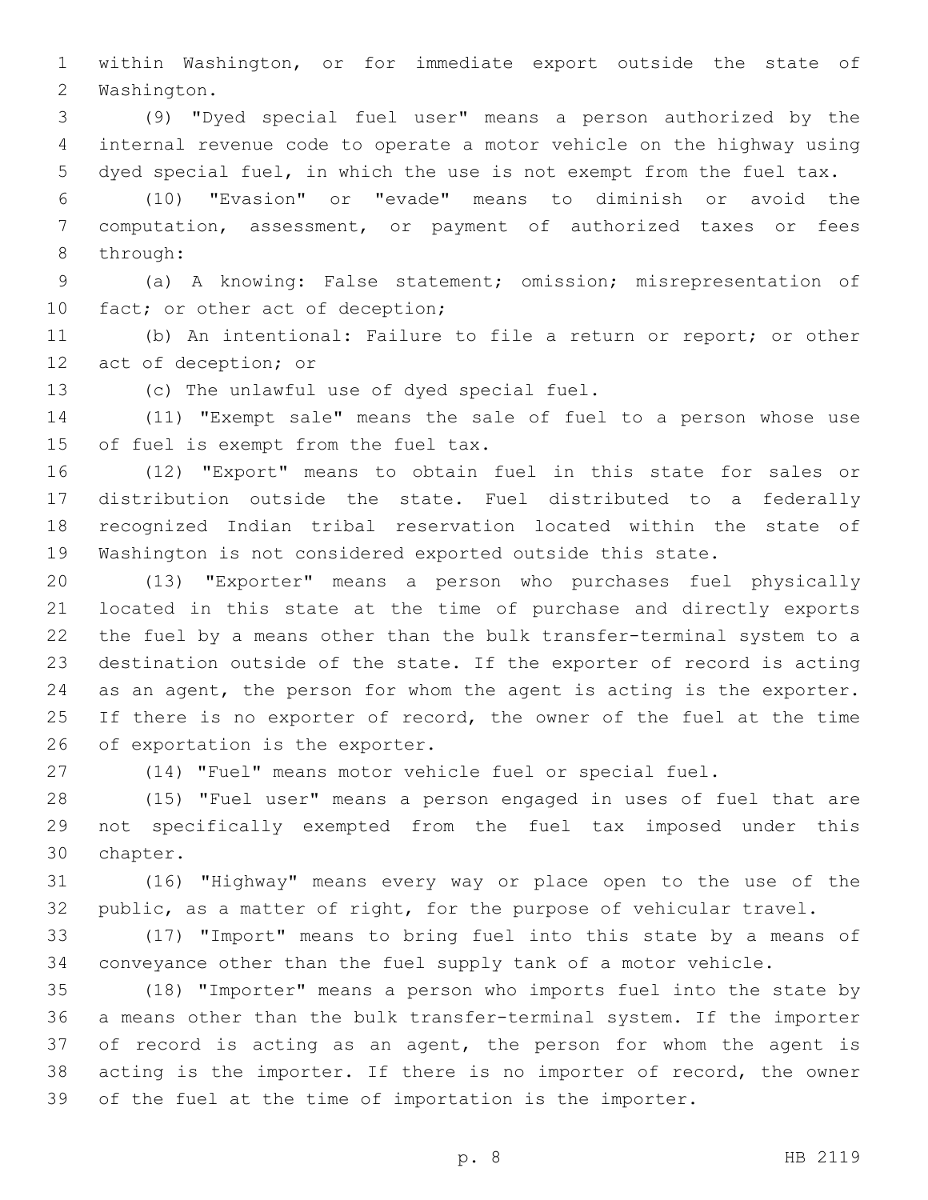within Washington, or for immediate export outside the state of Washington.

(9) "Dyed special fuel user" means a person authorized by the internal revenue code to operate a motor vehicle on the highway using dyed special fuel, in which the use is not exempt from the fuel tax.

(10) "Evasion" or "evade" means to diminish or avoid the computation, assessment, or payment of authorized taxes or fees through:

(a) A knowing: False statement; omission; misrepresentation of fact; or other act of deception;

(b) An intentional: Failure to file a return or report; or other act of deception; or

(c) The unlawful use of dyed special fuel.

(11) "Exempt sale" means the sale of fuel to a person whose use of fuel is exempt from the fuel tax.

(12) "Export" means to obtain fuel in this state for sales or distribution outside the state. Fuel distributed to a federally recognized Indian tribal reservation located within the state of Washington is not considered exported outside this state.

(13) "Exporter" means a person who purchases fuel physically located in this state at the time of purchase and directly exports the fuel by a means other than the bulk transfer-terminal system to a destination outside of the state. If the exporter of record is acting as an agent, the person for whom the agent is acting is the exporter. If there is no exporter of record, the owner of the fuel at the time of exportation is the exporter.

(14) "Fuel" means motor vehicle fuel or special fuel.

(15) "Fuel user" means a person engaged in uses of fuel that are not specifically exempted from the fuel tax imposed under this chapter.

(16) "Highway" means every way or place open to the use of the public, as a matter of right, for the purpose of vehicular travel.

(17) "Import" means to bring fuel into this state by a means of conveyance other than the fuel supply tank of a motor vehicle.

(18) "Importer" means a person who imports fuel into the state by a means other than the bulk transfer-terminal system. If the importer of record is acting as an agent, the person for whom the agent is acting is the importer. If there is no importer of record, the owner of the fuel at the time of importation is the importer.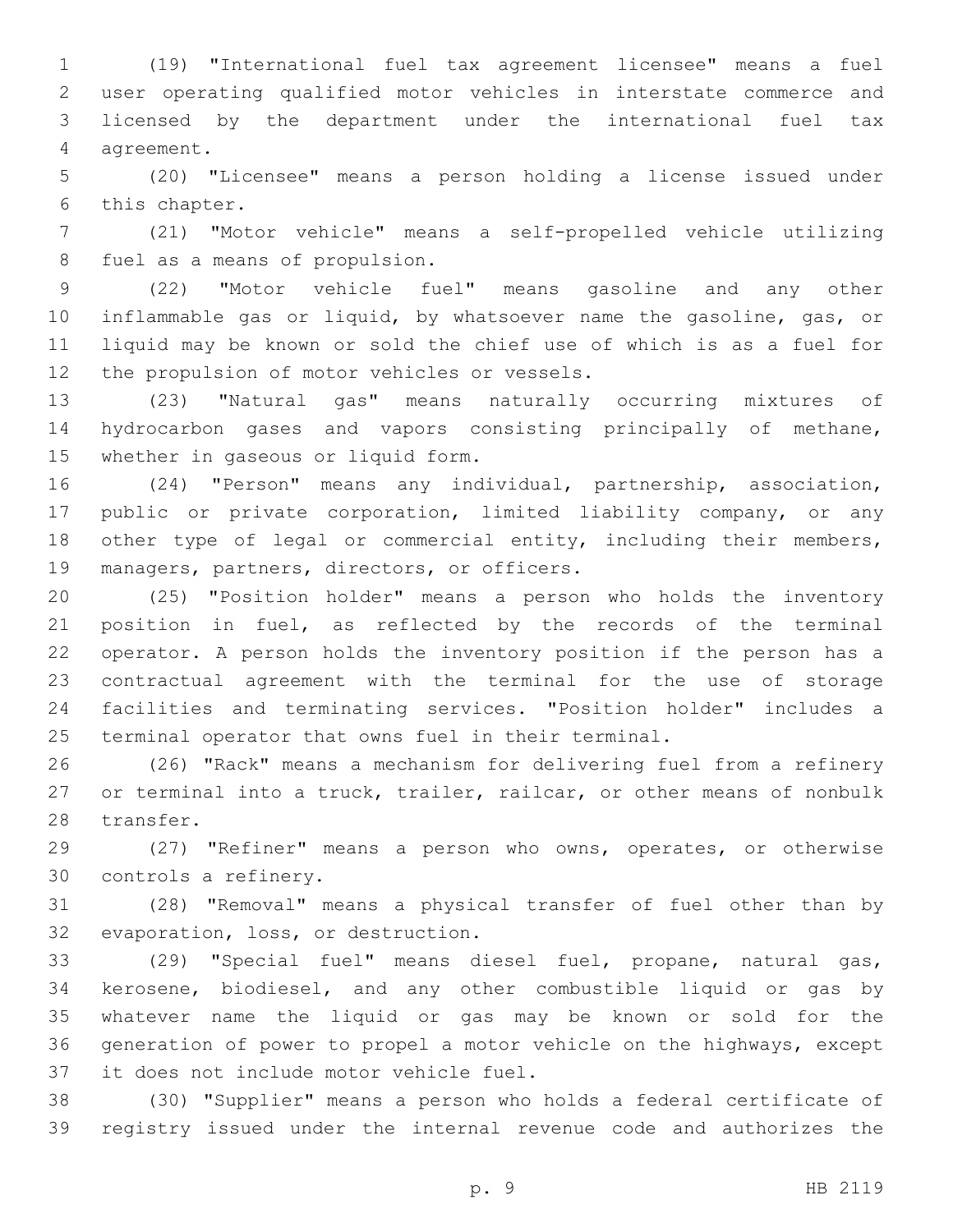(19) "International fuel tax agreement licensee" means a fuel user operating qualified motor vehicles in interstate commerce and licensed by the department under the international fuel tax agreement.

(20) "Licensee" means a person holding a license issued under this chapter.

(21) "Motor vehicle" means a self-propelled vehicle utilizing fuel as a means of propulsion.

(22) "Motor vehicle fuel" means gasoline and any other inflammable gas or liquid, by whatsoever name the gasoline, gas, or liquid may be known or sold the chief use of which is as a fuel for the propulsion of motor vehicles or vessels.

(23) "Natural gas" means naturally occurring mixtures of hydrocarbon gases and vapors consisting principally of methane, whether in gaseous or liquid form.

(24) "Person" means any individual, partnership, association, public or private corporation, limited liability company, or any other type of legal or commercial entity, including their members, managers, partners, directors, or officers.

(25) "Position holder" means a person who holds the inventory position in fuel, as reflected by the records of the terminal operator. A person holds the inventory position if the person has a contractual agreement with the terminal for the use of storage facilities and terminating services. "Position holder" includes a terminal operator that owns fuel in their terminal.

(26) "Rack" means a mechanism for delivering fuel from a refinery or terminal into a truck, trailer, railcar, or other means of nonbulk transfer.

(27) "Refiner" means a person who owns, operates, or otherwise controls a refinery.

(28) "Removal" means a physical transfer of fuel other than by evaporation, loss, or destruction.

(29) "Special fuel" means diesel fuel, propane, natural gas, kerosene, biodiesel, and any other combustible liquid or gas by whatever name the liquid or gas may be known or sold for the generation of power to propel a motor vehicle on the highways, except it does not include motor vehicle fuel.

(30) "Supplier" means a person who holds a federal certificate of registry issued under the internal revenue code and authorizes the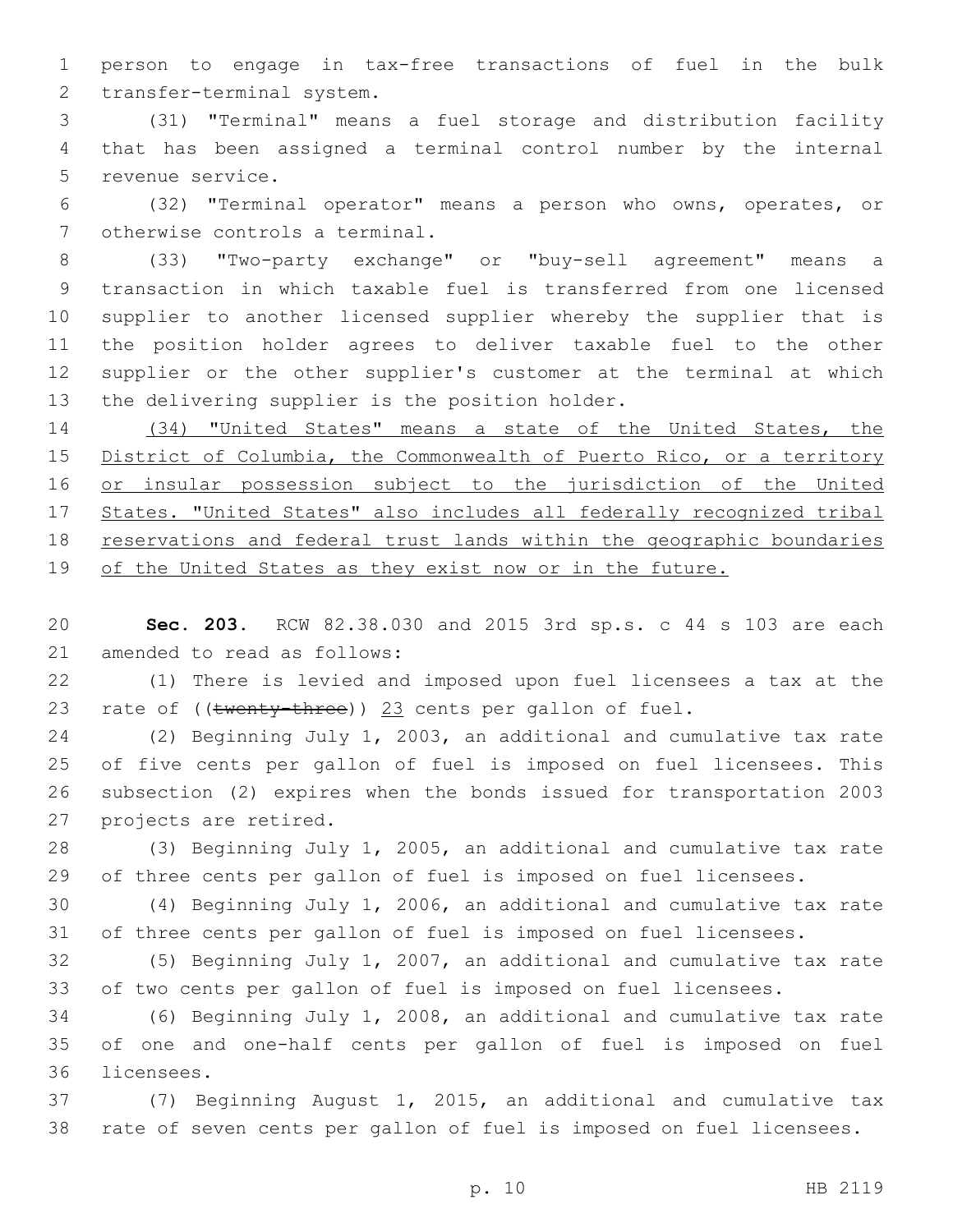person to engage in tax-free transactions of fuel in the bulk transfer-terminal system.

(31) "Terminal" means a fuel storage and distribution facility that has been assigned a terminal control number by the internal revenue service.

(32) "Terminal operator" means a person who owns, operates, or otherwise controls a terminal.

(33) "Two-party exchange" or "buy-sell agreement" means a transaction in which taxable fuel is transferred from one licensed supplier to another licensed supplier whereby the supplier that is the position holder agrees to deliver taxable fuel to the other supplier or the other supplier's customer at the terminal at which the delivering supplier is the position holder.

<u>(34) "United States" means a state of the United States, the District of Columbia, the Commonwealth of Puerto Rico, or a territory or insular possession subject to the jurisdiction of the United States. "United States" also includes all federally recognized tribal reservations and federal trust lands within the geographic boundaries of the United States as they exist now or in the future.</u>

**Sec. 203.** RCW 82.38.030 and 2015 3rd sp.s. c 44 s 103 are each amended to read as follows:

(1) There is levied and imposed upon fuel licensees a tax at the rate of ((~~twenty-three~~)) <u>23</u> cents per gallon of fuel.

(2) Beginning July 1, 2003, an additional and cumulative tax rate of five cents per gallon of fuel is imposed on fuel licensees. This subsection (2) expires when the bonds issued for transportation 2003 projects are retired.

(3) Beginning July 1, 2005, an additional and cumulative tax rate of three cents per gallon of fuel is imposed on fuel licensees.

(4) Beginning July 1, 2006, an additional and cumulative tax rate of three cents per gallon of fuel is imposed on fuel licensees.

(5) Beginning July 1, 2007, an additional and cumulative tax rate of two cents per gallon of fuel is imposed on fuel licensees.

(6) Beginning July 1, 2008, an additional and cumulative tax rate of one and one-half cents per gallon of fuel is imposed on fuel licensees.

(7) Beginning August 1, 2015, an additional and cumulative tax rate of seven cents per gallon of fuel is imposed on fuel licensees.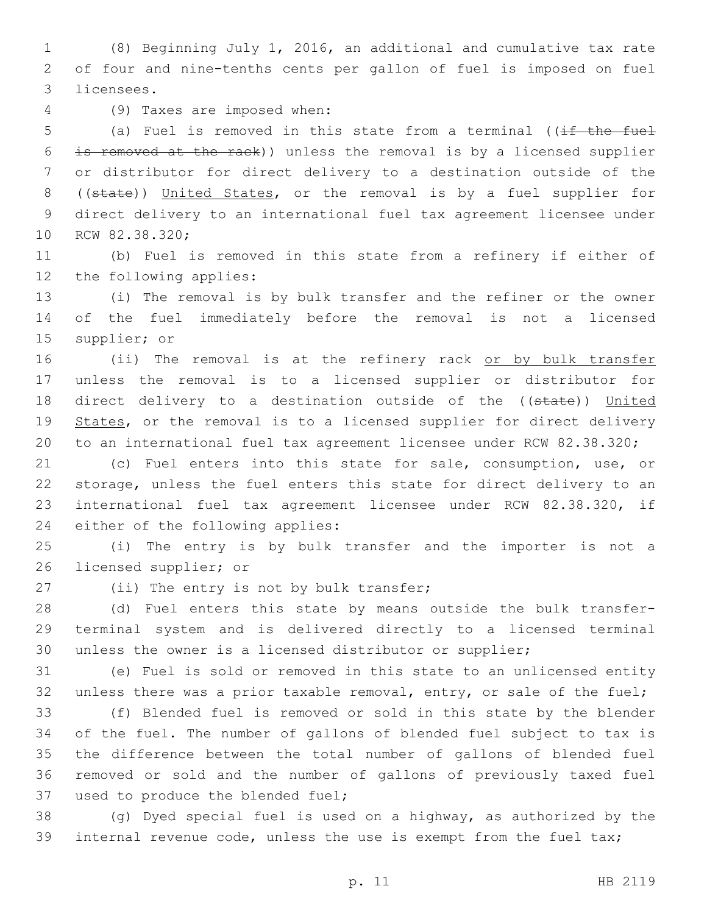(8) Beginning July 1, 2016, an additional and cumulative tax rate of four and nine-tenths cents per gallon of fuel is imposed on fuel licensees.

(9) Taxes are imposed when:

(a) Fuel is removed in this state from a terminal ((~~if the fuel is removed at the rack~~)) unless the removal is by a licensed supplier or distributor for direct delivery to a destination outside of the ((~~state~~)) <u>United States</u>, or the removal is by a fuel supplier for direct delivery to an international fuel tax agreement licensee under RCW 82.38.320;

(b) Fuel is removed in this state from a refinery if either of the following applies:

(i) The removal is by bulk transfer and the refiner or the owner of the fuel immediately before the removal is not a licensed supplier; or

(ii) The removal is at the refinery rack <u>or by bulk transfer</u> unless the removal is to a licensed supplier or distributor for direct delivery to a destination outside of the ((~~state~~)) <u>United States</u>, or the removal is to a licensed supplier for direct delivery to an international fuel tax agreement licensee under RCW 82.38.320;

(c) Fuel enters into this state for sale, consumption, use, or storage, unless the fuel enters this state for direct delivery to an international fuel tax agreement licensee under RCW 82.38.320, if either of the following applies:

(i) The entry is by bulk transfer and the importer is not a licensed supplier; or

(ii) The entry is not by bulk transfer;

(d) Fuel enters this state by means outside the bulk transfer-terminal system and is delivered directly to a licensed terminal unless the owner is a licensed distributor or supplier;

(e) Fuel is sold or removed in this state to an unlicensed entity unless there was a prior taxable removal, entry, or sale of the fuel;

(f) Blended fuel is removed or sold in this state by the blender of the fuel. The number of gallons of blended fuel subject to tax is the difference between the total number of gallons of blended fuel removed or sold and the number of gallons of previously taxed fuel used to produce the blended fuel;

(g) Dyed special fuel is used on a highway, as authorized by the internal revenue code, unless the use is exempt from the fuel tax;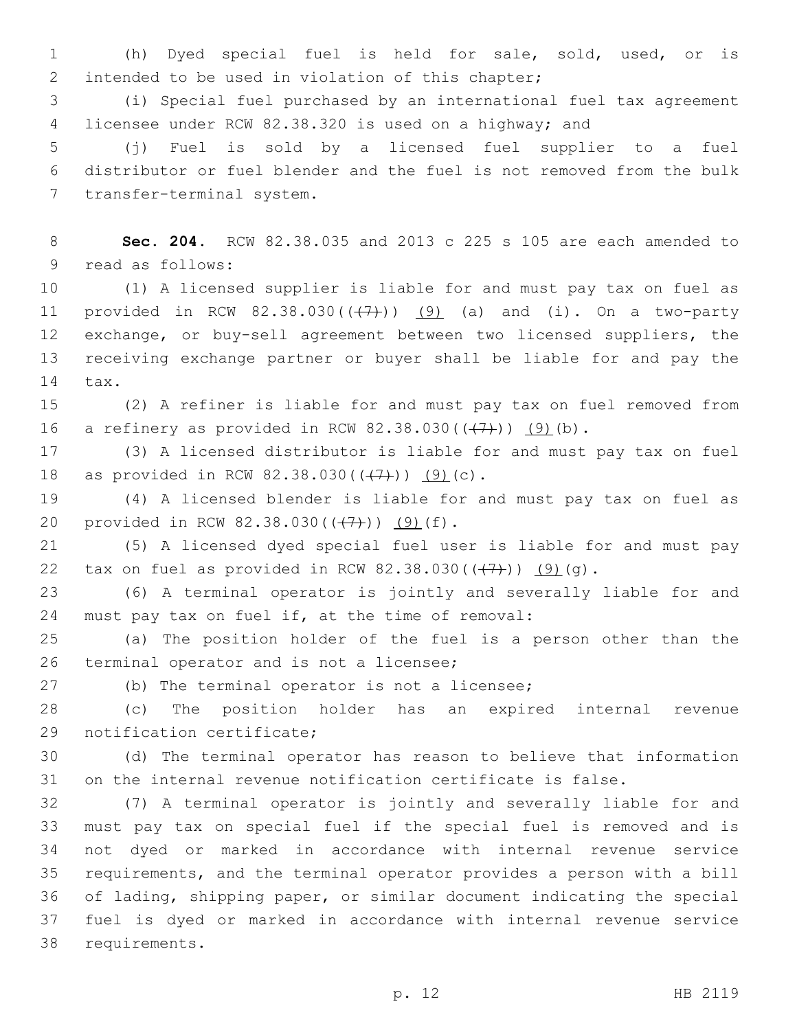(h) Dyed special fuel is held for sale, sold, used, or is intended to be used in violation of this chapter;

(i) Special fuel purchased by an international fuel tax agreement licensee under RCW 82.38.320 is used on a highway; and

(j) Fuel is sold by a licensed fuel supplier to a fuel distributor or fuel blender and the fuel is not removed from the bulk transfer-terminal system.

**Sec. 204.** RCW 82.38.035 and 2013 c 225 s 105 are each amended to read as follows:

(1) A licensed supplier is liable for and must pay tax on fuel as provided in RCW 82.38.030((~~(7)~~)) (9) (a) and (i). On a two-party exchange, or buy-sell agreement between two licensed suppliers, the receiving exchange partner or buyer shall be liable for and pay the tax.

(2) A refiner is liable for and must pay tax on fuel removed from a refinery as provided in RCW 82.38.030((~~(7)~~)) (9)(b).

(3) A licensed distributor is liable for and must pay tax on fuel as provided in RCW 82.38.030((~~(7)~~)) (9)(c).

(4) A licensed blender is liable for and must pay tax on fuel as provided in RCW 82.38.030((~~(7)~~)) (9)(f).

(5) A licensed dyed special fuel user is liable for and must pay tax on fuel as provided in RCW 82.38.030((~~(7)~~)) (9)(g).

(6) A terminal operator is jointly and severally liable for and must pay tax on fuel if, at the time of removal:

(a) The position holder of the fuel is a person other than the terminal operator and is not a licensee;

(b) The terminal operator is not a licensee;

(c) The position holder has an expired internal revenue notification certificate;

(d) The terminal operator has reason to believe that information on the internal revenue notification certificate is false.

(7) A terminal operator is jointly and severally liable for and must pay tax on special fuel if the special fuel is removed and is not dyed or marked in accordance with internal revenue service requirements, and the terminal operator provides a person with a bill of lading, shipping paper, or similar document indicating the special fuel is dyed or marked in accordance with internal revenue service requirements.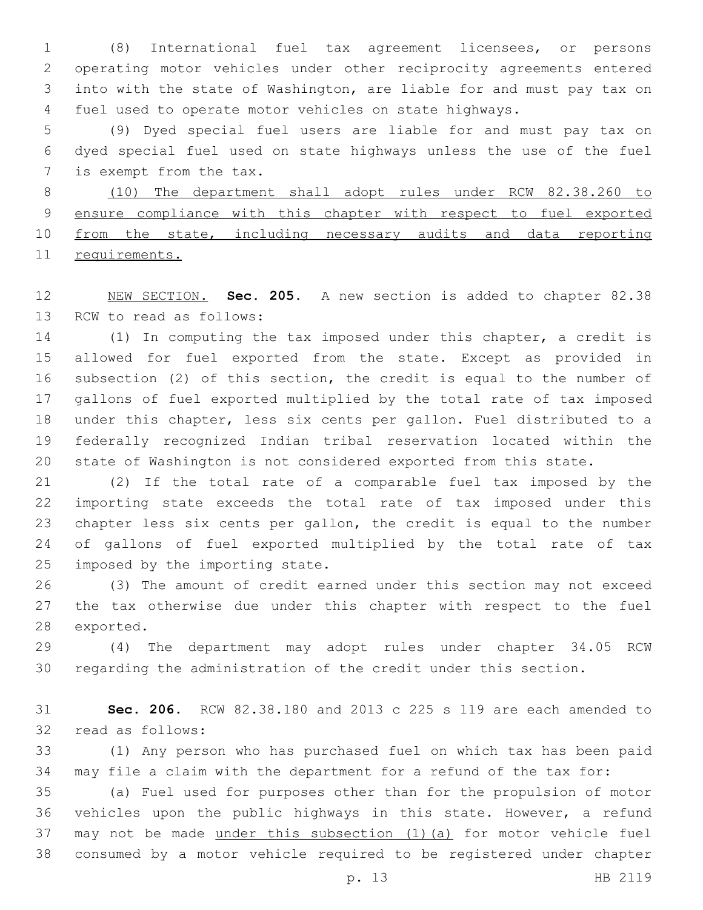(8) International fuel tax agreement licensees, or persons operating motor vehicles under other reciprocity agreements entered into with the state of Washington, are liable for and must pay tax on fuel used to operate motor vehicles on state highways.

(9) Dyed special fuel users are liable for and must pay tax on dyed special fuel used on state highways unless the use of the fuel is exempt from the tax.

<u>(10) The department shall adopt rules under RCW 82.38.260 to ensure compliance with this chapter with respect to fuel exported from the state, including necessary audits and data reporting requirements.</u>

<u>NEW SECTION.</u> **Sec. 205.** A new section is added to chapter 82.38 RCW to read as follows:

(1) In computing the tax imposed under this chapter, a credit is allowed for fuel exported from the state. Except as provided in subsection (2) of this section, the credit is equal to the number of gallons of fuel exported multiplied by the total rate of tax imposed under this chapter, less six cents per gallon. Fuel distributed to a federally recognized Indian tribal reservation located within the state of Washington is not considered exported from this state.

(2) If the total rate of a comparable fuel tax imposed by the importing state exceeds the total rate of tax imposed under this chapter less six cents per gallon, the credit is equal to the number of gallons of fuel exported multiplied by the total rate of tax imposed by the importing state.

(3) The amount of credit earned under this section may not exceed the tax otherwise due under this chapter with respect to the fuel exported.

(4) The department may adopt rules under chapter 34.05 RCW regarding the administration of the credit under this section.

**Sec. 206.** RCW 82.38.180 and 2013 c 225 s 119 are each amended to read as follows:

(1) Any person who has purchased fuel on which tax has been paid may file a claim with the department for a refund of the tax for:

(a) Fuel used for purposes other than for the propulsion of motor vehicles upon the public highways in this state. However, a refund may not be made <u>under this subsection (1)(a)</u> for motor vehicle fuel consumed by a motor vehicle required to be registered under chapter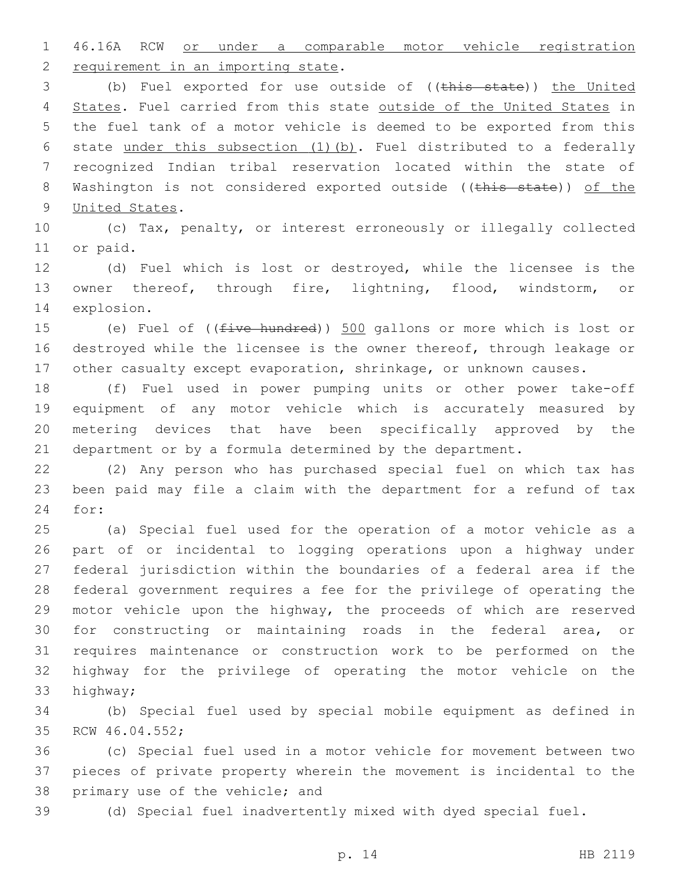46.16A RCW or under a comparable motor vehicle registration requirement in an importing state.

(b) Fuel exported for use outside of ((this state)) the United States. Fuel carried from this state outside of the United States in the fuel tank of a motor vehicle is deemed to be exported from this state under this subsection (1)(b). Fuel distributed to a federally recognized Indian tribal reservation located within the state of Washington is not considered exported outside ((this state)) of the United States.

(c) Tax, penalty, or interest erroneously or illegally collected or paid.

(d) Fuel which is lost or destroyed, while the licensee is the owner thereof, through fire, lightning, flood, windstorm, or explosion.

(e) Fuel of ((five hundred)) 500 gallons or more which is lost or destroyed while the licensee is the owner thereof, through leakage or other casualty except evaporation, shrinkage, or unknown causes.

(f) Fuel used in power pumping units or other power take-off equipment of any motor vehicle which is accurately measured by metering devices that have been specifically approved by the department or by a formula determined by the department.

(2) Any person who has purchased special fuel on which tax has been paid may file a claim with the department for a refund of tax for:

(a) Special fuel used for the operation of a motor vehicle as a part of or incidental to logging operations upon a highway under federal jurisdiction within the boundaries of a federal area if the federal government requires a fee for the privilege of operating the motor vehicle upon the highway, the proceeds of which are reserved for constructing or maintaining roads in the federal area, or requires maintenance or construction work to be performed on the highway for the privilege of operating the motor vehicle on the highway;

(b) Special fuel used by special mobile equipment as defined in RCW 46.04.552;

(c) Special fuel used in a motor vehicle for movement between two pieces of private property wherein the movement is incidental to the primary use of the vehicle; and

(d) Special fuel inadvertently mixed with dyed special fuel.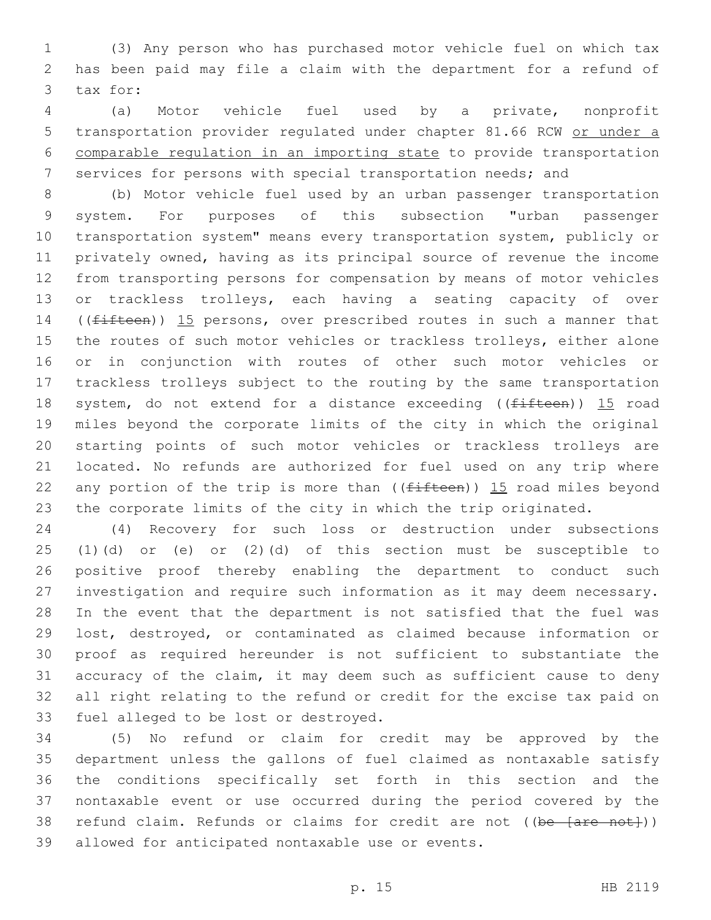(3) Any person who has purchased motor vehicle fuel on which tax has been paid may file a claim with the department for a refund of tax for:

(a) Motor vehicle fuel used by a private, nonprofit transportation provider regulated under chapter 81.66 RCW or under a comparable regulation in an importing state to provide transportation services for persons with special transportation needs; and

(b) Motor vehicle fuel used by an urban passenger transportation system. For purposes of this subsection "urban passenger transportation system" means every transportation system, publicly or privately owned, having as its principal source of revenue the income from transporting persons for compensation by means of motor vehicles or trackless trolleys, each having a seating capacity of over ((~~fifteen~~)) 15 persons, over prescribed routes in such a manner that the routes of such motor vehicles or trackless trolleys, either alone or in conjunction with routes of other such motor vehicles or trackless trolleys subject to the routing by the same transportation system, do not extend for a distance exceeding ((~~fifteen~~)) 15 road miles beyond the corporate limits of the city in which the original starting points of such motor vehicles or trackless trolleys are located. No refunds are authorized for fuel used on any trip where any portion of the trip is more than ((~~fifteen~~)) 15 road miles beyond the corporate limits of the city in which the trip originated.

(4) Recovery for such loss or destruction under subsections (1)(d) or (e) or (2)(d) of this section must be susceptible to positive proof thereby enabling the department to conduct such investigation and require such information as it may deem necessary. In the event that the department is not satisfied that the fuel was lost, destroyed, or contaminated as claimed because information or proof as required hereunder is not sufficient to substantiate the accuracy of the claim, it may deem such as sufficient cause to deny all right relating to the refund or credit for the excise tax paid on fuel alleged to be lost or destroyed.

(5) No refund or claim for credit may be approved by the department unless the gallons of fuel claimed as nontaxable satisfy the conditions specifically set forth in this section and the nontaxable event or use occurred during the period covered by the refund claim. Refunds or claims for credit are not ((~~be [are not]~~)) allowed for anticipated nontaxable use or events.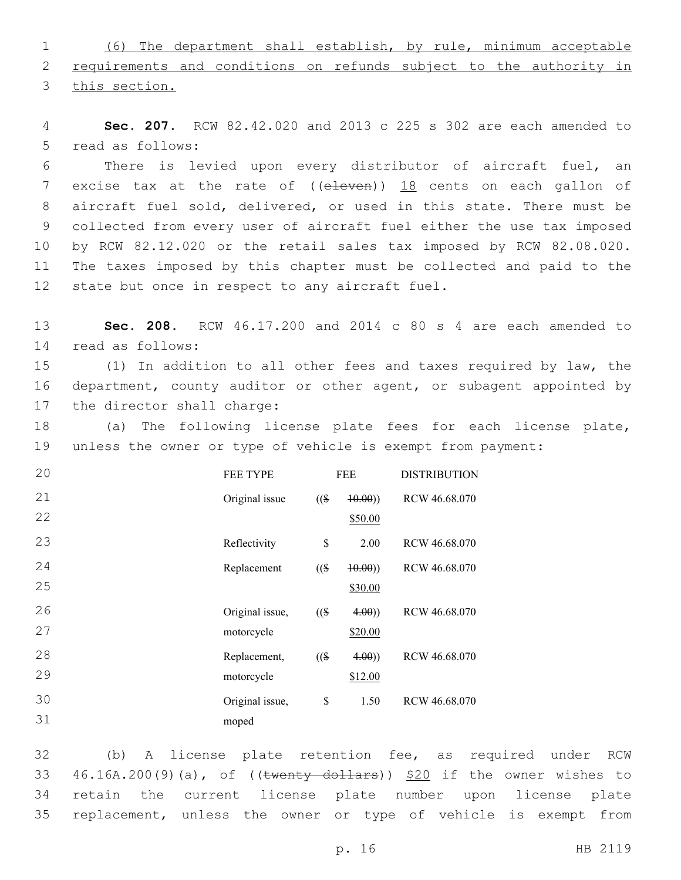(6) The department shall establish, by rule, minimum acceptable requirements and conditions on refunds subject to the authority in this section.

**Sec. 207.** RCW 82.42.020 and 2013 c 225 s 302 are each amended to read as follows:

There is levied upon every distributor of aircraft fuel, an excise tax at the rate of ((~~eleven~~)) 18 cents on each gallon of aircraft fuel sold, delivered, or used in this state. There must be collected from every user of aircraft fuel either the use tax imposed by RCW 82.12.020 or the retail sales tax imposed by RCW 82.08.020. The taxes imposed by this chapter must be collected and paid to the state but once in respect to any aircraft fuel.

**Sec. 208.** RCW 46.17.200 and 2014 c 80 s 4 are each amended to read as follows:

(1) In addition to all other fees and taxes required by law, the department, county auditor or other agent, or subagent appointed by the director shall charge:

(a) The following license plate fees for each license plate, unless the owner or type of vehicle is exempt from payment:

| FEE TYPE | FEE | DISTRIBUTION |
|---|---|---|
| Original issue | (($ ~~10.00~~)) $50.00 | RCW 46.68.070 |
| Reflectivity | $ 2.00 | RCW 46.68.070 |
| Replacement | (($ ~~10.00~~)) $30.00 | RCW 46.68.070 |
| Original issue, motorcycle | (($ ~~4.00~~)) $20.00 | RCW 46.68.070 |
| Replacement, motorcycle | (($ ~~4.00~~)) $12.00 | RCW 46.68.070 |
| Original issue, moped | $ 1.50 | RCW 46.68.070 |

(b) A license plate retention fee, as required under RCW 46.16A.200(9)(a), of ((~~twenty dollars~~)) $20 if the owner wishes to retain the current license plate number upon license plate replacement, unless the owner or type of vehicle is exempt from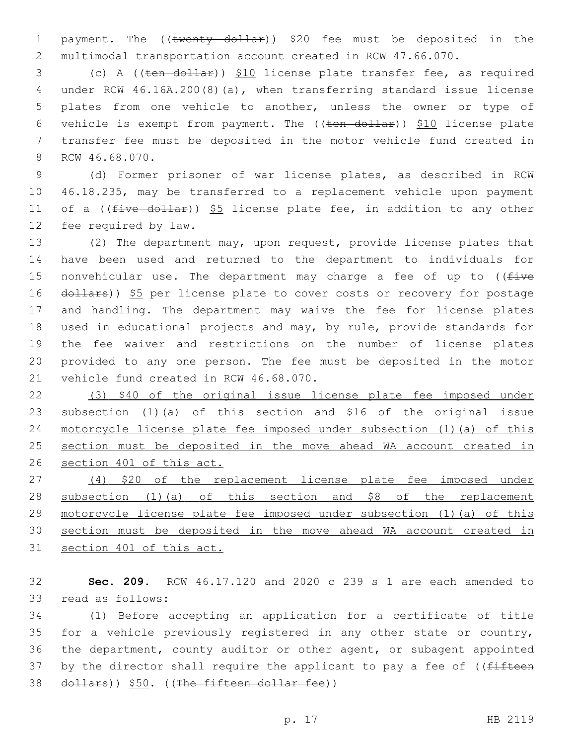payment. The ((~~twenty dollar~~)) <u>$20</u> fee must be deposited in the multimodal transportation account created in RCW 47.66.070.

(c) A ((~~ten dollar~~)) <u>$10</u> license plate transfer fee, as required under RCW 46.16A.200(8)(a), when transferring standard issue license plates from one vehicle to another, unless the owner or type of vehicle is exempt from payment. The ((~~ten dollar~~)) <u>$10</u> license plate transfer fee must be deposited in the motor vehicle fund created in RCW 46.68.070.

(d) Former prisoner of war license plates, as described in RCW 46.18.235, may be transferred to a replacement vehicle upon payment of a ((~~five dollar~~)) <u>$5</u> license plate fee, in addition to any other fee required by law.

(2) The department may, upon request, provide license plates that have been used and returned to the department to individuals for nonvehicular use. The department may charge a fee of up to ((~~five dollars~~)) <u>$5</u> per license plate to cover costs or recovery for postage and handling. The department may waive the fee for license plates used in educational projects and may, by rule, provide standards for the fee waiver and restrictions on the number of license plates provided to any one person. The fee must be deposited in the motor vehicle fund created in RCW 46.68.070.

<u>(3) $40 of the original issue license plate fee imposed under subsection (1)(a) of this section and $16 of the original issue motorcycle license plate fee imposed under subsection (1)(a) of this section must be deposited in the move ahead WA account created in section 401 of this act.</u>

<u>(4) $20 of the replacement license plate fee imposed under subsection (1)(a) of this section and $8 of the replacement motorcycle license plate fee imposed under subsection (1)(a) of this section must be deposited in the move ahead WA account created in section 401 of this act.</u>

**Sec. 209.** RCW 46.17.120 and 2020 c 239 s 1 are each amended to read as follows:

(1) Before accepting an application for a certificate of title for a vehicle previously registered in any other state or country, the department, county auditor or other agent, or subagent appointed by the director shall require the applicant to pay a fee of ((~~fifteen dollars~~)) <u>$50</u>. ((~~The fifteen dollar fee~~))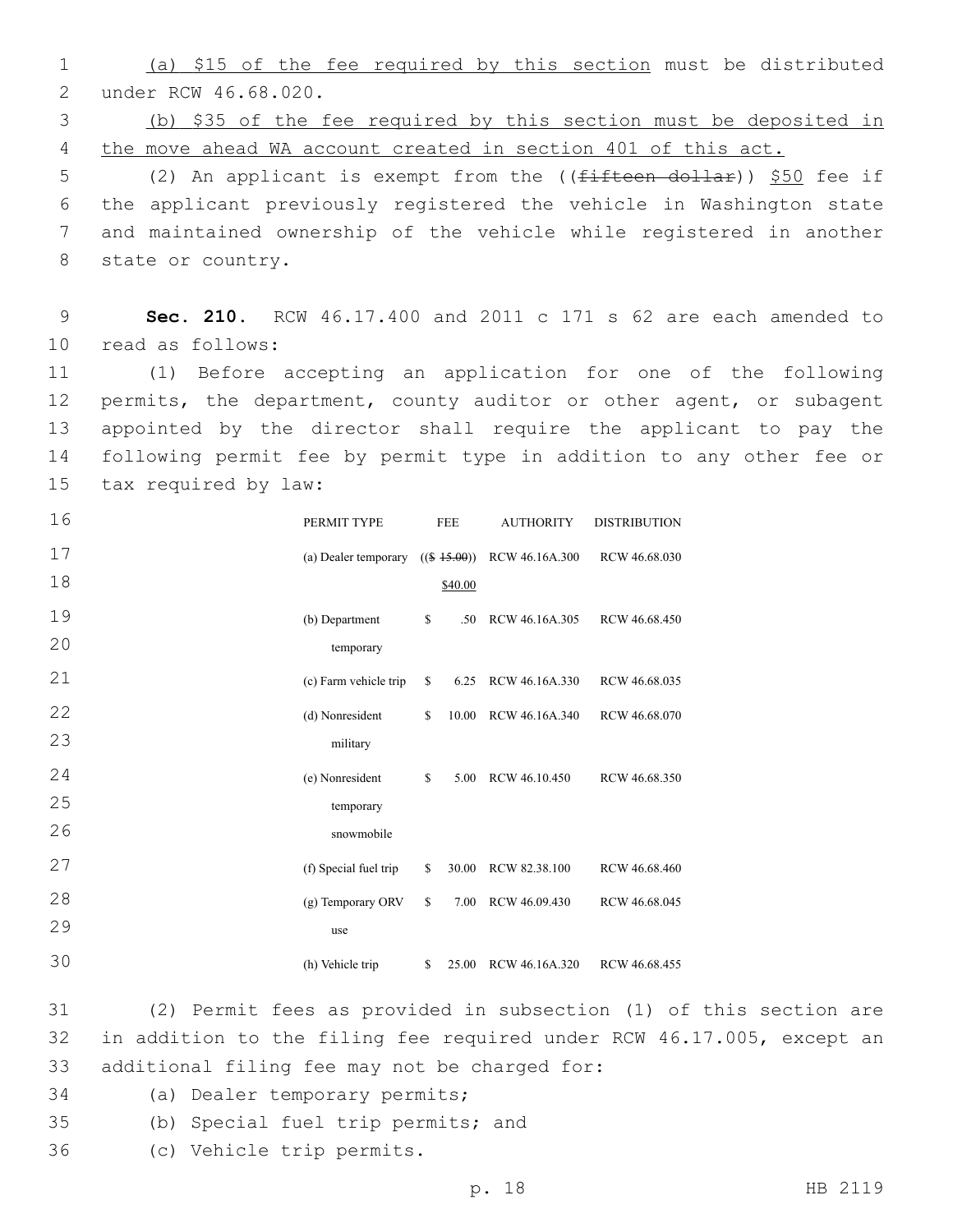(a) $15 of the fee required by this section must be distributed under RCW 46.68.020.

(b) $35 of the fee required by this section must be deposited in the move ahead WA account created in section 401 of this act.

(2) An applicant is exempt from the ((~~fifteen dollar~~)) $50 fee if the applicant previously registered the vehicle in Washington state and maintained ownership of the vehicle while registered in another state or country.

**Sec. 210.** RCW 46.17.400 and 2011 c 171 s 62 are each amended to read as follows:

(1) Before accepting an application for one of the following permits, the department, county auditor or other agent, or subagent appointed by the director shall require the applicant to pay the following permit fee by permit type in addition to any other fee or tax required by law:

| PERMIT TYPE | FEE | AUTHORITY | DISTRIBUTION |
|---|---|---|---|
| (a) Dealer temporary | ((~~$ 15.00~~)) $40.00 | RCW 46.16A.300 | RCW 46.68.030 |
| (b) Department temporary | $ .50 | RCW 46.16A.305 | RCW 46.68.450 |
| (c) Farm vehicle trip | $ 6.25 | RCW 46.16A.330 | RCW 46.68.035 |
| (d) Nonresident military | $ 10.00 | RCW 46.16A.340 | RCW 46.68.070 |
| (e) Nonresident temporary snowmobile | $ 5.00 | RCW 46.10.450 | RCW 46.68.350 |
| (f) Special fuel trip | $ 30.00 | RCW 82.38.100 | RCW 46.68.460 |
| (g) Temporary ORV use | $ 7.00 | RCW 46.09.430 | RCW 46.68.045 |
| (h) Vehicle trip | $ 25.00 | RCW 46.16A.320 | RCW 46.68.455 |

(2) Permit fees as provided in subsection (1) of this section are in addition to the filing fee required under RCW 46.17.005, except an additional filing fee may not be charged for:

(a) Dealer temporary permits;

(b) Special fuel trip permits; and

(c) Vehicle trip permits.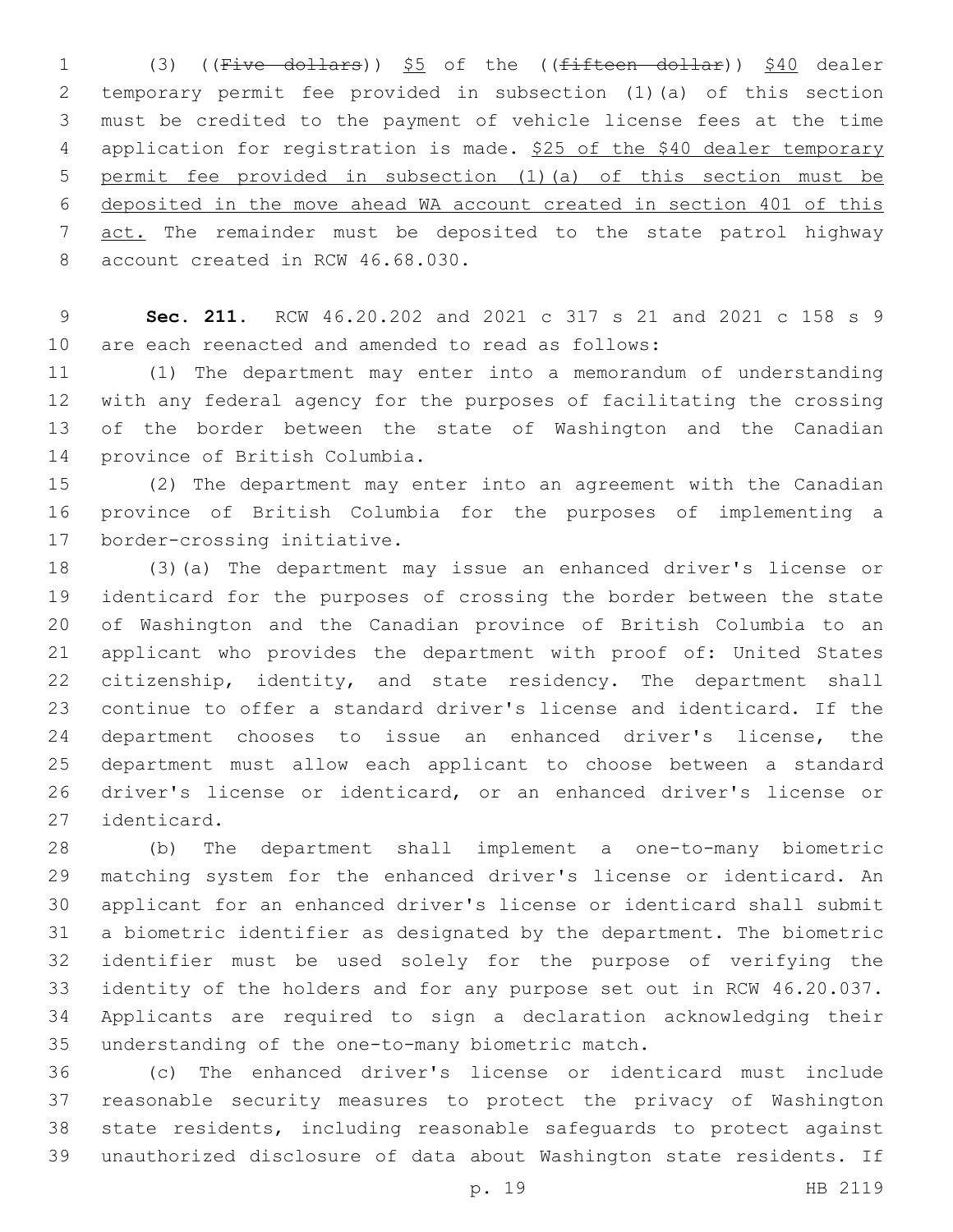(3) ((~~Five dollars~~)) <u>$5</u> of the ((~~fifteen dollar~~)) <u>$40</u> dealer temporary permit fee provided in subsection (1)(a) of this section must be credited to the payment of vehicle license fees at the time application for registration is made. <u>$25 of the $40 dealer temporary permit fee provided in subsection (1)(a) of this section must be deposited in the move ahead WA account created in section 401 of this act.</u> The remainder must be deposited to the state patrol highway account created in RCW 46.68.030.

**Sec. 211.** RCW 46.20.202 and 2021 c 317 s 21 and 2021 c 158 s 9 are each reenacted and amended to read as follows:

(1) The department may enter into a memorandum of understanding with any federal agency for the purposes of facilitating the crossing of the border between the state of Washington and the Canadian province of British Columbia.

(2) The department may enter into an agreement with the Canadian province of British Columbia for the purposes of implementing a border-crossing initiative.

(3)(a) The department may issue an enhanced driver's license or identicard for the purposes of crossing the border between the state of Washington and the Canadian province of British Columbia to an applicant who provides the department with proof of: United States citizenship, identity, and state residency. The department shall continue to offer a standard driver's license and identicard. If the department chooses to issue an enhanced driver's license, the department must allow each applicant to choose between a standard driver's license or identicard, or an enhanced driver's license or identicard.

(b) The department shall implement a one-to-many biometric matching system for the enhanced driver's license or identicard. An applicant for an enhanced driver's license or identicard shall submit a biometric identifier as designated by the department. The biometric identifier must be used solely for the purpose of verifying the identity of the holders and for any purpose set out in RCW 46.20.037. Applicants are required to sign a declaration acknowledging their understanding of the one-to-many biometric match.

(c) The enhanced driver's license or identicard must include reasonable security measures to protect the privacy of Washington state residents, including reasonable safeguards to protect against unauthorized disclosure of data about Washington state residents. If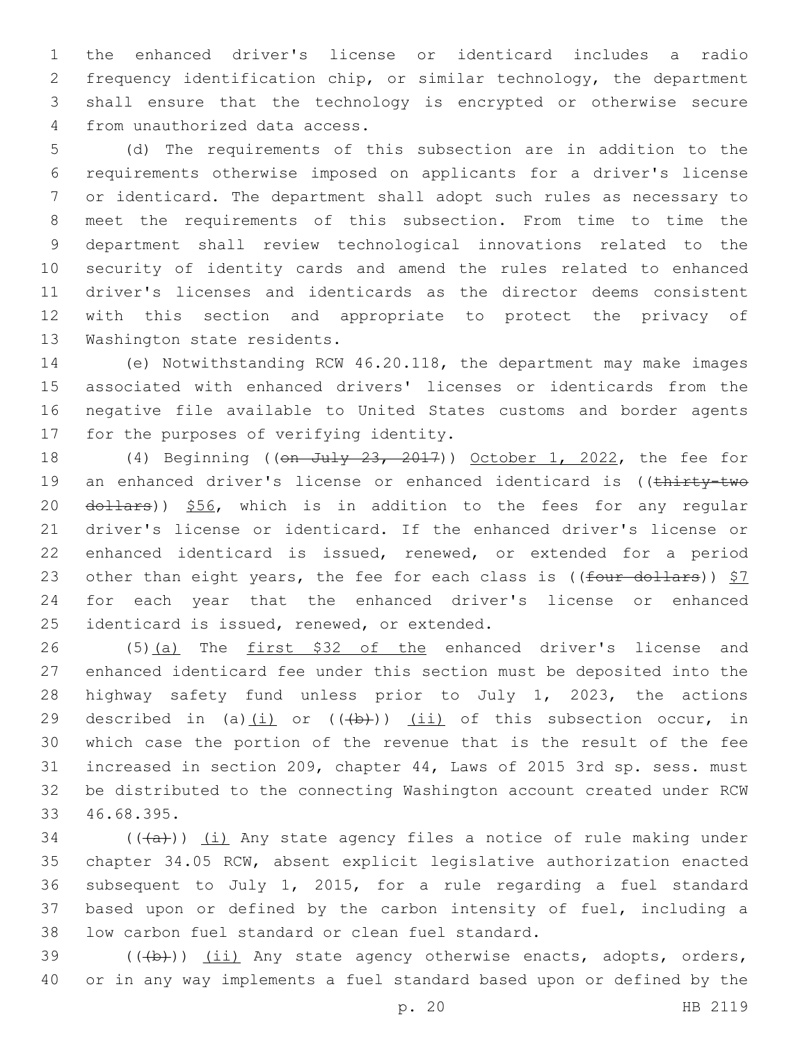the enhanced driver's license or identicard includes a radio frequency identification chip, or similar technology, the department shall ensure that the technology is encrypted or otherwise secure from unauthorized data access.

(d) The requirements of this subsection are in addition to the requirements otherwise imposed on applicants for a driver's license or identicard. The department shall adopt such rules as necessary to meet the requirements of this subsection. From time to time the department shall review technological innovations related to the security of identity cards and amend the rules related to enhanced driver's licenses and identicards as the director deems consistent with this section and appropriate to protect the privacy of Washington state residents.

(e) Notwithstanding RCW 46.20.118, the department may make images associated with enhanced drivers' licenses or identicards from the negative file available to United States customs and border agents for the purposes of verifying identity.

(4) Beginning ((~~on July 23, 2017~~)) October 1, 2022, the fee for an enhanced driver's license or enhanced identicard is ((~~thirty-two dollars~~)) $56, which is in addition to the fees for any regular driver's license or identicard. If the enhanced driver's license or enhanced identicard is issued, renewed, or extended for a period other than eight years, the fee for each class is ((~~four dollars~~)) $7 for each year that the enhanced driver's license or enhanced identicard is issued, renewed, or extended.

(5)(a) The first $32 of the enhanced driver's license and enhanced identicard fee under this section must be deposited into the highway safety fund unless prior to July 1, 2023, the actions described in (a)(i) or ((~~(b)~~)) (ii) of this subsection occur, in which case the portion of the revenue that is the result of the fee increased in section 209, chapter 44, Laws of 2015 3rd sp. sess. must be distributed to the connecting Washington account created under RCW 46.68.395.

((~~(a)~~)) (i) Any state agency files a notice of rule making under chapter 34.05 RCW, absent explicit legislative authorization enacted subsequent to July 1, 2015, for a rule regarding a fuel standard based upon or defined by the carbon intensity of fuel, including a low carbon fuel standard or clean fuel standard.

((~~(b)~~)) (ii) Any state agency otherwise enacts, adopts, orders, or in any way implements a fuel standard based upon or defined by the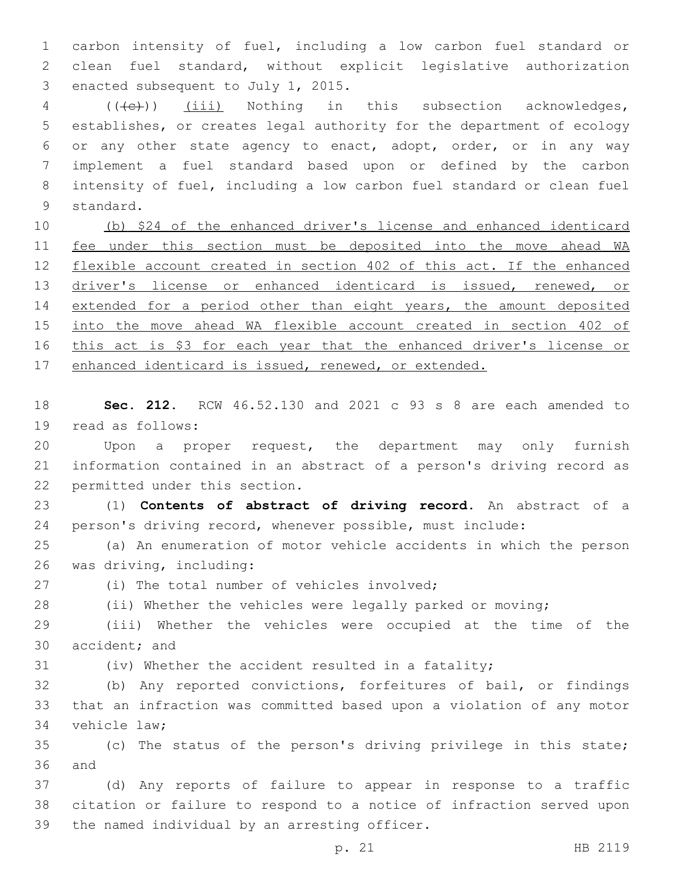carbon intensity of fuel, including a low carbon fuel standard or clean fuel standard, without explicit legislative authorization enacted subsequent to July 1, 2015.

((~~(c)~~)) <u>(iii)</u> Nothing in this subsection acknowledges, establishes, or creates legal authority for the department of ecology or any other state agency to enact, adopt, order, or in any way implement a fuel standard based upon or defined by the carbon intensity of fuel, including a low carbon fuel standard or clean fuel standard.

<u>(b) $24 of the enhanced driver's license and enhanced identicard fee under this section must be deposited into the move ahead WA flexible account created in section 402 of this act. If the enhanced driver's license or enhanced identicard is issued, renewed, or extended for a period other than eight years, the amount deposited into the move ahead WA flexible account created in section 402 of this act is $3 for each year that the enhanced driver's license or enhanced identicard is issued, renewed, or extended.</u>

**Sec. 212.** RCW 46.52.130 and 2021 c 93 s 8 are each amended to read as follows:

Upon a proper request, the department may only furnish information contained in an abstract of a person's driving record as permitted under this section.

(1) **Contents of abstract of driving record.** An abstract of a person's driving record, whenever possible, must include:

(a) An enumeration of motor vehicle accidents in which the person was driving, including:

(i) The total number of vehicles involved;

(ii) Whether the vehicles were legally parked or moving;

(iii) Whether the vehicles were occupied at the time of the accident; and

(iv) Whether the accident resulted in a fatality;

(b) Any reported convictions, forfeitures of bail, or findings that an infraction was committed based upon a violation of any motor vehicle law;

(c) The status of the person's driving privilege in this state; and

(d) Any reports of failure to appear in response to a traffic citation or failure to respond to a notice of infraction served upon the named individual by an arresting officer.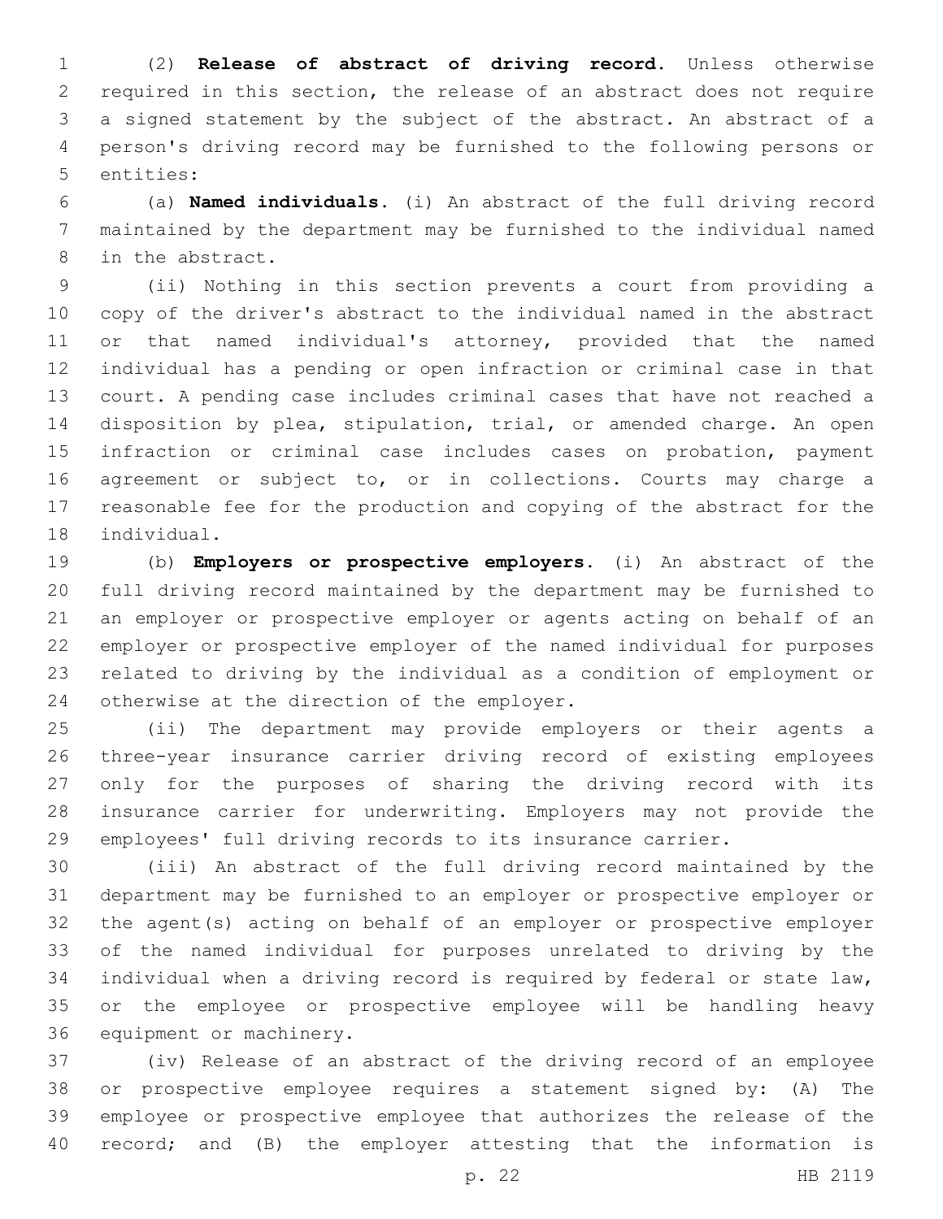(2) **Release of abstract of driving record.** Unless otherwise required in this section, the release of an abstract does not require a signed statement by the subject of the abstract. An abstract of a person's driving record may be furnished to the following persons or entities:

(a) **Named individuals.** (i) An abstract of the full driving record maintained by the department may be furnished to the individual named in the abstract.

(ii) Nothing in this section prevents a court from providing a copy of the driver's abstract to the individual named in the abstract or that named individual's attorney, provided that the named individual has a pending or open infraction or criminal case in that court. A pending case includes criminal cases that have not reached a disposition by plea, stipulation, trial, or amended charge. An open infraction or criminal case includes cases on probation, payment agreement or subject to, or in collections. Courts may charge a reasonable fee for the production and copying of the abstract for the individual.

(b) **Employers or prospective employers.** (i) An abstract of the full driving record maintained by the department may be furnished to an employer or prospective employer or agents acting on behalf of an employer or prospective employer of the named individual for purposes related to driving by the individual as a condition of employment or otherwise at the direction of the employer.

(ii) The department may provide employers or their agents a three-year insurance carrier driving record of existing employees only for the purposes of sharing the driving record with its insurance carrier for underwriting. Employers may not provide the employees' full driving records to its insurance carrier.

(iii) An abstract of the full driving record maintained by the department may be furnished to an employer or prospective employer or the agent(s) acting on behalf of an employer or prospective employer of the named individual for purposes unrelated to driving by the individual when a driving record is required by federal or state law, or the employee or prospective employee will be handling heavy equipment or machinery.

(iv) Release of an abstract of the driving record of an employee or prospective employee requires a statement signed by: (A) The employee or prospective employee that authorizes the release of the record; and (B) the employer attesting that the information is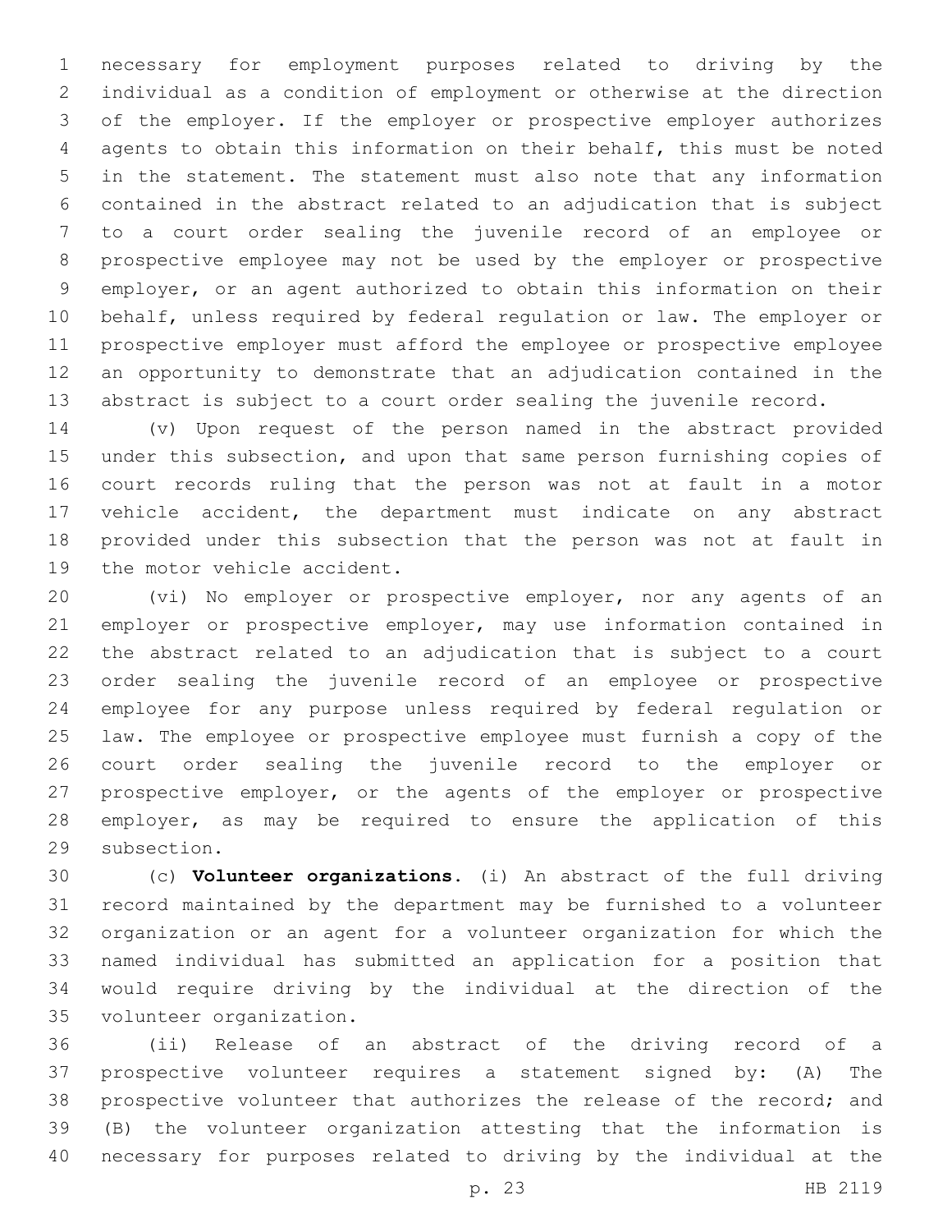necessary for employment purposes related to driving by the individual as a condition of employment or otherwise at the direction of the employer. If the employer or prospective employer authorizes agents to obtain this information on their behalf, this must be noted in the statement. The statement must also note that any information contained in the abstract related to an adjudication that is subject to a court order sealing the juvenile record of an employee or prospective employee may not be used by the employer or prospective employer, or an agent authorized to obtain this information on their behalf, unless required by federal regulation or law. The employer or prospective employer must afford the employee or prospective employee an opportunity to demonstrate that an adjudication contained in the abstract is subject to a court order sealing the juvenile record.

(v) Upon request of the person named in the abstract provided under this subsection, and upon that same person furnishing copies of court records ruling that the person was not at fault in a motor vehicle accident, the department must indicate on any abstract provided under this subsection that the person was not at fault in the motor vehicle accident.

(vi) No employer or prospective employer, nor any agents of an employer or prospective employer, may use information contained in the abstract related to an adjudication that is subject to a court order sealing the juvenile record of an employee or prospective employee for any purpose unless required by federal regulation or law. The employee or prospective employee must furnish a copy of the court order sealing the juvenile record to the employer or prospective employer, or the agents of the employer or prospective employer, as may be required to ensure the application of this subsection.

(c) **Volunteer organizations.** (i) An abstract of the full driving record maintained by the department may be furnished to a volunteer organization or an agent for a volunteer organization for which the named individual has submitted an application for a position that would require driving by the individual at the direction of the volunteer organization.

(ii) Release of an abstract of the driving record of a prospective volunteer requires a statement signed by: (A) The prospective volunteer that authorizes the release of the record; and (B) the volunteer organization attesting that the information is necessary for purposes related to driving by the individual at the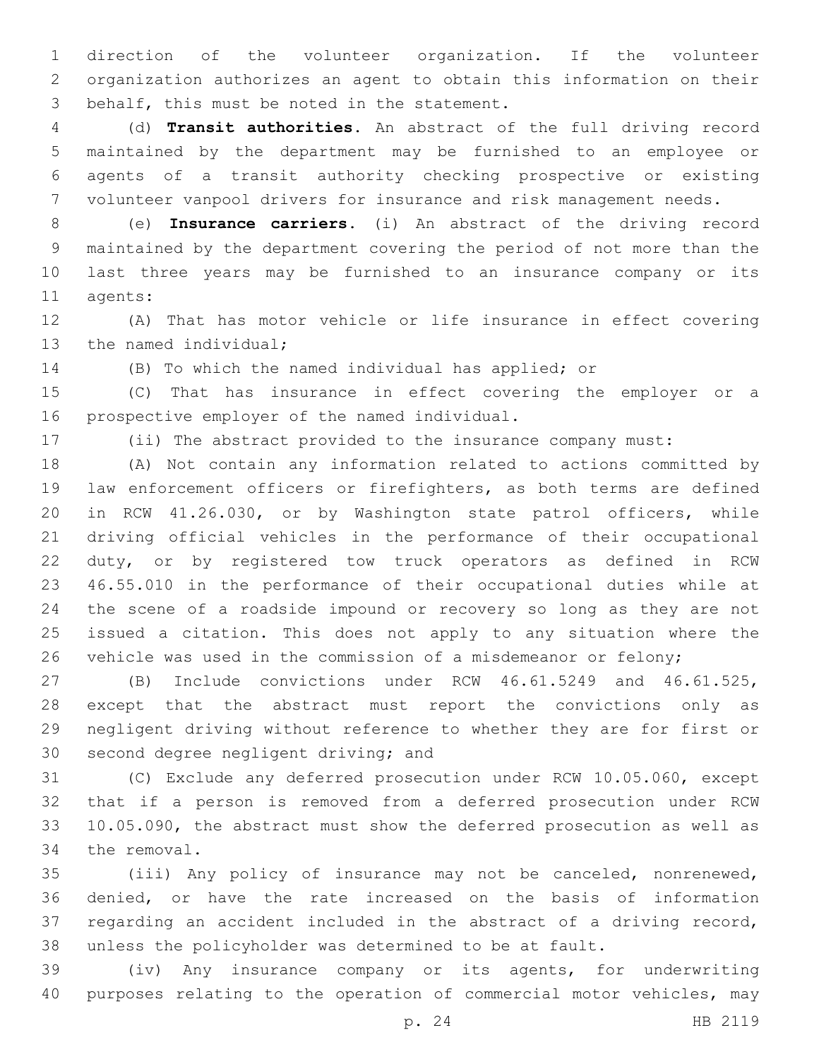direction of the volunteer organization. If the volunteer organization authorizes an agent to obtain this information on their behalf, this must be noted in the statement.

(d) **Transit authorities.** An abstract of the full driving record maintained by the department may be furnished to an employee or agents of a transit authority checking prospective or existing volunteer vanpool drivers for insurance and risk management needs.

(e) **Insurance carriers.** (i) An abstract of the driving record maintained by the department covering the period of not more than the last three years may be furnished to an insurance company or its agents:

(A) That has motor vehicle or life insurance in effect covering the named individual;

(B) To which the named individual has applied; or

(C) That has insurance in effect covering the employer or a prospective employer of the named individual.

(ii) The abstract provided to the insurance company must:

(A) Not contain any information related to actions committed by law enforcement officers or firefighters, as both terms are defined in RCW 41.26.030, or by Washington state patrol officers, while driving official vehicles in the performance of their occupational duty, or by registered tow truck operators as defined in RCW 46.55.010 in the performance of their occupational duties while at the scene of a roadside impound or recovery so long as they are not issued a citation. This does not apply to any situation where the vehicle was used in the commission of a misdemeanor or felony;

(B) Include convictions under RCW 46.61.5249 and 46.61.525, except that the abstract must report the convictions only as negligent driving without reference to whether they are for first or second degree negligent driving; and

(C) Exclude any deferred prosecution under RCW 10.05.060, except that if a person is removed from a deferred prosecution under RCW 10.05.090, the abstract must show the deferred prosecution as well as the removal.

(iii) Any policy of insurance may not be canceled, nonrenewed, denied, or have the rate increased on the basis of information regarding an accident included in the abstract of a driving record, unless the policyholder was determined to be at fault.

(iv) Any insurance company or its agents, for underwriting purposes relating to the operation of commercial motor vehicles, may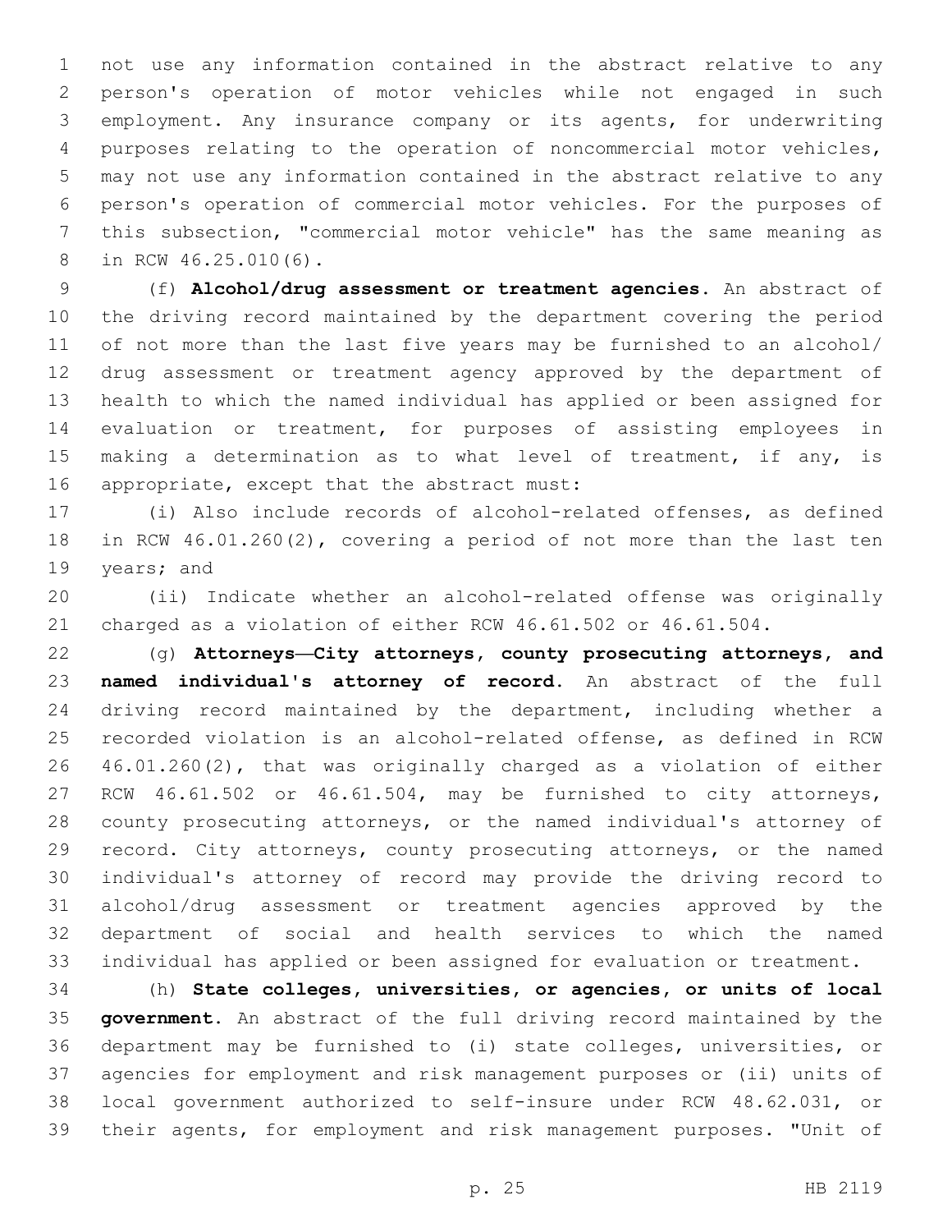not use any information contained in the abstract relative to any person's operation of motor vehicles while not engaged in such employment. Any insurance company or its agents, for underwriting purposes relating to the operation of noncommercial motor vehicles, may not use any information contained in the abstract relative to any person's operation of commercial motor vehicles. For the purposes of this subsection, "commercial motor vehicle" has the same meaning as in RCW 46.25.010(6).

(f) **Alcohol/drug assessment or treatment agencies.** An abstract of the driving record maintained by the department covering the period of not more than the last five years may be furnished to an alcohol/drug assessment or treatment agency approved by the department of health to which the named individual has applied or been assigned for evaluation or treatment, for purposes of assisting employees in making a determination as to what level of treatment, if any, is appropriate, except that the abstract must:

(i) Also include records of alcohol-related offenses, as defined in RCW 46.01.260(2), covering a period of not more than the last ten years; and

(ii) Indicate whether an alcohol-related offense was originally charged as a violation of either RCW 46.61.502 or 46.61.504.

(g) **Attorneys—City attorneys, county prosecuting attorneys, and named individual's attorney of record.** An abstract of the full driving record maintained by the department, including whether a recorded violation is an alcohol-related offense, as defined in RCW 46.01.260(2), that was originally charged as a violation of either RCW 46.61.502 or 46.61.504, may be furnished to city attorneys, county prosecuting attorneys, or the named individual's attorney of record. City attorneys, county prosecuting attorneys, or the named individual's attorney of record may provide the driving record to alcohol/drug assessment or treatment agencies approved by the department of social and health services to which the named individual has applied or been assigned for evaluation or treatment.

(h) **State colleges, universities, or agencies, or units of local government.** An abstract of the full driving record maintained by the department may be furnished to (i) state colleges, universities, or agencies for employment and risk management purposes or (ii) units of local government authorized to self-insure under RCW 48.62.031, or their agents, for employment and risk management purposes. "Unit of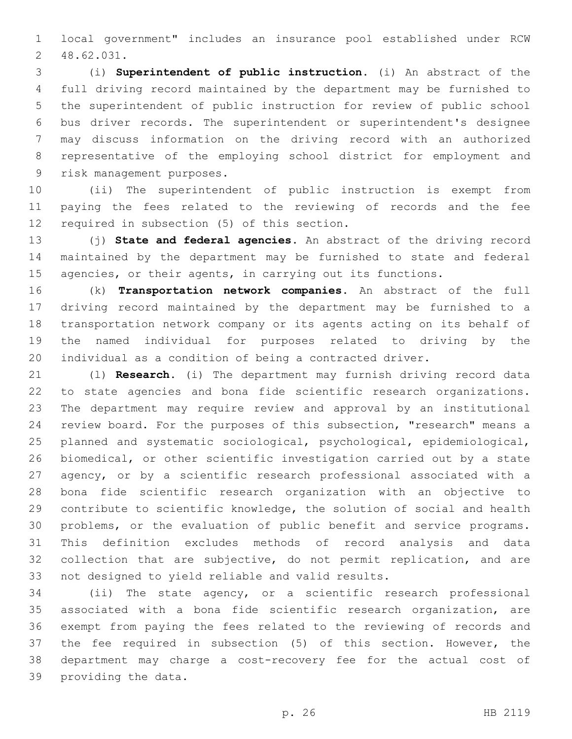local government" includes an insurance pool established under RCW 48.62.031.

(i) **Superintendent of public instruction.** (i) An abstract of the full driving record maintained by the department may be furnished to the superintendent of public instruction for review of public school bus driver records. The superintendent or superintendent's designee may discuss information on the driving record with an authorized representative of the employing school district for employment and risk management purposes.

(ii) The superintendent of public instruction is exempt from paying the fees related to the reviewing of records and the fee required in subsection (5) of this section.

(j) **State and federal agencies.** An abstract of the driving record maintained by the department may be furnished to state and federal agencies, or their agents, in carrying out its functions.

(k) **Transportation network companies.** An abstract of the full driving record maintained by the department may be furnished to a transportation network company or its agents acting on its behalf of the named individual for purposes related to driving by the individual as a condition of being a contracted driver.

(l) **Research.** (i) The department may furnish driving record data to state agencies and bona fide scientific research organizations. The department may require review and approval by an institutional review board. For the purposes of this subsection, "research" means a planned and systematic sociological, psychological, epidemiological, biomedical, or other scientific investigation carried out by a state agency, or by a scientific research professional associated with a bona fide scientific research organization with an objective to contribute to scientific knowledge, the solution of social and health problems, or the evaluation of public benefit and service programs. This definition excludes methods of record analysis and data collection that are subjective, do not permit replication, and are not designed to yield reliable and valid results.

(ii) The state agency, or a scientific research professional associated with a bona fide scientific research organization, are exempt from paying the fees related to the reviewing of records and the fee required in subsection (5) of this section. However, the department may charge a cost-recovery fee for the actual cost of providing the data.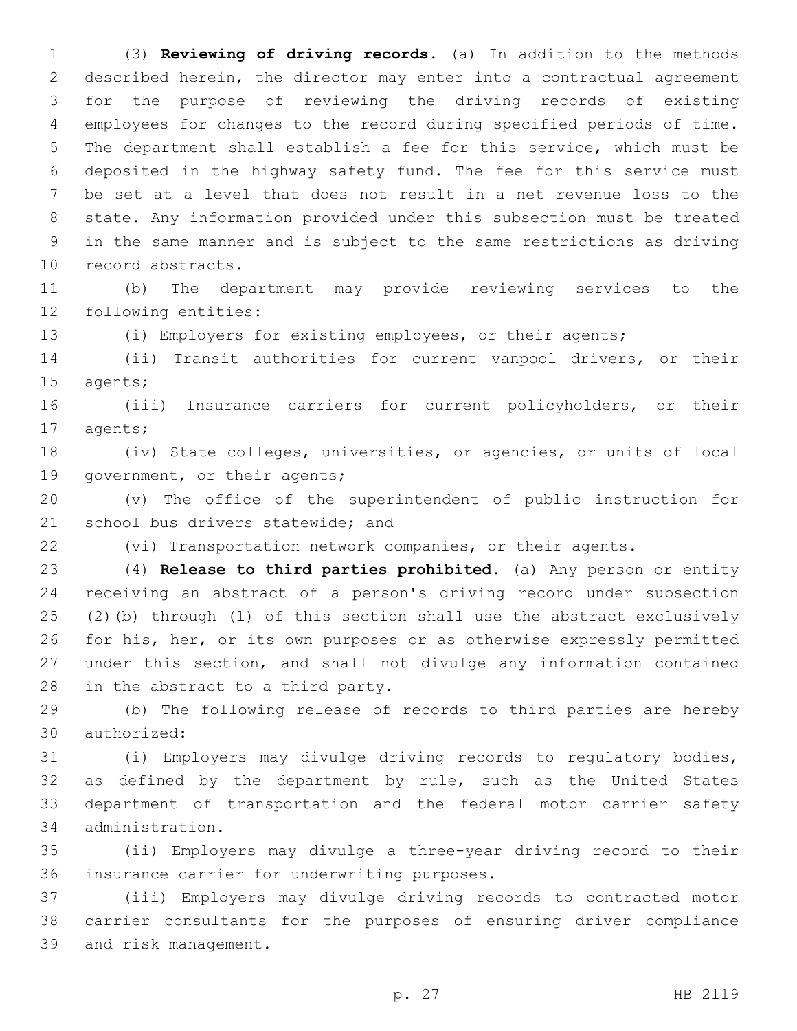(3) **Reviewing of driving records.** (a) In addition to the methods described herein, the director may enter into a contractual agreement for the purpose of reviewing the driving records of existing employees for changes to the record during specified periods of time. The department shall establish a fee for this service, which must be deposited in the highway safety fund. The fee for this service must be set at a level that does not result in a net revenue loss to the state. Any information provided under this subsection must be treated in the same manner and is subject to the same restrictions as driving record abstracts.

(b) The department may provide reviewing services to the following entities:

(i) Employers for existing employees, or their agents;

(ii) Transit authorities for current vanpool drivers, or their agents;

(iii) Insurance carriers for current policyholders, or their agents;

(iv) State colleges, universities, or agencies, or units of local government, or their agents;

(v) The office of the superintendent of public instruction for school bus drivers statewide; and

(vi) Transportation network companies, or their agents.

(4) **Release to third parties prohibited.** (a) Any person or entity receiving an abstract of a person's driving record under subsection (2)(b) through (l) of this section shall use the abstract exclusively for his, her, or its own purposes or as otherwise expressly permitted under this section, and shall not divulge any information contained in the abstract to a third party.

(b) The following release of records to third parties are hereby authorized:

(i) Employers may divulge driving records to regulatory bodies, as defined by the department by rule, such as the United States department of transportation and the federal motor carrier safety administration.

(ii) Employers may divulge a three-year driving record to their insurance carrier for underwriting purposes.

(iii) Employers may divulge driving records to contracted motor carrier consultants for the purposes of ensuring driver compliance and risk management.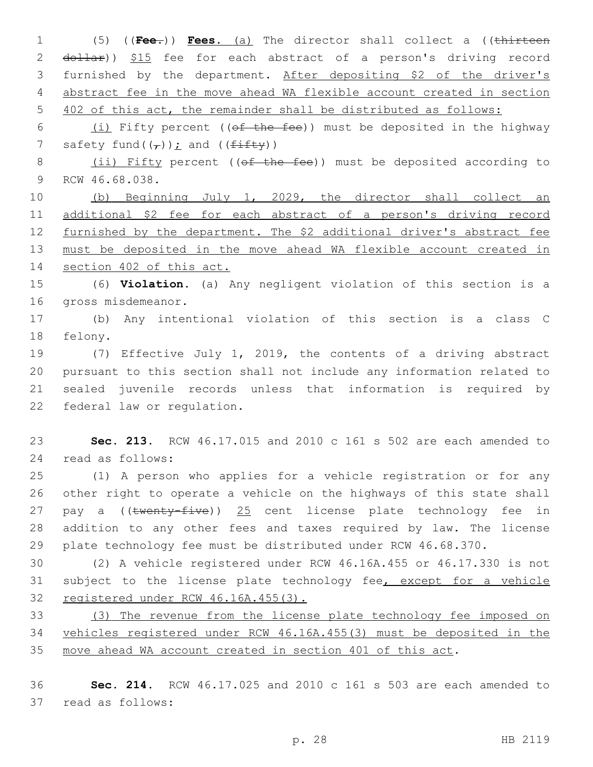(5) ((**Fee.**)) **Fees.** (a) The director shall collect a ((thirteen dollar)) $15 fee for each abstract of a person's driving record furnished by the department. After depositing $2 of the driver's abstract fee in the move ahead WA flexible account created in section 402 of this act, the remainder shall be distributed as follows:

(i) Fifty percent ((of the fee)) must be deposited in the highway safety fund((,)); and ((fifty))

(ii) Fifty percent ((of the fee)) must be deposited according to RCW 46.68.038.

(b) Beginning July 1, 2029, the director shall collect an additional $2 fee for each abstract of a person's driving record furnished by the department. The $2 additional driver's abstract fee must be deposited in the move ahead WA flexible account created in section 402 of this act.

(6) **Violation.** (a) Any negligent violation of this section is a gross misdemeanor.

(b) Any intentional violation of this section is a class C felony.

(7) Effective July 1, 2019, the contents of a driving abstract pursuant to this section shall not include any information related to sealed juvenile records unless that information is required by federal law or regulation.

**Sec. 213.** RCW 46.17.015 and 2010 c 161 s 502 are each amended to read as follows:

(1) A person who applies for a vehicle registration or for any other right to operate a vehicle on the highways of this state shall pay a ((twenty-five)) 25 cent license plate technology fee in addition to any other fees and taxes required by law. The license plate technology fee must be distributed under RCW 46.68.370.

(2) A vehicle registered under RCW 46.16A.455 or 46.17.330 is not subject to the license plate technology fee, except for a vehicle registered under RCW 46.16A.455(3).

(3) The revenue from the license plate technology fee imposed on vehicles registered under RCW 46.16A.455(3) must be deposited in the move ahead WA account created in section 401 of this act.

**Sec. 214.** RCW 46.17.025 and 2010 c 161 s 503 are each amended to read as follows: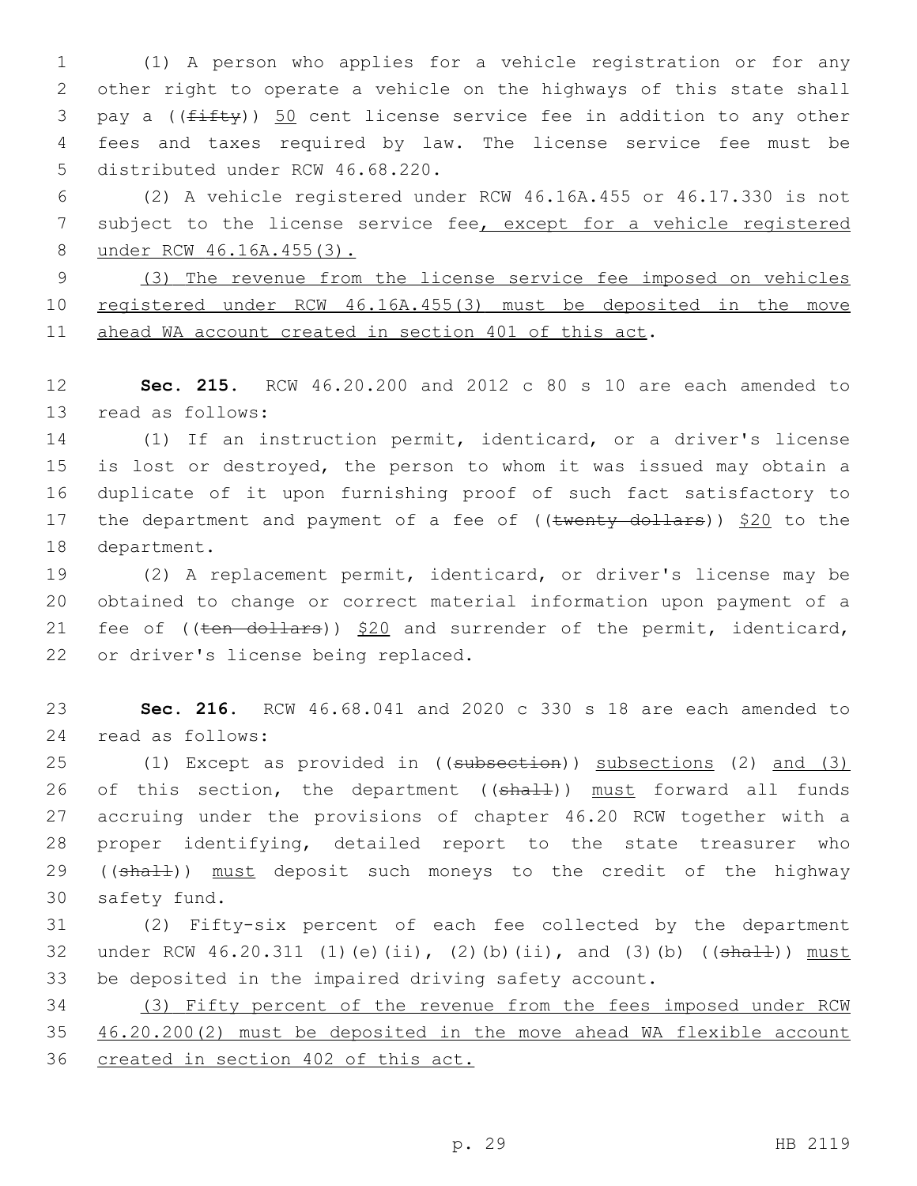(1) A person who applies for a vehicle registration or for any other right to operate a vehicle on the highways of this state shall pay a ((~~fifty~~)) <u>50</u> cent license service fee in addition to any other fees and taxes required by law. The license service fee must be distributed under RCW 46.68.220.

(2) A vehicle registered under RCW 46.16A.455 or 46.17.330 is not subject to the license service fee<u>, except for a vehicle registered under RCW 46.16A.455(3).</u>

<u>(3) The revenue from the license service fee imposed on vehicles registered under RCW 46.16A.455(3) must be deposited in the move ahead WA account created in section 401 of this act</u>.

**Sec. 215.** RCW 46.20.200 and 2012 c 80 s 10 are each amended to read as follows:

(1) If an instruction permit, identicard, or a driver's license is lost or destroyed, the person to whom it was issued may obtain a duplicate of it upon furnishing proof of such fact satisfactory to the department and payment of a fee of ((~~twenty dollars~~)) <u>$20</u> to the department.

(2) A replacement permit, identicard, or driver's license may be obtained to change or correct material information upon payment of a fee of ((~~ten dollars~~)) <u>$20</u> and surrender of the permit, identicard, or driver's license being replaced.

**Sec. 216.** RCW 46.68.041 and 2020 c 330 s 18 are each amended to read as follows:

(1) Except as provided in ((~~subsection~~)) <u>subsections</u> (2) <u>and (3)</u> of this section, the department ((~~shall~~)) <u>must</u> forward all funds accruing under the provisions of chapter 46.20 RCW together with a proper identifying, detailed report to the state treasurer who ((~~shall~~)) <u>must</u> deposit such moneys to the credit of the highway safety fund.

(2) Fifty-six percent of each fee collected by the department under RCW 46.20.311 (1)(e)(ii), (2)(b)(ii), and (3)(b) ((~~shall~~)) <u>must</u> be deposited in the impaired driving safety account.

<u>(3) Fifty percent of the revenue from the fees imposed under RCW 46.20.200(2) must be deposited in the move ahead WA flexible account created in section 402 of this act.</u>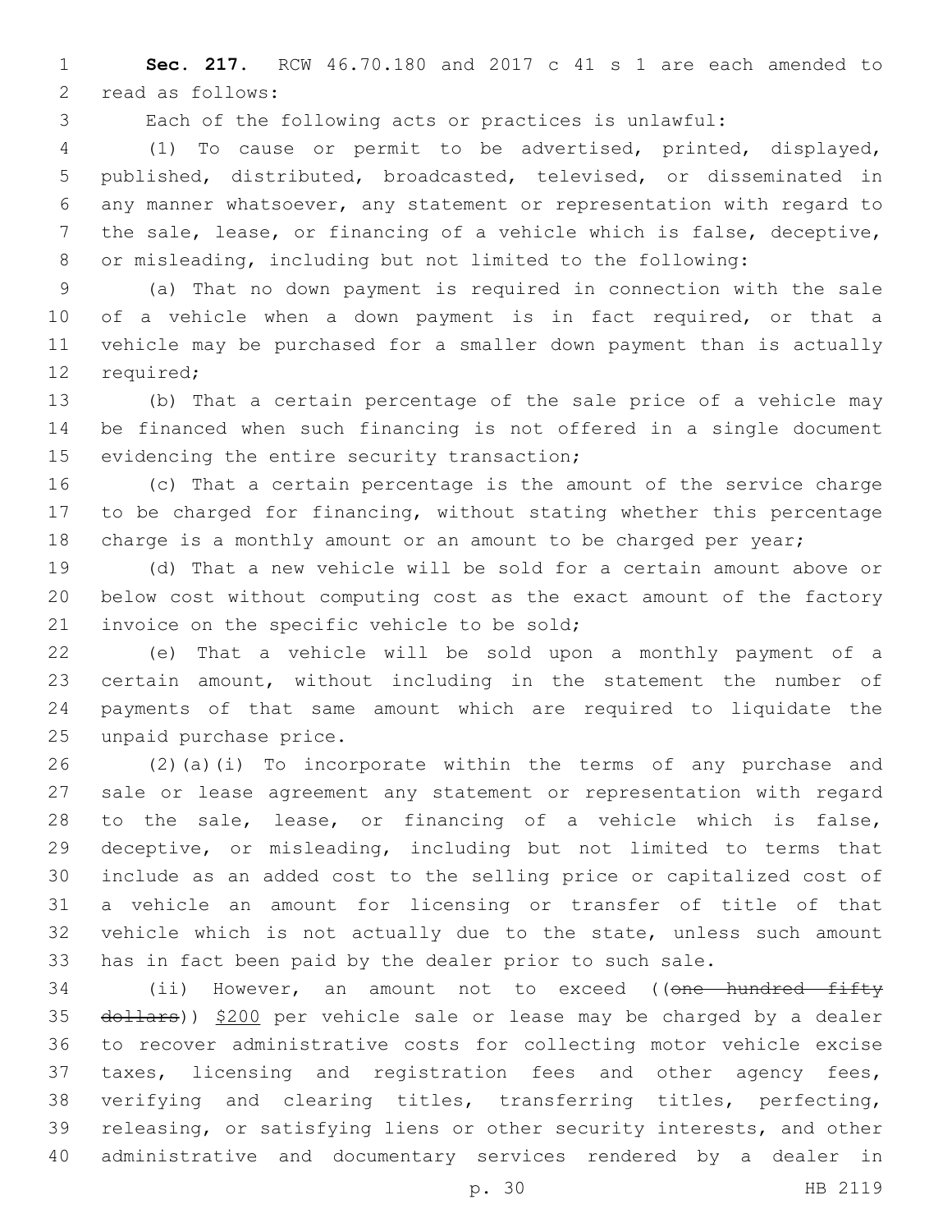**Sec. 217.** RCW 46.70.180 and 2017 c 41 s 1 are each amended to read as follows:

Each of the following acts or practices is unlawful:

(1) To cause or permit to be advertised, printed, displayed, published, distributed, broadcasted, televised, or disseminated in any manner whatsoever, any statement or representation with regard to the sale, lease, or financing of a vehicle which is false, deceptive, or misleading, including but not limited to the following:

(a) That no down payment is required in connection with the sale of a vehicle when a down payment is in fact required, or that a vehicle may be purchased for a smaller down payment than is actually required;

(b) That a certain percentage of the sale price of a vehicle may be financed when such financing is not offered in a single document evidencing the entire security transaction;

(c) That a certain percentage is the amount of the service charge to be charged for financing, without stating whether this percentage charge is a monthly amount or an amount to be charged per year;

(d) That a new vehicle will be sold for a certain amount above or below cost without computing cost as the exact amount of the factory invoice on the specific vehicle to be sold;

(e) That a vehicle will be sold upon a monthly payment of a certain amount, without including in the statement the number of payments of that same amount which are required to liquidate the unpaid purchase price.

(2)(a)(i) To incorporate within the terms of any purchase and sale or lease agreement any statement or representation with regard to the sale, lease, or financing of a vehicle which is false, deceptive, or misleading, including but not limited to terms that include as an added cost to the selling price or capitalized cost of a vehicle an amount for licensing or transfer of title of that vehicle which is not actually due to the state, unless such amount has in fact been paid by the dealer prior to such sale.

(ii) However, an amount not to exceed ((~~one hundred fifty dollars~~)) <u>$200</u> per vehicle sale or lease may be charged by a dealer to recover administrative costs for collecting motor vehicle excise taxes, licensing and registration fees and other agency fees, verifying and clearing titles, transferring titles, perfecting, releasing, or satisfying liens or other security interests, and other administrative and documentary services rendered by a dealer in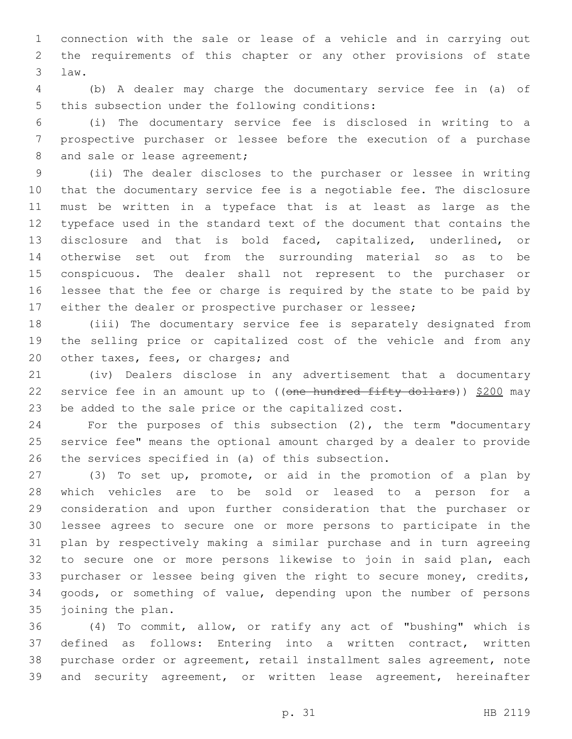connection with the sale or lease of a vehicle and in carrying out the requirements of this chapter or any other provisions of state law.

(b) A dealer may charge the documentary service fee in (a) of this subsection under the following conditions:

(i) The documentary service fee is disclosed in writing to a prospective purchaser or lessee before the execution of a purchase and sale or lease agreement;

(ii) The dealer discloses to the purchaser or lessee in writing that the documentary service fee is a negotiable fee. The disclosure must be written in a typeface that is at least as large as the typeface used in the standard text of the document that contains the disclosure and that is bold faced, capitalized, underlined, or otherwise set out from the surrounding material so as to be conspicuous. The dealer shall not represent to the purchaser or lessee that the fee or charge is required by the state to be paid by either the dealer or prospective purchaser or lessee;

(iii) The documentary service fee is separately designated from the selling price or capitalized cost of the vehicle and from any other taxes, fees, or charges; and

(iv) Dealers disclose in any advertisement that a documentary service fee in an amount up to ((~~one hundred fifty dollars~~)) <u>$200</u> may be added to the sale price or the capitalized cost.

For the purposes of this subsection (2), the term "documentary service fee" means the optional amount charged by a dealer to provide the services specified in (a) of this subsection.

(3) To set up, promote, or aid in the promotion of a plan by which vehicles are to be sold or leased to a person for a consideration and upon further consideration that the purchaser or lessee agrees to secure one or more persons to participate in the plan by respectively making a similar purchase and in turn agreeing to secure one or more persons likewise to join in said plan, each purchaser or lessee being given the right to secure money, credits, goods, or something of value, depending upon the number of persons joining the plan.

(4) To commit, allow, or ratify any act of "bushing" which is defined as follows: Entering into a written contract, written purchase order or agreement, retail installment sales agreement, note and security agreement, or written lease agreement, hereinafter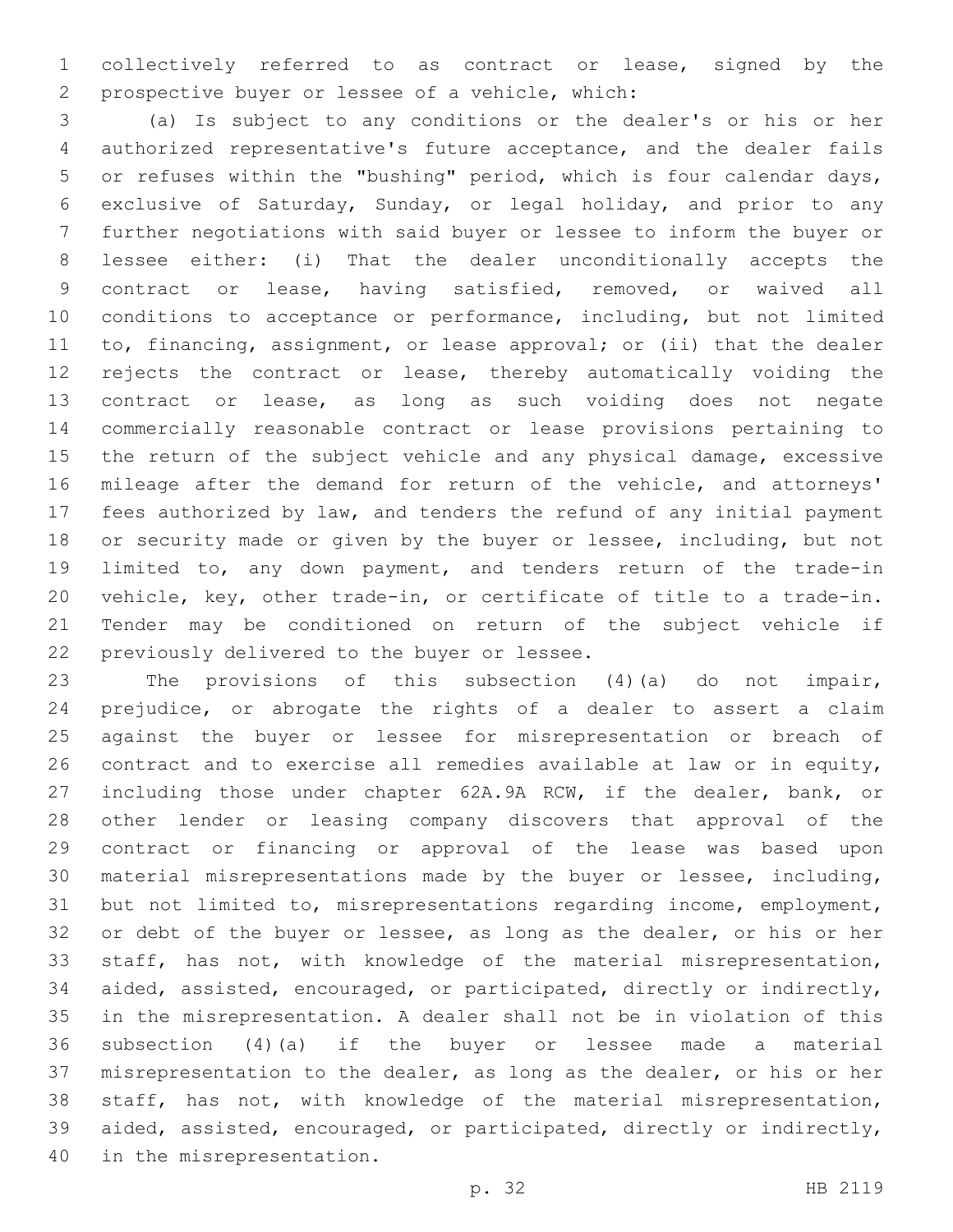collectively referred to as contract or lease, signed by the prospective buyer or lessee of a vehicle, which:

(a) Is subject to any conditions or the dealer's or his or her authorized representative's future acceptance, and the dealer fails or refuses within the "bushing" period, which is four calendar days, exclusive of Saturday, Sunday, or legal holiday, and prior to any further negotiations with said buyer or lessee to inform the buyer or lessee either: (i) That the dealer unconditionally accepts the contract or lease, having satisfied, removed, or waived all conditions to acceptance or performance, including, but not limited to, financing, assignment, or lease approval; or (ii) that the dealer rejects the contract or lease, thereby automatically voiding the contract or lease, as long as such voiding does not negate commercially reasonable contract or lease provisions pertaining to the return of the subject vehicle and any physical damage, excessive mileage after the demand for return of the vehicle, and attorneys' fees authorized by law, and tenders the refund of any initial payment or security made or given by the buyer or lessee, including, but not limited to, any down payment, and tenders return of the trade-in vehicle, key, other trade-in, or certificate of title to a trade-in. Tender may be conditioned on return of the subject vehicle if previously delivered to the buyer or lessee.

The provisions of this subsection (4)(a) do not impair, prejudice, or abrogate the rights of a dealer to assert a claim against the buyer or lessee for misrepresentation or breach of contract and to exercise all remedies available at law or in equity, including those under chapter 62A.9A RCW, if the dealer, bank, or other lender or leasing company discovers that approval of the contract or financing or approval of the lease was based upon material misrepresentations made by the buyer or lessee, including, but not limited to, misrepresentations regarding income, employment, or debt of the buyer or lessee, as long as the dealer, or his or her staff, has not, with knowledge of the material misrepresentation, aided, assisted, encouraged, or participated, directly or indirectly, in the misrepresentation. A dealer shall not be in violation of this subsection (4)(a) if the buyer or lessee made a material misrepresentation to the dealer, as long as the dealer, or his or her staff, has not, with knowledge of the material misrepresentation, aided, assisted, encouraged, or participated, directly or indirectly, in the misrepresentation.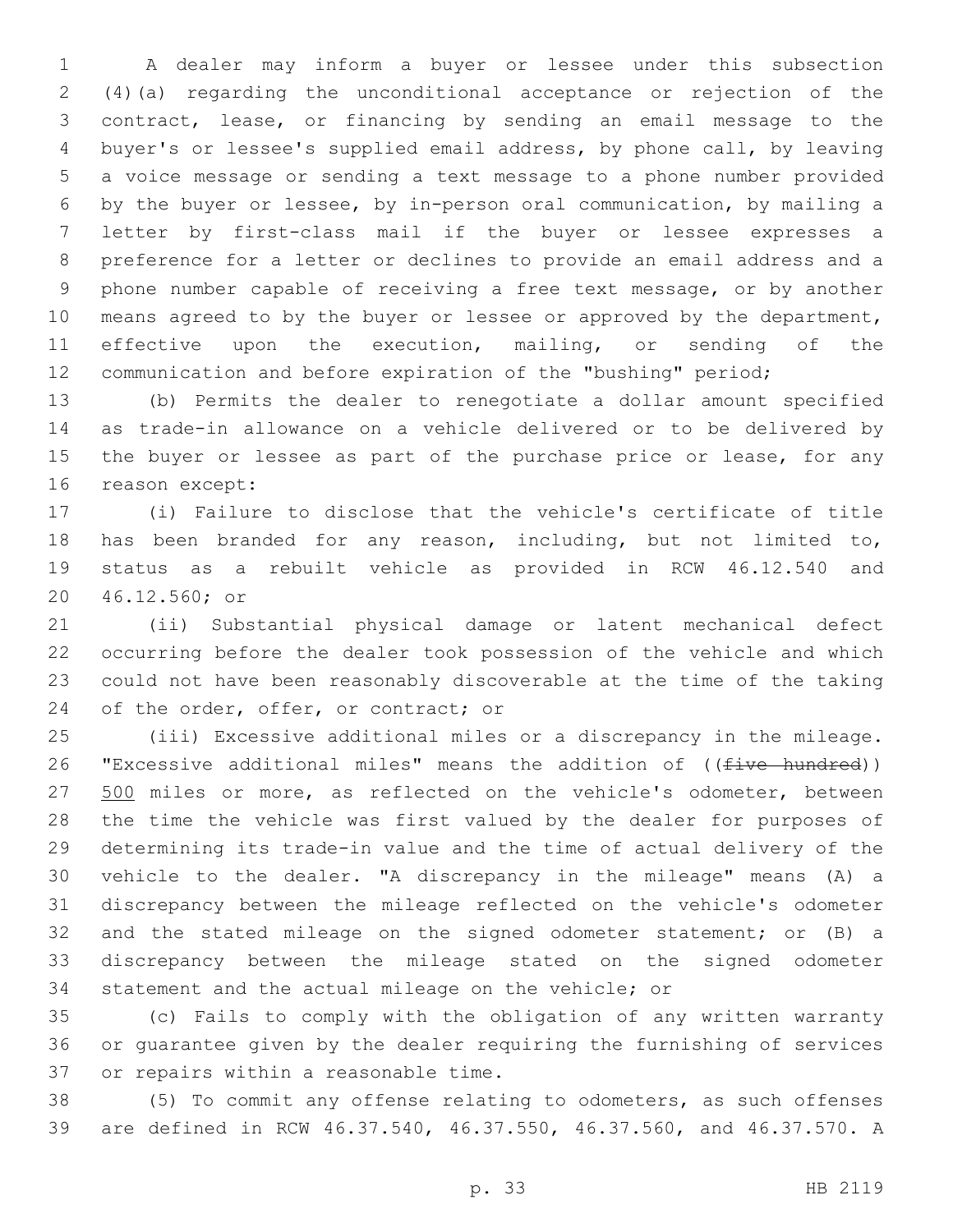A dealer may inform a buyer or lessee under this subsection (4)(a) regarding the unconditional acceptance or rejection of the contract, lease, or financing by sending an email message to the buyer's or lessee's supplied email address, by phone call, by leaving a voice message or sending a text message to a phone number provided by the buyer or lessee, by in-person oral communication, by mailing a letter by first-class mail if the buyer or lessee expresses a preference for a letter or declines to provide an email address and a phone number capable of receiving a free text message, or by another means agreed to by the buyer or lessee or approved by the department, effective upon the execution, mailing, or sending of the communication and before expiration of the "bushing" period;

(b) Permits the dealer to renegotiate a dollar amount specified as trade-in allowance on a vehicle delivered or to be delivered by the buyer or lessee as part of the purchase price or lease, for any reason except:

(i) Failure to disclose that the vehicle's certificate of title has been branded for any reason, including, but not limited to, status as a rebuilt vehicle as provided in RCW 46.12.540 and 46.12.560; or

(ii) Substantial physical damage or latent mechanical defect occurring before the dealer took possession of the vehicle and which could not have been reasonably discoverable at the time of the taking of the order, offer, or contract; or

(iii) Excessive additional miles or a discrepancy in the mileage. "Excessive additional miles" means the addition of ((~~five hundred~~)) <u>500</u> miles or more, as reflected on the vehicle's odometer, between the time the vehicle was first valued by the dealer for purposes of determining its trade-in value and the time of actual delivery of the vehicle to the dealer. "A discrepancy in the mileage" means (A) a discrepancy between the mileage reflected on the vehicle's odometer and the stated mileage on the signed odometer statement; or (B) a discrepancy between the mileage stated on the signed odometer statement and the actual mileage on the vehicle; or

(c) Fails to comply with the obligation of any written warranty or guarantee given by the dealer requiring the furnishing of services or repairs within a reasonable time.

(5) To commit any offense relating to odometers, as such offenses are defined in RCW 46.37.540, 46.37.550, 46.37.560, and 46.37.570. A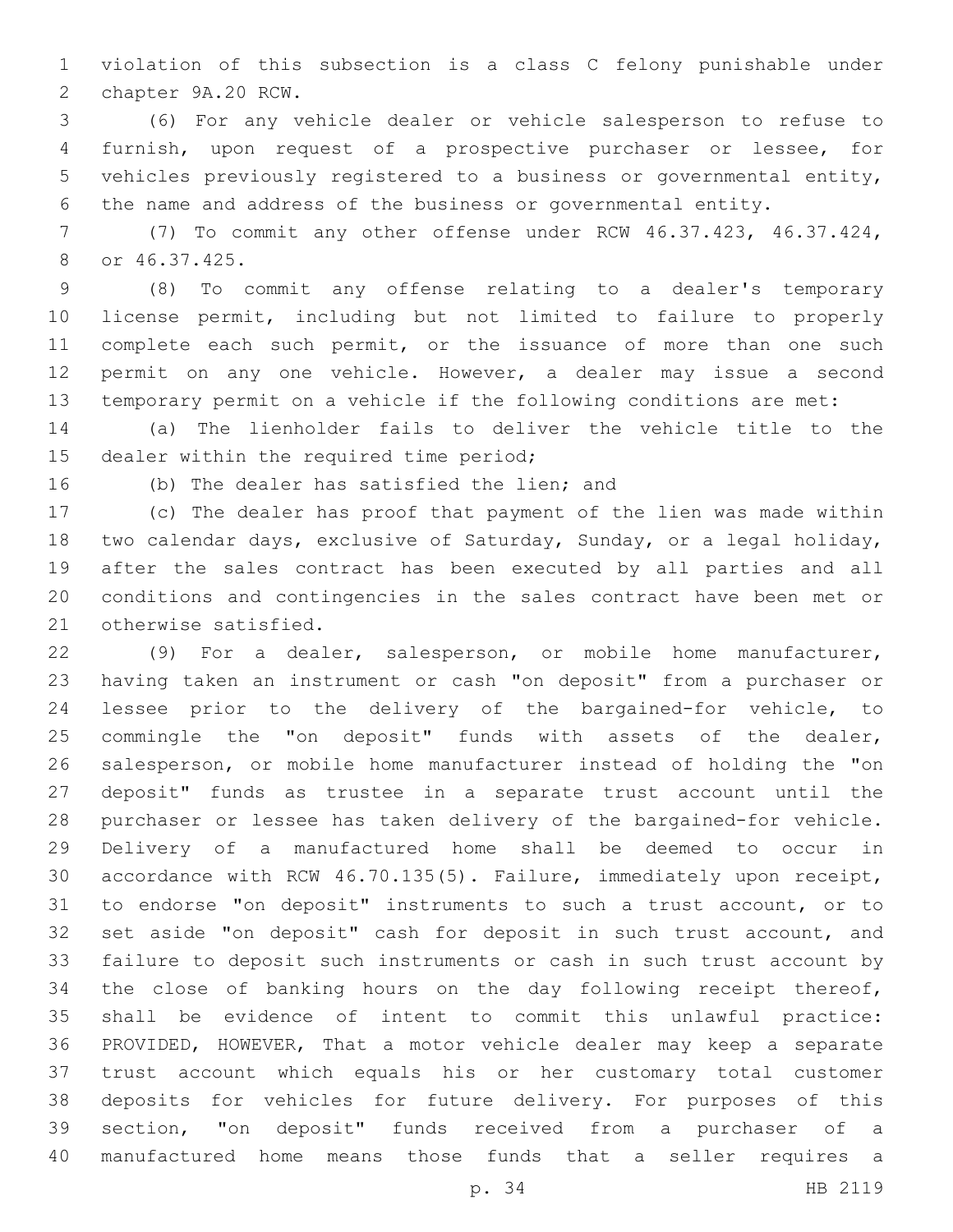violation of this subsection is a class C felony punishable under chapter 9A.20 RCW.

(6) For any vehicle dealer or vehicle salesperson to refuse to furnish, upon request of a prospective purchaser or lessee, for vehicles previously registered to a business or governmental entity, the name and address of the business or governmental entity.

(7) To commit any other offense under RCW 46.37.423, 46.37.424, or 46.37.425.

(8) To commit any offense relating to a dealer's temporary license permit, including but not limited to failure to properly complete each such permit, or the issuance of more than one such permit on any one vehicle. However, a dealer may issue a second temporary permit on a vehicle if the following conditions are met:

(a) The lienholder fails to deliver the vehicle title to the dealer within the required time period;

(b) The dealer has satisfied the lien; and

(c) The dealer has proof that payment of the lien was made within two calendar days, exclusive of Saturday, Sunday, or a legal holiday, after the sales contract has been executed by all parties and all conditions and contingencies in the sales contract have been met or otherwise satisfied.

(9) For a dealer, salesperson, or mobile home manufacturer, having taken an instrument or cash "on deposit" from a purchaser or lessee prior to the delivery of the bargained-for vehicle, to commingle the "on deposit" funds with assets of the dealer, salesperson, or mobile home manufacturer instead of holding the "on deposit" funds as trustee in a separate trust account until the purchaser or lessee has taken delivery of the bargained-for vehicle. Delivery of a manufactured home shall be deemed to occur in accordance with RCW 46.70.135(5). Failure, immediately upon receipt, to endorse "on deposit" instruments to such a trust account, or to set aside "on deposit" cash for deposit in such trust account, and failure to deposit such instruments or cash in such trust account by the close of banking hours on the day following receipt thereof, shall be evidence of intent to commit this unlawful practice: PROVIDED, HOWEVER, That a motor vehicle dealer may keep a separate trust account which equals his or her customary total customer deposits for vehicles for future delivery. For purposes of this section, "on deposit" funds received from a purchaser of a manufactured home means those funds that a seller requires a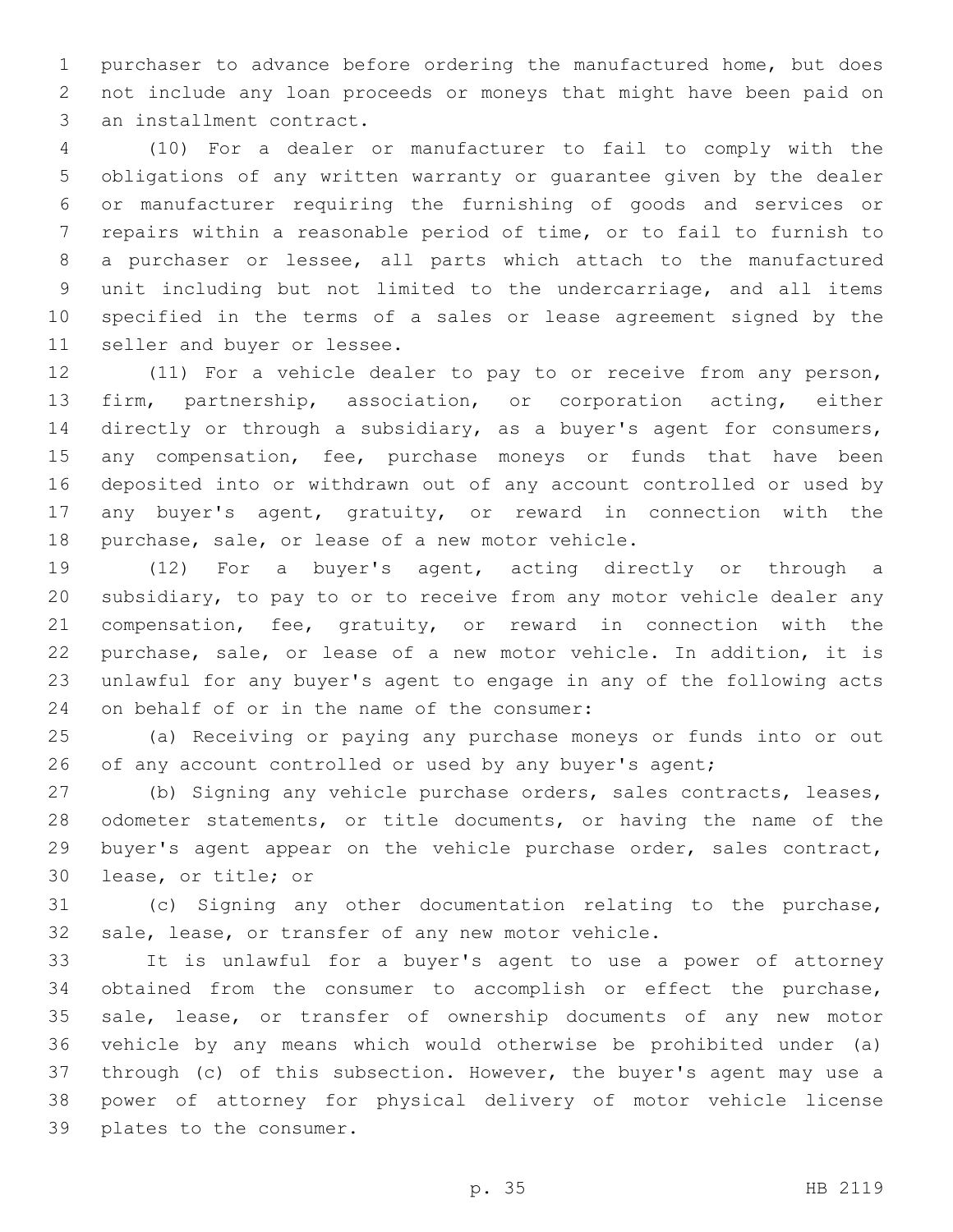purchaser to advance before ordering the manufactured home, but does not include any loan proceeds or moneys that might have been paid on an installment contract.

(10) For a dealer or manufacturer to fail to comply with the obligations of any written warranty or guarantee given by the dealer or manufacturer requiring the furnishing of goods and services or repairs within a reasonable period of time, or to fail to furnish to a purchaser or lessee, all parts which attach to the manufactured unit including but not limited to the undercarriage, and all items specified in the terms of a sales or lease agreement signed by the seller and buyer or lessee.

(11) For a vehicle dealer to pay to or receive from any person, firm, partnership, association, or corporation acting, either directly or through a subsidiary, as a buyer's agent for consumers, any compensation, fee, purchase moneys or funds that have been deposited into or withdrawn out of any account controlled or used by any buyer's agent, gratuity, or reward in connection with the purchase, sale, or lease of a new motor vehicle.

(12) For a buyer's agent, acting directly or through a subsidiary, to pay to or to receive from any motor vehicle dealer any compensation, fee, gratuity, or reward in connection with the purchase, sale, or lease of a new motor vehicle. In addition, it is unlawful for any buyer's agent to engage in any of the following acts on behalf of or in the name of the consumer:

(a) Receiving or paying any purchase moneys or funds into or out of any account controlled or used by any buyer's agent;

(b) Signing any vehicle purchase orders, sales contracts, leases, odometer statements, or title documents, or having the name of the buyer's agent appear on the vehicle purchase order, sales contract, lease, or title; or

(c) Signing any other documentation relating to the purchase, sale, lease, or transfer of any new motor vehicle.

It is unlawful for a buyer's agent to use a power of attorney obtained from the consumer to accomplish or effect the purchase, sale, lease, or transfer of ownership documents of any new motor vehicle by any means which would otherwise be prohibited under (a) through (c) of this subsection. However, the buyer's agent may use a power of attorney for physical delivery of motor vehicle license plates to the consumer.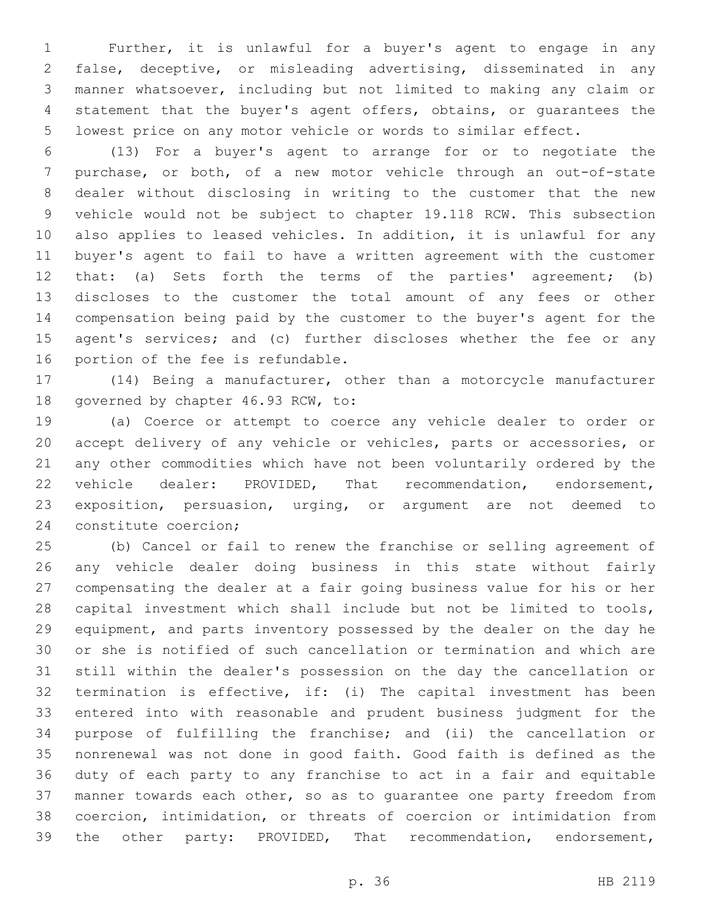Further, it is unlawful for a buyer's agent to engage in any false, deceptive, or misleading advertising, disseminated in any manner whatsoever, including but not limited to making any claim or statement that the buyer's agent offers, obtains, or guarantees the lowest price on any motor vehicle or words to similar effect.

(13) For a buyer's agent to arrange for or to negotiate the purchase, or both, of a new motor vehicle through an out-of-state dealer without disclosing in writing to the customer that the new vehicle would not be subject to chapter 19.118 RCW. This subsection also applies to leased vehicles. In addition, it is unlawful for any buyer's agent to fail to have a written agreement with the customer that: (a) Sets forth the terms of the parties' agreement; (b) discloses to the customer the total amount of any fees or other compensation being paid by the customer to the buyer's agent for the agent's services; and (c) further discloses whether the fee or any portion of the fee is refundable.

(14) Being a manufacturer, other than a motorcycle manufacturer governed by chapter 46.93 RCW, to:

(a) Coerce or attempt to coerce any vehicle dealer to order or accept delivery of any vehicle or vehicles, parts or accessories, or any other commodities which have not been voluntarily ordered by the vehicle dealer: PROVIDED, That recommendation, endorsement, exposition, persuasion, urging, or argument are not deemed to constitute coercion;

(b) Cancel or fail to renew the franchise or selling agreement of any vehicle dealer doing business in this state without fairly compensating the dealer at a fair going business value for his or her capital investment which shall include but not be limited to tools, equipment, and parts inventory possessed by the dealer on the day he or she is notified of such cancellation or termination and which are still within the dealer's possession on the day the cancellation or termination is effective, if: (i) The capital investment has been entered into with reasonable and prudent business judgment for the purpose of fulfilling the franchise; and (ii) the cancellation or nonrenewal was not done in good faith. Good faith is defined as the duty of each party to any franchise to act in a fair and equitable manner towards each other, so as to guarantee one party freedom from coercion, intimidation, or threats of coercion or intimidation from the other party: PROVIDED, That recommendation, endorsement,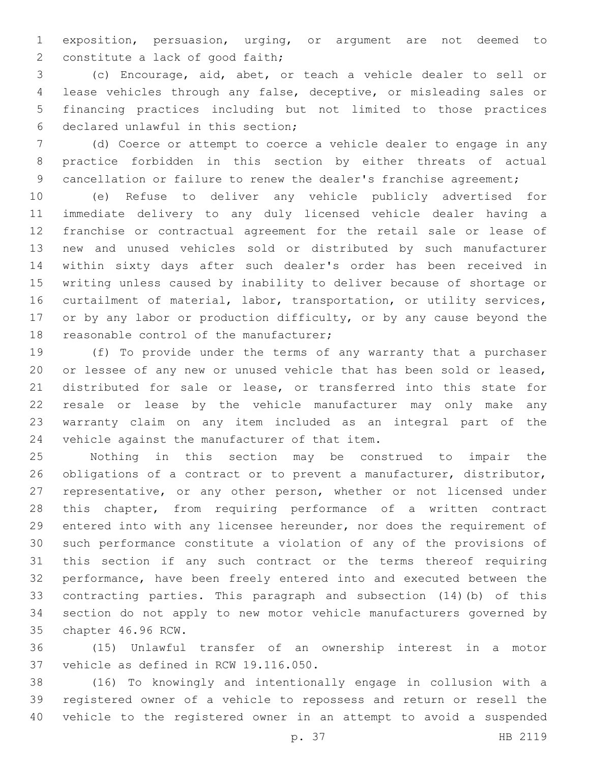exposition, persuasion, urging, or argument are not deemed to constitute a lack of good faith;

(c) Encourage, aid, abet, or teach a vehicle dealer to sell or lease vehicles through any false, deceptive, or misleading sales or financing practices including but not limited to those practices declared unlawful in this section;

(d) Coerce or attempt to coerce a vehicle dealer to engage in any practice forbidden in this section by either threats of actual cancellation or failure to renew the dealer's franchise agreement;

(e) Refuse to deliver any vehicle publicly advertised for immediate delivery to any duly licensed vehicle dealer having a franchise or contractual agreement for the retail sale or lease of new and unused vehicles sold or distributed by such manufacturer within sixty days after such dealer's order has been received in writing unless caused by inability to deliver because of shortage or curtailment of material, labor, transportation, or utility services, or by any labor or production difficulty, or by any cause beyond the reasonable control of the manufacturer;

(f) To provide under the terms of any warranty that a purchaser or lessee of any new or unused vehicle that has been sold or leased, distributed for sale or lease, or transferred into this state for resale or lease by the vehicle manufacturer may only make any warranty claim on any item included as an integral part of the vehicle against the manufacturer of that item.

Nothing in this section may be construed to impair the obligations of a contract or to prevent a manufacturer, distributor, representative, or any other person, whether or not licensed under this chapter, from requiring performance of a written contract entered into with any licensee hereunder, nor does the requirement of such performance constitute a violation of any of the provisions of this section if any such contract or the terms thereof requiring performance, have been freely entered into and executed between the contracting parties. This paragraph and subsection (14)(b) of this section do not apply to new motor vehicle manufacturers governed by chapter 46.96 RCW.

(15) Unlawful transfer of an ownership interest in a motor vehicle as defined in RCW 19.116.050.

(16) To knowingly and intentionally engage in collusion with a registered owner of a vehicle to repossess and return or resell the vehicle to the registered owner in an attempt to avoid a suspended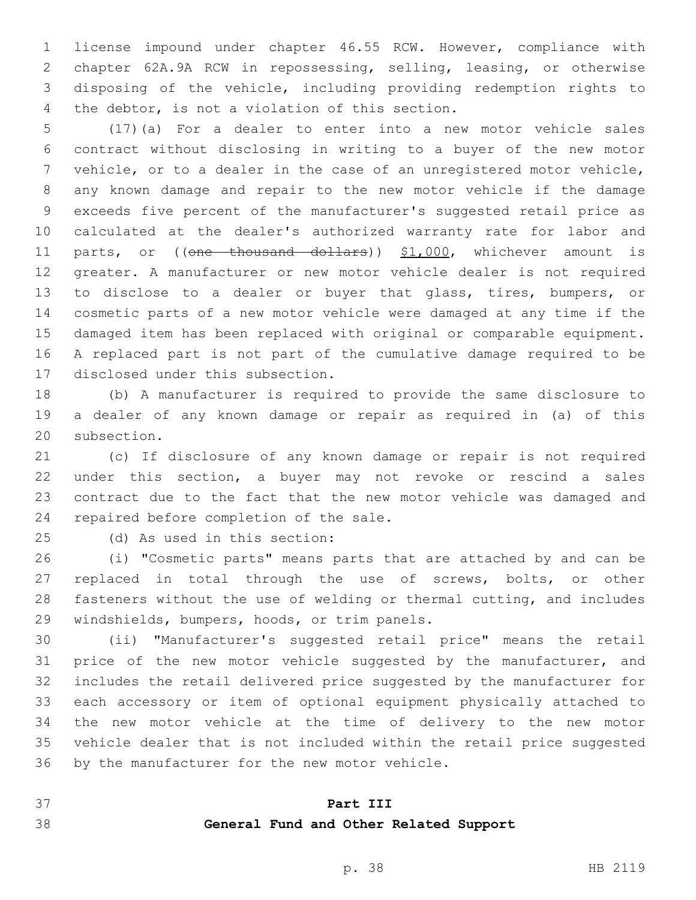license impound under chapter 46.55 RCW. However, compliance with chapter 62A.9A RCW in repossessing, selling, leasing, or otherwise disposing of the vehicle, including providing redemption rights to the debtor, is not a violation of this section.

(17)(a) For a dealer to enter into a new motor vehicle sales contract without disclosing in writing to a buyer of the new motor vehicle, or to a dealer in the case of an unregistered motor vehicle, any known damage and repair to the new motor vehicle if the damage exceeds five percent of the manufacturer's suggested retail price as calculated at the dealer's authorized warranty rate for labor and parts, or ((~~one thousand dollars~~)) <u>$1,000</u>, whichever amount is greater. A manufacturer or new motor vehicle dealer is not required to disclose to a dealer or buyer that glass, tires, bumpers, or cosmetic parts of a new motor vehicle were damaged at any time if the damaged item has been replaced with original or comparable equipment. A replaced part is not part of the cumulative damage required to be disclosed under this subsection.

(b) A manufacturer is required to provide the same disclosure to a dealer of any known damage or repair as required in (a) of this subsection.

(c) If disclosure of any known damage or repair is not required under this section, a buyer may not revoke or rescind a sales contract due to the fact that the new motor vehicle was damaged and repaired before completion of the sale.

(d) As used in this section:

(i) "Cosmetic parts" means parts that are attached by and can be replaced in total through the use of screws, bolts, or other fasteners without the use of welding or thermal cutting, and includes windshields, bumpers, hoods, or trim panels.

(ii) "Manufacturer's suggested retail price" means the retail price of the new motor vehicle suggested by the manufacturer, and includes the retail delivered price suggested by the manufacturer for each accessory or item of optional equipment physically attached to the new motor vehicle at the time of delivery to the new motor vehicle dealer that is not included within the retail price suggested by the manufacturer for the new motor vehicle.

## Part III
## General Fund and Other Related Support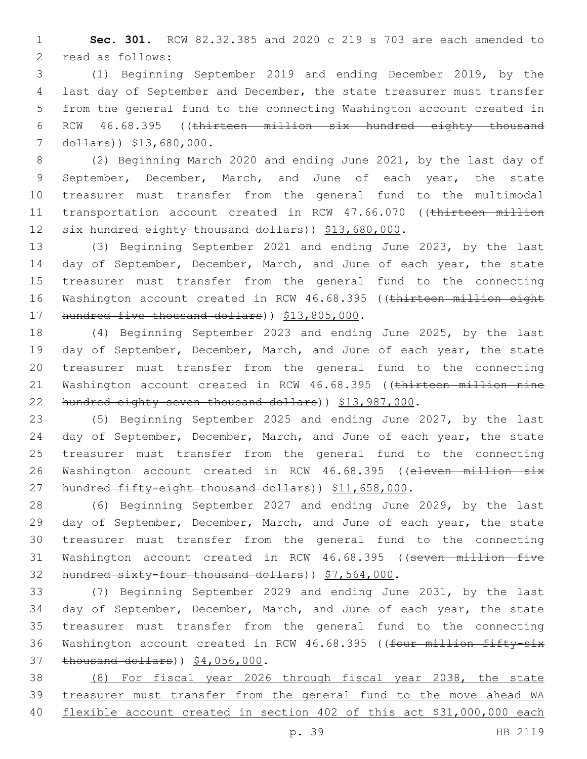**Sec. 301.** RCW 82.32.385 and 2020 c 219 s 703 are each amended to read as follows:

(1) Beginning September 2019 and ending December 2019, by the last day of September and December, the state treasurer must transfer from the general fund to the connecting Washington account created in RCW 46.68.395 ((~~thirteen million six hundred eighty thousand dollars~~)) $13,680,000.

(2) Beginning March 2020 and ending June 2021, by the last day of September, December, March, and June of each year, the state treasurer must transfer from the general fund to the multimodal transportation account created in RCW 47.66.070 ((~~thirteen million six hundred eighty thousand dollars~~)) $13,680,000.

(3) Beginning September 2021 and ending June 2023, by the last day of September, December, March, and June of each year, the state treasurer must transfer from the general fund to the connecting Washington account created in RCW 46.68.395 ((~~thirteen million eight hundred five thousand dollars~~)) $13,805,000.

(4) Beginning September 2023 and ending June 2025, by the last day of September, December, March, and June of each year, the state treasurer must transfer from the general fund to the connecting Washington account created in RCW 46.68.395 ((~~thirteen million nine hundred eighty-seven thousand dollars~~)) $13,987,000.

(5) Beginning September 2025 and ending June 2027, by the last day of September, December, March, and June of each year, the state treasurer must transfer from the general fund to the connecting Washington account created in RCW 46.68.395 ((~~eleven million six hundred fifty-eight thousand dollars~~)) $11,658,000.

(6) Beginning September 2027 and ending June 2029, by the last day of September, December, March, and June of each year, the state treasurer must transfer from the general fund to the connecting Washington account created in RCW 46.68.395 ((~~seven million five hundred sixty-four thousand dollars~~)) $7,564,000.

(7) Beginning September 2029 and ending June 2031, by the last day of September, December, March, and June of each year, the state treasurer must transfer from the general fund to the connecting Washington account created in RCW 46.68.395 ((~~four million fifty-six thousand dollars~~)) $4,056,000.

<u>(8) For fiscal year 2026 through fiscal year 2038, the state treasurer must transfer from the general fund to the move ahead WA flexible account created in section 402 of this act $31,000,000 each</u>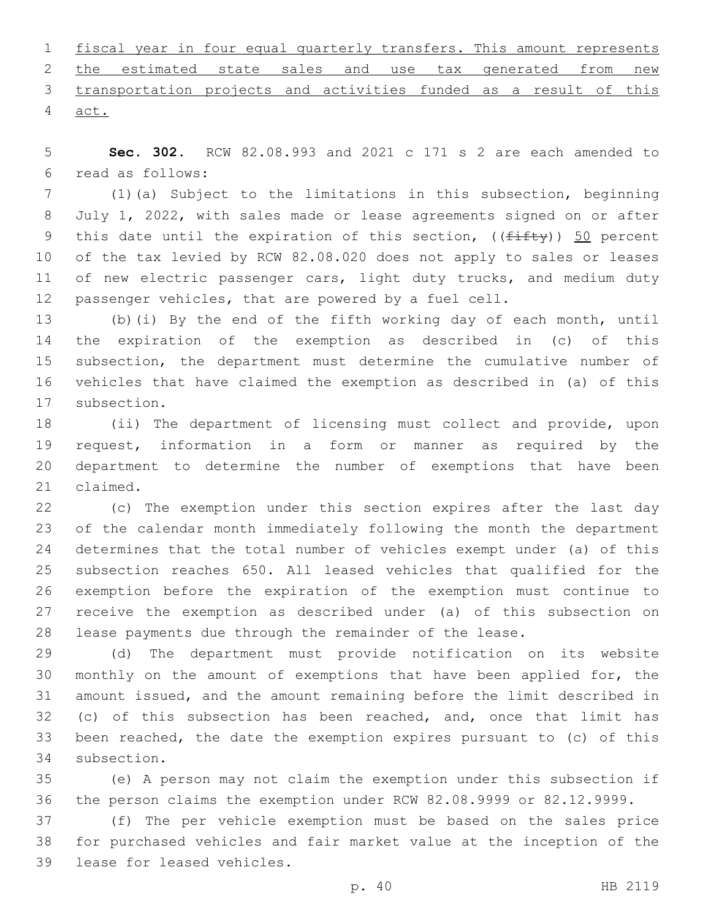fiscal year in four equal quarterly transfers. This amount represents the estimated state sales and use tax generated from new transportation projects and activities funded as a result of this act.

**Sec. 302.** RCW 82.08.993 and 2021 c 171 s 2 are each amended to read as follows:

(1)(a) Subject to the limitations in this subsection, beginning July 1, 2022, with sales made or lease agreements signed on or after this date until the expiration of this section, ((~~fifty~~)) 50 percent of the tax levied by RCW 82.08.020 does not apply to sales or leases of new electric passenger cars, light duty trucks, and medium duty passenger vehicles, that are powered by a fuel cell.

(b)(i) By the end of the fifth working day of each month, until the expiration of the exemption as described in (c) of this subsection, the department must determine the cumulative number of vehicles that have claimed the exemption as described in (a) of this subsection.

(ii) The department of licensing must collect and provide, upon request, information in a form or manner as required by the department to determine the number of exemptions that have been claimed.

(c) The exemption under this section expires after the last day of the calendar month immediately following the month the department determines that the total number of vehicles exempt under (a) of this subsection reaches 650. All leased vehicles that qualified for the exemption before the expiration of the exemption must continue to receive the exemption as described under (a) of this subsection on lease payments due through the remainder of the lease.

(d) The department must provide notification on its website monthly on the amount of exemptions that have been applied for, the amount issued, and the amount remaining before the limit described in (c) of this subsection has been reached, and, once that limit has been reached, the date the exemption expires pursuant to (c) of this subsection.

(e) A person may not claim the exemption under this subsection if the person claims the exemption under RCW 82.08.9999 or 82.12.9999.

(f) The per vehicle exemption must be based on the sales price for purchased vehicles and fair market value at the inception of the lease for leased vehicles.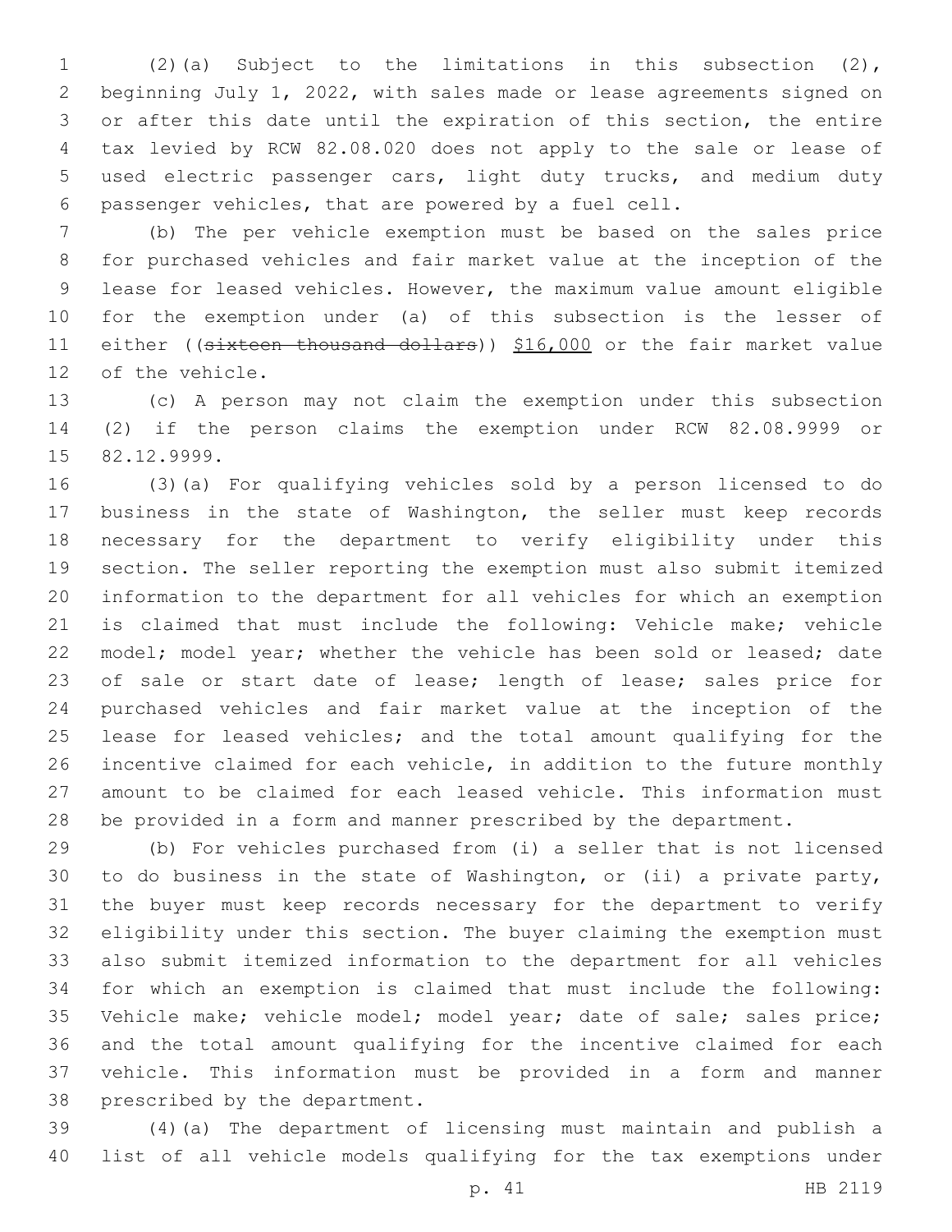(2)(a) Subject to the limitations in this subsection (2), beginning July 1, 2022, with sales made or lease agreements signed on or after this date until the expiration of this section, the entire tax levied by RCW 82.08.020 does not apply to the sale or lease of used electric passenger cars, light duty trucks, and medium duty passenger vehicles, that are powered by a fuel cell.

(b) The per vehicle exemption must be based on the sales price for purchased vehicles and fair market value at the inception of the lease for leased vehicles. However, the maximum value amount eligible for the exemption under (a) of this subsection is the lesser of either ((~~sixteen thousand dollars~~)) <u>$16,000</u> or the fair market value of the vehicle.

(c) A person may not claim the exemption under this subsection (2) if the person claims the exemption under RCW 82.08.9999 or 82.12.9999.

(3)(a) For qualifying vehicles sold by a person licensed to do business in the state of Washington, the seller must keep records necessary for the department to verify eligibility under this section. The seller reporting the exemption must also submit itemized information to the department for all vehicles for which an exemption is claimed that must include the following: Vehicle make; vehicle model; model year; whether the vehicle has been sold or leased; date of sale or start date of lease; length of lease; sales price for purchased vehicles and fair market value at the inception of the lease for leased vehicles; and the total amount qualifying for the incentive claimed for each vehicle, in addition to the future monthly amount to be claimed for each leased vehicle. This information must be provided in a form and manner prescribed by the department.

(b) For vehicles purchased from (i) a seller that is not licensed to do business in the state of Washington, or (ii) a private party, the buyer must keep records necessary for the department to verify eligibility under this section. The buyer claiming the exemption must also submit itemized information to the department for all vehicles for which an exemption is claimed that must include the following: Vehicle make; vehicle model; model year; date of sale; sales price; and the total amount qualifying for the incentive claimed for each vehicle. This information must be provided in a form and manner prescribed by the department.

(4)(a) The department of licensing must maintain and publish a list of all vehicle models qualifying for the tax exemptions under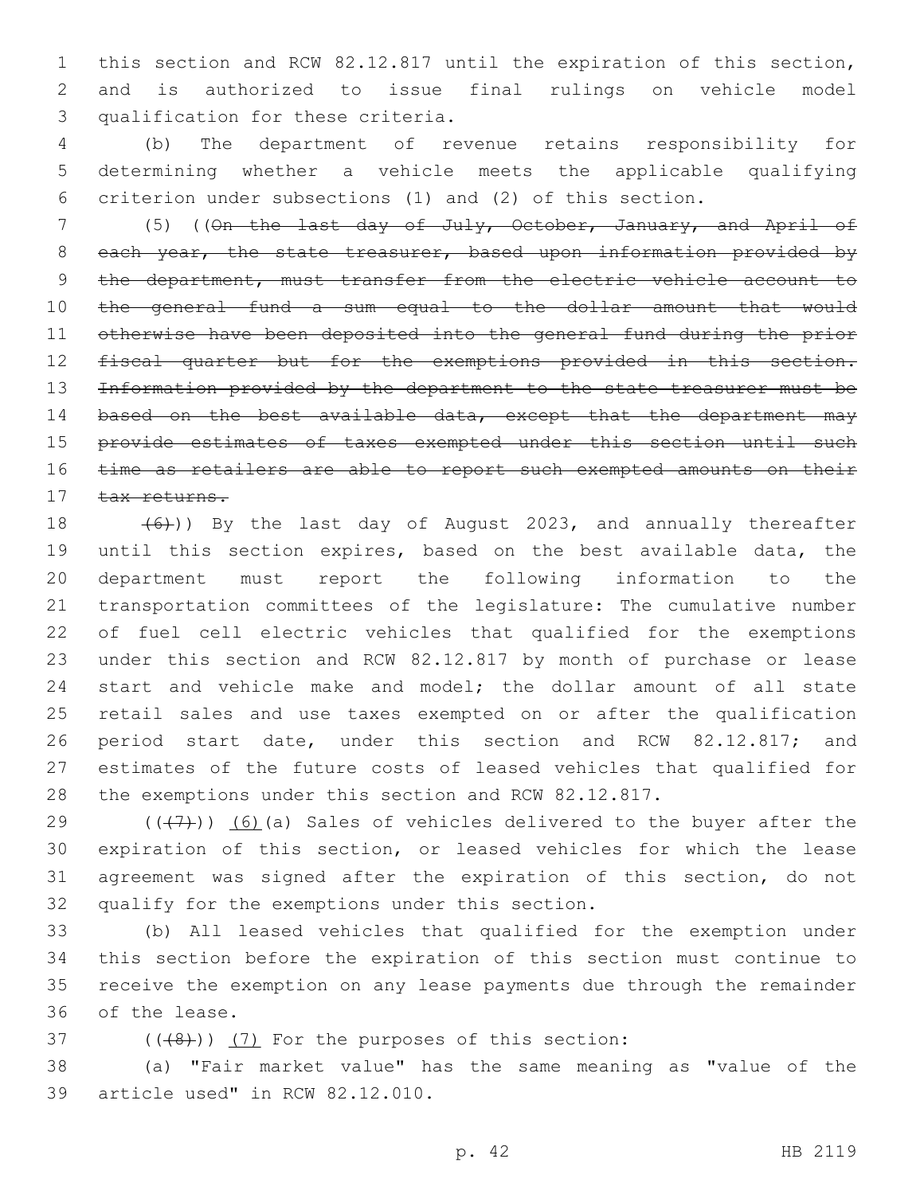this section and RCW 82.12.817 until the expiration of this section, and is authorized to issue final rulings on vehicle model qualification for these criteria.

(b) The department of revenue retains responsibility for determining whether a vehicle meets the applicable qualifying criterion under subsections (1) and (2) of this section.

(5) ((~~On the last day of July, October, January, and April of each year, the state treasurer, based upon information provided by the department, must transfer from the electric vehicle account to the general fund a sum equal to the dollar amount that would otherwise have been deposited into the general fund during the prior fiscal quarter but for the exemptions provided in this section. Information provided by the department to the state treasurer must be based on the best available data, except that the department may provide estimates of taxes exempted under this section until such time as retailers are able to report such exempted amounts on their tax returns.~~

~~(6)~~)) By the last day of August 2023, and annually thereafter until this section expires, based on the best available data, the department must report the following information to the transportation committees of the legislature: The cumulative number of fuel cell electric vehicles that qualified for the exemptions under this section and RCW 82.12.817 by month of purchase or lease start and vehicle make and model; the dollar amount of all state retail sales and use taxes exempted on or after the qualification period start date, under this section and RCW 82.12.817; and estimates of the future costs of leased vehicles that qualified for the exemptions under this section and RCW 82.12.817.

((~~(7)~~)) <u>(6)</u>(a) Sales of vehicles delivered to the buyer after the expiration of this section, or leased vehicles for which the lease agreement was signed after the expiration of this section, do not qualify for the exemptions under this section.

(b) All leased vehicles that qualified for the exemption under this section before the expiration of this section must continue to receive the exemption on any lease payments due through the remainder of the lease.

((~~(8)~~)) <u>(7)</u> For the purposes of this section:

(a) "Fair market value" has the same meaning as "value of the article used" in RCW 82.12.010.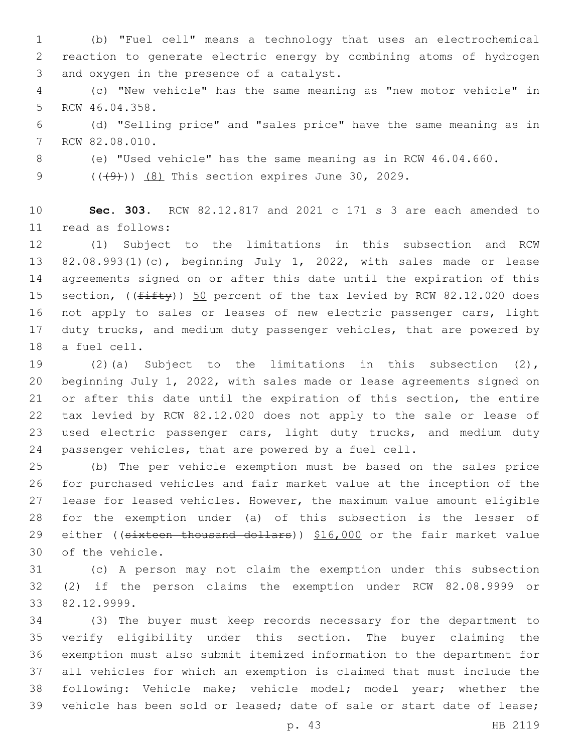(b) "Fuel cell" means a technology that uses an electrochemical reaction to generate electric energy by combining atoms of hydrogen and oxygen in the presence of a catalyst.

(c) "New vehicle" has the same meaning as "new motor vehicle" in RCW 46.04.358.

(d) "Selling price" and "sales price" have the same meaning as in RCW 82.08.010.

(e) "Used vehicle" has the same meaning as in RCW 46.04.660.

~~((9))~~ (8) This section expires June 30, 2029.

**Sec. 303.** RCW 82.12.817 and 2021 c 171 s 3 are each amended to read as follows:

(1) Subject to the limitations in this subsection and RCW 82.08.993(1)(c), beginning July 1, 2022, with sales made or lease agreements signed on or after this date until the expiration of this section, ((~~fifty~~)) 50 percent of the tax levied by RCW 82.12.020 does not apply to sales or leases of new electric passenger cars, light duty trucks, and medium duty passenger vehicles, that are powered by a fuel cell.

(2)(a) Subject to the limitations in this subsection (2), beginning July 1, 2022, with sales made or lease agreements signed on or after this date until the expiration of this section, the entire tax levied by RCW 82.12.020 does not apply to the sale or lease of used electric passenger cars, light duty trucks, and medium duty passenger vehicles, that are powered by a fuel cell.

(b) The per vehicle exemption must be based on the sales price for purchased vehicles and fair market value at the inception of the lease for leased vehicles. However, the maximum value amount eligible for the exemption under (a) of this subsection is the lesser of either ((~~sixteen thousand dollars~~)) $16,000 or the fair market value of the vehicle.

(c) A person may not claim the exemption under this subsection (2) if the person claims the exemption under RCW 82.08.9999 or 82.12.9999.

(3) The buyer must keep records necessary for the department to verify eligibility under this section. The buyer claiming the exemption must also submit itemized information to the department for all vehicles for which an exemption is claimed that must include the following: Vehicle make; vehicle model; model year; whether the vehicle has been sold or leased; date of sale or start date of lease;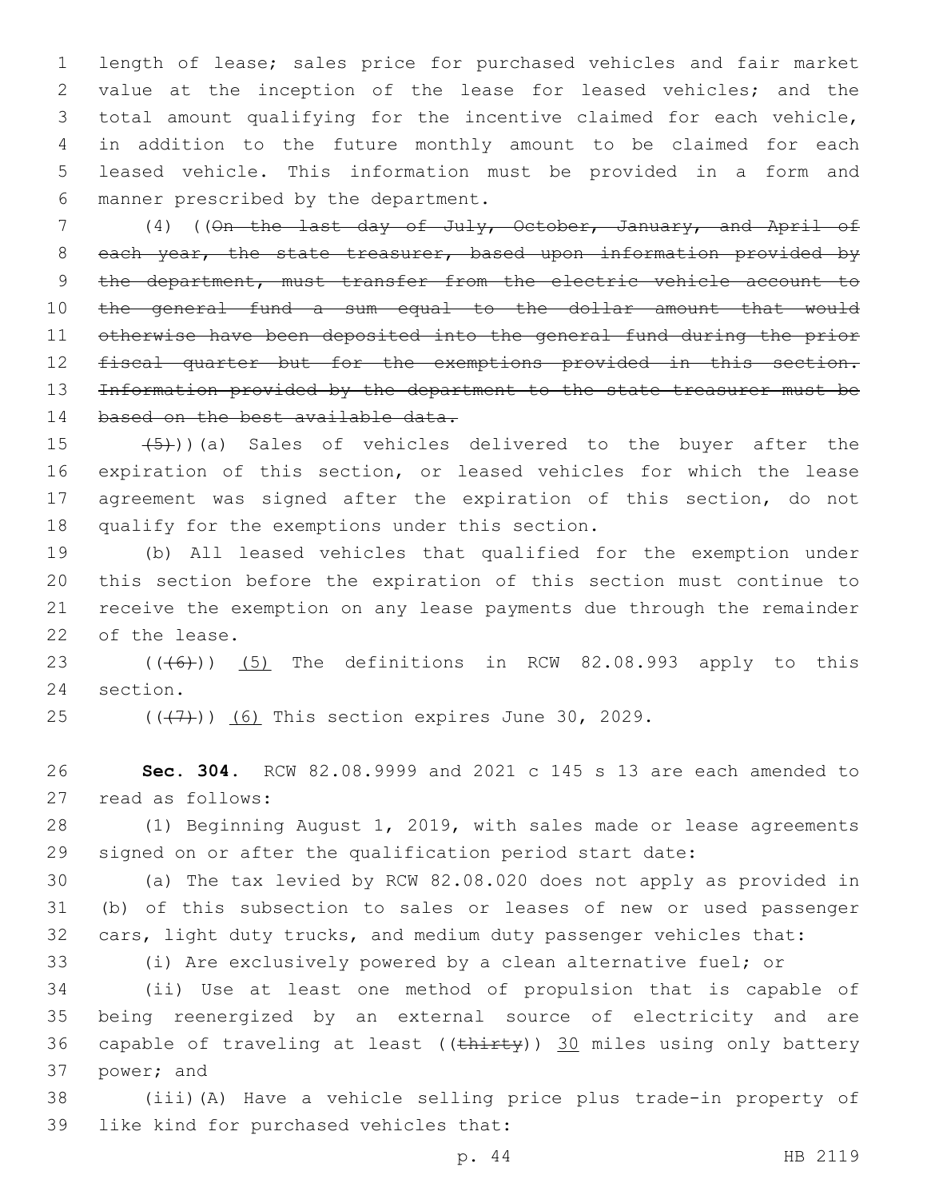length of lease; sales price for purchased vehicles and fair market value at the inception of the lease for leased vehicles; and the total amount qualifying for the incentive claimed for each vehicle, in addition to the future monthly amount to be claimed for each leased vehicle. This information must be provided in a form and manner prescribed by the department.

(4) ((~~On the last day of July, October, January, and April of each year, the state treasurer, based upon information provided by the department, must transfer from the electric vehicle account to the general fund a sum equal to the dollar amount that would otherwise have been deposited into the general fund during the prior fiscal quarter but for the exemptions provided in this section. Information provided by the department to the state treasurer must be based on the best available data.~~

~~(5)~~))(a) Sales of vehicles delivered to the buyer after the expiration of this section, or leased vehicles for which the lease agreement was signed after the expiration of this section, do not qualify for the exemptions under this section.

(b) All leased vehicles that qualified for the exemption under this section before the expiration of this section must continue to receive the exemption on any lease payments due through the remainder of the lease.

((~~(6)~~)) (5) The definitions in RCW 82.08.993 apply to this section.

((~~(7)~~)) (6) This section expires June 30, 2029.

**Sec. 304.** RCW 82.08.9999 and 2021 c 145 s 13 are each amended to read as follows:

(1) Beginning August 1, 2019, with sales made or lease agreements signed on or after the qualification period start date:

(a) The tax levied by RCW 82.08.020 does not apply as provided in (b) of this subsection to sales or leases of new or used passenger cars, light duty trucks, and medium duty passenger vehicles that:

(i) Are exclusively powered by a clean alternative fuel; or

(ii) Use at least one method of propulsion that is capable of being reenergized by an external source of electricity and are capable of traveling at least ((~~thirty~~)) 30 miles using only battery power; and

(iii)(A) Have a vehicle selling price plus trade-in property of like kind for purchased vehicles that: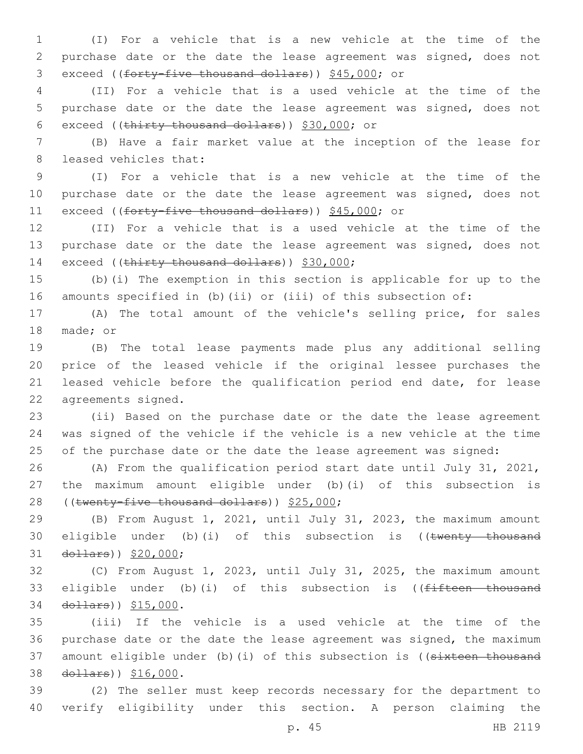(I) For a vehicle that is a new vehicle at the time of the purchase date or the date the lease agreement was signed, does not exceed ((~~forty-five thousand dollars~~)) <u>$45,000</u>; or

(II) For a vehicle that is a used vehicle at the time of the purchase date or the date the lease agreement was signed, does not exceed ((~~thirty thousand dollars~~)) <u>$30,000</u>; or

(B) Have a fair market value at the inception of the lease for leased vehicles that:

(I) For a vehicle that is a new vehicle at the time of the purchase date or the date the lease agreement was signed, does not exceed ((~~forty-five thousand dollars~~)) <u>$45,000</u>; or

(II) For a vehicle that is a used vehicle at the time of the purchase date or the date the lease agreement was signed, does not exceed ((~~thirty thousand dollars~~)) <u>$30,000</u>;

(b)(i) The exemption in this section is applicable for up to the amounts specified in (b)(ii) or (iii) of this subsection of:

(A) The total amount of the vehicle's selling price, for sales made; or

(B) The total lease payments made plus any additional selling price of the leased vehicle if the original lessee purchases the leased vehicle before the qualification period end date, for lease agreements signed.

(ii) Based on the purchase date or the date the lease agreement was signed of the vehicle if the vehicle is a new vehicle at the time of the purchase date or the date the lease agreement was signed:

(A) From the qualification period start date until July 31, 2021, the maximum amount eligible under (b)(i) of this subsection is ((~~twenty-five thousand dollars~~)) <u>$25,000</u>;

(B) From August 1, 2021, until July 31, 2023, the maximum amount eligible under (b)(i) of this subsection is ((~~twenty thousand dollars~~)) <u>$20,000</u>;

(C) From August 1, 2023, until July 31, 2025, the maximum amount eligible under (b)(i) of this subsection is ((~~fifteen thousand dollars~~)) <u>$15,000</u>.

(iii) If the vehicle is a used vehicle at the time of the purchase date or the date the lease agreement was signed, the maximum amount eligible under (b)(i) of this subsection is ((~~sixteen thousand dollars~~)) <u>$16,000</u>.

(2) The seller must keep records necessary for the department to verify eligibility under this section. A person claiming the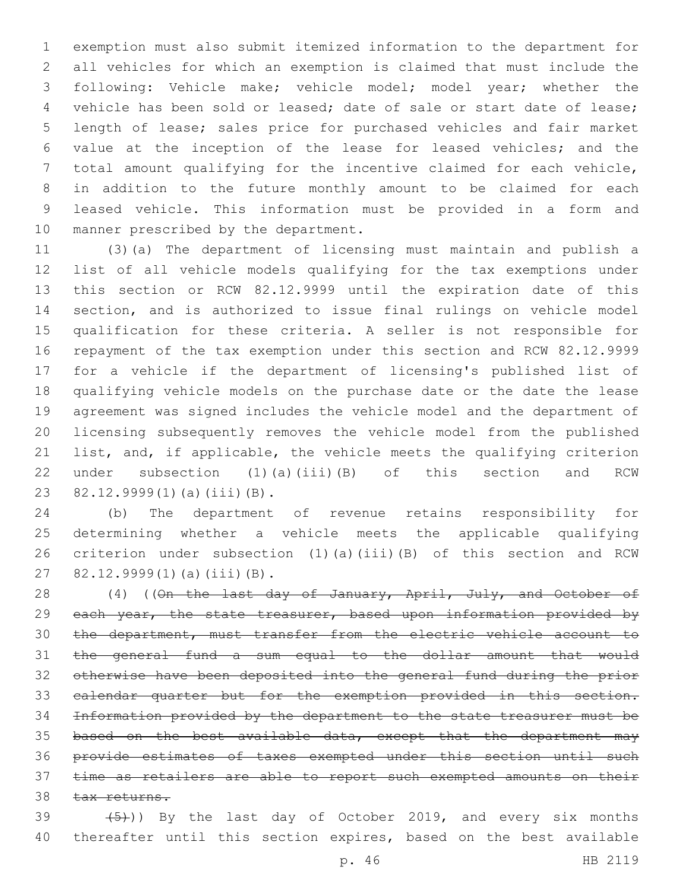exemption must also submit itemized information to the department for all vehicles for which an exemption is claimed that must include the following: Vehicle make; vehicle model; model year; whether the vehicle has been sold or leased; date of sale or start date of lease; length of lease; sales price for purchased vehicles and fair market value at the inception of the lease for leased vehicles; and the total amount qualifying for the incentive claimed for each vehicle, in addition to the future monthly amount to be claimed for each leased vehicle. This information must be provided in a form and manner prescribed by the department.

(3)(a) The department of licensing must maintain and publish a list of all vehicle models qualifying for the tax exemptions under this section or RCW 82.12.9999 until the expiration date of this section, and is authorized to issue final rulings on vehicle model qualification for these criteria. A seller is not responsible for repayment of the tax exemption under this section and RCW 82.12.9999 for a vehicle if the department of licensing's published list of qualifying vehicle models on the purchase date or the date the lease agreement was signed includes the vehicle model and the department of licensing subsequently removes the vehicle model from the published list, and, if applicable, the vehicle meets the qualifying criterion under subsection (1)(a)(iii)(B) of this section and RCW 82.12.9999(1)(a)(iii)(B).

(b) The department of revenue retains responsibility for determining whether a vehicle meets the applicable qualifying criterion under subsection (1)(a)(iii)(B) of this section and RCW 82.12.9999(1)(a)(iii)(B).

(4) ((~~On the last day of January, April, July, and October of each year, the state treasurer, based upon information provided by the department, must transfer from the electric vehicle account to the general fund a sum equal to the dollar amount that would otherwise have been deposited into the general fund during the prior calendar quarter but for the exemption provided in this section. Information provided by the department to the state treasurer must be based on the best available data, except that the department may provide estimates of taxes exempted under this section until such time as retailers are able to report such exempted amounts on their tax returns.~~

~~(5)~~)) By the last day of October 2019, and every six months thereafter until this section expires, based on the best available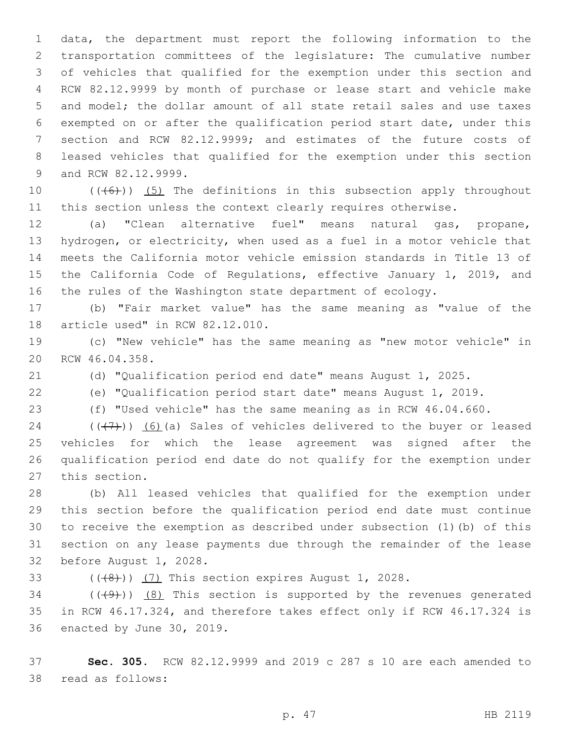data, the department must report the following information to the transportation committees of the legislature: The cumulative number of vehicles that qualified for the exemption under this section and RCW 82.12.9999 by month of purchase or lease start and vehicle make and model; the dollar amount of all state retail sales and use taxes exempted on or after the qualification period start date, under this section and RCW 82.12.9999; and estimates of the future costs of leased vehicles that qualified for the exemption under this section and RCW 82.12.9999.

((~~(6)~~)) (5) The definitions in this subsection apply throughout this section unless the context clearly requires otherwise.

(a) "Clean alternative fuel" means natural gas, propane, hydrogen, or electricity, when used as a fuel in a motor vehicle that meets the California motor vehicle emission standards in Title 13 of the California Code of Regulations, effective January 1, 2019, and the rules of the Washington state department of ecology.

(b) "Fair market value" has the same meaning as "value of the article used" in RCW 82.12.010.

(c) "New vehicle" has the same meaning as "new motor vehicle" in RCW 46.04.358.

(d) "Qualification period end date" means August 1, 2025.

(e) "Qualification period start date" means August 1, 2019.

(f) "Used vehicle" has the same meaning as in RCW 46.04.660.

((~~(7)~~)) (6)(a) Sales of vehicles delivered to the buyer or leased vehicles for which the lease agreement was signed after the qualification period end date do not qualify for the exemption under this section.

(b) All leased vehicles that qualified for the exemption under this section before the qualification period end date must continue to receive the exemption as described under subsection (1)(b) of this section on any lease payments due through the remainder of the lease before August 1, 2028.

((~~(8)~~)) (7) This section expires August 1, 2028.

((~~(9)~~)) (8) This section is supported by the revenues generated in RCW 46.17.324, and therefore takes effect only if RCW 46.17.324 is enacted by June 30, 2019.

**Sec. 305.** RCW 82.12.9999 and 2019 c 287 s 10 are each amended to read as follows: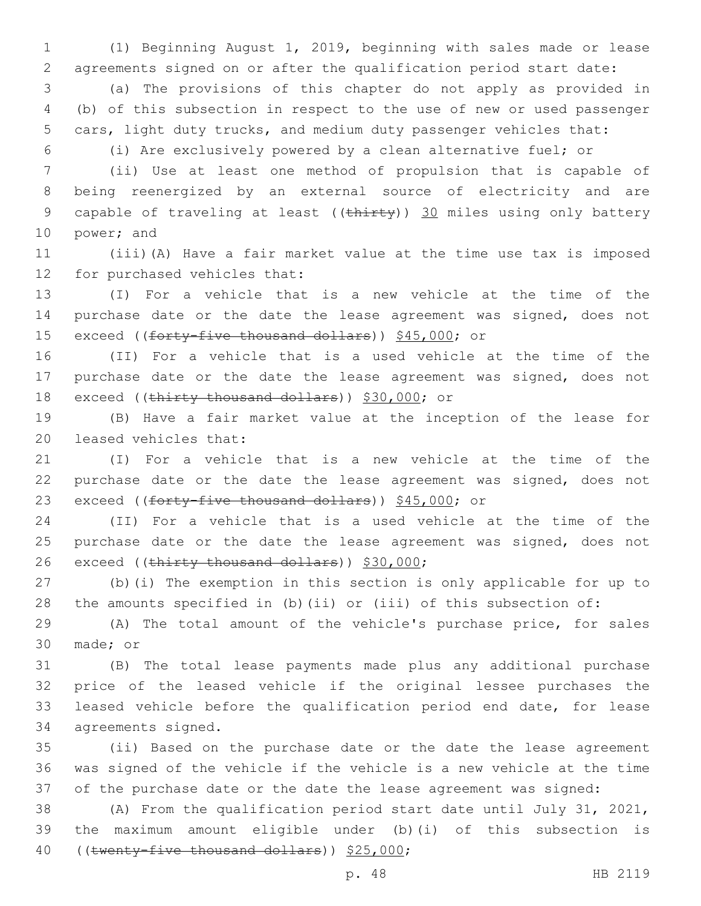(1) Beginning August 1, 2019, beginning with sales made or lease agreements signed on or after the qualification period start date:

(a) The provisions of this chapter do not apply as provided in (b) of this subsection in respect to the use of new or used passenger cars, light duty trucks, and medium duty passenger vehicles that:

(i) Are exclusively powered by a clean alternative fuel; or

(ii) Use at least one method of propulsion that is capable of being reenergized by an external source of electricity and are capable of traveling at least ((~~thirty~~)) 30 miles using only battery power; and

(iii)(A) Have a fair market value at the time use tax is imposed for purchased vehicles that:

(I) For a vehicle that is a new vehicle at the time of the purchase date or the date the lease agreement was signed, does not exceed ((~~forty-five thousand dollars~~)) $45,000; or

(II) For a vehicle that is a used vehicle at the time of the purchase date or the date the lease agreement was signed, does not exceed ((~~thirty thousand dollars~~)) $30,000; or

(B) Have a fair market value at the inception of the lease for leased vehicles that:

(I) For a vehicle that is a new vehicle at the time of the purchase date or the date the lease agreement was signed, does not exceed ((~~forty-five thousand dollars~~)) $45,000; or

(II) For a vehicle that is a used vehicle at the time of the purchase date or the date the lease agreement was signed, does not exceed ((~~thirty thousand dollars~~)) $30,000;

(b)(i) The exemption in this section is only applicable for up to the amounts specified in (b)(ii) or (iii) of this subsection of:

(A) The total amount of the vehicle's purchase price, for sales made; or

(B) The total lease payments made plus any additional purchase price of the leased vehicle if the original lessee purchases the leased vehicle before the qualification period end date, for lease agreements signed.

(ii) Based on the purchase date or the date the lease agreement was signed of the vehicle if the vehicle is a new vehicle at the time of the purchase date or the date the lease agreement was signed:

(A) From the qualification period start date until July 31, 2021, the maximum amount eligible under (b)(i) of this subsection is ((~~twenty-five thousand dollars~~)) $25,000;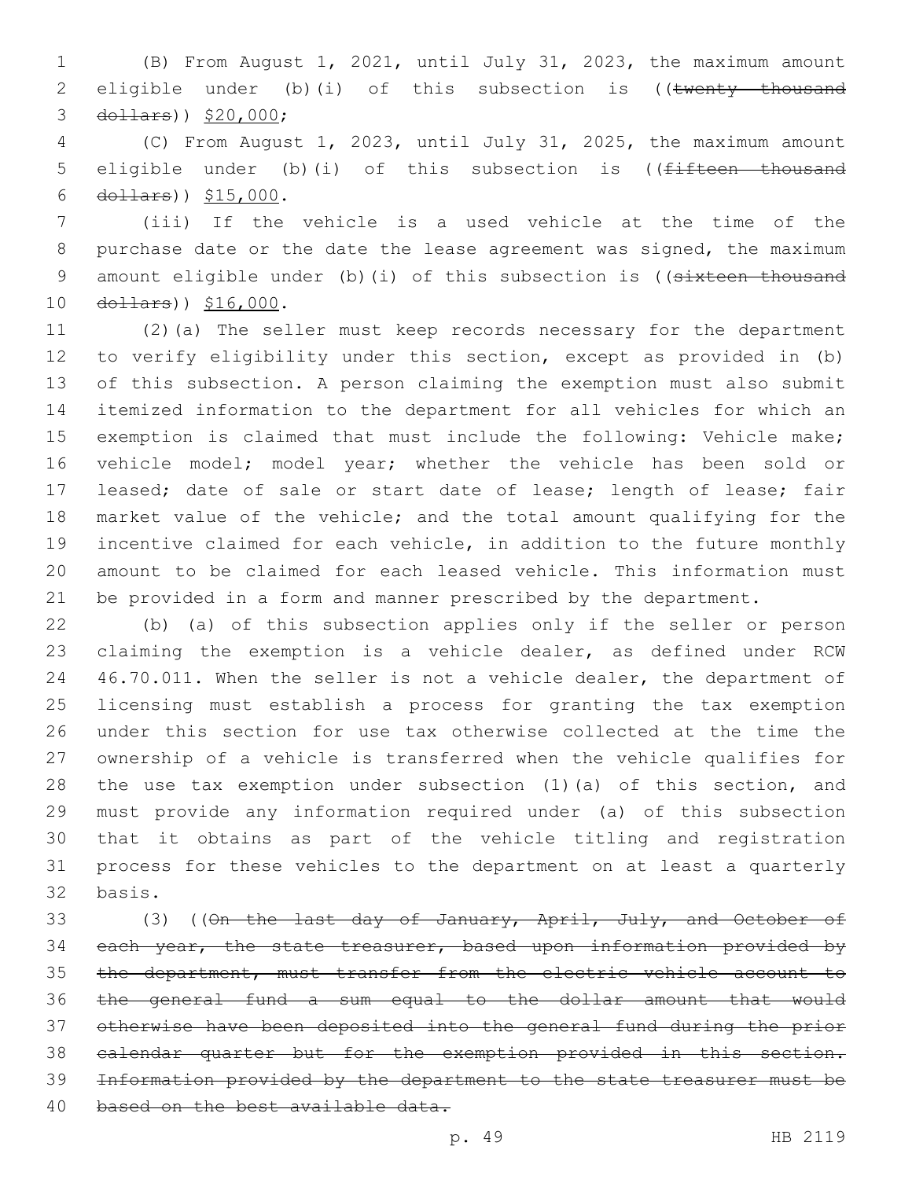(B) From August 1, 2021, until July 31, 2023, the maximum amount eligible under (b)(i) of this subsection is ((~~twenty thousand dollars~~)) $20,000;

(C) From August 1, 2023, until July 31, 2025, the maximum amount eligible under (b)(i) of this subsection is ((~~fifteen thousand dollars~~)) $15,000.

(iii) If the vehicle is a used vehicle at the time of the purchase date or the date the lease agreement was signed, the maximum amount eligible under (b)(i) of this subsection is ((~~sixteen thousand dollars~~)) $16,000.

(2)(a) The seller must keep records necessary for the department to verify eligibility under this section, except as provided in (b) of this subsection. A person claiming the exemption must also submit itemized information to the department for all vehicles for which an exemption is claimed that must include the following: Vehicle make; vehicle model; model year; whether the vehicle has been sold or leased; date of sale or start date of lease; length of lease; fair market value of the vehicle; and the total amount qualifying for the incentive claimed for each vehicle, in addition to the future monthly amount to be claimed for each leased vehicle. This information must be provided in a form and manner prescribed by the department.

(b) (a) of this subsection applies only if the seller or person claiming the exemption is a vehicle dealer, as defined under RCW 46.70.011. When the seller is not a vehicle dealer, the department of licensing must establish a process for granting the tax exemption under this section for use tax otherwise collected at the time the ownership of a vehicle is transferred when the vehicle qualifies for the use tax exemption under subsection (1)(a) of this section, and must provide any information required under (a) of this subsection that it obtains as part of the vehicle titling and registration process for these vehicles to the department on at least a quarterly basis.

(3) ((~~On the last day of January, April, July, and October of each year, the state treasurer, based upon information provided by the department, must transfer from the electric vehicle account to the general fund a sum equal to the dollar amount that would otherwise have been deposited into the general fund during the prior calendar quarter but for the exemption provided in this section. Information provided by the department to the state treasurer must be based on the best available data.~~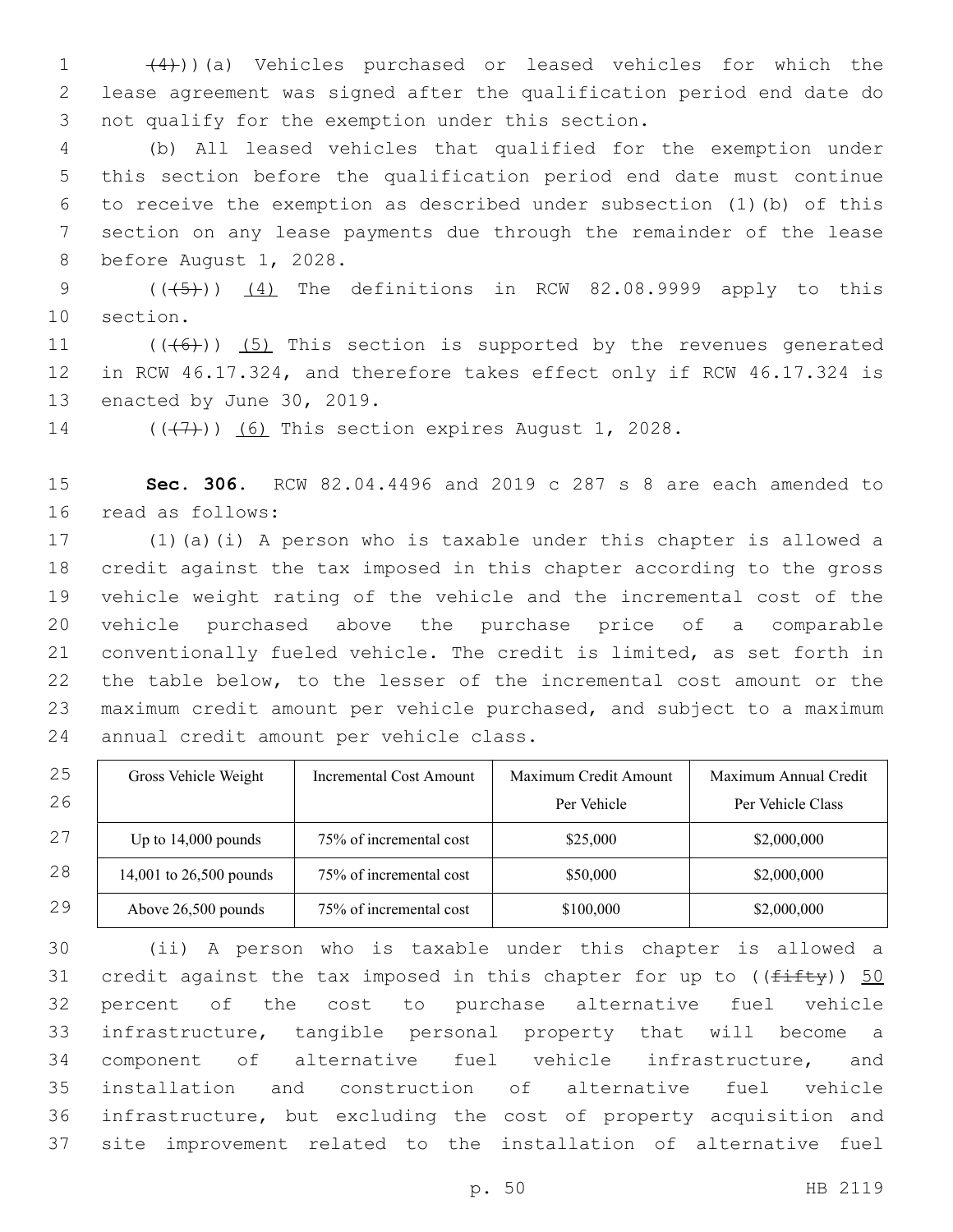(4)))(a) Vehicles purchased or leased vehicles for which the lease agreement was signed after the qualification period end date do not qualify for the exemption under this section.

(b) All leased vehicles that qualified for the exemption under this section before the qualification period end date must continue to receive the exemption as described under subsection (1)(b) of this section on any lease payments due through the remainder of the lease before August 1, 2028.

(((5))) (4) The definitions in RCW 82.08.9999 apply to this section.

(((6))) (5) This section is supported by the revenues generated in RCW 46.17.324, and therefore takes effect only if RCW 46.17.324 is enacted by June 30, 2019.

(((7))) (6) This section expires August 1, 2028.

**Sec. 306.** RCW 82.04.4496 and 2019 c 287 s 8 are each amended to read as follows:

(1)(a)(i) A person who is taxable under this chapter is allowed a credit against the tax imposed in this chapter according to the gross vehicle weight rating of the vehicle and the incremental cost of the vehicle purchased above the purchase price of a comparable conventionally fueled vehicle. The credit is limited, as set forth in the table below, to the lesser of the incremental cost amount or the maximum credit amount per vehicle purchased, and subject to a maximum annual credit amount per vehicle class.

| Gross Vehicle Weight | Incremental Cost Amount | Maximum Credit Amount Per Vehicle | Maximum Annual Credit Per Vehicle Class |
|---|---|---|---|
| Up to 14,000 pounds | 75% of incremental cost | $25,000 | $2,000,000 |
| 14,001 to 26,500 pounds | 75% of incremental cost | $50,000 | $2,000,000 |
| Above 26,500 pounds | 75% of incremental cost | $100,000 | $2,000,000 |

(ii) A person who is taxable under this chapter is allowed a credit against the tax imposed in this chapter for up to ((fifty)) 50 percent of the cost to purchase alternative fuel vehicle infrastructure, tangible personal property that will become a component of alternative fuel vehicle infrastructure, and installation and construction of alternative fuel vehicle infrastructure, but excluding the cost of property acquisition and site improvement related to the installation of alternative fuel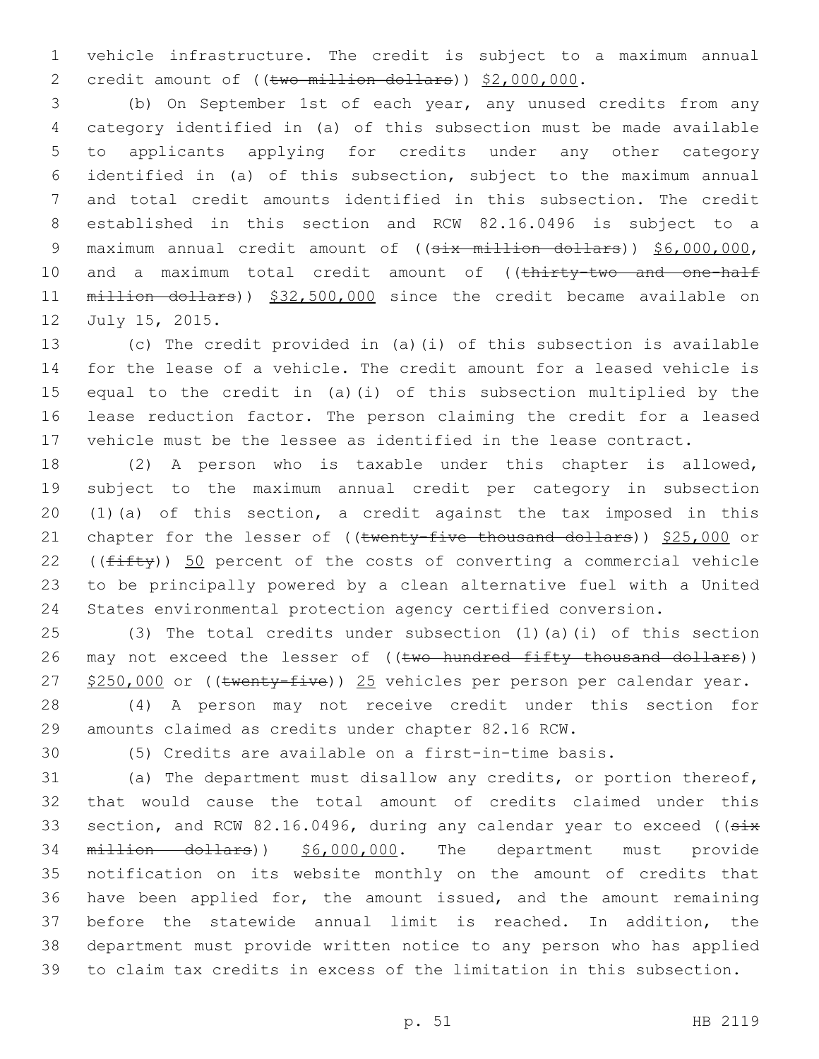vehicle infrastructure. The credit is subject to a maximum annual credit amount of ((~~two million dollars~~)) $2,000,000.

(b) On September 1st of each year, any unused credits from any category identified in (a) of this subsection must be made available to applicants applying for credits under any other category identified in (a) of this subsection, subject to the maximum annual and total credit amounts identified in this subsection. The credit established in this section and RCW 82.16.0496 is subject to a maximum annual credit amount of ((~~six million dollars~~)) $6,000,000, and a maximum total credit amount of ((~~thirty-two and one-half million dollars~~)) $32,500,000 since the credit became available on July 15, 2015.

(c) The credit provided in (a)(i) of this subsection is available for the lease of a vehicle. The credit amount for a leased vehicle is equal to the credit in (a)(i) of this subsection multiplied by the lease reduction factor. The person claiming the credit for a leased vehicle must be the lessee as identified in the lease contract.

(2) A person who is taxable under this chapter is allowed, subject to the maximum annual credit per category in subsection (1)(a) of this section, a credit against the tax imposed in this chapter for the lesser of ((~~twenty-five thousand dollars~~)) $25,000 or ((~~fifty~~)) 50 percent of the costs of converting a commercial vehicle to be principally powered by a clean alternative fuel with a United States environmental protection agency certified conversion.

(3) The total credits under subsection (1)(a)(i) of this section may not exceed the lesser of ((~~two hundred fifty thousand dollars~~)) $250,000 or ((~~twenty-five~~)) 25 vehicles per person per calendar year.

(4) A person may not receive credit under this section for amounts claimed as credits under chapter 82.16 RCW.

(5) Credits are available on a first-in-time basis.

(a) The department must disallow any credits, or portion thereof, that would cause the total amount of credits claimed under this section, and RCW 82.16.0496, during any calendar year to exceed ((~~six million dollars~~)) $6,000,000. The department must provide notification on its website monthly on the amount of credits that have been applied for, the amount issued, and the amount remaining before the statewide annual limit is reached. In addition, the department must provide written notice to any person who has applied to claim tax credits in excess of the limitation in this subsection.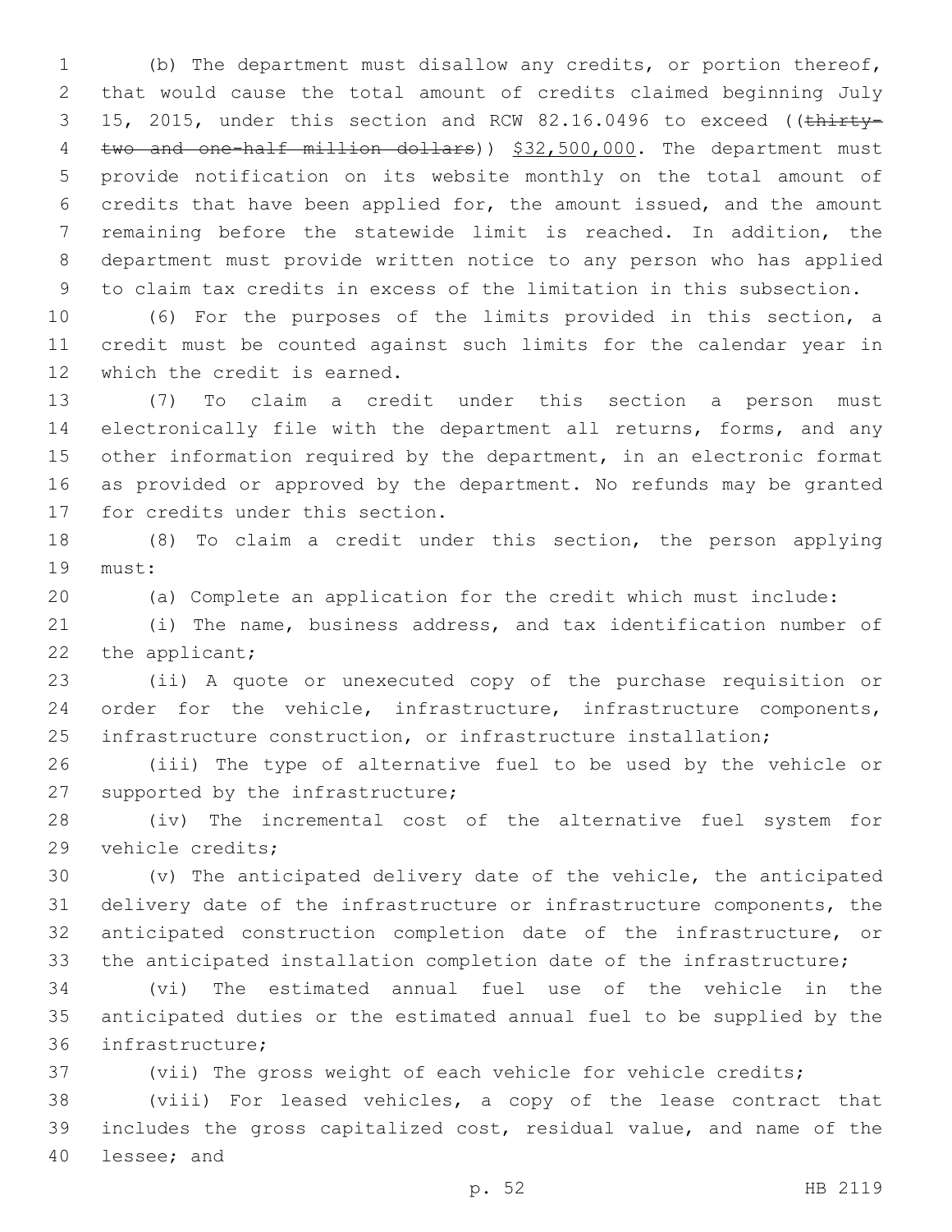(b) The department must disallow any credits, or portion thereof, that would cause the total amount of credits claimed beginning July 15, 2015, under this section and RCW 82.16.0496 to exceed ((~~thirty-two and one-half million dollars~~)) $32,500,000. The department must provide notification on its website monthly on the total amount of credits that have been applied for, the amount issued, and the amount remaining before the statewide limit is reached. In addition, the department must provide written notice to any person who has applied to claim tax credits in excess of the limitation in this subsection.

(6) For the purposes of the limits provided in this section, a credit must be counted against such limits for the calendar year in which the credit is earned.

(7) To claim a credit under this section a person must electronically file with the department all returns, forms, and any other information required by the department, in an electronic format as provided or approved by the department. No refunds may be granted for credits under this section.

(8) To claim a credit under this section, the person applying must:

(a) Complete an application for the credit which must include:

(i) The name, business address, and tax identification number of the applicant;

(ii) A quote or unexecuted copy of the purchase requisition or order for the vehicle, infrastructure, infrastructure components, infrastructure construction, or infrastructure installation;

(iii) The type of alternative fuel to be used by the vehicle or supported by the infrastructure;

(iv) The incremental cost of the alternative fuel system for vehicle credits;

(v) The anticipated delivery date of the vehicle, the anticipated delivery date of the infrastructure or infrastructure components, the anticipated construction completion date of the infrastructure, or the anticipated installation completion date of the infrastructure;

(vi) The estimated annual fuel use of the vehicle in the anticipated duties or the estimated annual fuel to be supplied by the infrastructure;

(vii) The gross weight of each vehicle for vehicle credits;

(viii) For leased vehicles, a copy of the lease contract that includes the gross capitalized cost, residual value, and name of the lessee; and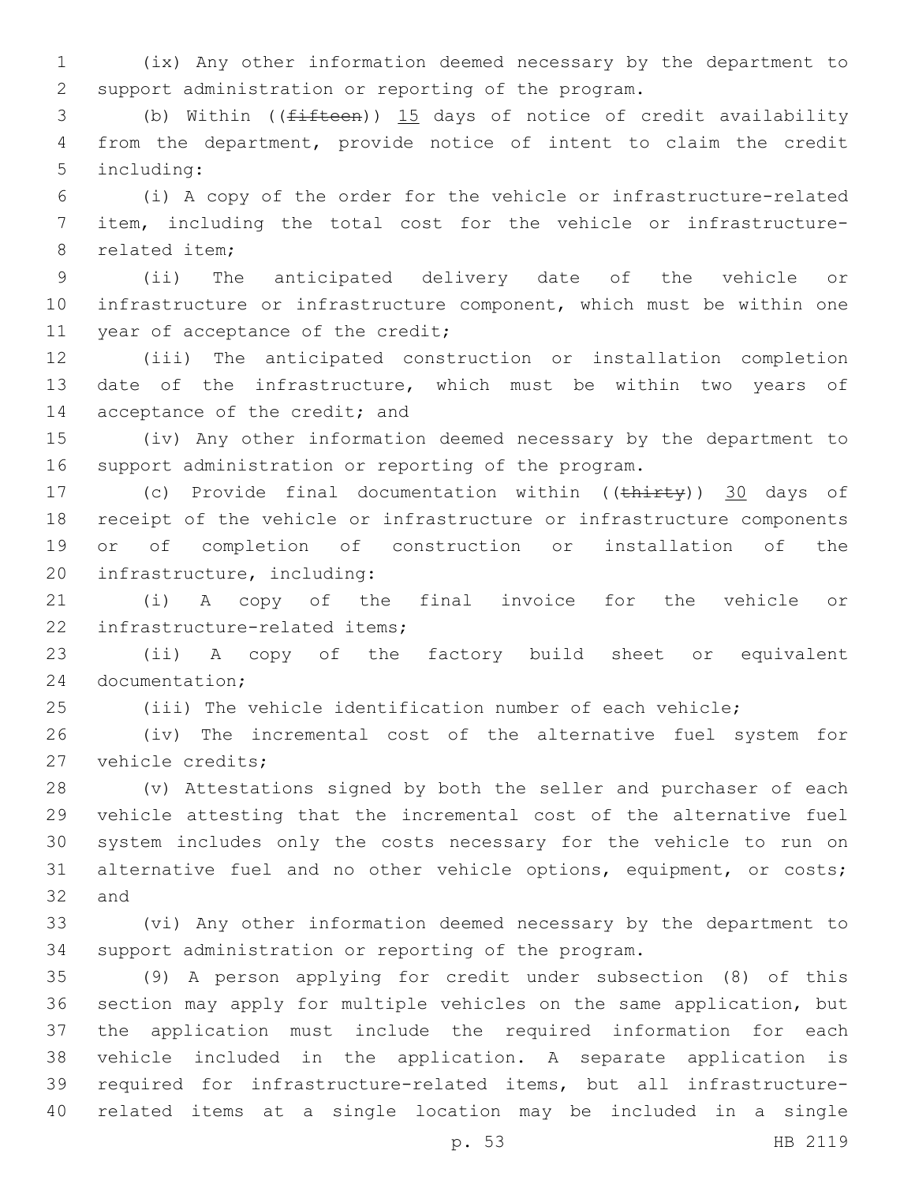(ix) Any other information deemed necessary by the department to support administration or reporting of the program.

(b) Within ((~~fifteen~~)) 15 days of notice of credit availability from the department, provide notice of intent to claim the credit including:

(i) A copy of the order for the vehicle or infrastructure-related item, including the total cost for the vehicle or infrastructure-related item;

(ii) The anticipated delivery date of the vehicle or infrastructure or infrastructure component, which must be within one year of acceptance of the credit;

(iii) The anticipated construction or installation completion date of the infrastructure, which must be within two years of acceptance of the credit; and

(iv) Any other information deemed necessary by the department to support administration or reporting of the program.

(c) Provide final documentation within ((~~thirty~~)) 30 days of receipt of the vehicle or infrastructure or infrastructure components or of completion of construction or installation of the infrastructure, including:

(i) A copy of the final invoice for the vehicle or infrastructure-related items;

(ii) A copy of the factory build sheet or equivalent documentation;

(iii) The vehicle identification number of each vehicle;

(iv) The incremental cost of the alternative fuel system for vehicle credits;

(v) Attestations signed by both the seller and purchaser of each vehicle attesting that the incremental cost of the alternative fuel system includes only the costs necessary for the vehicle to run on alternative fuel and no other vehicle options, equipment, or costs; and

(vi) Any other information deemed necessary by the department to support administration or reporting of the program.

(9) A person applying for credit under subsection (8) of this section may apply for multiple vehicles on the same application, but the application must include the required information for each vehicle included in the application. A separate application is required for infrastructure-related items, but all infrastructure-related items at a single location may be included in a single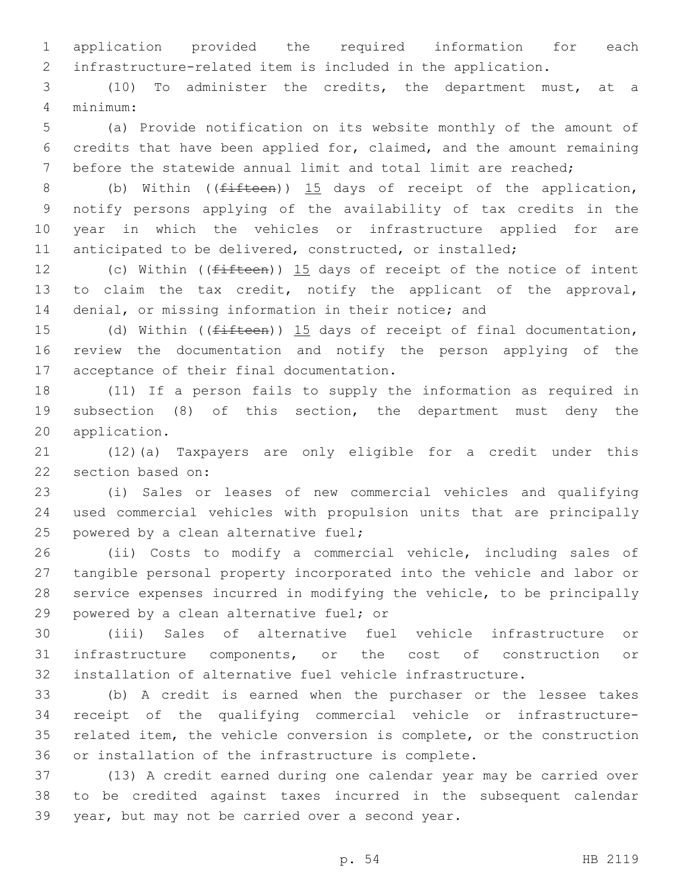application provided the required information for each infrastructure-related item is included in the application.

(10) To administer the credits, the department must, at a minimum:

(a) Provide notification on its website monthly of the amount of credits that have been applied for, claimed, and the amount remaining before the statewide annual limit and total limit are reached;

(b) Within ((~~fifteen~~)) <u>15</u> days of receipt of the application, notify persons applying of the availability of tax credits in the year in which the vehicles or infrastructure applied for are anticipated to be delivered, constructed, or installed;

(c) Within ((~~fifteen~~)) <u>15</u> days of receipt of the notice of intent to claim the tax credit, notify the applicant of the approval, denial, or missing information in their notice; and

(d) Within ((~~fifteen~~)) <u>15</u> days of receipt of final documentation, review the documentation and notify the person applying of the acceptance of their final documentation.

(11) If a person fails to supply the information as required in subsection (8) of this section, the department must deny the application.

(12)(a) Taxpayers are only eligible for a credit under this section based on:

(i) Sales or leases of new commercial vehicles and qualifying used commercial vehicles with propulsion units that are principally powered by a clean alternative fuel;

(ii) Costs to modify a commercial vehicle, including sales of tangible personal property incorporated into the vehicle and labor or service expenses incurred in modifying the vehicle, to be principally powered by a clean alternative fuel; or

(iii) Sales of alternative fuel vehicle infrastructure or infrastructure components, or the cost of construction or installation of alternative fuel vehicle infrastructure.

(b) A credit is earned when the purchaser or the lessee takes receipt of the qualifying commercial vehicle or infrastructure-related item, the vehicle conversion is complete, or the construction or installation of the infrastructure is complete.

(13) A credit earned during one calendar year may be carried over to be credited against taxes incurred in the subsequent calendar year, but may not be carried over a second year.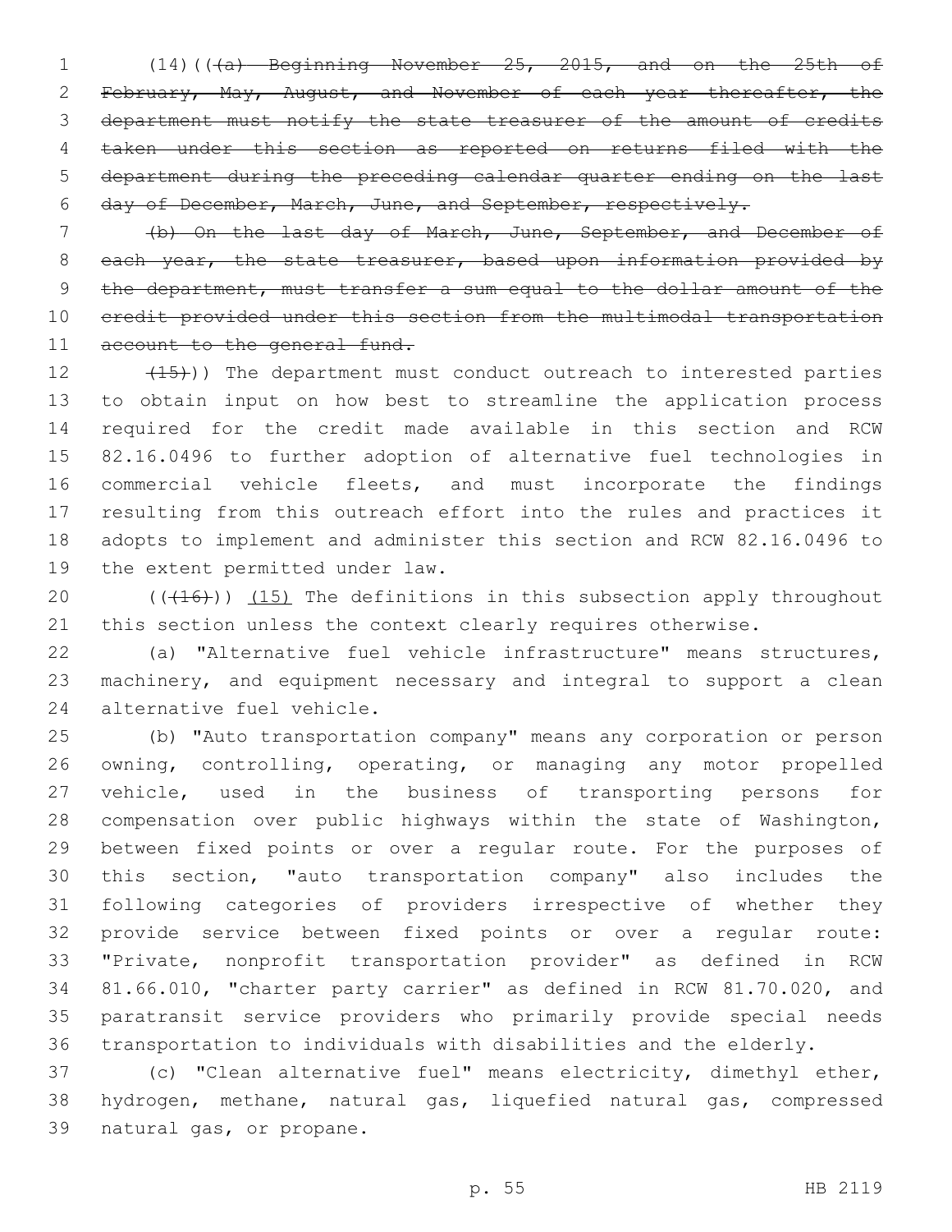(14)(((a) Beginning November 25, 2015, and on the 25th of February, May, August, and November of each year thereafter, the department must notify the state treasurer of the amount of credits taken under this section as reported on returns filed with the department during the preceding calendar quarter ending on the last day of December, March, June, and September, respectively.

(b) On the last day of March, June, September, and December of each year, the state treasurer, based upon information provided by the department, must transfer a sum equal to the dollar amount of the credit provided under this section from the multimodal transportation account to the general fund.

(15))) The department must conduct outreach to interested parties to obtain input on how best to streamline the application process required for the credit made available in this section and RCW 82.16.0496 to further adoption of alternative fuel technologies in commercial vehicle fleets, and must incorporate the findings resulting from this outreach effort into the rules and practices it adopts to implement and administer this section and RCW 82.16.0496 to the extent permitted under law.

(((16))) (15) The definitions in this subsection apply throughout this section unless the context clearly requires otherwise.

(a) "Alternative fuel vehicle infrastructure" means structures, machinery, and equipment necessary and integral to support a clean alternative fuel vehicle.

(b) "Auto transportation company" means any corporation or person owning, controlling, operating, or managing any motor propelled vehicle, used in the business of transporting persons for compensation over public highways within the state of Washington, between fixed points or over a regular route. For the purposes of this section, "auto transportation company" also includes the following categories of providers irrespective of whether they provide service between fixed points or over a regular route: "Private, nonprofit transportation provider" as defined in RCW 81.66.010, "charter party carrier" as defined in RCW 81.70.020, and paratransit service providers who primarily provide special needs transportation to individuals with disabilities and the elderly.

(c) "Clean alternative fuel" means electricity, dimethyl ether, hydrogen, methane, natural gas, liquefied natural gas, compressed natural gas, or propane.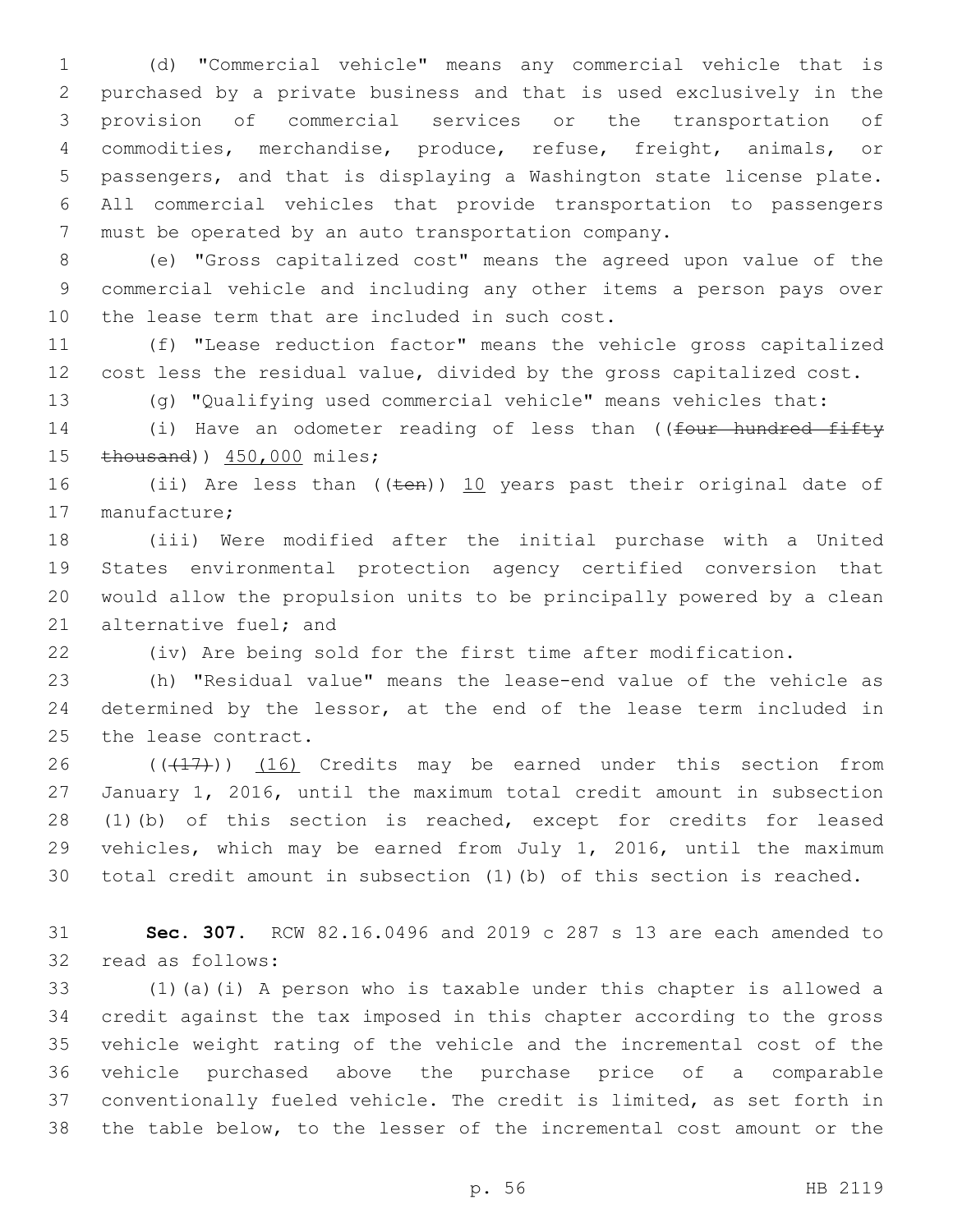(d) "Commercial vehicle" means any commercial vehicle that is purchased by a private business and that is used exclusively in the provision of commercial services or the transportation of commodities, merchandise, produce, refuse, freight, animals, or passengers, and that is displaying a Washington state license plate. All commercial vehicles that provide transportation to passengers must be operated by an auto transportation company.

(e) "Gross capitalized cost" means the agreed upon value of the commercial vehicle and including any other items a person pays over the lease term that are included in such cost.

(f) "Lease reduction factor" means the vehicle gross capitalized cost less the residual value, divided by the gross capitalized cost.

(g) "Qualifying used commercial vehicle" means vehicles that:

(i) Have an odometer reading of less than ((~~four hundred fifty thousand~~)) 450,000 miles;

(ii) Are less than ((~~ten~~)) 10 years past their original date of manufacture;

(iii) Were modified after the initial purchase with a United States environmental protection agency certified conversion that would allow the propulsion units to be principally powered by a clean alternative fuel; and

(iv) Are being sold for the first time after modification.

(h) "Residual value" means the lease-end value of the vehicle as determined by the lessor, at the end of the lease term included in the lease contract.

((~~(17)~~)) (16) Credits may be earned under this section from January 1, 2016, until the maximum total credit amount in subsection (1)(b) of this section is reached, except for credits for leased vehicles, which may be earned from July 1, 2016, until the maximum total credit amount in subsection (1)(b) of this section is reached.

**Sec. 307.** RCW 82.16.0496 and 2019 c 287 s 13 are each amended to read as follows:

(1)(a)(i) A person who is taxable under this chapter is allowed a credit against the tax imposed in this chapter according to the gross vehicle weight rating of the vehicle and the incremental cost of the vehicle purchased above the purchase price of a comparable conventionally fueled vehicle. The credit is limited, as set forth in the table below, to the lesser of the incremental cost amount or the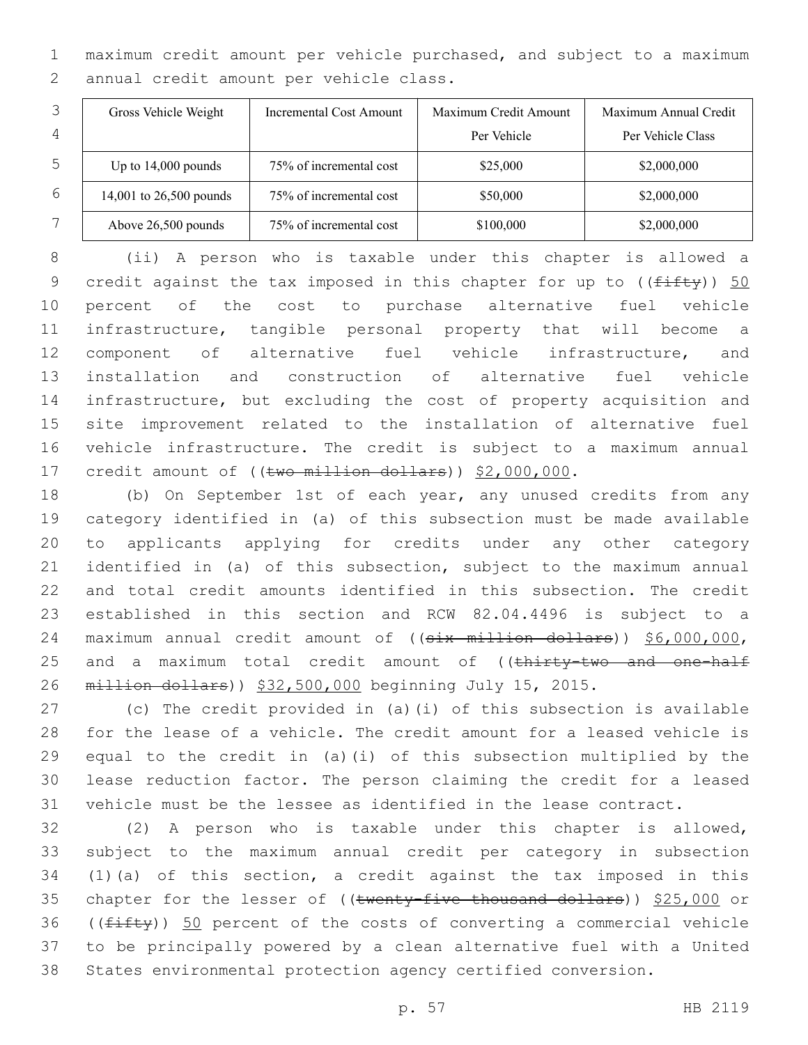maximum credit amount per vehicle purchased, and subject to a maximum annual credit amount per vehicle class.

| Gross Vehicle Weight | Incremental Cost Amount | Maximum Credit Amount Per Vehicle | Maximum Annual Credit Per Vehicle Class |
|---|---|---|---|
| Up to 14,000 pounds | 75% of incremental cost | $25,000 | $2,000,000 |
| 14,001 to 26,500 pounds | 75% of incremental cost | $50,000 | $2,000,000 |
| Above 26,500 pounds | 75% of incremental cost | $100,000 | $2,000,000 |

(ii) A person who is taxable under this chapter is allowed a credit against the tax imposed in this chapter for up to ((~~fifty~~)) 50 percent of the cost to purchase alternative fuel vehicle infrastructure, tangible personal property that will become a component of alternative fuel vehicle infrastructure, and installation and construction of alternative fuel vehicle infrastructure, but excluding the cost of property acquisition and site improvement related to the installation of alternative fuel vehicle infrastructure. The credit is subject to a maximum annual credit amount of ((~~two million dollars~~)) $2,000,000.

(b) On September 1st of each year, any unused credits from any category identified in (a) of this subsection must be made available to applicants applying for credits under any other category identified in (a) of this subsection, subject to the maximum annual and total credit amounts identified in this subsection. The credit established in this section and RCW 82.04.4496 is subject to a maximum annual credit amount of ((~~six million dollars~~)) $6,000,000, and a maximum total credit amount of ((~~thirty-two and one-half million dollars~~)) $32,500,000 beginning July 15, 2015.

(c) The credit provided in (a)(i) of this subsection is available for the lease of a vehicle. The credit amount for a leased vehicle is equal to the credit in (a)(i) of this subsection multiplied by the lease reduction factor. The person claiming the credit for a leased vehicle must be the lessee as identified in the lease contract.

(2) A person who is taxable under this chapter is allowed, subject to the maximum annual credit per category in subsection (1)(a) of this section, a credit against the tax imposed in this chapter for the lesser of ((~~twenty-five thousand dollars~~)) $25,000 or ((~~fifty~~)) 50 percent of the costs of converting a commercial vehicle to be principally powered by a clean alternative fuel with a United States environmental protection agency certified conversion.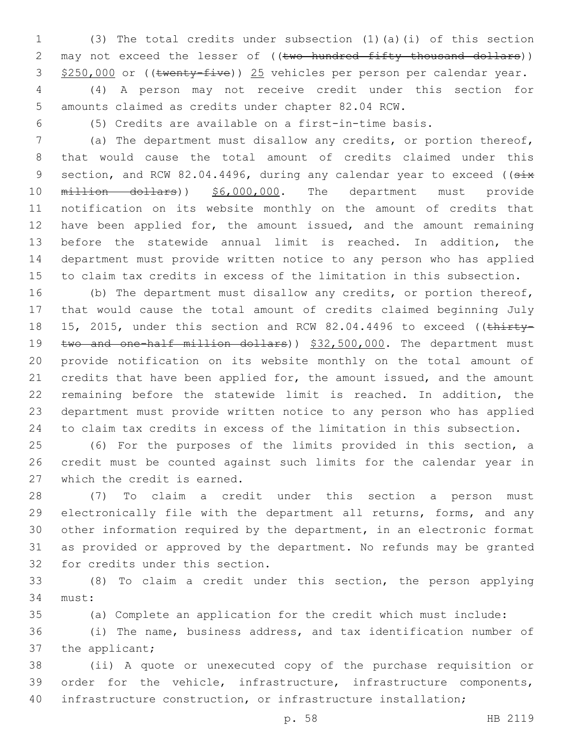(3) The total credits under subsection (1)(a)(i) of this section may not exceed the lesser of ((~~two hundred fifty thousand dollars~~)) <u>$250,000</u> or ((~~twenty-five~~)) <u>25</u> vehicles per person per calendar year.

(4) A person may not receive credit under this section for amounts claimed as credits under chapter 82.04 RCW.

(5) Credits are available on a first-in-time basis.

(a) The department must disallow any credits, or portion thereof, that would cause the total amount of credits claimed under this section, and RCW 82.04.4496, during any calendar year to exceed ((~~six million dollars~~)) <u>$6,000,000</u>. The department must provide notification on its website monthly on the amount of credits that have been applied for, the amount issued, and the amount remaining before the statewide annual limit is reached. In addition, the department must provide written notice to any person who has applied to claim tax credits in excess of the limitation in this subsection.

(b) The department must disallow any credits, or portion thereof, that would cause the total amount of credits claimed beginning July 15, 2015, under this section and RCW 82.04.4496 to exceed ((~~thirty-two and one-half million dollars~~)) <u>$32,500,000</u>. The department must provide notification on its website monthly on the total amount of credits that have been applied for, the amount issued, and the amount remaining before the statewide limit is reached. In addition, the department must provide written notice to any person who has applied to claim tax credits in excess of the limitation in this subsection.

(6) For the purposes of the limits provided in this section, a credit must be counted against such limits for the calendar year in which the credit is earned.

(7) To claim a credit under this section a person must electronically file with the department all returns, forms, and any other information required by the department, in an electronic format as provided or approved by the department. No refunds may be granted for credits under this section.

(8) To claim a credit under this section, the person applying must:

(a) Complete an application for the credit which must include:

(i) The name, business address, and tax identification number of the applicant;

(ii) A quote or unexecuted copy of the purchase requisition or order for the vehicle, infrastructure, infrastructure components, infrastructure construction, or infrastructure installation;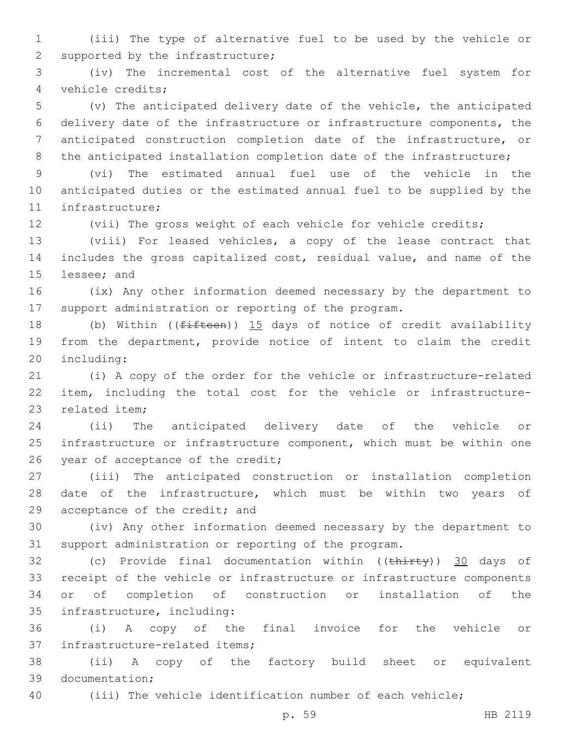(iii) The type of alternative fuel to be used by the vehicle or supported by the infrastructure;

(iv) The incremental cost of the alternative fuel system for vehicle credits;

(v) The anticipated delivery date of the vehicle, the anticipated delivery date of the infrastructure or infrastructure components, the anticipated construction completion date of the infrastructure, or the anticipated installation completion date of the infrastructure;

(vi) The estimated annual fuel use of the vehicle in the anticipated duties or the estimated annual fuel to be supplied by the infrastructure;

(vii) The gross weight of each vehicle for vehicle credits;

(viii) For leased vehicles, a copy of the lease contract that includes the gross capitalized cost, residual value, and name of the lessee; and

(ix) Any other information deemed necessary by the department to support administration or reporting of the program.

(b) Within ((~~fifteen~~)) <u>15</u> days of notice of credit availability from the department, provide notice of intent to claim the credit including:

(i) A copy of the order for the vehicle or infrastructure-related item, including the total cost for the vehicle or infrastructure-related item;

(ii) The anticipated delivery date of the vehicle or infrastructure or infrastructure component, which must be within one year of acceptance of the credit;

(iii) The anticipated construction or installation completion date of the infrastructure, which must be within two years of acceptance of the credit; and

(iv) Any other information deemed necessary by the department to support administration or reporting of the program.

(c) Provide final documentation within ((~~thirty~~)) <u>30</u> days of receipt of the vehicle or infrastructure or infrastructure components or of completion of construction or installation of the infrastructure, including:

(i) A copy of the final invoice for the vehicle or infrastructure-related items;

(ii) A copy of the factory build sheet or equivalent documentation;

(iii) The vehicle identification number of each vehicle;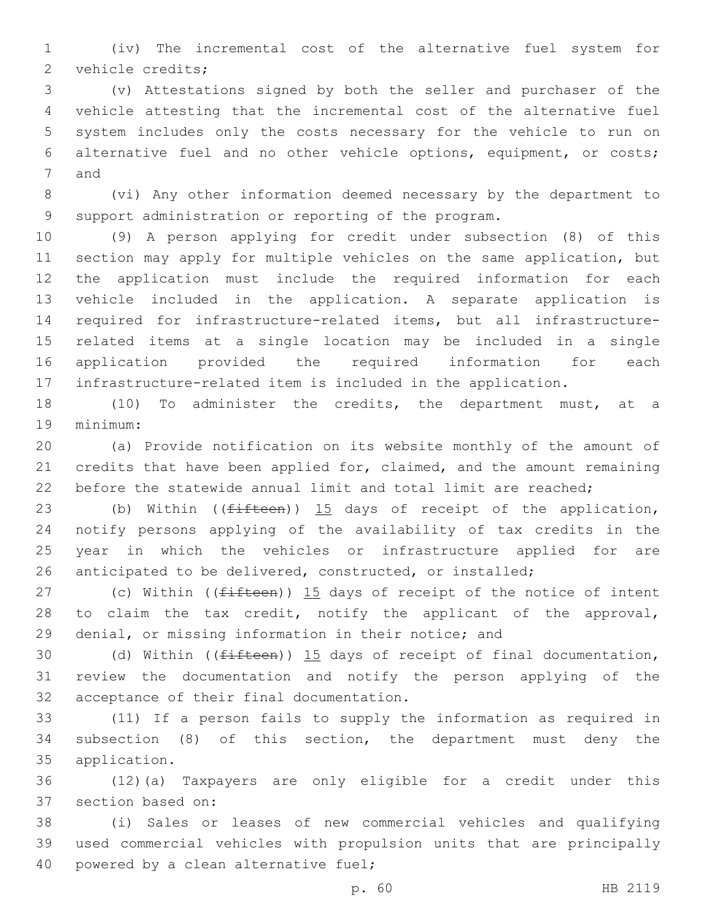(iv) The incremental cost of the alternative fuel system for vehicle credits;

(v) Attestations signed by both the seller and purchaser of the vehicle attesting that the incremental cost of the alternative fuel system includes only the costs necessary for the vehicle to run on alternative fuel and no other vehicle options, equipment, or costs; and

(vi) Any other information deemed necessary by the department to support administration or reporting of the program.

(9) A person applying for credit under subsection (8) of this section may apply for multiple vehicles on the same application, but the application must include the required information for each vehicle included in the application. A separate application is required for infrastructure-related items, but all infrastructure-related items at a single location may be included in a single application provided the required information for each infrastructure-related item is included in the application.

(10) To administer the credits, the department must, at a minimum:

(a) Provide notification on its website monthly of the amount of credits that have been applied for, claimed, and the amount remaining before the statewide annual limit and total limit are reached;

(b) Within ((~~fifteen~~)) 15 days of receipt of the application, notify persons applying of the availability of tax credits in the year in which the vehicles or infrastructure applied for are anticipated to be delivered, constructed, or installed;

(c) Within ((~~fifteen~~)) 15 days of receipt of the notice of intent to claim the tax credit, notify the applicant of the approval, denial, or missing information in their notice; and

(d) Within ((~~fifteen~~)) 15 days of receipt of final documentation, review the documentation and notify the person applying of the acceptance of their final documentation.

(11) If a person fails to supply the information as required in subsection (8) of this section, the department must deny the application.

(12)(a) Taxpayers are only eligible for a credit under this section based on:

(i) Sales or leases of new commercial vehicles and qualifying used commercial vehicles with propulsion units that are principally powered by a clean alternative fuel;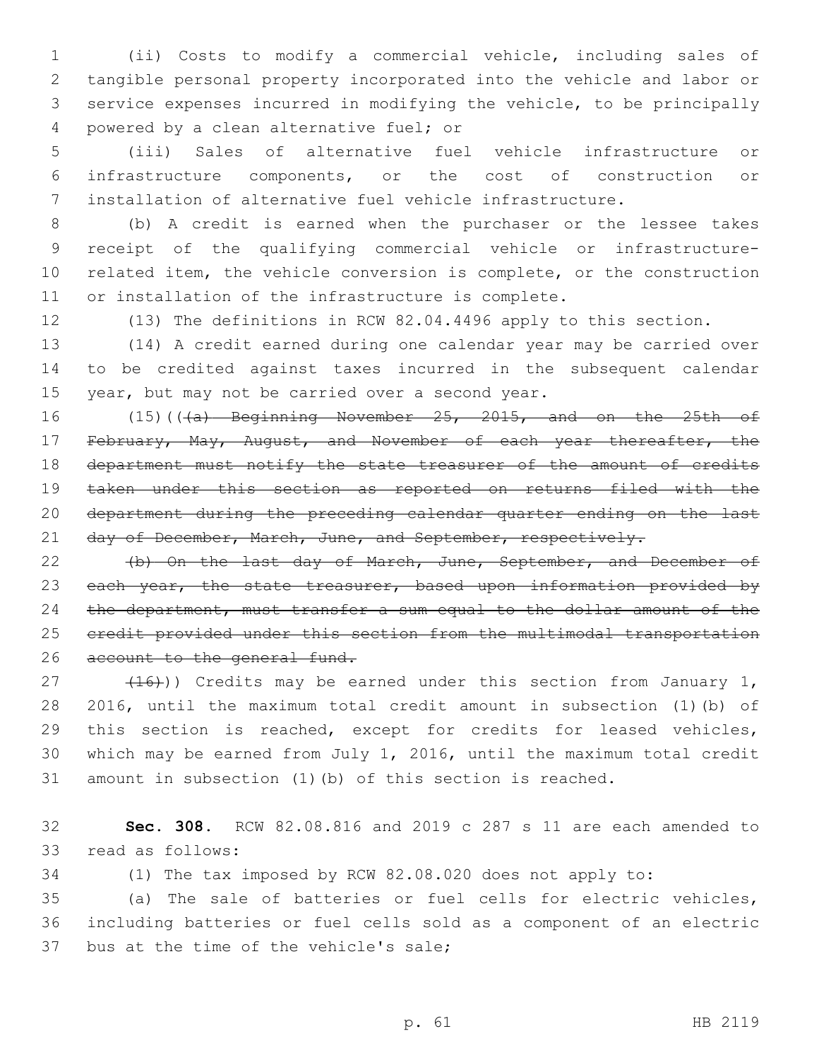(ii) Costs to modify a commercial vehicle, including sales of tangible personal property incorporated into the vehicle and labor or service expenses incurred in modifying the vehicle, to be principally powered by a clean alternative fuel; or

(iii) Sales of alternative fuel vehicle infrastructure or infrastructure components, or the cost of construction or installation of alternative fuel vehicle infrastructure.

(b) A credit is earned when the purchaser or the lessee takes receipt of the qualifying commercial vehicle or infrastructure-related item, the vehicle conversion is complete, or the construction or installation of the infrastructure is complete.

(13) The definitions in RCW 82.04.4496 apply to this section.

(14) A credit earned during one calendar year may be carried over to be credited against taxes incurred in the subsequent calendar year, but may not be carried over a second year.

(15)((~~(a) Beginning November 25, 2015, and on the 25th of February, May, August, and November of each year thereafter, the department must notify the state treasurer of the amount of credits taken under this section as reported on returns filed with the department during the preceding calendar quarter ending on the last day of December, March, June, and September, respectively.~~

~~(b) On the last day of March, June, September, and December of each year, the state treasurer, based upon information provided by the department, must transfer a sum equal to the dollar amount of the credit provided under this section from the multimodal transportation account to the general fund.~~

~~(16)~~)) Credits may be earned under this section from January 1, 2016, until the maximum total credit amount in subsection (1)(b) of this section is reached, except for credits for leased vehicles, which may be earned from July 1, 2016, until the maximum total credit amount in subsection (1)(b) of this section is reached.

**Sec. 308.** RCW 82.08.816 and 2019 c 287 s 11 are each amended to read as follows:

(1) The tax imposed by RCW 82.08.020 does not apply to:

(a) The sale of batteries or fuel cells for electric vehicles, including batteries or fuel cells sold as a component of an electric bus at the time of the vehicle's sale;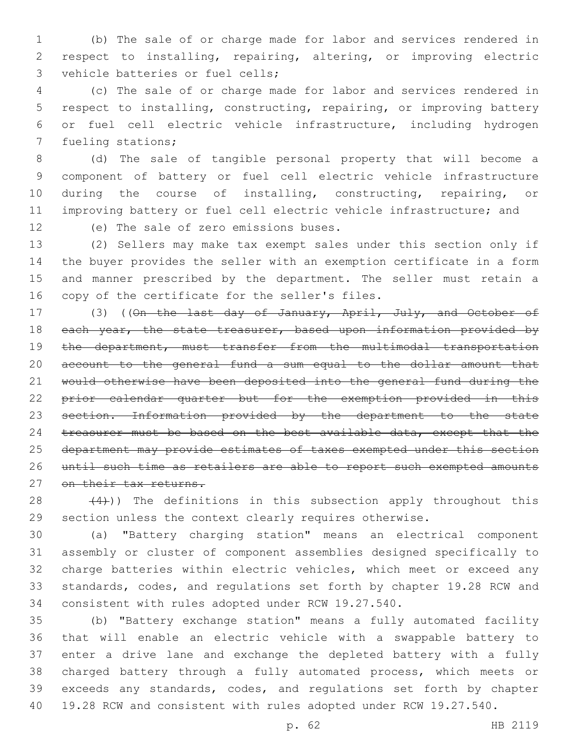(b) The sale of or charge made for labor and services rendered in respect to installing, repairing, altering, or improving electric vehicle batteries or fuel cells;

(c) The sale of or charge made for labor and services rendered in respect to installing, constructing, repairing, or improving battery or fuel cell electric vehicle infrastructure, including hydrogen fueling stations;

(d) The sale of tangible personal property that will become a component of battery or fuel cell electric vehicle infrastructure during the course of installing, constructing, repairing, or improving battery or fuel cell electric vehicle infrastructure; and

(e) The sale of zero emissions buses.

(2) Sellers may make tax exempt sales under this section only if the buyer provides the seller with an exemption certificate in a form and manner prescribed by the department. The seller must retain a copy of the certificate for the seller's files.

(3) ((~~On the last day of January, April, July, and October of each year, the state treasurer, based upon information provided by the department, must transfer from the multimodal transportation account to the general fund a sum equal to the dollar amount that would otherwise have been deposited into the general fund during the prior calendar quarter but for the exemption provided in this section. Information provided by the department to the state treasurer must be based on the best available data, except that the department may provide estimates of taxes exempted under this section until such time as retailers are able to report such exempted amounts on their tax returns.~~

~~(4)~~)) The definitions in this subsection apply throughout this section unless the context clearly requires otherwise.

(a) "Battery charging station" means an electrical component assembly or cluster of component assemblies designed specifically to charge batteries within electric vehicles, which meet or exceed any standards, codes, and regulations set forth by chapter 19.28 RCW and consistent with rules adopted under RCW 19.27.540.

(b) "Battery exchange station" means a fully automated facility that will enable an electric vehicle with a swappable battery to enter a drive lane and exchange the depleted battery with a fully charged battery through a fully automated process, which meets or exceeds any standards, codes, and regulations set forth by chapter 19.28 RCW and consistent with rules adopted under RCW 19.27.540.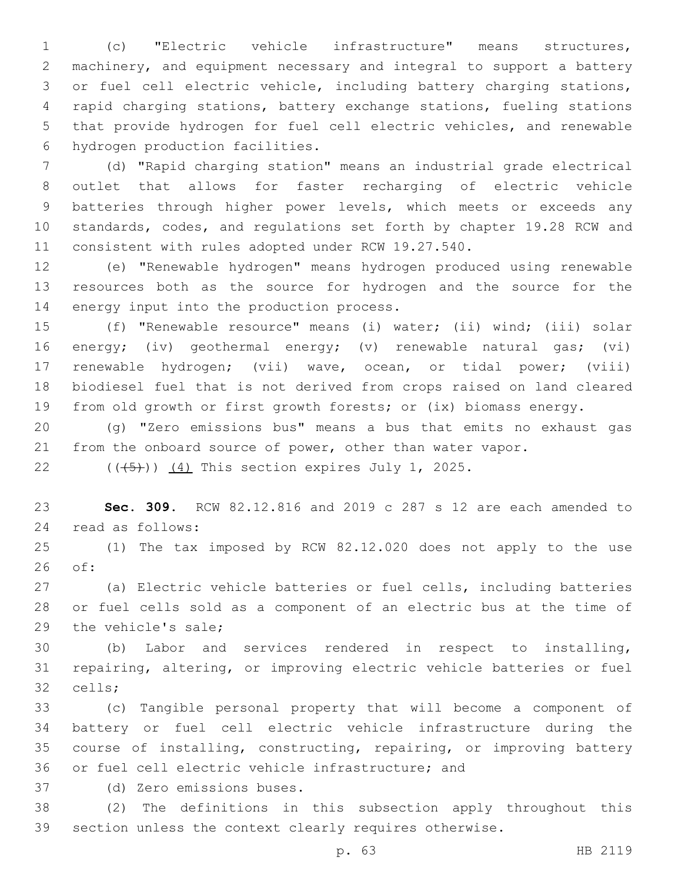(c) "Electric vehicle infrastructure" means structures, machinery, and equipment necessary and integral to support a battery or fuel cell electric vehicle, including battery charging stations, rapid charging stations, battery exchange stations, fueling stations that provide hydrogen for fuel cell electric vehicles, and renewable hydrogen production facilities.

(d) "Rapid charging station" means an industrial grade electrical outlet that allows for faster recharging of electric vehicle batteries through higher power levels, which meets or exceeds any standards, codes, and regulations set forth by chapter 19.28 RCW and consistent with rules adopted under RCW 19.27.540.

(e) "Renewable hydrogen" means hydrogen produced using renewable resources both as the source for hydrogen and the source for the energy input into the production process.

(f) "Renewable resource" means (i) water; (ii) wind; (iii) solar energy; (iv) geothermal energy; (v) renewable natural gas; (vi) renewable hydrogen; (vii) wave, ocean, or tidal power; (viii) biodiesel fuel that is not derived from crops raised on land cleared from old growth or first growth forests; or (ix) biomass energy.

(g) "Zero emissions bus" means a bus that emits no exhaust gas from the onboard source of power, other than water vapor.

((~~(5)~~)) (4) This section expires July 1, 2025.

**Sec. 309.** RCW 82.12.816 and 2019 c 287 s 12 are each amended to read as follows:

(1) The tax imposed by RCW 82.12.020 does not apply to the use of:

(a) Electric vehicle batteries or fuel cells, including batteries or fuel cells sold as a component of an electric bus at the time of the vehicle's sale;

(b) Labor and services rendered in respect to installing, repairing, altering, or improving electric vehicle batteries or fuel cells;

(c) Tangible personal property that will become a component of battery or fuel cell electric vehicle infrastructure during the course of installing, constructing, repairing, or improving battery or fuel cell electric vehicle infrastructure; and

(d) Zero emissions buses.

(2) The definitions in this subsection apply throughout this section unless the context clearly requires otherwise.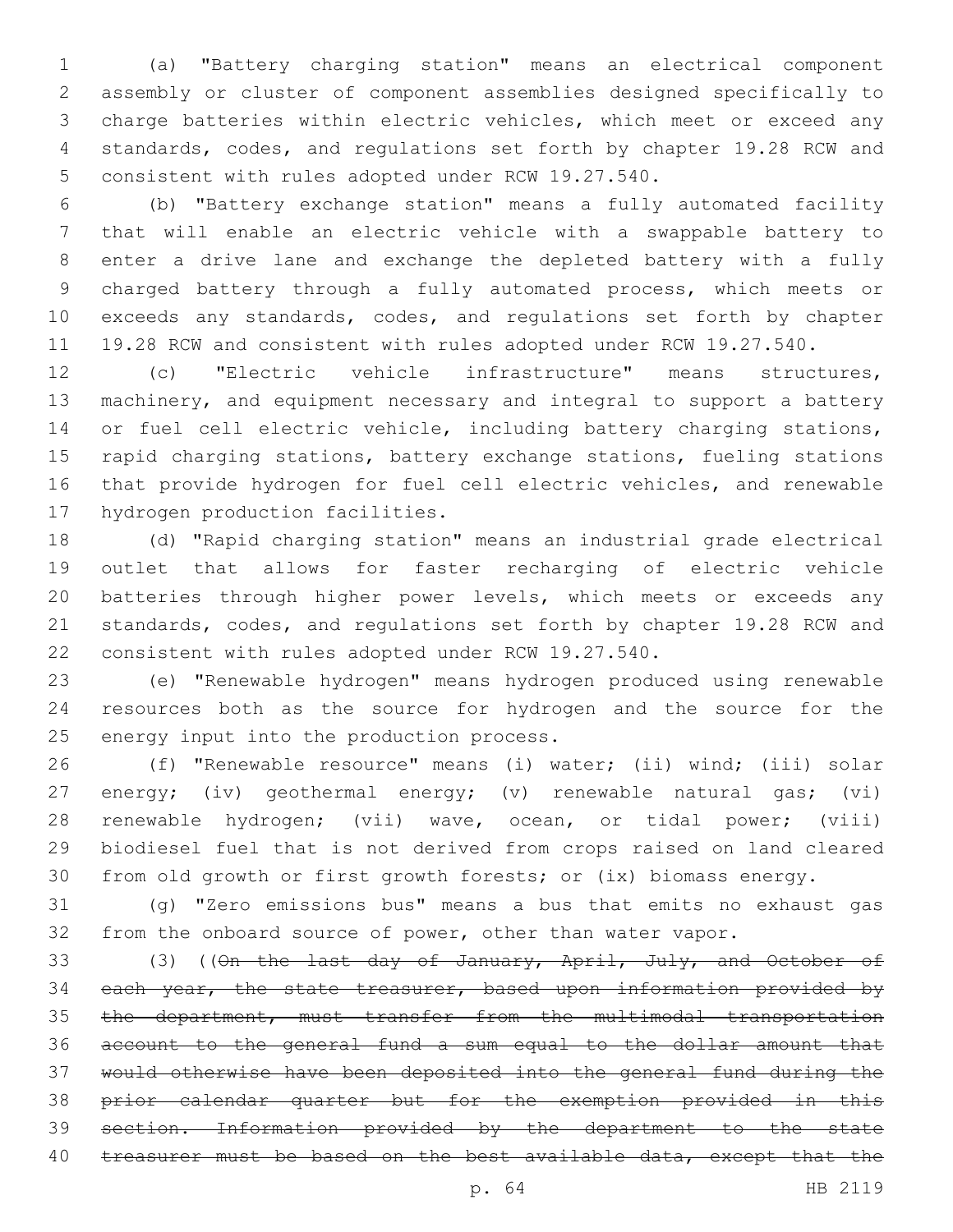(a) "Battery charging station" means an electrical component assembly or cluster of component assemblies designed specifically to charge batteries within electric vehicles, which meet or exceed any standards, codes, and regulations set forth by chapter 19.28 RCW and consistent with rules adopted under RCW 19.27.540.

(b) "Battery exchange station" means a fully automated facility that will enable an electric vehicle with a swappable battery to enter a drive lane and exchange the depleted battery with a fully charged battery through a fully automated process, which meets or exceeds any standards, codes, and regulations set forth by chapter 19.28 RCW and consistent with rules adopted under RCW 19.27.540.

(c) "Electric vehicle infrastructure" means structures, machinery, and equipment necessary and integral to support a battery or fuel cell electric vehicle, including battery charging stations, rapid charging stations, battery exchange stations, fueling stations that provide hydrogen for fuel cell electric vehicles, and renewable hydrogen production facilities.

(d) "Rapid charging station" means an industrial grade electrical outlet that allows for faster recharging of electric vehicle batteries through higher power levels, which meets or exceeds any standards, codes, and regulations set forth by chapter 19.28 RCW and consistent with rules adopted under RCW 19.27.540.

(e) "Renewable hydrogen" means hydrogen produced using renewable resources both as the source for hydrogen and the source for the energy input into the production process.

(f) "Renewable resource" means (i) water; (ii) wind; (iii) solar energy; (iv) geothermal energy; (v) renewable natural gas; (vi) renewable hydrogen; (vii) wave, ocean, or tidal power; (viii) biodiesel fuel that is not derived from crops raised on land cleared from old growth or first growth forests; or (ix) biomass energy.

(g) "Zero emissions bus" means a bus that emits no exhaust gas from the onboard source of power, other than water vapor.

(3) ((~~On the last day of January, April, July, and October of each year, the state treasurer, based upon information provided by the department, must transfer from the multimodal transportation account to the general fund a sum equal to the dollar amount that would otherwise have been deposited into the general fund during the prior calendar quarter but for the exemption provided in this section. Information provided by the department to the state treasurer must be based on the best available data, except that the~~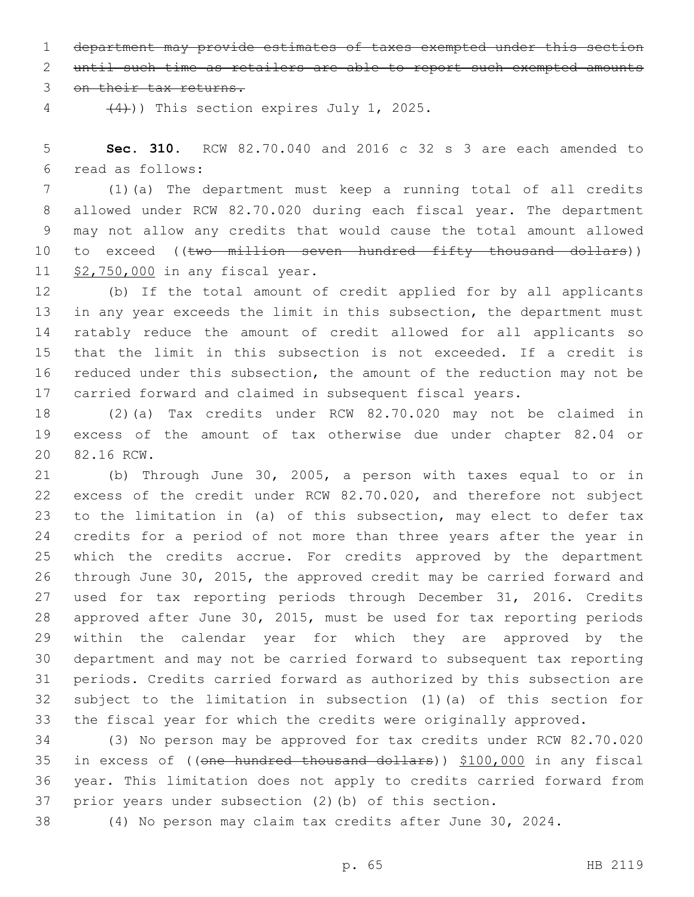~~department may provide estimates of taxes exempted under this section until such time as retailers are able to report such exempted amounts on their tax returns.~~

~~(4)~~)) This section expires July 1, 2025.

**Sec. 310.** RCW 82.70.040 and 2016 c 32 s 3 are each amended to read as follows:

(1)(a) The department must keep a running total of all credits allowed under RCW 82.70.020 during each fiscal year. The department may not allow any credits that would cause the total amount allowed to exceed ((~~two million seven hundred fifty thousand dollars~~)) <u>$2,750,000</u> in any fiscal year.

(b) If the total amount of credit applied for by all applicants in any year exceeds the limit in this subsection, the department must ratably reduce the amount of credit allowed for all applicants so that the limit in this subsection is not exceeded. If a credit is reduced under this subsection, the amount of the reduction may not be carried forward and claimed in subsequent fiscal years.

(2)(a) Tax credits under RCW 82.70.020 may not be claimed in excess of the amount of tax otherwise due under chapter 82.04 or 82.16 RCW.

(b) Through June 30, 2005, a person with taxes equal to or in excess of the credit under RCW 82.70.020, and therefore not subject to the limitation in (a) of this subsection, may elect to defer tax credits for a period of not more than three years after the year in which the credits accrue. For credits approved by the department through June 30, 2015, the approved credit may be carried forward and used for tax reporting periods through December 31, 2016. Credits approved after June 30, 2015, must be used for tax reporting periods within the calendar year for which they are approved by the department and may not be carried forward to subsequent tax reporting periods. Credits carried forward as authorized by this subsection are subject to the limitation in subsection (1)(a) of this section for the fiscal year for which the credits were originally approved.

(3) No person may be approved for tax credits under RCW 82.70.020 in excess of ((~~one hundred thousand dollars~~)) <u>$100,000</u> in any fiscal year. This limitation does not apply to credits carried forward from prior years under subsection (2)(b) of this section.

(4) No person may claim tax credits after June 30, 2024.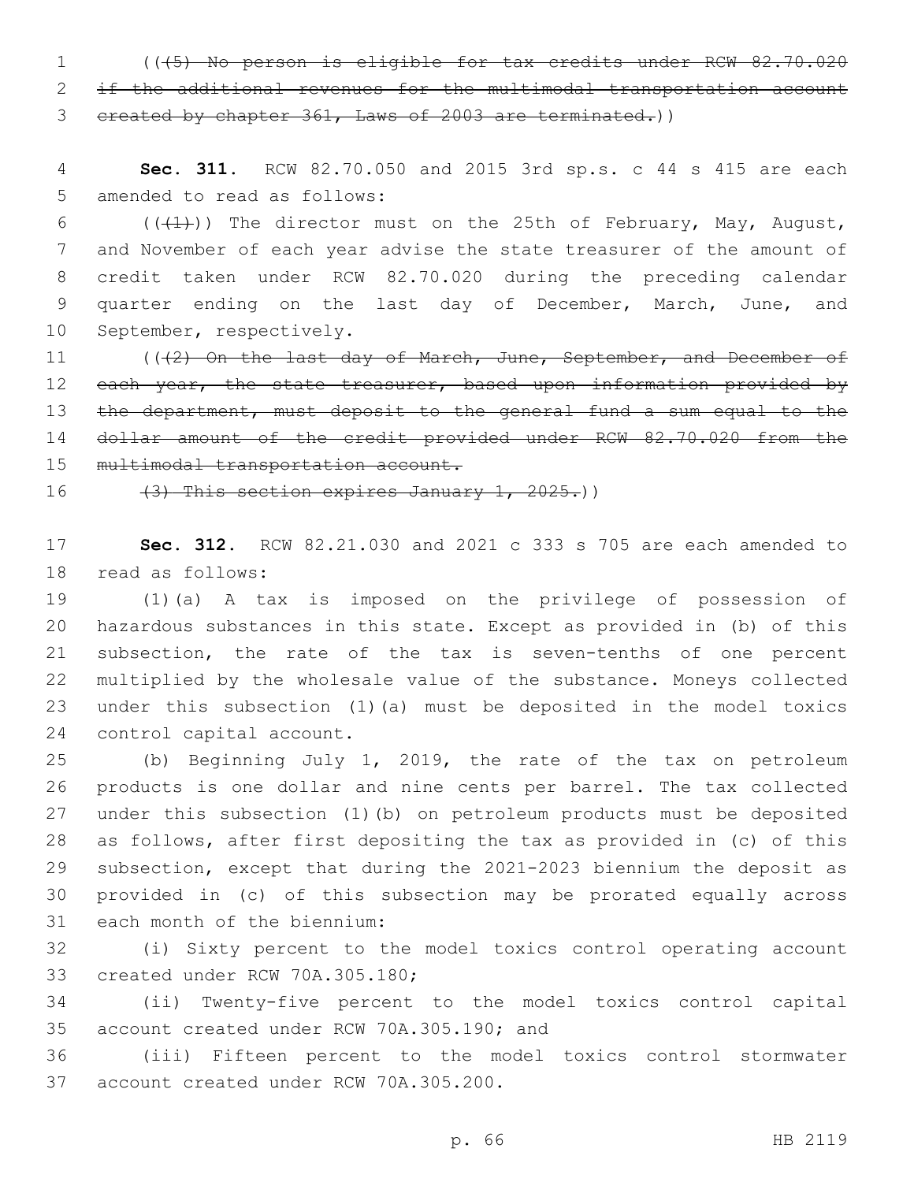(((5) No person is eligible for tax credits under RCW 82.70.020 if the additional revenues for the multimodal transportation account created by chapter 361, Laws of 2003 are terminated.))

**Sec. 311.** RCW 82.70.050 and 2015 3rd sp.s. c 44 s 415 are each amended to read as follows:

(((1))) The director must on the 25th of February, May, August, and November of each year advise the state treasurer of the amount of credit taken under RCW 82.70.020 during the preceding calendar quarter ending on the last day of December, March, June, and September, respectively.

(((2) On the last day of March, June, September, and December of each year, the state treasurer, based upon information provided by the department, must deposit to the general fund a sum equal to the dollar amount of the credit provided under RCW 82.70.020 from the multimodal transportation account.

(3) This section expires January 1, 2025.))

**Sec. 312.** RCW 82.21.030 and 2021 c 333 s 705 are each amended to read as follows:

(1)(a) A tax is imposed on the privilege of possession of hazardous substances in this state. Except as provided in (b) of this subsection, the rate of the tax is seven-tenths of one percent multiplied by the wholesale value of the substance. Moneys collected under this subsection (1)(a) must be deposited in the model toxics control capital account.

(b) Beginning July 1, 2019, the rate of the tax on petroleum products is one dollar and nine cents per barrel. The tax collected under this subsection (1)(b) on petroleum products must be deposited as follows, after first depositing the tax as provided in (c) of this subsection, except that during the 2021-2023 biennium the deposit as provided in (c) of this subsection may be prorated equally across each month of the biennium:

(i) Sixty percent to the model toxics control operating account created under RCW 70A.305.180;

(ii) Twenty-five percent to the model toxics control capital account created under RCW 70A.305.190; and

(iii) Fifteen percent to the model toxics control stormwater account created under RCW 70A.305.200.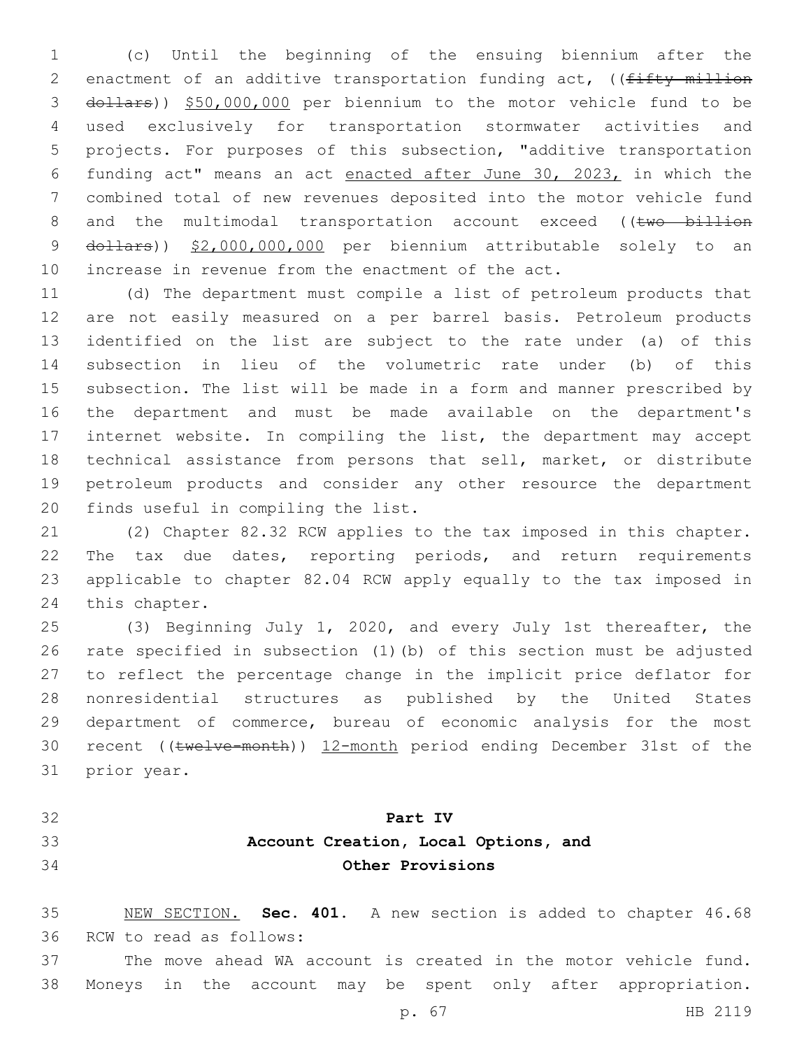(c) Until the beginning of the ensuing biennium after the enactment of an additive transportation funding act, ((~~fifty million dollars~~)) <u>$50,000,000</u> per biennium to the motor vehicle fund to be used exclusively for transportation stormwater activities and projects. For purposes of this subsection, "additive transportation funding act" means an act <u>enacted after June 30, 2023,</u> in which the combined total of new revenues deposited into the motor vehicle fund and the multimodal transportation account exceed ((~~two billion dollars~~)) <u>$2,000,000,000</u> per biennium attributable solely to an increase in revenue from the enactment of the act.

(d) The department must compile a list of petroleum products that are not easily measured on a per barrel basis. Petroleum products identified on the list are subject to the rate under (a) of this subsection in lieu of the volumetric rate under (b) of this subsection. The list will be made in a form and manner prescribed by the department and must be made available on the department's internet website. In compiling the list, the department may accept technical assistance from persons that sell, market, or distribute petroleum products and consider any other resource the department finds useful in compiling the list.

(2) Chapter 82.32 RCW applies to the tax imposed in this chapter. The tax due dates, reporting periods, and return requirements applicable to chapter 82.04 RCW apply equally to the tax imposed in this chapter.

(3) Beginning July 1, 2020, and every July 1st thereafter, the rate specified in subsection (1)(b) of this section must be adjusted to reflect the percentage change in the implicit price deflator for nonresidential structures as published by the United States department of commerce, bureau of economic analysis for the most recent ((~~twelve-month~~)) <u>12-month</u> period ending December 31st of the prior year.

## Part IV
## Account Creation, Local Options, and Other Provisions

<u>NEW SECTION.</u> **Sec. 401.** A new section is added to chapter 46.68 RCW to read as follows:

The move ahead WA account is created in the motor vehicle fund. Moneys in the account may be spent only after appropriation.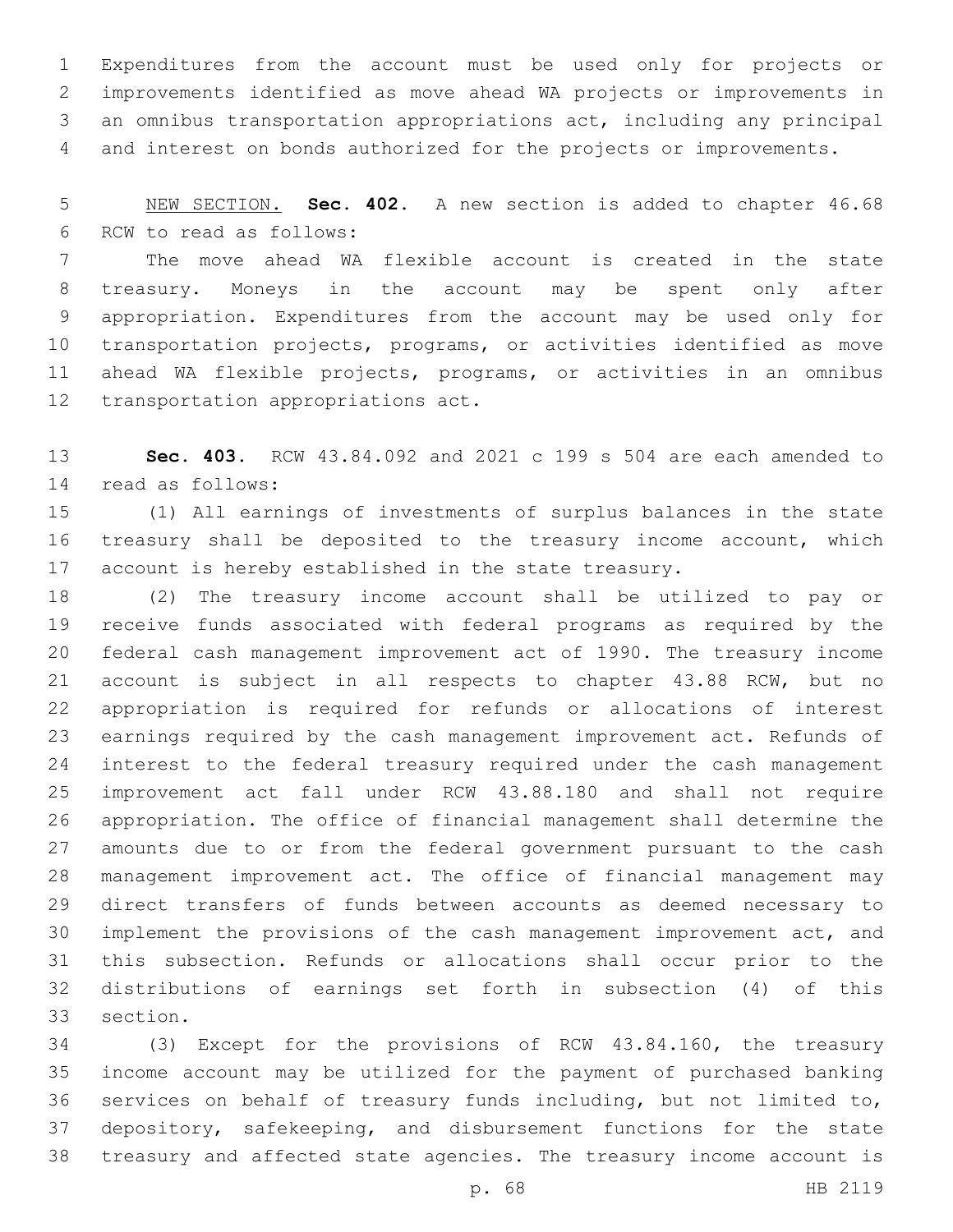Expenditures from the account must be used only for projects or improvements identified as move ahead WA projects or improvements in an omnibus transportation appropriations act, including any principal and interest on bonds authorized for the projects or improvements.

NEW SECTION. **Sec. 402.** A new section is added to chapter 46.68 RCW to read as follows:

The move ahead WA flexible account is created in the state treasury. Moneys in the account may be spent only after appropriation. Expenditures from the account may be used only for transportation projects, programs, or activities identified as move ahead WA flexible projects, programs, or activities in an omnibus transportation appropriations act.

**Sec. 403.** RCW 43.84.092 and 2021 c 199 s 504 are each amended to read as follows:

(1) All earnings of investments of surplus balances in the state treasury shall be deposited to the treasury income account, which account is hereby established in the state treasury.

(2) The treasury income account shall be utilized to pay or receive funds associated with federal programs as required by the federal cash management improvement act of 1990. The treasury income account is subject in all respects to chapter 43.88 RCW, but no appropriation is required for refunds or allocations of interest earnings required by the cash management improvement act. Refunds of interest to the federal treasury required under the cash management improvement act fall under RCW 43.88.180 and shall not require appropriation. The office of financial management shall determine the amounts due to or from the federal government pursuant to the cash management improvement act. The office of financial management may direct transfers of funds between accounts as deemed necessary to implement the provisions of the cash management improvement act, and this subsection. Refunds or allocations shall occur prior to the distributions of earnings set forth in subsection (4) of this section.

(3) Except for the provisions of RCW 43.84.160, the treasury income account may be utilized for the payment of purchased banking services on behalf of treasury funds including, but not limited to, depository, safekeeping, and disbursement functions for the state treasury and affected state agencies. The treasury income account is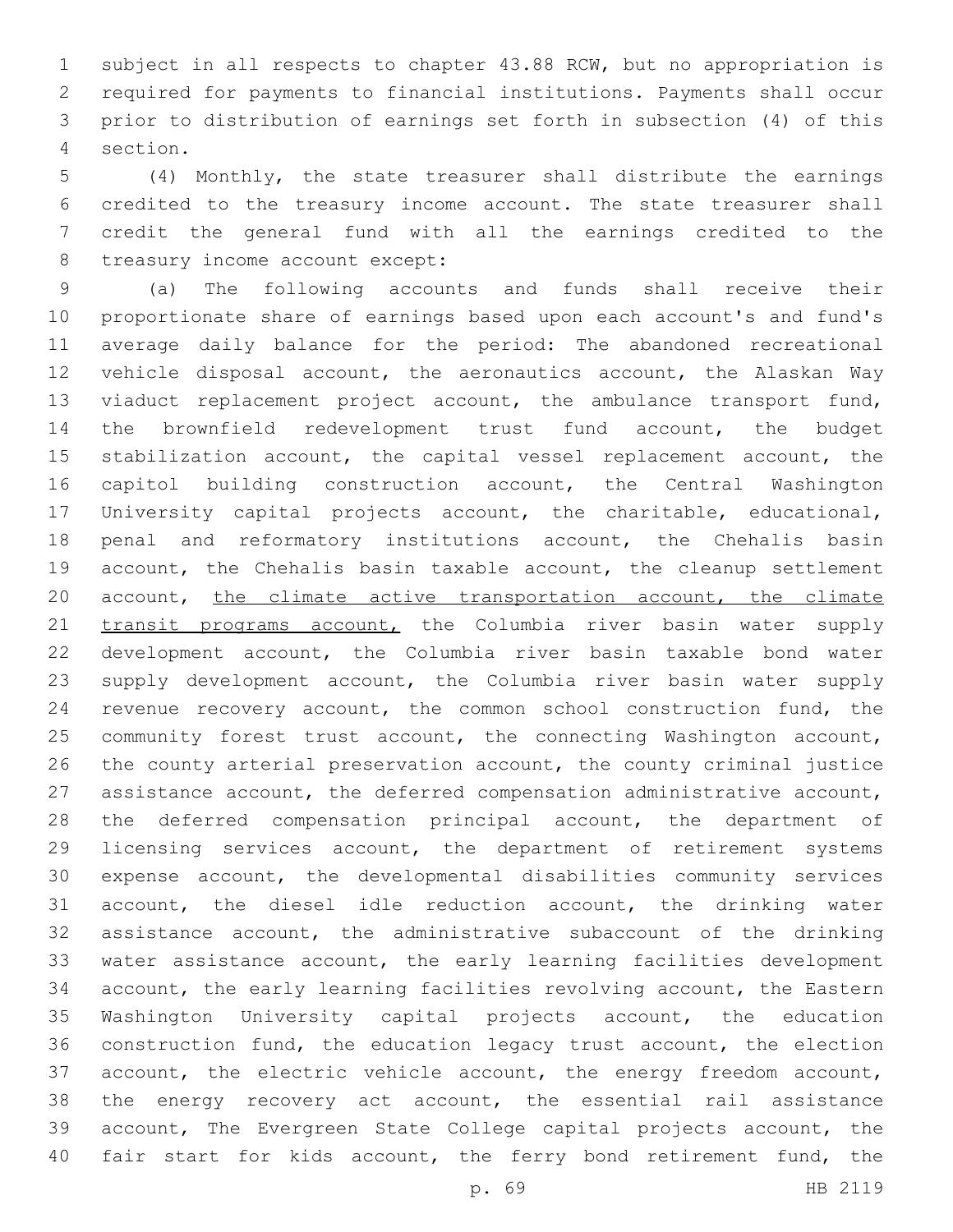subject in all respects to chapter 43.88 RCW, but no appropriation is required for payments to financial institutions. Payments shall occur prior to distribution of earnings set forth in subsection (4) of this section.

(4) Monthly, the state treasurer shall distribute the earnings credited to the treasury income account. The state treasurer shall credit the general fund with all the earnings credited to the treasury income account except:

(a) The following accounts and funds shall receive their proportionate share of earnings based upon each account's and fund's average daily balance for the period: The abandoned recreational vehicle disposal account, the aeronautics account, the Alaskan Way viaduct replacement project account, the ambulance transport fund, the brownfield redevelopment trust fund account, the budget stabilization account, the capital vessel replacement account, the capitol building construction account, the Central Washington University capital projects account, the charitable, educational, penal and reformatory institutions account, the Chehalis basin account, the Chehalis basin taxable account, the cleanup settlement account, <u>the climate active transportation account, the climate transit programs account,</u> the Columbia river basin water supply development account, the Columbia river basin taxable bond water supply development account, the Columbia river basin water supply revenue recovery account, the common school construction fund, the community forest trust account, the connecting Washington account, the county arterial preservation account, the county criminal justice assistance account, the deferred compensation administrative account, the deferred compensation principal account, the department of licensing services account, the department of retirement systems expense account, the developmental disabilities community services account, the diesel idle reduction account, the drinking water assistance account, the administrative subaccount of the drinking water assistance account, the early learning facilities development account, the early learning facilities revolving account, the Eastern Washington University capital projects account, the education construction fund, the education legacy trust account, the election account, the electric vehicle account, the energy freedom account, the energy recovery act account, the essential rail assistance account, The Evergreen State College capital projects account, the fair start for kids account, the ferry bond retirement fund, the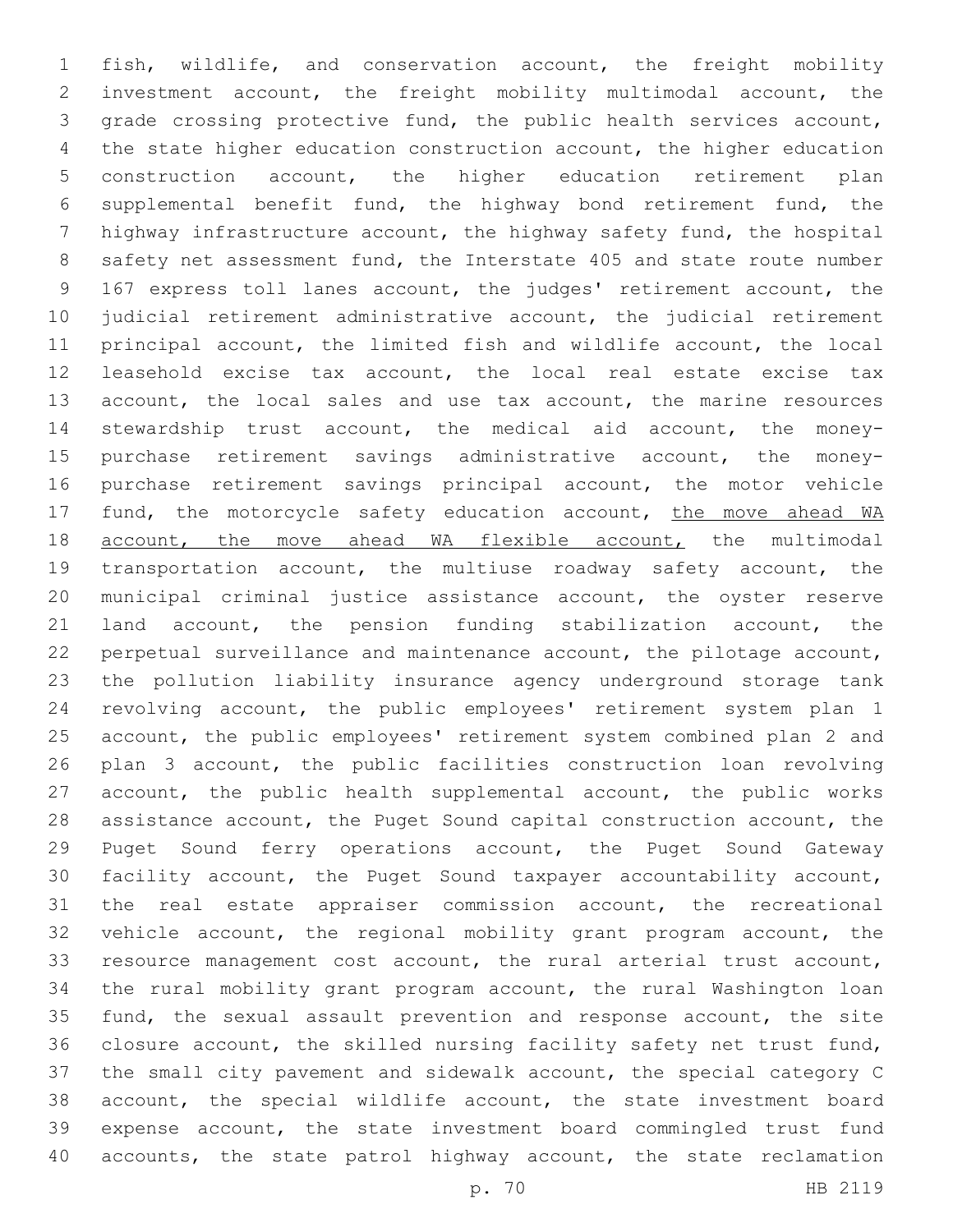fish, wildlife, and conservation account, the freight mobility investment account, the freight mobility multimodal account, the grade crossing protective fund, the public health services account, the state higher education construction account, the higher education construction account, the higher education retirement plan supplemental benefit fund, the highway bond retirement fund, the highway infrastructure account, the highway safety fund, the hospital safety net assessment fund, the Interstate 405 and state route number 167 express toll lanes account, the judges' retirement account, the judicial retirement administrative account, the judicial retirement principal account, the limited fish and wildlife account, the local leasehold excise tax account, the local real estate excise tax account, the local sales and use tax account, the marine resources stewardship trust account, the medical aid account, the money-purchase retirement savings administrative account, the money-purchase retirement savings principal account, the motor vehicle fund, the motorcycle safety education account, <u>the move ahead WA account, the move ahead WA flexible account,</u> the multimodal transportation account, the multiuse roadway safety account, the municipal criminal justice assistance account, the oyster reserve land account, the pension funding stabilization account, the perpetual surveillance and maintenance account, the pilotage account, the pollution liability insurance agency underground storage tank revolving account, the public employees' retirement system plan 1 account, the public employees' retirement system combined plan 2 and plan 3 account, the public facilities construction loan revolving account, the public health supplemental account, the public works assistance account, the Puget Sound capital construction account, the Puget Sound ferry operations account, the Puget Sound Gateway facility account, the Puget Sound taxpayer accountability account, the real estate appraiser commission account, the recreational vehicle account, the regional mobility grant program account, the resource management cost account, the rural arterial trust account, the rural mobility grant program account, the rural Washington loan fund, the sexual assault prevention and response account, the site closure account, the skilled nursing facility safety net trust fund, the small city pavement and sidewalk account, the special category C account, the special wildlife account, the state investment board expense account, the state investment board commingled trust fund accounts, the state patrol highway account, the state reclamation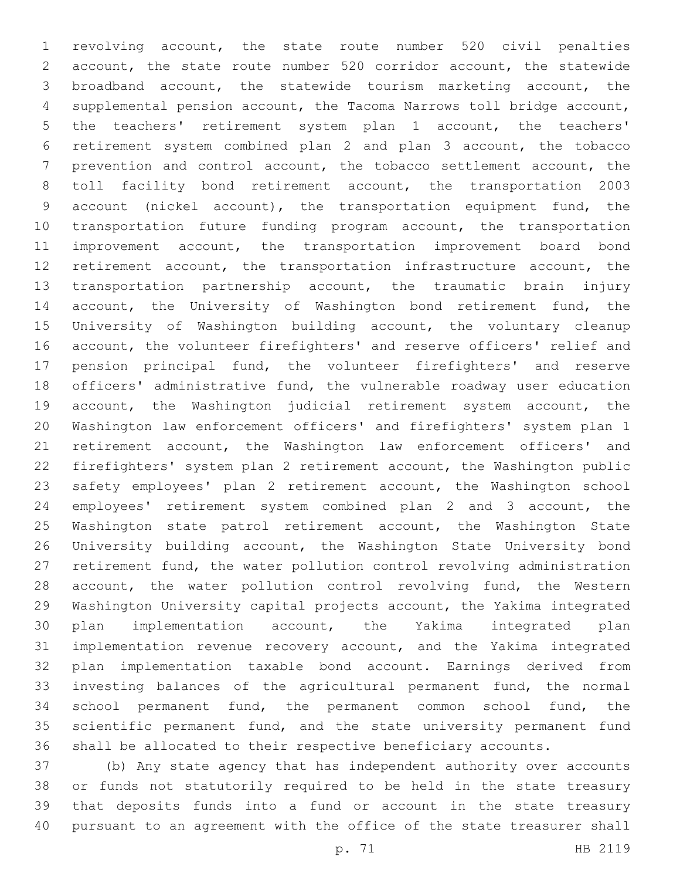revolving account, the state route number 520 civil penalties account, the state route number 520 corridor account, the statewide broadband account, the statewide tourism marketing account, the supplemental pension account, the Tacoma Narrows toll bridge account, the teachers' retirement system plan 1 account, the teachers' retirement system combined plan 2 and plan 3 account, the tobacco prevention and control account, the tobacco settlement account, the toll facility bond retirement account, the transportation 2003 account (nickel account), the transportation equipment fund, the transportation future funding program account, the transportation improvement account, the transportation improvement board bond retirement account, the transportation infrastructure account, the transportation partnership account, the traumatic brain injury account, the University of Washington bond retirement fund, the University of Washington building account, the voluntary cleanup account, the volunteer firefighters' and reserve officers' relief and pension principal fund, the volunteer firefighters' and reserve officers' administrative fund, the vulnerable roadway user education account, the Washington judicial retirement system account, the Washington law enforcement officers' and firefighters' system plan 1 retirement account, the Washington law enforcement officers' and firefighters' system plan 2 retirement account, the Washington public safety employees' plan 2 retirement account, the Washington school employees' retirement system combined plan 2 and 3 account, the Washington state patrol retirement account, the Washington State University building account, the Washington State University bond retirement fund, the water pollution control revolving administration account, the water pollution control revolving fund, the Western Washington University capital projects account, the Yakima integrated plan implementation account, the Yakima integrated plan implementation revenue recovery account, and the Yakima integrated plan implementation taxable bond account. Earnings derived from investing balances of the agricultural permanent fund, the normal school permanent fund, the permanent common school fund, the scientific permanent fund, and the state university permanent fund shall be allocated to their respective beneficiary accounts.

(b) Any state agency that has independent authority over accounts or funds not statutorily required to be held in the state treasury that deposits funds into a fund or account in the state treasury pursuant to an agreement with the office of the state treasurer shall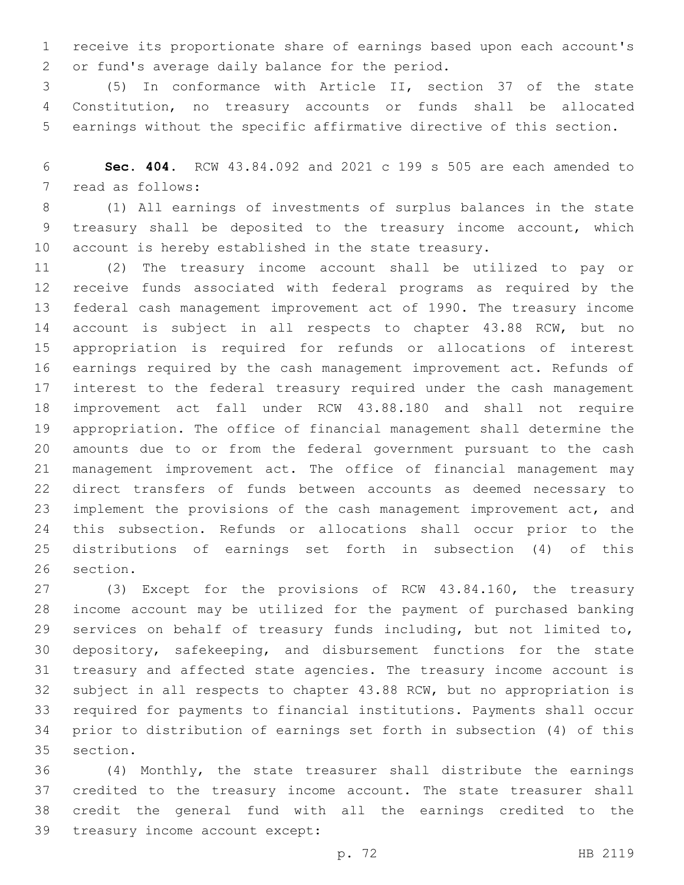receive its proportionate share of earnings based upon each account's or fund's average daily balance for the period.

(5) In conformance with Article II, section 37 of the state Constitution, no treasury accounts or funds shall be allocated earnings without the specific affirmative directive of this section.

**Sec. 404.** RCW 43.84.092 and 2021 c 199 s 505 are each amended to read as follows:

(1) All earnings of investments of surplus balances in the state treasury shall be deposited to the treasury income account, which account is hereby established in the state treasury.

(2) The treasury income account shall be utilized to pay or receive funds associated with federal programs as required by the federal cash management improvement act of 1990. The treasury income account is subject in all respects to chapter 43.88 RCW, but no appropriation is required for refunds or allocations of interest earnings required by the cash management improvement act. Refunds of interest to the federal treasury required under the cash management improvement act fall under RCW 43.88.180 and shall not require appropriation. The office of financial management shall determine the amounts due to or from the federal government pursuant to the cash management improvement act. The office of financial management may direct transfers of funds between accounts as deemed necessary to implement the provisions of the cash management improvement act, and this subsection. Refunds or allocations shall occur prior to the distributions of earnings set forth in subsection (4) of this section.

(3) Except for the provisions of RCW 43.84.160, the treasury income account may be utilized for the payment of purchased banking services on behalf of treasury funds including, but not limited to, depository, safekeeping, and disbursement functions for the state treasury and affected state agencies. The treasury income account is subject in all respects to chapter 43.88 RCW, but no appropriation is required for payments to financial institutions. Payments shall occur prior to distribution of earnings set forth in subsection (4) of this section.

(4) Monthly, the state treasurer shall distribute the earnings credited to the treasury income account. The state treasurer shall credit the general fund with all the earnings credited to the treasury income account except: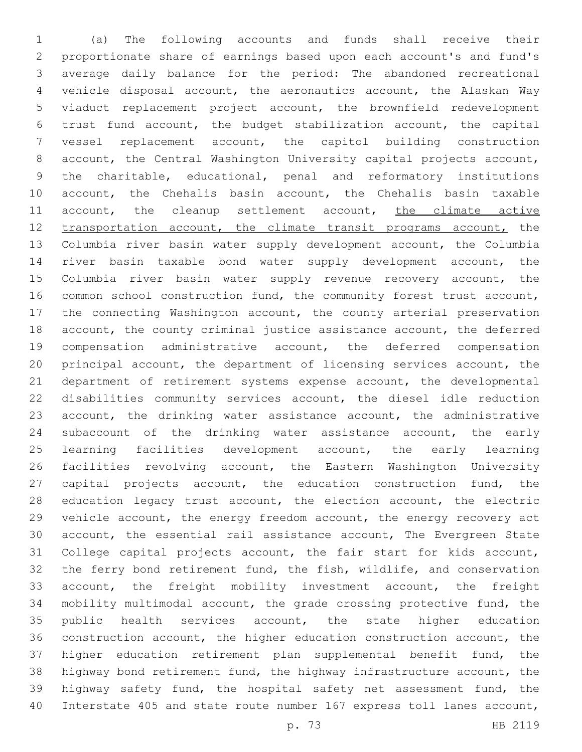(a) The following accounts and funds shall receive their proportionate share of earnings based upon each account's and fund's average daily balance for the period: The abandoned recreational vehicle disposal account, the aeronautics account, the Alaskan Way viaduct replacement project account, the brownfield redevelopment trust fund account, the budget stabilization account, the capital vessel replacement account, the capitol building construction account, the Central Washington University capital projects account, the charitable, educational, penal and reformatory institutions account, the Chehalis basin account, the Chehalis basin taxable account, the cleanup settlement account, <u>the climate active transportation account, the climate transit programs account,</u> the Columbia river basin water supply development account, the Columbia river basin taxable bond water supply development account, the Columbia river basin water supply revenue recovery account, the common school construction fund, the community forest trust account, the connecting Washington account, the county arterial preservation account, the county criminal justice assistance account, the deferred compensation administrative account, the deferred compensation principal account, the department of licensing services account, the department of retirement systems expense account, the developmental disabilities community services account, the diesel idle reduction account, the drinking water assistance account, the administrative subaccount of the drinking water assistance account, the early learning facilities development account, the early learning facilities revolving account, the Eastern Washington University capital projects account, the education construction fund, the education legacy trust account, the election account, the electric vehicle account, the energy freedom account, the energy recovery act account, the essential rail assistance account, The Evergreen State College capital projects account, the fair start for kids account, the ferry bond retirement fund, the fish, wildlife, and conservation account, the freight mobility investment account, the freight mobility multimodal account, the grade crossing protective fund, the public health services account, the state higher education construction account, the higher education construction account, the higher education retirement plan supplemental benefit fund, the highway bond retirement fund, the highway infrastructure account, the highway safety fund, the hospital safety net assessment fund, the Interstate 405 and state route number 167 express toll lanes account,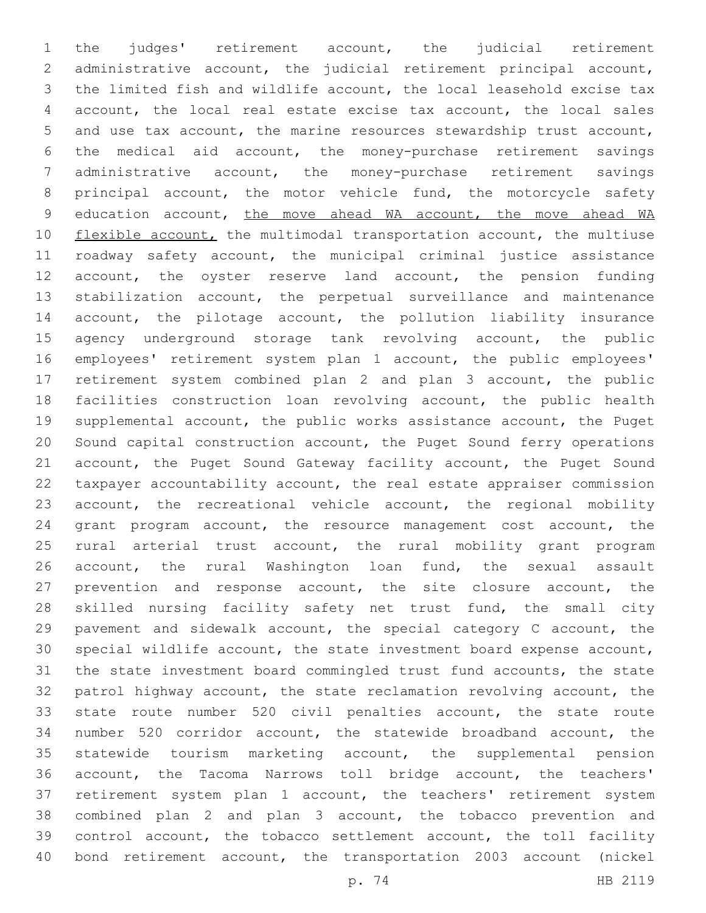the judges' retirement account, the judicial retirement administrative account, the judicial retirement principal account, the limited fish and wildlife account, the local leasehold excise tax account, the local real estate excise tax account, the local sales and use tax account, the marine resources stewardship trust account, the medical aid account, the money-purchase retirement savings administrative account, the money-purchase retirement savings principal account, the motor vehicle fund, the motorcycle safety education account, <u>the move ahead WA account, the move ahead WA flexible account,</u> the multimodal transportation account, the multiuse roadway safety account, the municipal criminal justice assistance account, the oyster reserve land account, the pension funding stabilization account, the perpetual surveillance and maintenance account, the pilotage account, the pollution liability insurance agency underground storage tank revolving account, the public employees' retirement system plan 1 account, the public employees' retirement system combined plan 2 and plan 3 account, the public facilities construction loan revolving account, the public health supplemental account, the public works assistance account, the Puget Sound capital construction account, the Puget Sound ferry operations account, the Puget Sound Gateway facility account, the Puget Sound taxpayer accountability account, the real estate appraiser commission account, the recreational vehicle account, the regional mobility grant program account, the resource management cost account, the rural arterial trust account, the rural mobility grant program account, the rural Washington loan fund, the sexual assault prevention and response account, the site closure account, the skilled nursing facility safety net trust fund, the small city pavement and sidewalk account, the special category C account, the special wildlife account, the state investment board expense account, the state investment board commingled trust fund accounts, the state patrol highway account, the state reclamation revolving account, the state route number 520 civil penalties account, the state route number 520 corridor account, the statewide broadband account, the statewide tourism marketing account, the supplemental pension account, the Tacoma Narrows toll bridge account, the teachers' retirement system plan 1 account, the teachers' retirement system combined plan 2 and plan 3 account, the tobacco prevention and control account, the tobacco settlement account, the toll facility bond retirement account, the transportation 2003 account (nickel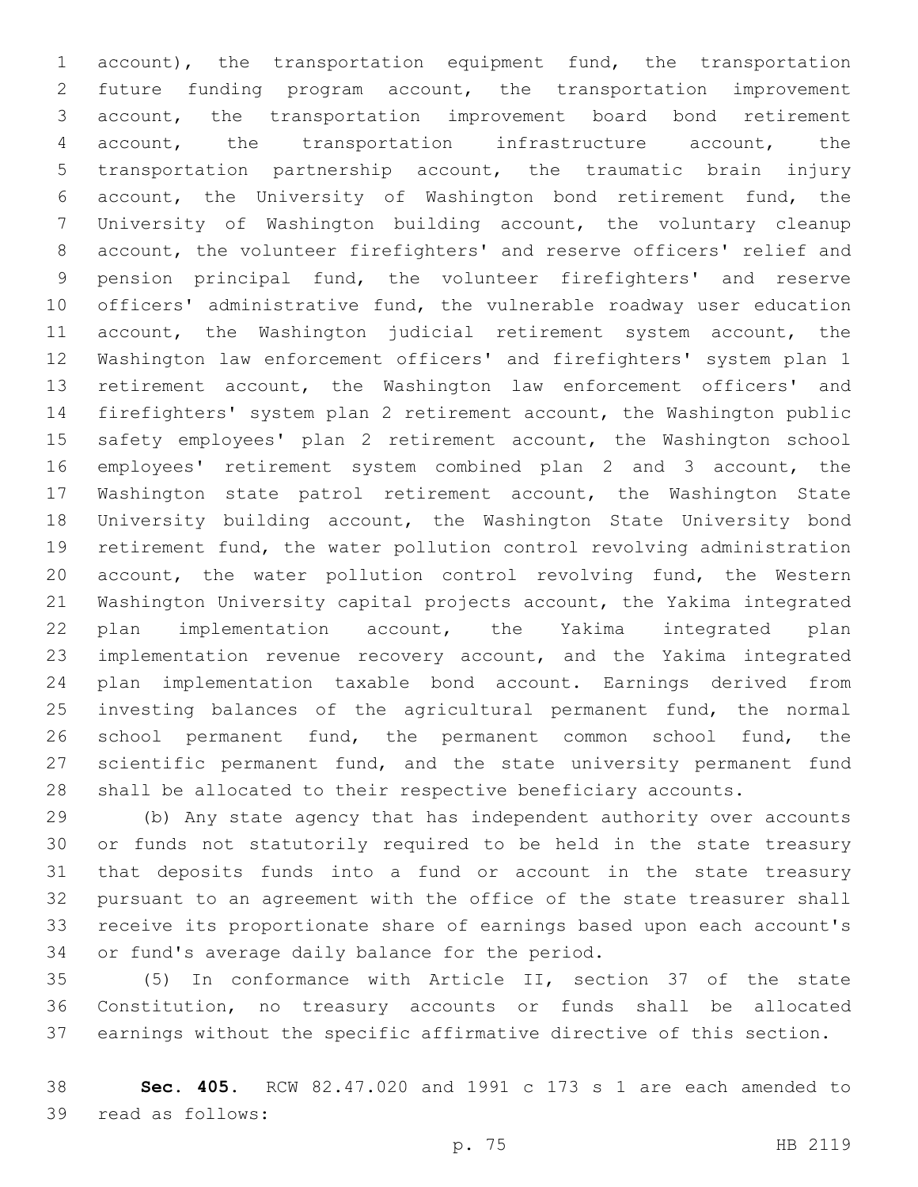account), the transportation equipment fund, the transportation future funding program account, the transportation improvement account, the transportation improvement board bond retirement account, the transportation infrastructure account, the transportation partnership account, the traumatic brain injury account, the University of Washington bond retirement fund, the University of Washington building account, the voluntary cleanup account, the volunteer firefighters' and reserve officers' relief and pension principal fund, the volunteer firefighters' and reserve officers' administrative fund, the vulnerable roadway user education account, the Washington judicial retirement system account, the Washington law enforcement officers' and firefighters' system plan 1 retirement account, the Washington law enforcement officers' and firefighters' system plan 2 retirement account, the Washington public safety employees' plan 2 retirement account, the Washington school employees' retirement system combined plan 2 and 3 account, the Washington state patrol retirement account, the Washington State University building account, the Washington State University bond retirement fund, the water pollution control revolving administration account, the water pollution control revolving fund, the Western Washington University capital projects account, the Yakima integrated plan implementation account, the Yakima integrated plan implementation revenue recovery account, and the Yakima integrated plan implementation taxable bond account. Earnings derived from investing balances of the agricultural permanent fund, the normal school permanent fund, the permanent common school fund, the scientific permanent fund, and the state university permanent fund shall be allocated to their respective beneficiary accounts.

(b) Any state agency that has independent authority over accounts or funds not statutorily required to be held in the state treasury that deposits funds into a fund or account in the state treasury pursuant to an agreement with the office of the state treasurer shall receive its proportionate share of earnings based upon each account's or fund's average daily balance for the period.

(5) In conformance with Article II, section 37 of the state Constitution, no treasury accounts or funds shall be allocated earnings without the specific affirmative directive of this section.

**Sec. 405.** RCW 82.47.020 and 1991 c 173 s 1 are each amended to read as follows: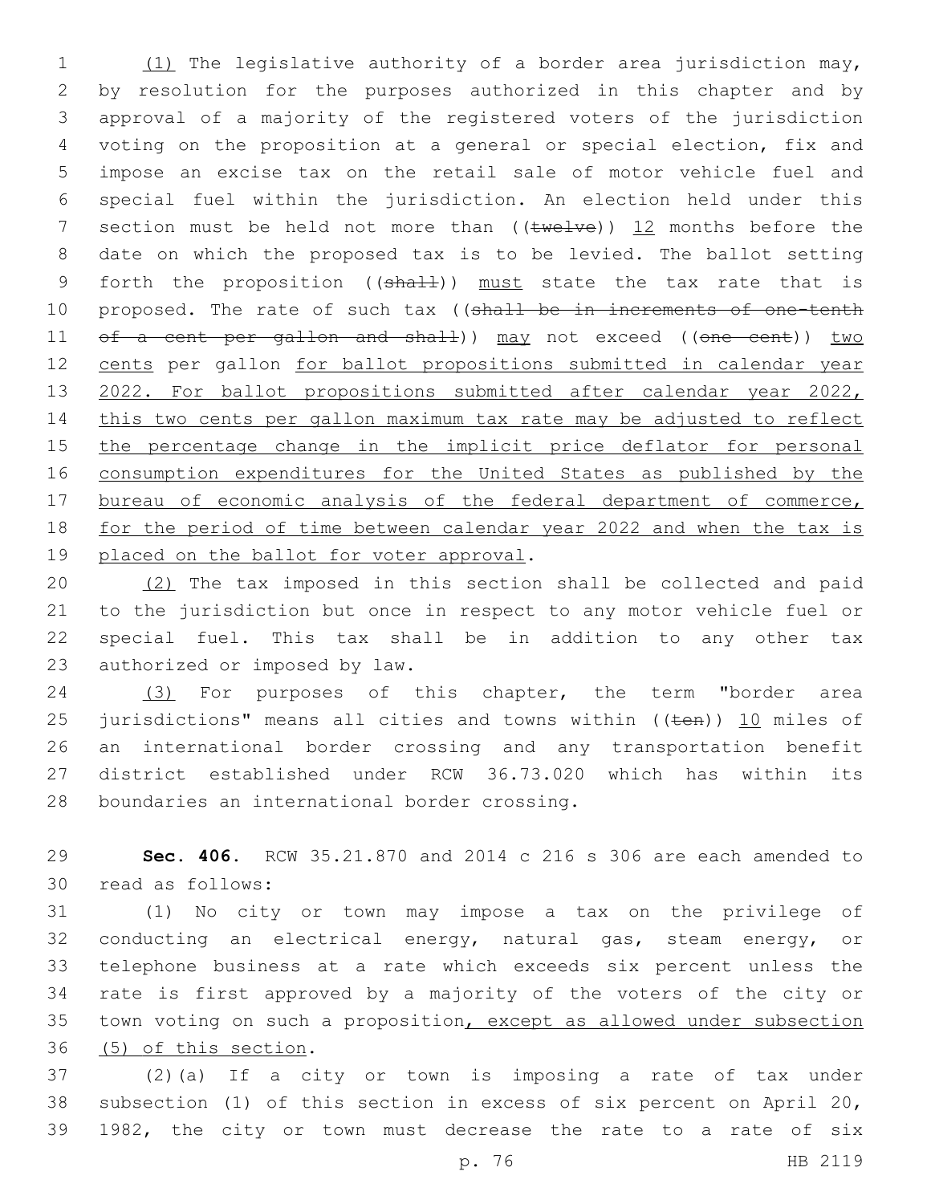(1) The legislative authority of a border area jurisdiction may, by resolution for the purposes authorized in this chapter and by approval of a majority of the registered voters of the jurisdiction voting on the proposition at a general or special election, fix and impose an excise tax on the retail sale of motor vehicle fuel and special fuel within the jurisdiction. An election held under this section must be held not more than ((~~twelve~~)) 12 months before the date on which the proposed tax is to be levied. The ballot setting forth the proposition ((~~shall~~)) must state the tax rate that is proposed. The rate of such tax ((~~shall be in increments of one-tenth of a cent per gallon and shall~~)) may not exceed ((~~one cent~~)) two cents per gallon for ballot propositions submitted in calendar year 2022. For ballot propositions submitted after calendar year 2022, this two cents per gallon maximum tax rate may be adjusted to reflect the percentage change in the implicit price deflator for personal consumption expenditures for the United States as published by the bureau of economic analysis of the federal department of commerce, for the period of time between calendar year 2022 and when the tax is placed on the ballot for voter approval.

(2) The tax imposed in this section shall be collected and paid to the jurisdiction but once in respect to any motor vehicle fuel or special fuel. This tax shall be in addition to any other tax authorized or imposed by law.

(3) For purposes of this chapter, the term "border area jurisdictions" means all cities and towns within ((~~ten~~)) 10 miles of an international border crossing and any transportation benefit district established under RCW 36.73.020 which has within its boundaries an international border crossing.

**Sec. 406.** RCW 35.21.870 and 2014 c 216 s 306 are each amended to read as follows:

(1) No city or town may impose a tax on the privilege of conducting an electrical energy, natural gas, steam energy, or telephone business at a rate which exceeds six percent unless the rate is first approved by a majority of the voters of the city or town voting on such a proposition, except as allowed under subsection (5) of this section.

(2)(a) If a city or town is imposing a rate of tax under subsection (1) of this section in excess of six percent on April 20, 1982, the city or town must decrease the rate to a rate of six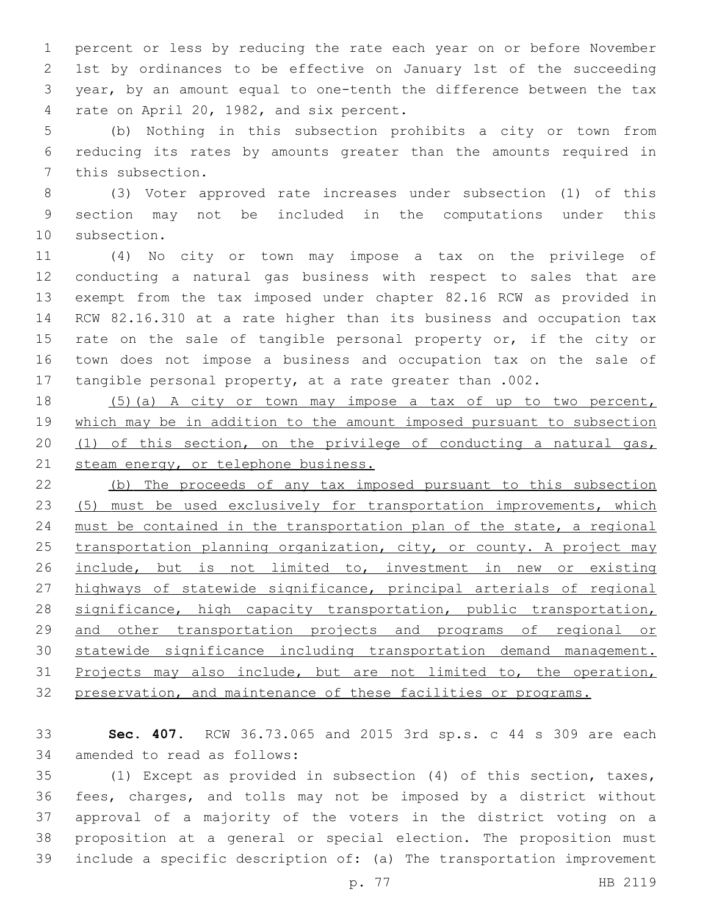percent or less by reducing the rate each year on or before November 1st by ordinances to be effective on January 1st of the succeeding year, by an amount equal to one-tenth the difference between the tax rate on April 20, 1982, and six percent.

(b) Nothing in this subsection prohibits a city or town from reducing its rates by amounts greater than the amounts required in this subsection.

(3) Voter approved rate increases under subsection (1) of this section may not be included in the computations under this subsection.

(4) No city or town may impose a tax on the privilege of conducting a natural gas business with respect to sales that are exempt from the tax imposed under chapter 82.16 RCW as provided in RCW 82.16.310 at a rate higher than its business and occupation tax rate on the sale of tangible personal property or, if the city or town does not impose a business and occupation tax on the sale of tangible personal property, at a rate greater than .002.

<u>(5)(a) A city or town may impose a tax of up to two percent, which may be in addition to the amount imposed pursuant to subsection (1) of this section, on the privilege of conducting a natural gas, steam energy, or telephone business.</u>

<u>(b) The proceeds of any tax imposed pursuant to this subsection (5) must be used exclusively for transportation improvements, which must be contained in the transportation plan of the state, a regional transportation planning organization, city, or county. A project may include, but is not limited to, investment in new or existing highways of statewide significance, principal arterials of regional significance, high capacity transportation, public transportation, and other transportation projects and programs of regional or statewide significance including transportation demand management. Projects may also include, but are not limited to, the operation, preservation, and maintenance of these facilities or programs.</u>

**Sec. 407.** RCW 36.73.065 and 2015 3rd sp.s. c 44 s 309 are each amended to read as follows:

(1) Except as provided in subsection (4) of this section, taxes, fees, charges, and tolls may not be imposed by a district without approval of a majority of the voters in the district voting on a proposition at a general or special election. The proposition must include a specific description of: (a) The transportation improvement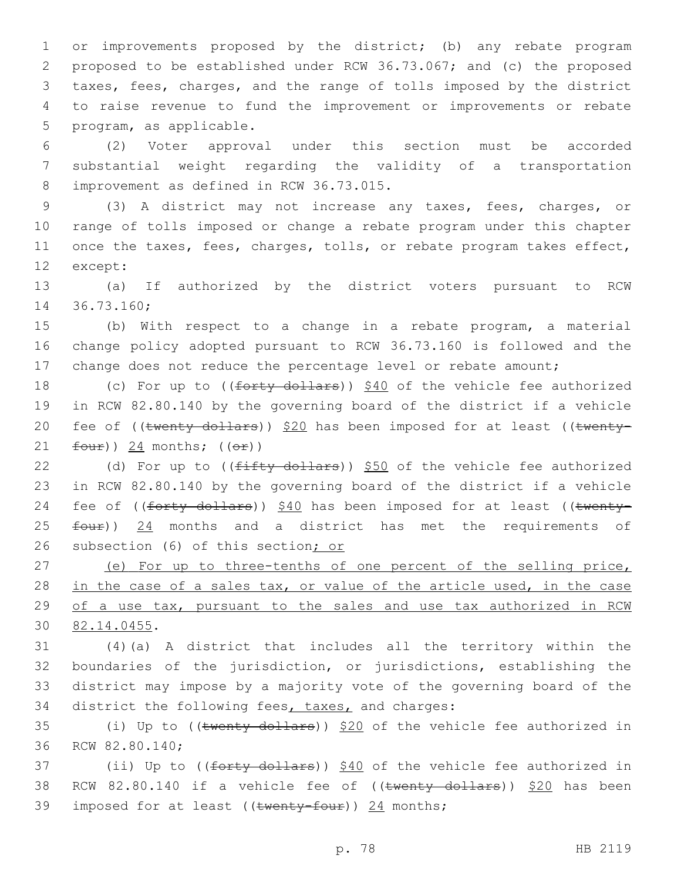or improvements proposed by the district; (b) any rebate program proposed to be established under RCW 36.73.067; and (c) the proposed taxes, fees, charges, and the range of tolls imposed by the district to raise revenue to fund the improvement or improvements or rebate program, as applicable.

(2) Voter approval under this section must be accorded substantial weight regarding the validity of a transportation improvement as defined in RCW 36.73.015.

(3) A district may not increase any taxes, fees, charges, or range of tolls imposed or change a rebate program under this chapter once the taxes, fees, charges, tolls, or rebate program takes effect, except:

(a) If authorized by the district voters pursuant to RCW 36.73.160;

(b) With respect to a change in a rebate program, a material change policy adopted pursuant to RCW 36.73.160 is followed and the change does not reduce the percentage level or rebate amount;

(c) For up to ((~~forty dollars~~)) $40 of the vehicle fee authorized in RCW 82.80.140 by the governing board of the district if a vehicle fee of ((~~twenty dollars~~)) $20 has been imposed for at least ((~~twenty-four~~)) 24 months; ((~~or~~))

(d) For up to ((~~fifty dollars~~)) $50 of the vehicle fee authorized in RCW 82.80.140 by the governing board of the district if a vehicle fee of ((~~forty dollars~~)) $40 has been imposed for at least ((~~twenty-four~~)) 24 months and a district has met the requirements of subsection (6) of this section; or

(e) For up to three-tenths of one percent of the selling price, in the case of a sales tax, or value of the article used, in the case of a use tax, pursuant to the sales and use tax authorized in RCW 82.14.0455.

(4)(a) A district that includes all the territory within the boundaries of the jurisdiction, or jurisdictions, establishing the district may impose by a majority vote of the governing board of the district the following fees, taxes, and charges:

(i) Up to ((~~twenty dollars~~)) $20 of the vehicle fee authorized in RCW 82.80.140;

(ii) Up to ((~~forty dollars~~)) $40 of the vehicle fee authorized in RCW 82.80.140 if a vehicle fee of ((~~twenty dollars~~)) $20 has been imposed for at least ((~~twenty-four~~)) 24 months;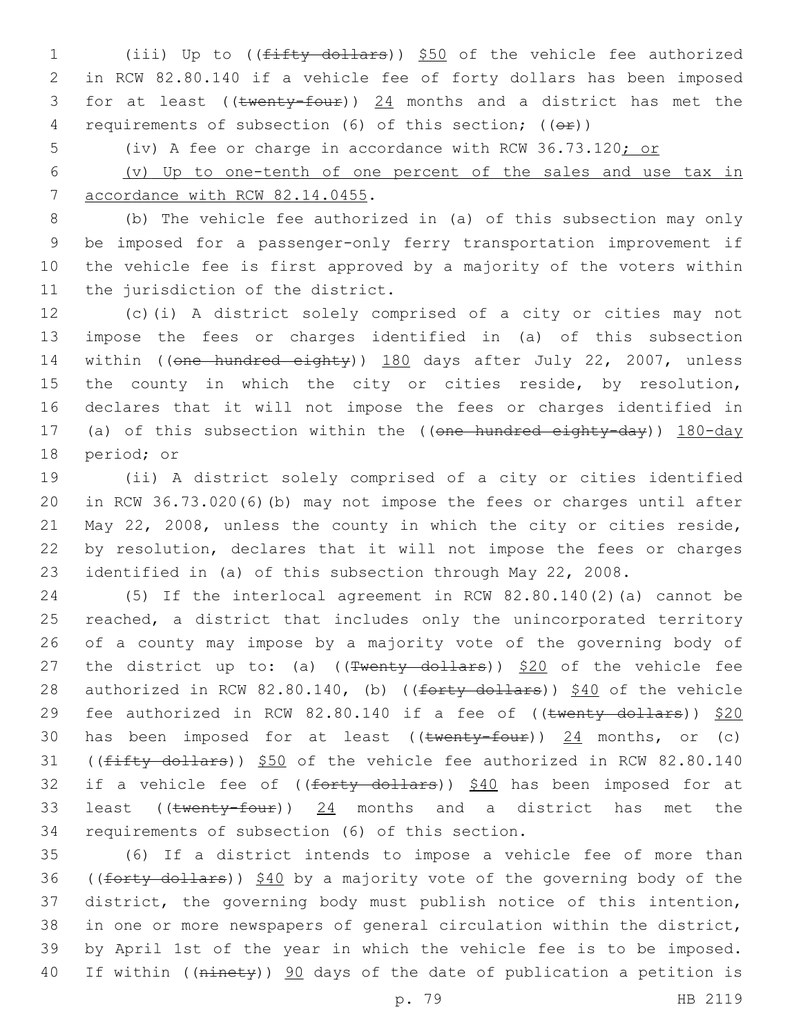(iii) Up to ((~~fifty dollars~~)) <u>$50</u> of the vehicle fee authorized in RCW 82.80.140 if a vehicle fee of forty dollars has been imposed for at least ((~~twenty-four~~)) <u>24</u> months and a district has met the requirements of subsection (6) of this section; ((~~or~~))

(iv) A fee or charge in accordance with RCW 36.73.120<u>; or</u>

<u>(v) Up to one-tenth of one percent of the sales and use tax in accordance with RCW 82.14.0455</u>.

(b) The vehicle fee authorized in (a) of this subsection may only be imposed for a passenger-only ferry transportation improvement if the vehicle fee is first approved by a majority of the voters within the jurisdiction of the district.

(c)(i) A district solely comprised of a city or cities may not impose the fees or charges identified in (a) of this subsection within ((~~one hundred eighty~~)) <u>180</u> days after July 22, 2007, unless the county in which the city or cities reside, by resolution, declares that it will not impose the fees or charges identified in (a) of this subsection within the ((~~one hundred eighty-day~~)) <u>180-day</u> period; or

(ii) A district solely comprised of a city or cities identified in RCW 36.73.020(6)(b) may not impose the fees or charges until after May 22, 2008, unless the county in which the city or cities reside, by resolution, declares that it will not impose the fees or charges identified in (a) of this subsection through May 22, 2008.

(5) If the interlocal agreement in RCW 82.80.140(2)(a) cannot be reached, a district that includes only the unincorporated territory of a county may impose by a majority vote of the governing body of the district up to: (a) ((~~Twenty dollars~~)) <u>$20</u> of the vehicle fee authorized in RCW 82.80.140, (b) ((~~forty dollars~~)) <u>$40</u> of the vehicle fee authorized in RCW 82.80.140 if a fee of ((~~twenty dollars~~)) <u>$20</u> has been imposed for at least ((~~twenty-four~~)) <u>24</u> months, or (c) ((~~fifty dollars~~)) <u>$50</u> of the vehicle fee authorized in RCW 82.80.140 if a vehicle fee of ((~~forty dollars~~)) <u>$40</u> has been imposed for at least ((~~twenty-four~~)) <u>24</u> months and a district has met the requirements of subsection (6) of this section.

(6) If a district intends to impose a vehicle fee of more than ((~~forty dollars~~)) <u>$40</u> by a majority vote of the governing body of the district, the governing body must publish notice of this intention, in one or more newspapers of general circulation within the district, by April 1st of the year in which the vehicle fee is to be imposed. If within ((~~ninety~~)) <u>90</u> days of the date of publication a petition is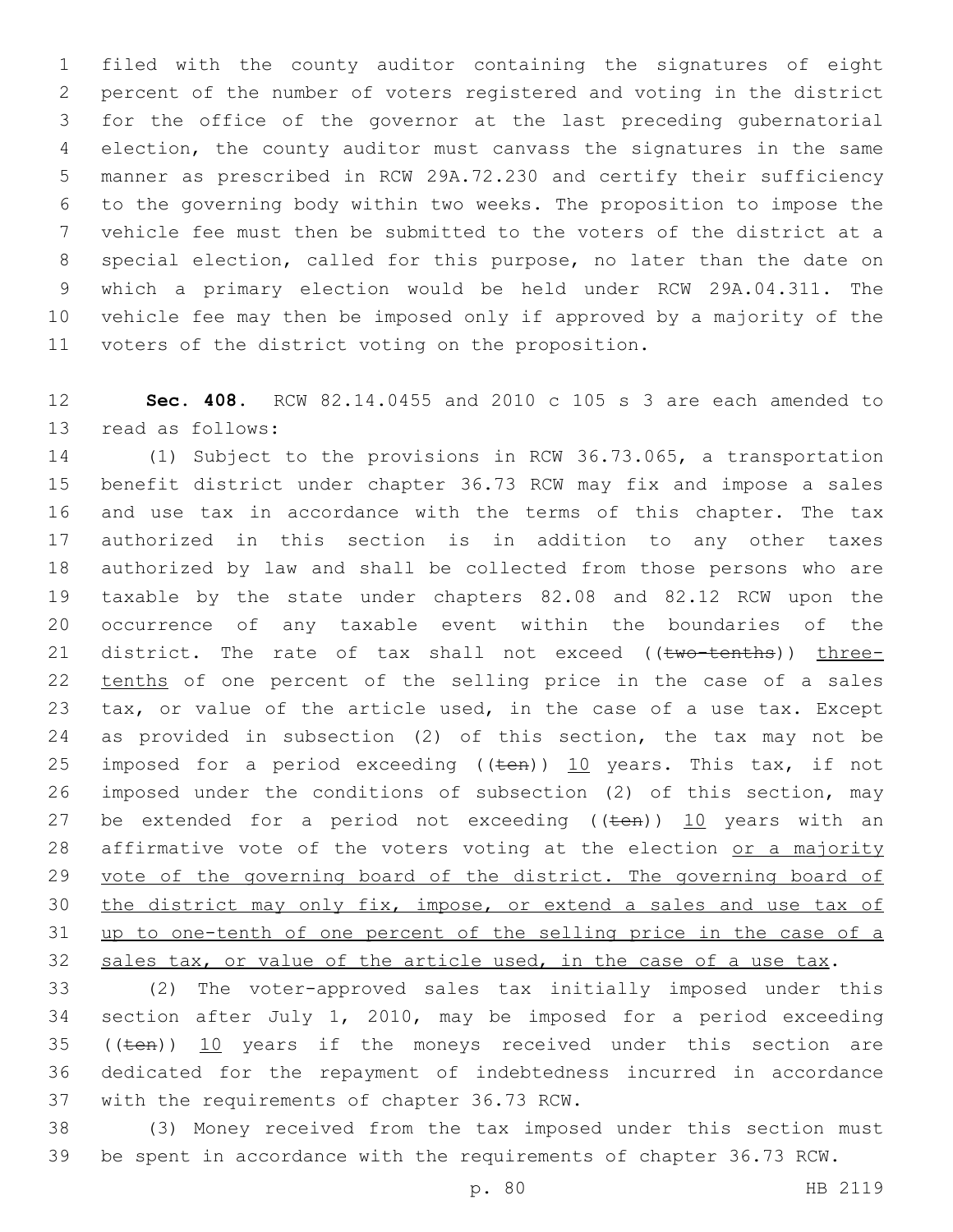filed with the county auditor containing the signatures of eight percent of the number of voters registered and voting in the district for the office of the governor at the last preceding gubernatorial election, the county auditor must canvass the signatures in the same manner as prescribed in RCW 29A.72.230 and certify their sufficiency to the governing body within two weeks. The proposition to impose the vehicle fee must then be submitted to the voters of the district at a special election, called for this purpose, no later than the date on which a primary election would be held under RCW 29A.04.311. The vehicle fee may then be imposed only if approved by a majority of the voters of the district voting on the proposition.

**Sec. 408.** RCW 82.14.0455 and 2010 c 105 s 3 are each amended to read as follows:

(1) Subject to the provisions in RCW 36.73.065, a transportation benefit district under chapter 36.73 RCW may fix and impose a sales and use tax in accordance with the terms of this chapter. The tax authorized in this section is in addition to any other taxes authorized by law and shall be collected from those persons who are taxable by the state under chapters 82.08 and 82.12 RCW upon the occurrence of any taxable event within the boundaries of the district. The rate of tax shall not exceed ((~~two-tenths~~)) <u>three-tenths</u> of one percent of the selling price in the case of a sales tax, or value of the article used, in the case of a use tax. Except as provided in subsection (2) of this section, the tax may not be imposed for a period exceeding ((~~ten~~)) <u>10</u> years. This tax, if not imposed under the conditions of subsection (2) of this section, may be extended for a period not exceeding ((~~ten~~)) <u>10</u> years with an affirmative vote of the voters voting at the election <u>or a majority vote of the governing board of the district. The governing board of the district may only fix, impose, or extend a sales and use tax of up to one-tenth of one percent of the selling price in the case of a sales tax, or value of the article used, in the case of a use tax</u>.

(2) The voter-approved sales tax initially imposed under this section after July 1, 2010, may be imposed for a period exceeding ((~~ten~~)) <u>10</u> years if the moneys received under this section are dedicated for the repayment of indebtedness incurred in accordance with the requirements of chapter 36.73 RCW.

(3) Money received from the tax imposed under this section must be spent in accordance with the requirements of chapter 36.73 RCW.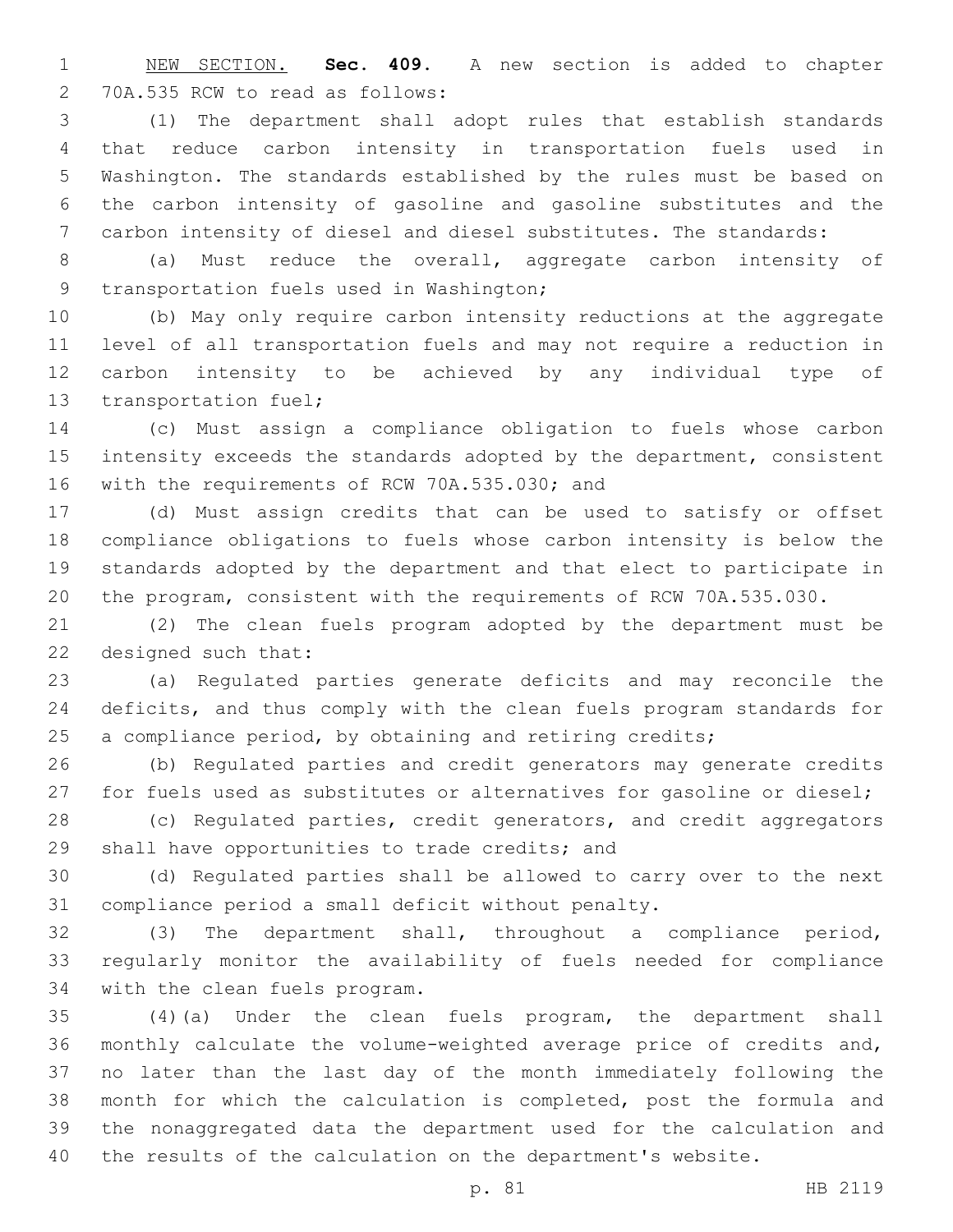NEW SECTION. **Sec. 409.** A new section is added to chapter 70A.535 RCW to read as follows:

(1) The department shall adopt rules that establish standards that reduce carbon intensity in transportation fuels used in Washington. The standards established by the rules must be based on the carbon intensity of gasoline and gasoline substitutes and the carbon intensity of diesel and diesel substitutes. The standards:

(a) Must reduce the overall, aggregate carbon intensity of transportation fuels used in Washington;

(b) May only require carbon intensity reductions at the aggregate level of all transportation fuels and may not require a reduction in carbon intensity to be achieved by any individual type of transportation fuel;

(c) Must assign a compliance obligation to fuels whose carbon intensity exceeds the standards adopted by the department, consistent with the requirements of RCW 70A.535.030; and

(d) Must assign credits that can be used to satisfy or offset compliance obligations to fuels whose carbon intensity is below the standards adopted by the department and that elect to participate in the program, consistent with the requirements of RCW 70A.535.030.

(2) The clean fuels program adopted by the department must be designed such that:

(a) Regulated parties generate deficits and may reconcile the deficits, and thus comply with the clean fuels program standards for a compliance period, by obtaining and retiring credits;

(b) Regulated parties and credit generators may generate credits for fuels used as substitutes or alternatives for gasoline or diesel;

(c) Regulated parties, credit generators, and credit aggregators shall have opportunities to trade credits; and

(d) Regulated parties shall be allowed to carry over to the next compliance period a small deficit without penalty.

(3) The department shall, throughout a compliance period, regularly monitor the availability of fuels needed for compliance with the clean fuels program.

(4)(a) Under the clean fuels program, the department shall monthly calculate the volume-weighted average price of credits and, no later than the last day of the month immediately following the month for which the calculation is completed, post the formula and the nonaggregated data the department used for the calculation and the results of the calculation on the department's website.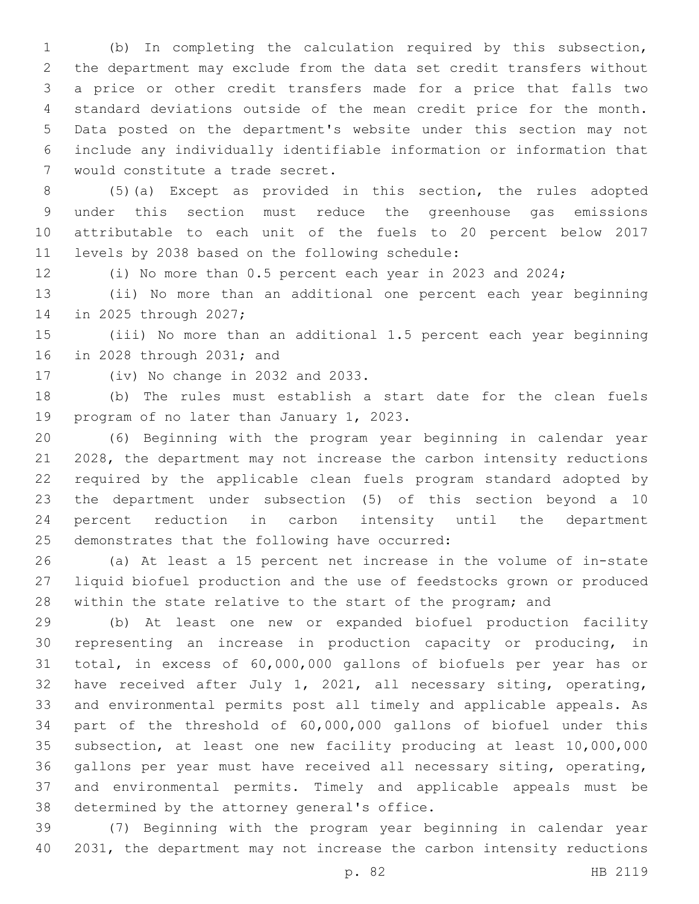(b) In completing the calculation required by this subsection, the department may exclude from the data set credit transfers without a price or other credit transfers made for a price that falls two standard deviations outside of the mean credit price for the month. Data posted on the department's website under this section may not include any individually identifiable information or information that would constitute a trade secret.

(5)(a) Except as provided in this section, the rules adopted under this section must reduce the greenhouse gas emissions attributable to each unit of the fuels to 20 percent below 2017 levels by 2038 based on the following schedule:

(i) No more than 0.5 percent each year in 2023 and 2024;

(ii) No more than an additional one percent each year beginning in 2025 through 2027;

(iii) No more than an additional 1.5 percent each year beginning in 2028 through 2031; and

(iv) No change in 2032 and 2033.

(b) The rules must establish a start date for the clean fuels program of no later than January 1, 2023.

(6) Beginning with the program year beginning in calendar year 2028, the department may not increase the carbon intensity reductions required by the applicable clean fuels program standard adopted by the department under subsection (5) of this section beyond a 10 percent reduction in carbon intensity until the department demonstrates that the following have occurred:

(a) At least a 15 percent net increase in the volume of in-state liquid biofuel production and the use of feedstocks grown or produced within the state relative to the start of the program; and

(b) At least one new or expanded biofuel production facility representing an increase in production capacity or producing, in total, in excess of 60,000,000 gallons of biofuels per year has or have received after July 1, 2021, all necessary siting, operating, and environmental permits post all timely and applicable appeals. As part of the threshold of 60,000,000 gallons of biofuel under this subsection, at least one new facility producing at least 10,000,000 gallons per year must have received all necessary siting, operating, and environmental permits. Timely and applicable appeals must be determined by the attorney general's office.

(7) Beginning with the program year beginning in calendar year 2031, the department may not increase the carbon intensity reductions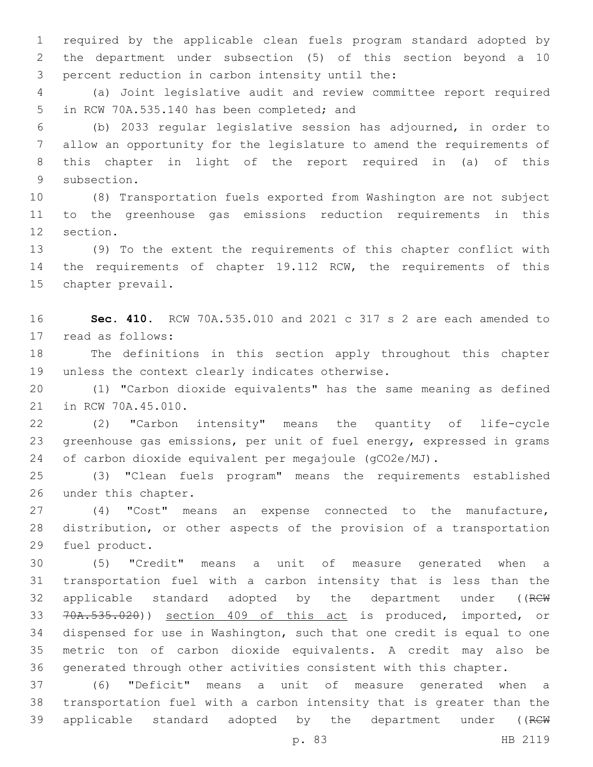required by the applicable clean fuels program standard adopted by the department under subsection (5) of this section beyond a 10 percent reduction in carbon intensity until the:

(a) Joint legislative audit and review committee report required in RCW 70A.535.140 has been completed; and

(b) 2033 regular legislative session has adjourned, in order to allow an opportunity for the legislature to amend the requirements of this chapter in light of the report required in (a) of this subsection.

(8) Transportation fuels exported from Washington are not subject to the greenhouse gas emissions reduction requirements in this section.

(9) To the extent the requirements of this chapter conflict with the requirements of chapter 19.112 RCW, the requirements of this chapter prevail.

**Sec. 410.** RCW 70A.535.010 and 2021 c 317 s 2 are each amended to read as follows:

The definitions in this section apply throughout this chapter unless the context clearly indicates otherwise.

(1) "Carbon dioxide equivalents" has the same meaning as defined in RCW 70A.45.010.

(2) "Carbon intensity" means the quantity of life-cycle greenhouse gas emissions, per unit of fuel energy, expressed in grams of carbon dioxide equivalent per megajoule (gCO2e/MJ).

(3) "Clean fuels program" means the requirements established under this chapter.

(4) "Cost" means an expense connected to the manufacture, distribution, or other aspects of the provision of a transportation fuel product.

(5) "Credit" means a unit of measure generated when a transportation fuel with a carbon intensity that is less than the applicable standard adopted by the department under ((~~RCW 70A.535.020~~)) section 409 of this act is produced, imported, or dispensed for use in Washington, such that one credit is equal to one metric ton of carbon dioxide equivalents. A credit may also be generated through other activities consistent with this chapter.

(6) "Deficit" means a unit of measure generated when a transportation fuel with a carbon intensity that is greater than the applicable standard adopted by the department under ((~~RCW~~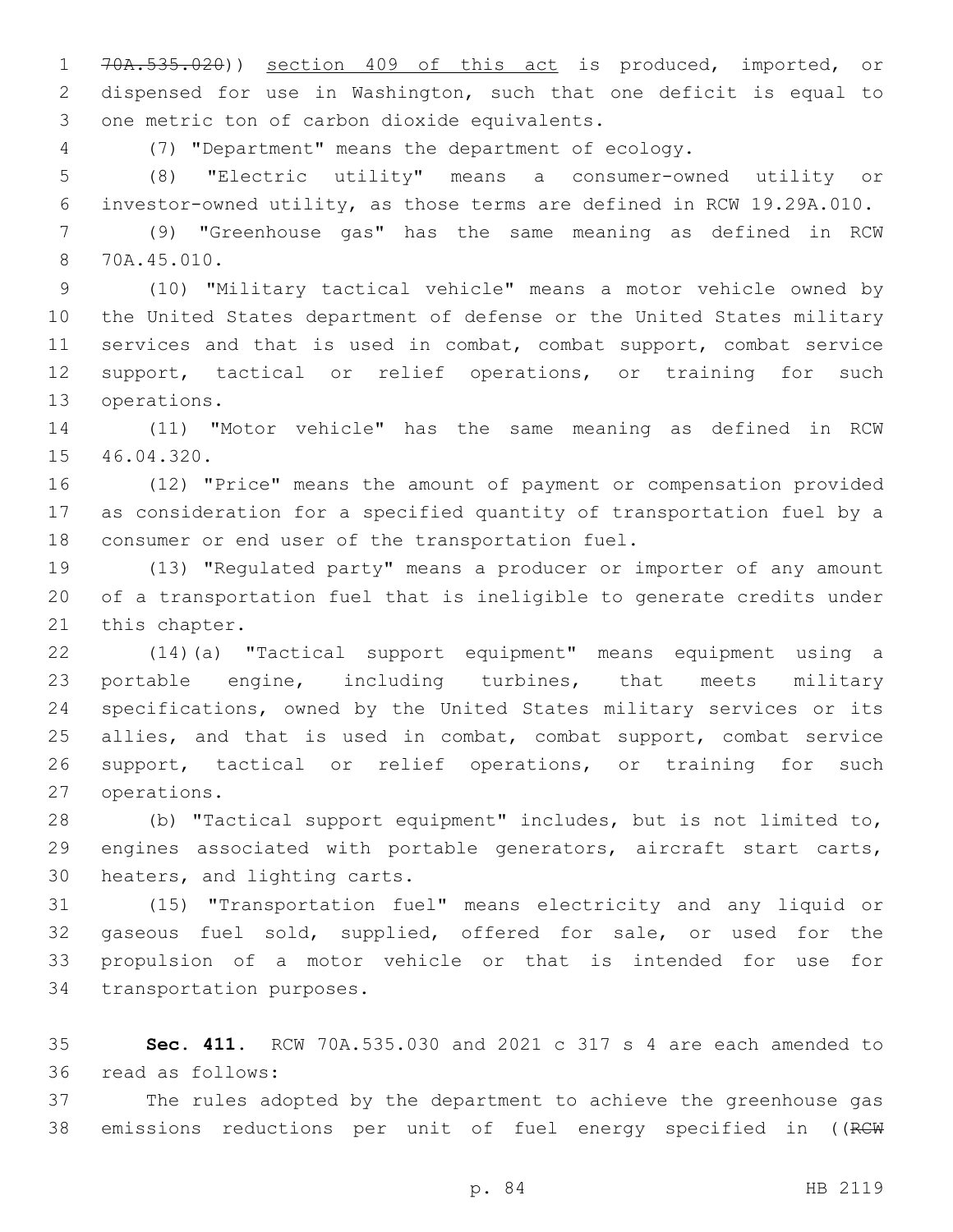~~70A.535.020~~)) section 409 of this act is produced, imported, or dispensed for use in Washington, such that one deficit is equal to one metric ton of carbon dioxide equivalents.

(7) "Department" means the department of ecology.

(8) "Electric utility" means a consumer-owned utility or investor-owned utility, as those terms are defined in RCW 19.29A.010.

(9) "Greenhouse gas" has the same meaning as defined in RCW 70A.45.010.

(10) "Military tactical vehicle" means a motor vehicle owned by the United States department of defense or the United States military services and that is used in combat, combat support, combat service support, tactical or relief operations, or training for such operations.

(11) "Motor vehicle" has the same meaning as defined in RCW 46.04.320.

(12) "Price" means the amount of payment or compensation provided as consideration for a specified quantity of transportation fuel by a consumer or end user of the transportation fuel.

(13) "Regulated party" means a producer or importer of any amount of a transportation fuel that is ineligible to generate credits under this chapter.

(14)(a) "Tactical support equipment" means equipment using a portable engine, including turbines, that meets military specifications, owned by the United States military services or its allies, and that is used in combat, combat support, combat service support, tactical or relief operations, or training for such operations.

(b) "Tactical support equipment" includes, but is not limited to, engines associated with portable generators, aircraft start carts, heaters, and lighting carts.

(15) "Transportation fuel" means electricity and any liquid or gaseous fuel sold, supplied, offered for sale, or used for the propulsion of a motor vehicle or that is intended for use for transportation purposes.

**Sec. 411.** RCW 70A.535.030 and 2021 c 317 s 4 are each amended to read as follows:

The rules adopted by the department to achieve the greenhouse gas emissions reductions per unit of fuel energy specified in ((~~RCW~~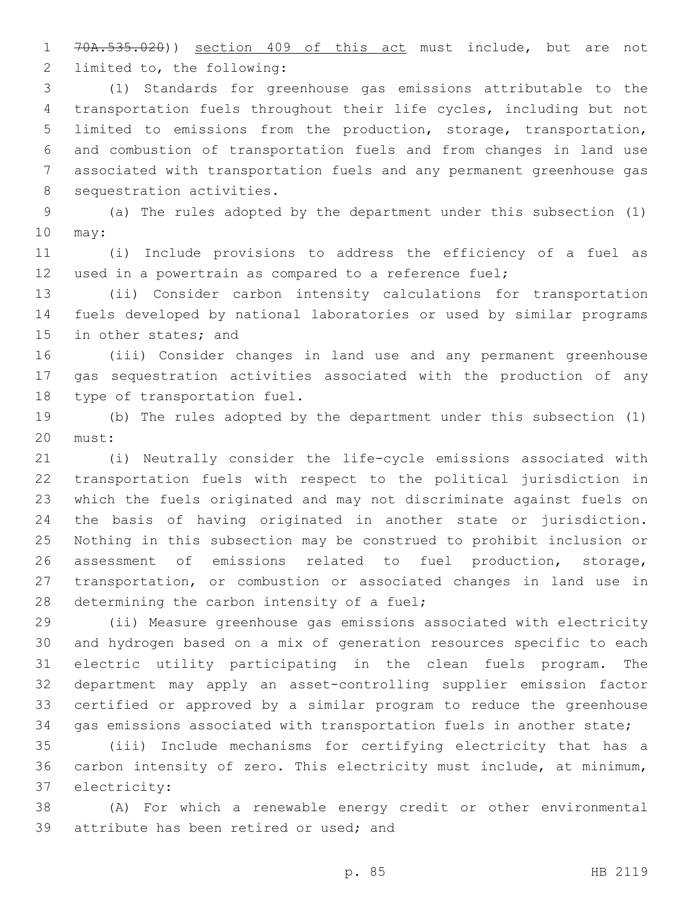~~70A.535.020~~)) section 409 of this act must include, but are not limited to, the following:

(1) Standards for greenhouse gas emissions attributable to the transportation fuels throughout their life cycles, including but not limited to emissions from the production, storage, transportation, and combustion of transportation fuels and from changes in land use associated with transportation fuels and any permanent greenhouse gas sequestration activities.

(a) The rules adopted by the department under this subsection (1) may:

(i) Include provisions to address the efficiency of a fuel as used in a powertrain as compared to a reference fuel;

(ii) Consider carbon intensity calculations for transportation fuels developed by national laboratories or used by similar programs in other states; and

(iii) Consider changes in land use and any permanent greenhouse gas sequestration activities associated with the production of any type of transportation fuel.

(b) The rules adopted by the department under this subsection (1) must:

(i) Neutrally consider the life-cycle emissions associated with transportation fuels with respect to the political jurisdiction in which the fuels originated and may not discriminate against fuels on the basis of having originated in another state or jurisdiction. Nothing in this subsection may be construed to prohibit inclusion or assessment of emissions related to fuel production, storage, transportation, or combustion or associated changes in land use in determining the carbon intensity of a fuel;

(ii) Measure greenhouse gas emissions associated with electricity and hydrogen based on a mix of generation resources specific to each electric utility participating in the clean fuels program. The department may apply an asset-controlling supplier emission factor certified or approved by a similar program to reduce the greenhouse gas emissions associated with transportation fuels in another state;

(iii) Include mechanisms for certifying electricity that has a carbon intensity of zero. This electricity must include, at minimum, electricity:

(A) For which a renewable energy credit or other environmental attribute has been retired or used; and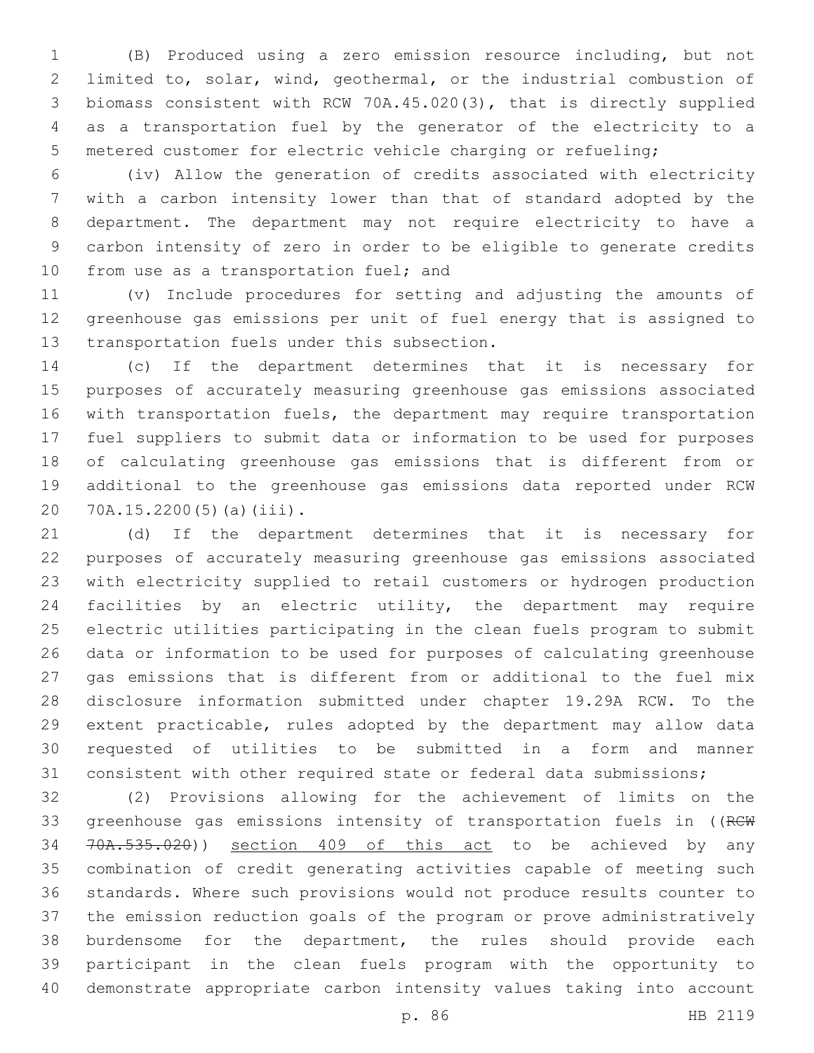(B) Produced using a zero emission resource including, but not limited to, solar, wind, geothermal, or the industrial combustion of biomass consistent with RCW 70A.45.020(3), that is directly supplied as a transportation fuel by the generator of the electricity to a metered customer for electric vehicle charging or refueling;

(iv) Allow the generation of credits associated with electricity with a carbon intensity lower than that of standard adopted by the department. The department may not require electricity to have a carbon intensity of zero in order to be eligible to generate credits from use as a transportation fuel; and

(v) Include procedures for setting and adjusting the amounts of greenhouse gas emissions per unit of fuel energy that is assigned to transportation fuels under this subsection.

(c) If the department determines that it is necessary for purposes of accurately measuring greenhouse gas emissions associated with transportation fuels, the department may require transportation fuel suppliers to submit data or information to be used for purposes of calculating greenhouse gas emissions that is different from or additional to the greenhouse gas emissions data reported under RCW 70A.15.2200(5)(a)(iii).

(d) If the department determines that it is necessary for purposes of accurately measuring greenhouse gas emissions associated with electricity supplied to retail customers or hydrogen production facilities by an electric utility, the department may require electric utilities participating in the clean fuels program to submit data or information to be used for purposes of calculating greenhouse gas emissions that is different from or additional to the fuel mix disclosure information submitted under chapter 19.29A RCW. To the extent practicable, rules adopted by the department may allow data requested of utilities to be submitted in a form and manner consistent with other required state or federal data submissions;

(2) Provisions allowing for the achievement of limits on the greenhouse gas emissions intensity of transportation fuels in ((~~RCW 70A.535.020~~)) <u>section 409 of this act</u> to be achieved by any combination of credit generating activities capable of meeting such standards. Where such provisions would not produce results counter to the emission reduction goals of the program or prove administratively burdensome for the department, the rules should provide each participant in the clean fuels program with the opportunity to demonstrate appropriate carbon intensity values taking into account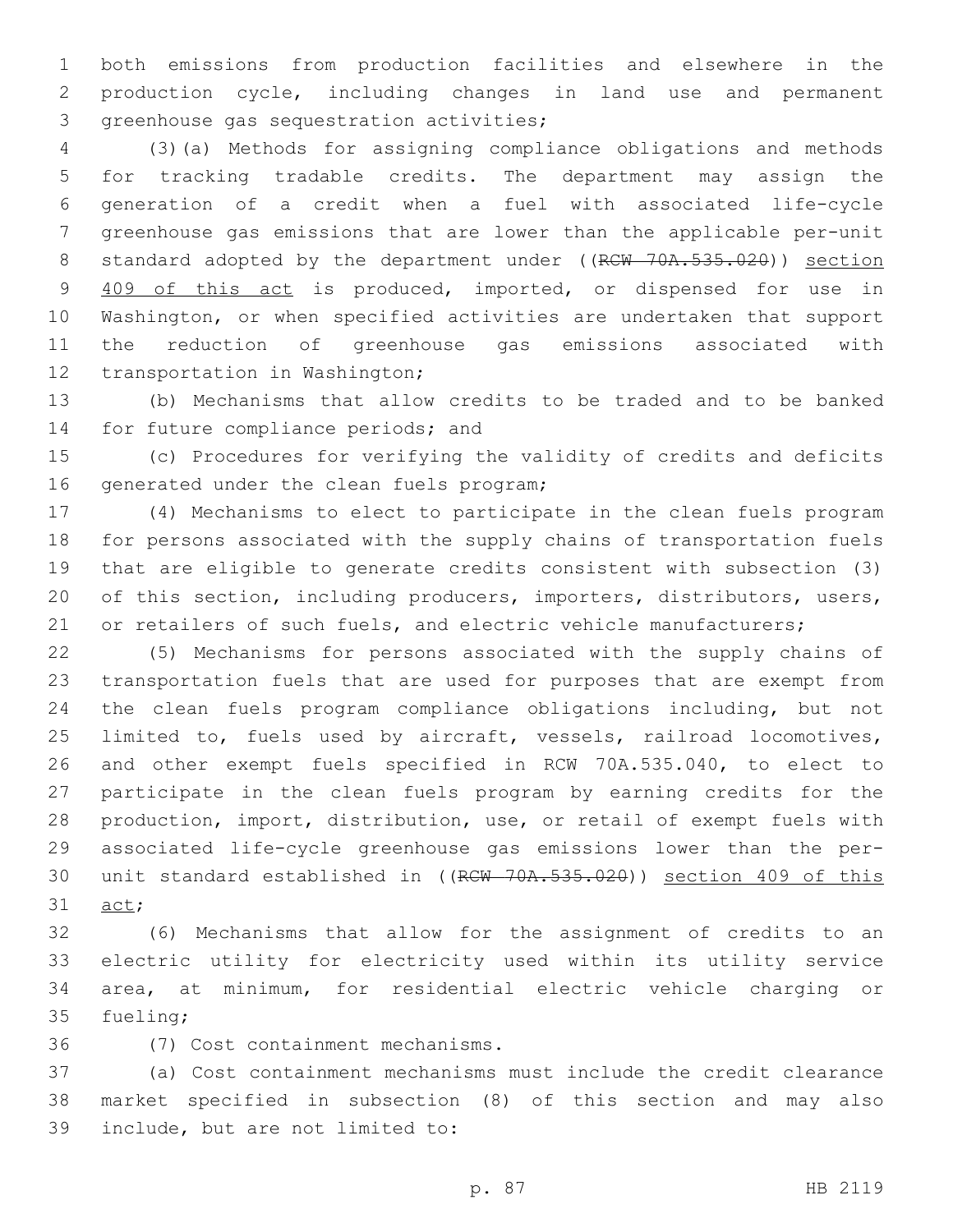both emissions from production facilities and elsewhere in the production cycle, including changes in land use and permanent greenhouse gas sequestration activities;

(3)(a) Methods for assigning compliance obligations and methods for tracking tradable credits. The department may assign the generation of a credit when a fuel with associated life-cycle greenhouse gas emissions that are lower than the applicable per-unit standard adopted by the department under ((~~RCW 70A.535.020~~)) section 409 of this act is produced, imported, or dispensed for use in Washington, or when specified activities are undertaken that support the reduction of greenhouse gas emissions associated with transportation in Washington;

(b) Mechanisms that allow credits to be traded and to be banked for future compliance periods; and

(c) Procedures for verifying the validity of credits and deficits generated under the clean fuels program;

(4) Mechanisms to elect to participate in the clean fuels program for persons associated with the supply chains of transportation fuels that are eligible to generate credits consistent with subsection (3) of this section, including producers, importers, distributors, users, or retailers of such fuels, and electric vehicle manufacturers;

(5) Mechanisms for persons associated with the supply chains of transportation fuels that are used for purposes that are exempt from the clean fuels program compliance obligations including, but not limited to, fuels used by aircraft, vessels, railroad locomotives, and other exempt fuels specified in RCW 70A.535.040, to elect to participate in the clean fuels program by earning credits for the production, import, distribution, use, or retail of exempt fuels with associated life-cycle greenhouse gas emissions lower than the per-unit standard established in ((~~RCW 70A.535.020~~)) section 409 of this act;

(6) Mechanisms that allow for the assignment of credits to an electric utility for electricity used within its utility service area, at minimum, for residential electric vehicle charging or fueling;

(7) Cost containment mechanisms.

(a) Cost containment mechanisms must include the credit clearance market specified in subsection (8) of this section and may also include, but are not limited to: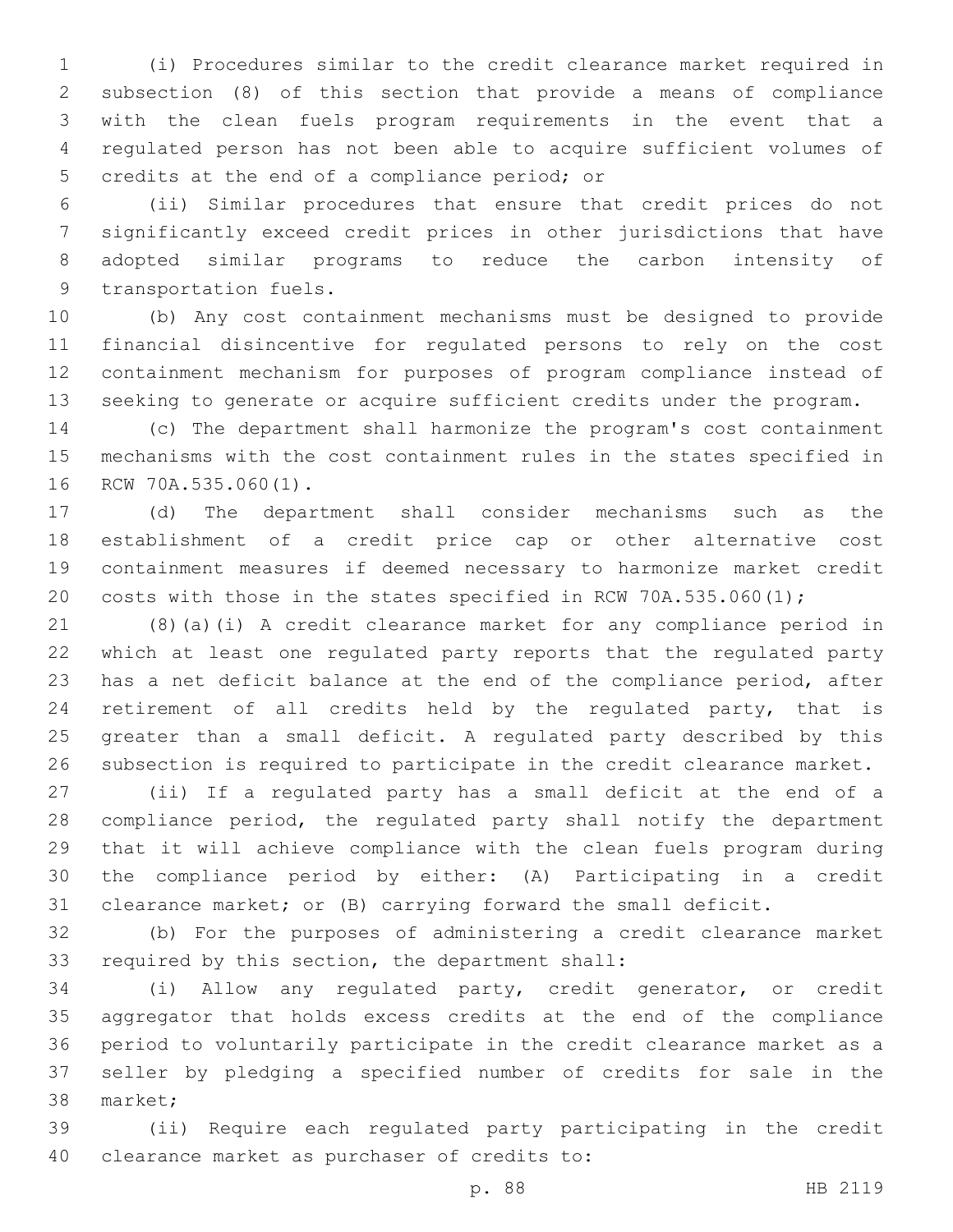(i) Procedures similar to the credit clearance market required in subsection (8) of this section that provide a means of compliance with the clean fuels program requirements in the event that a regulated person has not been able to acquire sufficient volumes of credits at the end of a compliance period; or

(ii) Similar procedures that ensure that credit prices do not significantly exceed credit prices in other jurisdictions that have adopted similar programs to reduce the carbon intensity of transportation fuels.

(b) Any cost containment mechanisms must be designed to provide financial disincentive for regulated persons to rely on the cost containment mechanism for purposes of program compliance instead of seeking to generate or acquire sufficient credits under the program.

(c) The department shall harmonize the program's cost containment mechanisms with the cost containment rules in the states specified in RCW 70A.535.060(1).

(d) The department shall consider mechanisms such as the establishment of a credit price cap or other alternative cost containment measures if deemed necessary to harmonize market credit costs with those in the states specified in RCW 70A.535.060(1);

(8)(a)(i) A credit clearance market for any compliance period in which at least one regulated party reports that the regulated party has a net deficit balance at the end of the compliance period, after retirement of all credits held by the regulated party, that is greater than a small deficit. A regulated party described by this subsection is required to participate in the credit clearance market.

(ii) If a regulated party has a small deficit at the end of a compliance period, the regulated party shall notify the department that it will achieve compliance with the clean fuels program during the compliance period by either: (A) Participating in a credit clearance market; or (B) carrying forward the small deficit.

(b) For the purposes of administering a credit clearance market required by this section, the department shall:

(i) Allow any regulated party, credit generator, or credit aggregator that holds excess credits at the end of the compliance period to voluntarily participate in the credit clearance market as a seller by pledging a specified number of credits for sale in the market;

(ii) Require each regulated party participating in the credit clearance market as purchaser of credits to: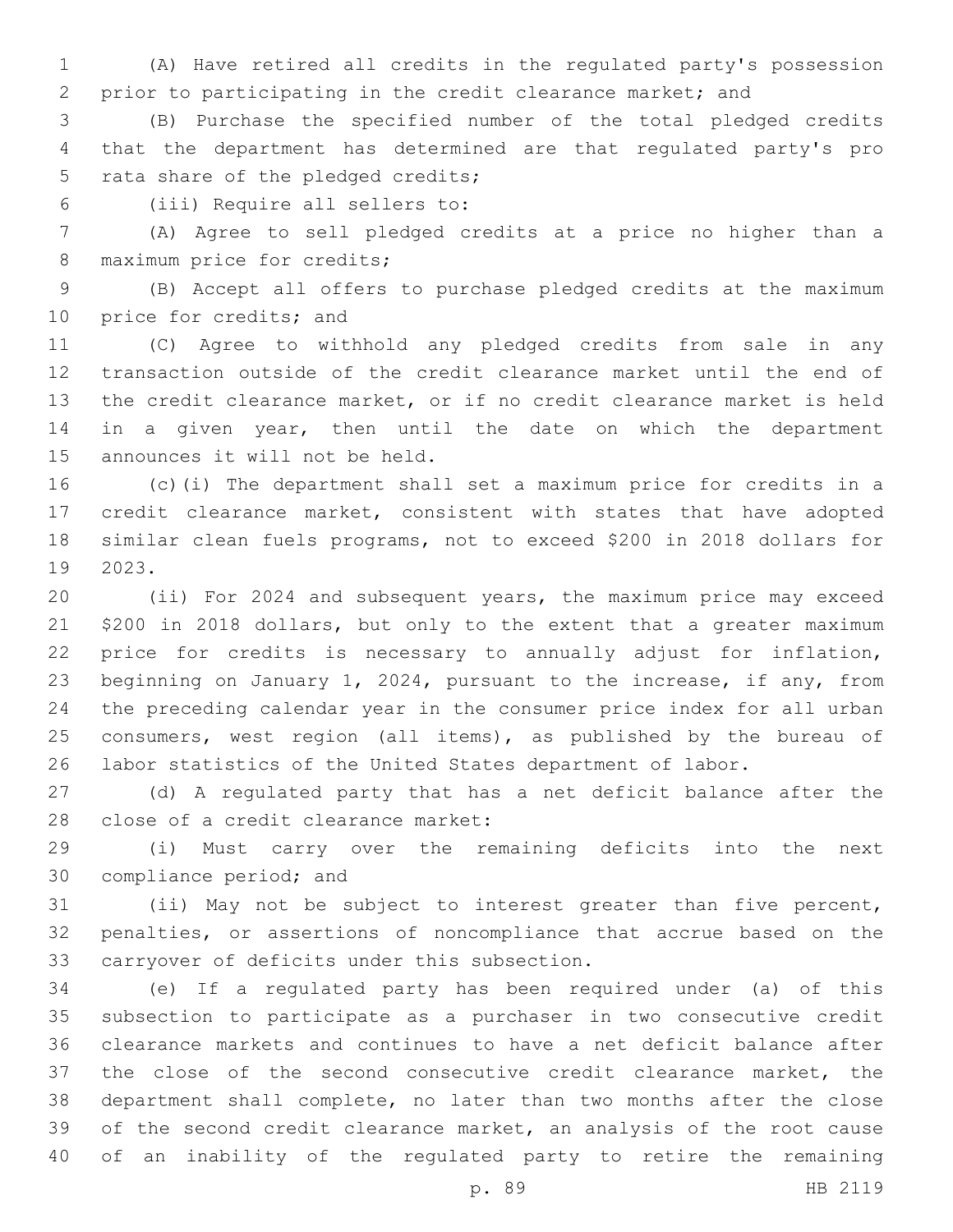(A) Have retired all credits in the regulated party's possession prior to participating in the credit clearance market; and

(B) Purchase the specified number of the total pledged credits that the department has determined are that regulated party's pro rata share of the pledged credits;

(iii) Require all sellers to:

(A) Agree to sell pledged credits at a price no higher than a maximum price for credits;

(B) Accept all offers to purchase pledged credits at the maximum price for credits; and

(C) Agree to withhold any pledged credits from sale in any transaction outside of the credit clearance market until the end of the credit clearance market, or if no credit clearance market is held in a given year, then until the date on which the department announces it will not be held.

(c)(i) The department shall set a maximum price for credits in a credit clearance market, consistent with states that have adopted similar clean fuels programs, not to exceed $200 in 2018 dollars for 2023.

(ii) For 2024 and subsequent years, the maximum price may exceed $200 in 2018 dollars, but only to the extent that a greater maximum price for credits is necessary to annually adjust for inflation, beginning on January 1, 2024, pursuant to the increase, if any, from the preceding calendar year in the consumer price index for all urban consumers, west region (all items), as published by the bureau of labor statistics of the United States department of labor.

(d) A regulated party that has a net deficit balance after the close of a credit clearance market:

(i) Must carry over the remaining deficits into the next compliance period; and

(ii) May not be subject to interest greater than five percent, penalties, or assertions of noncompliance that accrue based on the carryover of deficits under this subsection.

(e) If a regulated party has been required under (a) of this subsection to participate as a purchaser in two consecutive credit clearance markets and continues to have a net deficit balance after the close of the second consecutive credit clearance market, the department shall complete, no later than two months after the close of the second credit clearance market, an analysis of the root cause of an inability of the regulated party to retire the remaining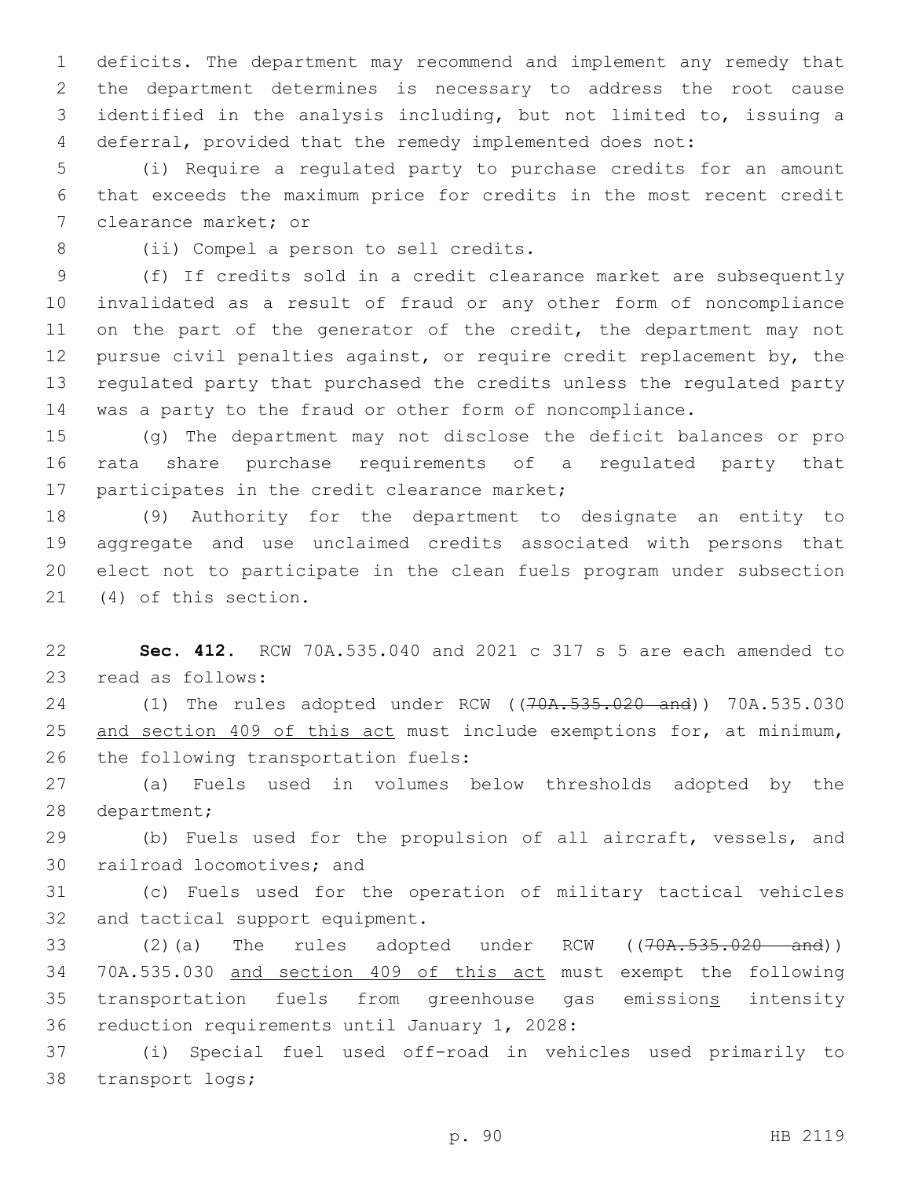deficits. The department may recommend and implement any remedy that the department determines is necessary to address the root cause identified in the analysis including, but not limited to, issuing a deferral, provided that the remedy implemented does not:

(i) Require a regulated party to purchase credits for an amount that exceeds the maximum price for credits in the most recent credit clearance market; or

(ii) Compel a person to sell credits.

(f) If credits sold in a credit clearance market are subsequently invalidated as a result of fraud or any other form of noncompliance on the part of the generator of the credit, the department may not pursue civil penalties against, or require credit replacement by, the regulated party that purchased the credits unless the regulated party was a party to the fraud or other form of noncompliance.

(g) The department may not disclose the deficit balances or pro rata share purchase requirements of a regulated party that participates in the credit clearance market;

(9) Authority for the department to designate an entity to aggregate and use unclaimed credits associated with persons that elect not to participate in the clean fuels program under subsection (4) of this section.

**Sec. 412.** RCW 70A.535.040 and 2021 c 317 s 5 are each amended to read as follows:

(1) The rules adopted under RCW ((~~70A.535.020 and~~)) 70A.535.030 <u>and section 409 of this act</u> must include exemptions for, at minimum, the following transportation fuels:

(a) Fuels used in volumes below thresholds adopted by the department;

(b) Fuels used for the propulsion of all aircraft, vessels, and railroad locomotives; and

(c) Fuels used for the operation of military tactical vehicles and tactical support equipment.

(2)(a) The rules adopted under RCW ((~~70A.535.020 and~~)) 70A.535.030 <u>and section 409 of this act</u> must exempt the following transportation fuels from greenhouse gas emission<u>s</u> intensity reduction requirements until January 1, 2028:

(i) Special fuel used off-road in vehicles used primarily to transport logs;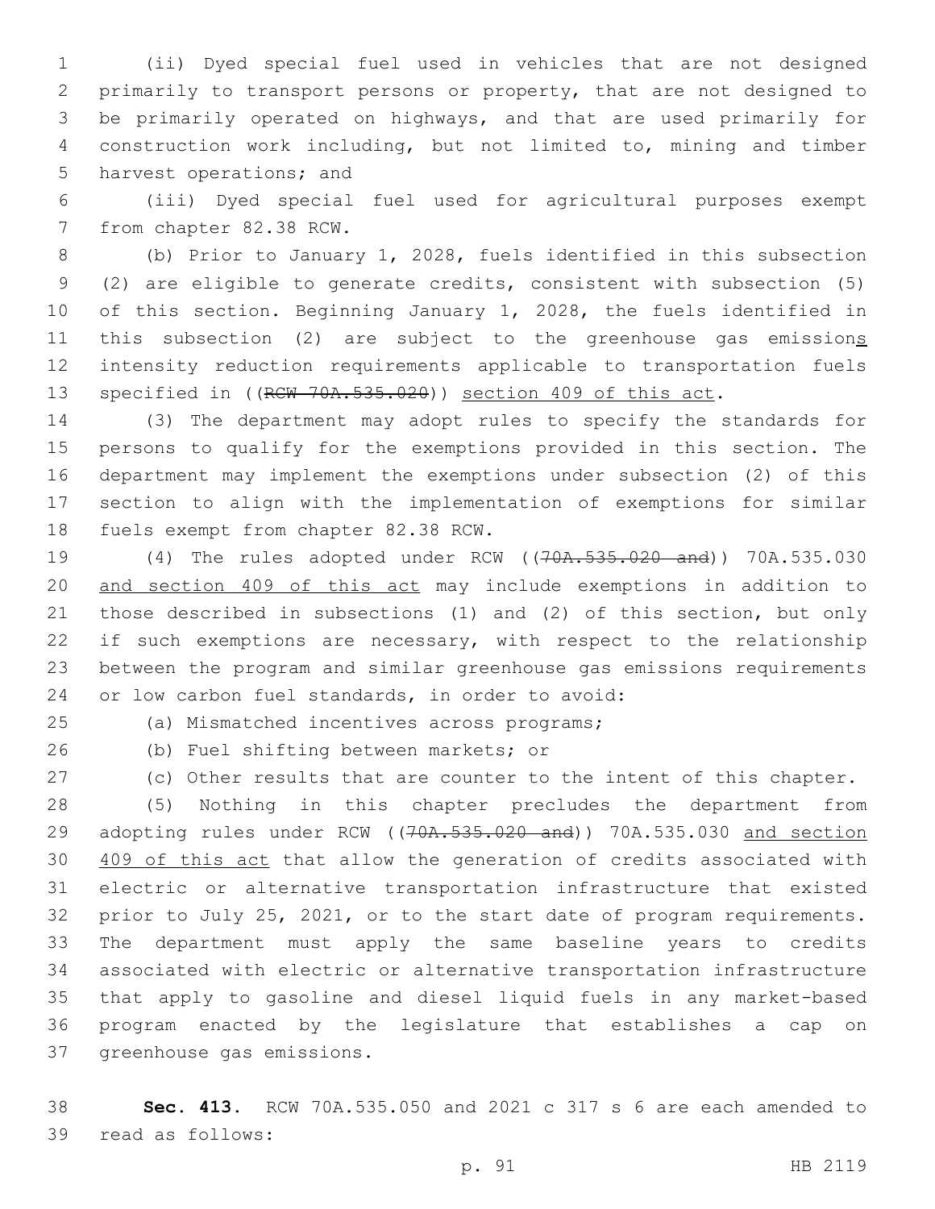(ii) Dyed special fuel used in vehicles that are not designed primarily to transport persons or property, that are not designed to be primarily operated on highways, and that are used primarily for construction work including, but not limited to, mining and timber harvest operations; and

(iii) Dyed special fuel used for agricultural purposes exempt from chapter 82.38 RCW.

(b) Prior to January 1, 2028, fuels identified in this subsection (2) are eligible to generate credits, consistent with subsection (5) of this section. Beginning January 1, 2028, the fuels identified in this subsection (2) are subject to the greenhouse gas emissions intensity reduction requirements applicable to transportation fuels specified in ((~~RCW 70A.535.020~~)) section 409 of this act.

(3) The department may adopt rules to specify the standards for persons to qualify for the exemptions provided in this section. The department may implement the exemptions under subsection (2) of this section to align with the implementation of exemptions for similar fuels exempt from chapter 82.38 RCW.

(4) The rules adopted under RCW ((~~70A.535.020 and~~)) 70A.535.030 and section 409 of this act may include exemptions in addition to those described in subsections (1) and (2) of this section, but only if such exemptions are necessary, with respect to the relationship between the program and similar greenhouse gas emissions requirements or low carbon fuel standards, in order to avoid:

(a) Mismatched incentives across programs;

(b) Fuel shifting between markets; or

(c) Other results that are counter to the intent of this chapter.

(5) Nothing in this chapter precludes the department from adopting rules under RCW ((~~70A.535.020 and~~)) 70A.535.030 and section 409 of this act that allow the generation of credits associated with electric or alternative transportation infrastructure that existed prior to July 25, 2021, or to the start date of program requirements. The department must apply the same baseline years to credits associated with electric or alternative transportation infrastructure that apply to gasoline and diesel liquid fuels in any market-based program enacted by the legislature that establishes a cap on greenhouse gas emissions.

**Sec. 413.** RCW 70A.535.050 and 2021 c 317 s 6 are each amended to read as follows: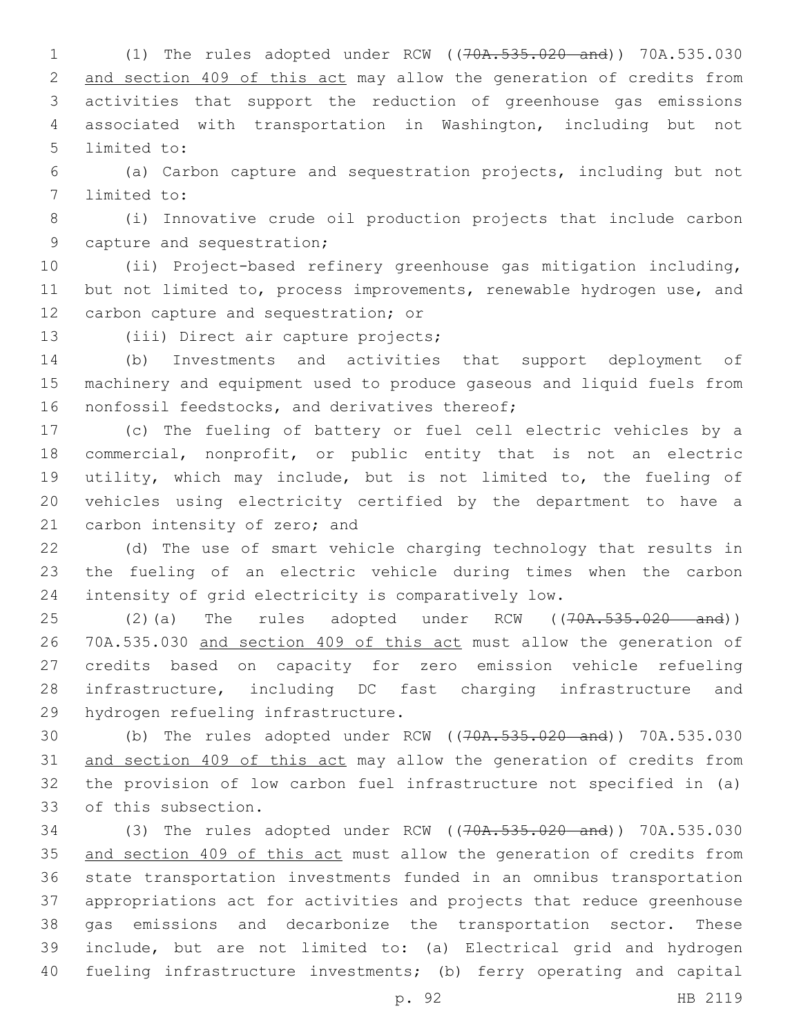(1) The rules adopted under RCW ((~~70A.535.020 and~~)) 70A.535.030 and section 409 of this act may allow the generation of credits from activities that support the reduction of greenhouse gas emissions associated with transportation in Washington, including but not limited to:

(a) Carbon capture and sequestration projects, including but not limited to:

(i) Innovative crude oil production projects that include carbon capture and sequestration;

(ii) Project-based refinery greenhouse gas mitigation including, but not limited to, process improvements, renewable hydrogen use, and carbon capture and sequestration; or

(iii) Direct air capture projects;

(b) Investments and activities that support deployment of machinery and equipment used to produce gaseous and liquid fuels from nonfossil feedstocks, and derivatives thereof;

(c) The fueling of battery or fuel cell electric vehicles by a commercial, nonprofit, or public entity that is not an electric utility, which may include, but is not limited to, the fueling of vehicles using electricity certified by the department to have a carbon intensity of zero; and

(d) The use of smart vehicle charging technology that results in the fueling of an electric vehicle during times when the carbon intensity of grid electricity is comparatively low.

(2)(a) The rules adopted under RCW ((~~70A.535.020 and~~)) 70A.535.030 and section 409 of this act must allow the generation of credits based on capacity for zero emission vehicle refueling infrastructure, including DC fast charging infrastructure and hydrogen refueling infrastructure.

(b) The rules adopted under RCW ((~~70A.535.020 and~~)) 70A.535.030 and section 409 of this act may allow the generation of credits from the provision of low carbon fuel infrastructure not specified in (a) of this subsection.

(3) The rules adopted under RCW ((~~70A.535.020 and~~)) 70A.535.030 and section 409 of this act must allow the generation of credits from state transportation investments funded in an omnibus transportation appropriations act for activities and projects that reduce greenhouse gas emissions and decarbonize the transportation sector. These include, but are not limited to: (a) Electrical grid and hydrogen fueling infrastructure investments; (b) ferry operating and capital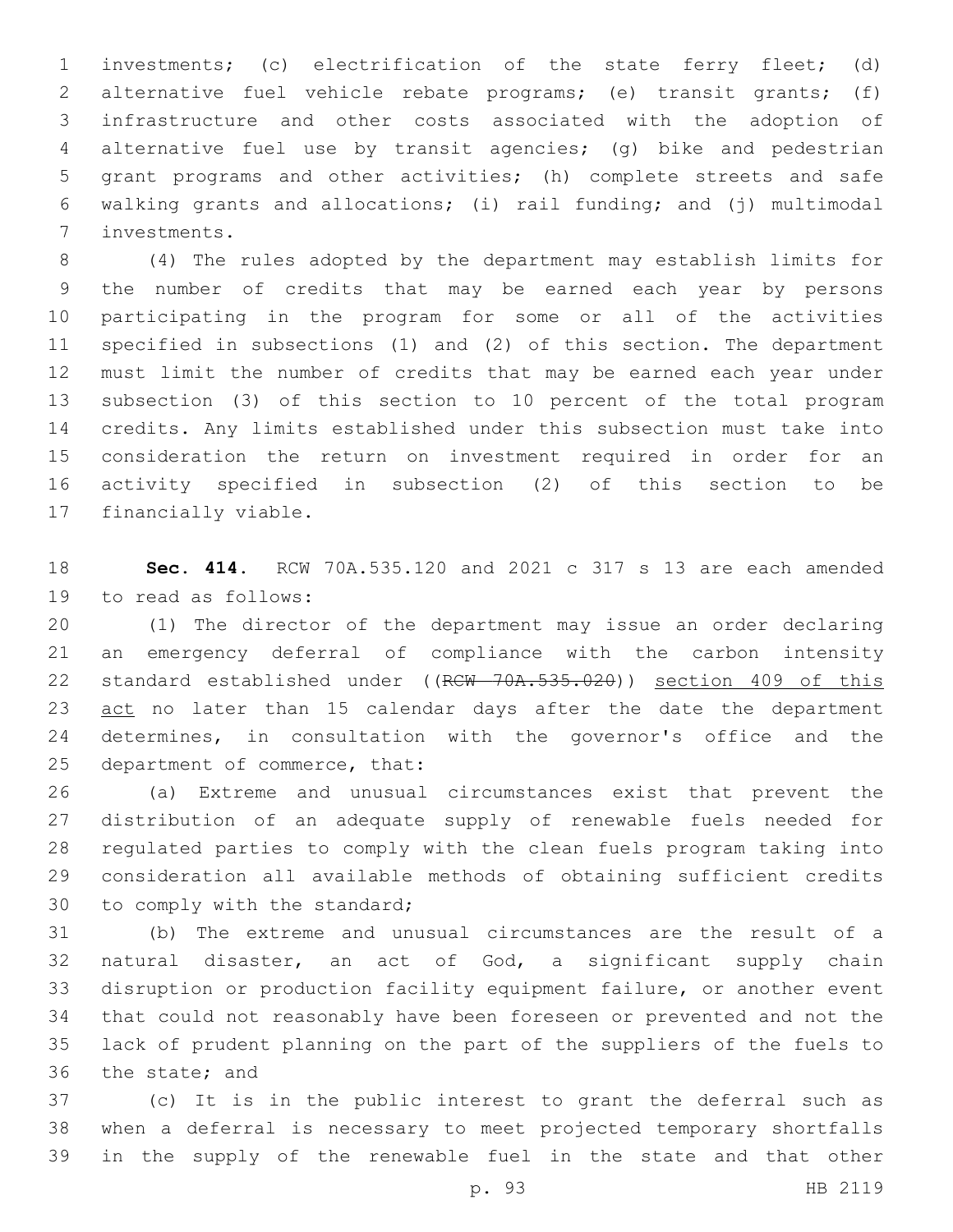investments; (c) electrification of the state ferry fleet; (d) alternative fuel vehicle rebate programs; (e) transit grants; (f) infrastructure and other costs associated with the adoption of alternative fuel use by transit agencies; (g) bike and pedestrian grant programs and other activities; (h) complete streets and safe walking grants and allocations; (i) rail funding; and (j) multimodal investments.

(4) The rules adopted by the department may establish limits for the number of credits that may be earned each year by persons participating in the program for some or all of the activities specified in subsections (1) and (2) of this section. The department must limit the number of credits that may be earned each year under subsection (3) of this section to 10 percent of the total program credits. Any limits established under this subsection must take into consideration the return on investment required in order for an activity specified in subsection (2) of this section to be financially viable.

**Sec. 414.** RCW 70A.535.120 and 2021 c 317 s 13 are each amended to read as follows:

(1) The director of the department may issue an order declaring an emergency deferral of compliance with the carbon intensity standard established under ((~~RCW 70A.535.020~~)) <u>section 409 of this act</u> no later than 15 calendar days after the date the department determines, in consultation with the governor's office and the department of commerce, that:

(a) Extreme and unusual circumstances exist that prevent the distribution of an adequate supply of renewable fuels needed for regulated parties to comply with the clean fuels program taking into consideration all available methods of obtaining sufficient credits to comply with the standard;

(b) The extreme and unusual circumstances are the result of a natural disaster, an act of God, a significant supply chain disruption or production facility equipment failure, or another event that could not reasonably have been foreseen or prevented and not the lack of prudent planning on the part of the suppliers of the fuels to the state; and

(c) It is in the public interest to grant the deferral such as when a deferral is necessary to meet projected temporary shortfalls in the supply of the renewable fuel in the state and that other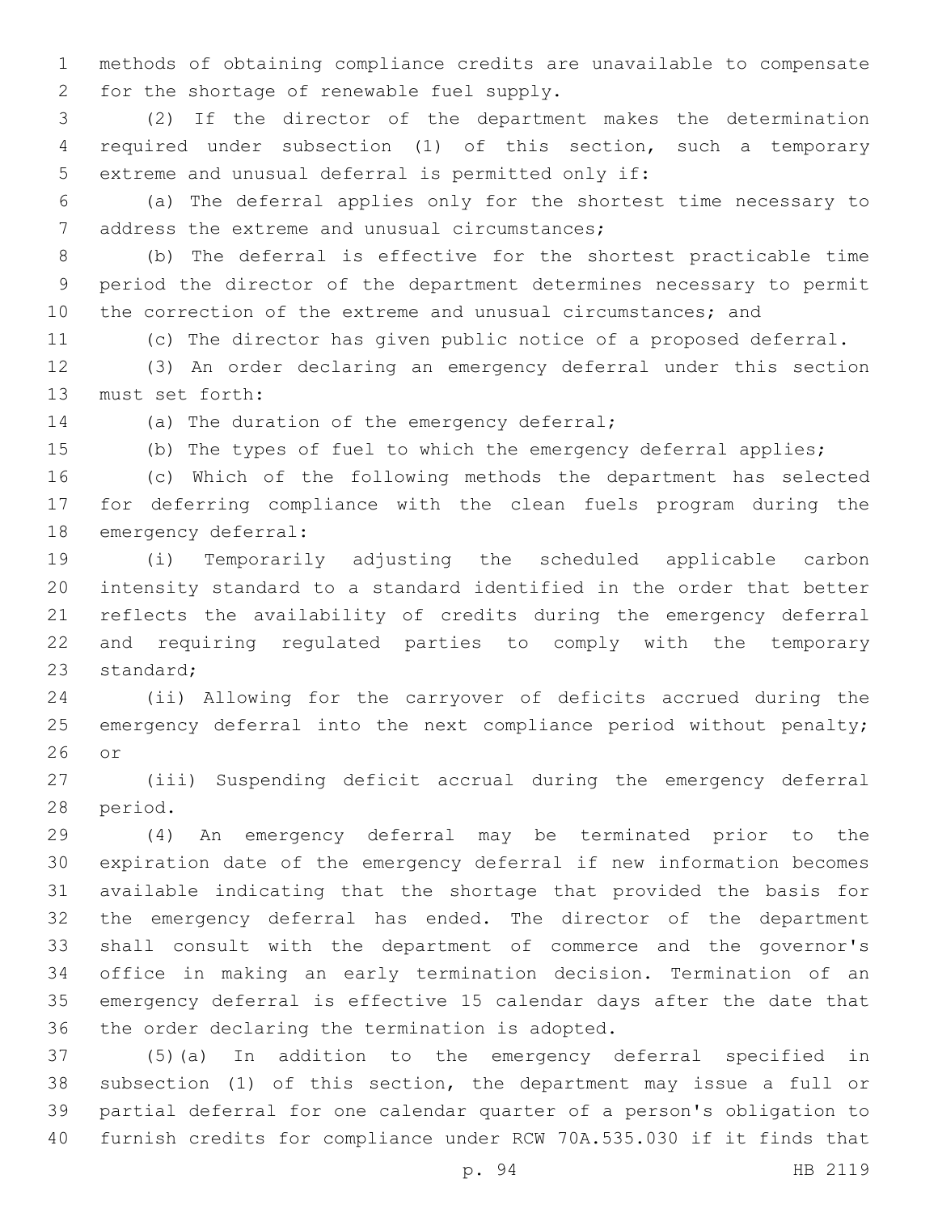methods of obtaining compliance credits are unavailable to compensate for the shortage of renewable fuel supply.

(2) If the director of the department makes the determination required under subsection (1) of this section, such a temporary extreme and unusual deferral is permitted only if:

(a) The deferral applies only for the shortest time necessary to address the extreme and unusual circumstances;

(b) The deferral is effective for the shortest practicable time period the director of the department determines necessary to permit the correction of the extreme and unusual circumstances; and

(c) The director has given public notice of a proposed deferral.

(3) An order declaring an emergency deferral under this section must set forth:

(a) The duration of the emergency deferral;

(b) The types of fuel to which the emergency deferral applies;

(c) Which of the following methods the department has selected for deferring compliance with the clean fuels program during the emergency deferral:

(i) Temporarily adjusting the scheduled applicable carbon intensity standard to a standard identified in the order that better reflects the availability of credits during the emergency deferral and requiring regulated parties to comply with the temporary standard;

(ii) Allowing for the carryover of deficits accrued during the emergency deferral into the next compliance period without penalty; or

(iii) Suspending deficit accrual during the emergency deferral period.

(4) An emergency deferral may be terminated prior to the expiration date of the emergency deferral if new information becomes available indicating that the shortage that provided the basis for the emergency deferral has ended. The director of the department shall consult with the department of commerce and the governor's office in making an early termination decision. Termination of an emergency deferral is effective 15 calendar days after the date that the order declaring the termination is adopted.

(5)(a) In addition to the emergency deferral specified in subsection (1) of this section, the department may issue a full or partial deferral for one calendar quarter of a person's obligation to furnish credits for compliance under RCW 70A.535.030 if it finds that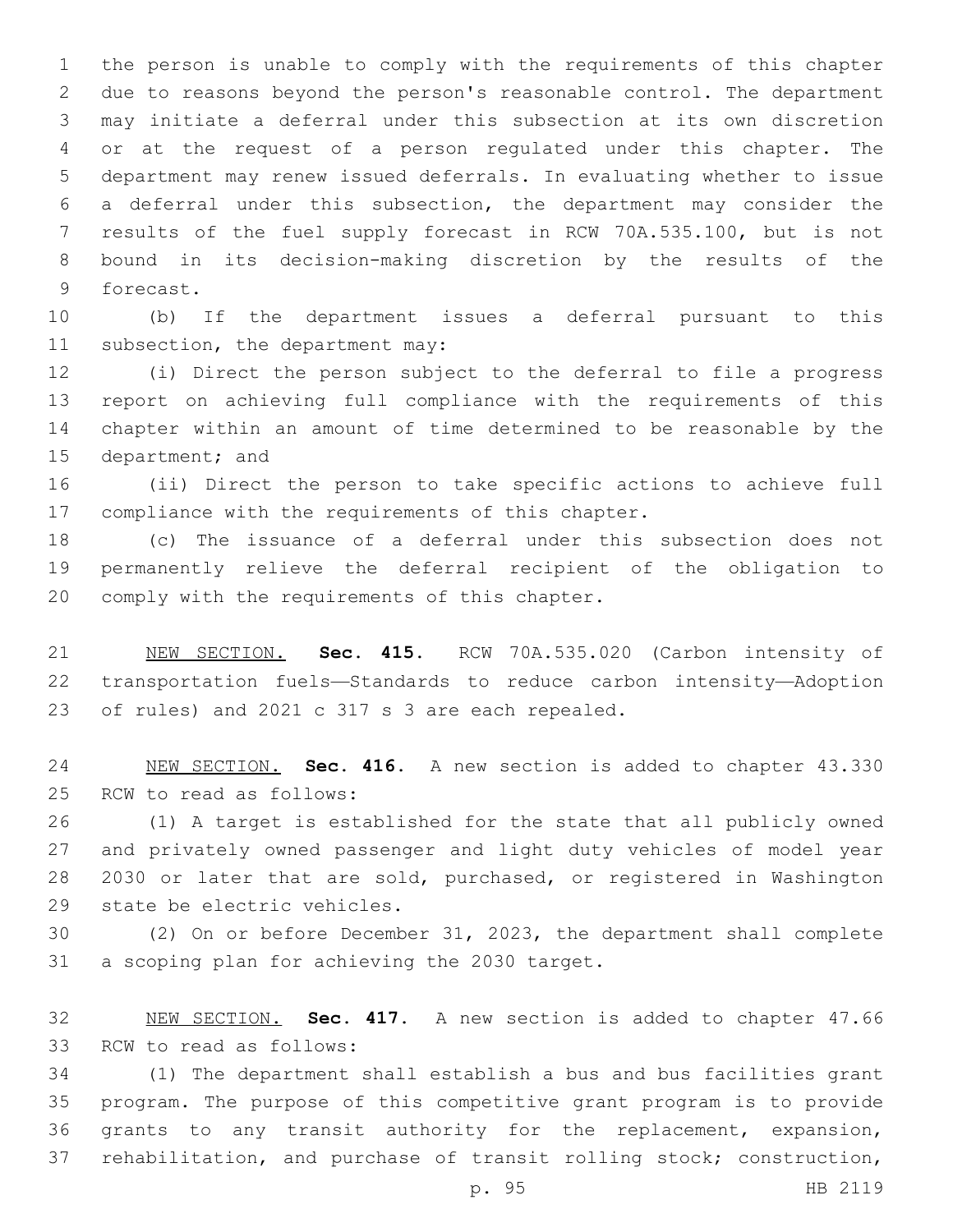the person is unable to comply with the requirements of this chapter due to reasons beyond the person's reasonable control. The department may initiate a deferral under this subsection at its own discretion or at the request of a person regulated under this chapter. The department may renew issued deferrals. In evaluating whether to issue a deferral under this subsection, the department may consider the results of the fuel supply forecast in RCW 70A.535.100, but is not bound in its decision-making discretion by the results of the forecast.

(b) If the department issues a deferral pursuant to this subsection, the department may:

(i) Direct the person subject to the deferral to file a progress report on achieving full compliance with the requirements of this chapter within an amount of time determined to be reasonable by the department; and

(ii) Direct the person to take specific actions to achieve full compliance with the requirements of this chapter.

(c) The issuance of a deferral under this subsection does not permanently relieve the deferral recipient of the obligation to comply with the requirements of this chapter.

NEW SECTION. **Sec. 415.** RCW 70A.535.020 (Carbon intensity of transportation fuels—Standards to reduce carbon intensity—Adoption of rules) and 2021 c 317 s 3 are each repealed.

NEW SECTION. **Sec. 416.** A new section is added to chapter 43.330 RCW to read as follows:

(1) A target is established for the state that all publicly owned and privately owned passenger and light duty vehicles of model year 2030 or later that are sold, purchased, or registered in Washington state be electric vehicles.

(2) On or before December 31, 2023, the department shall complete a scoping plan for achieving the 2030 target.

NEW SECTION. **Sec. 417.** A new section is added to chapter 47.66 RCW to read as follows:

(1) The department shall establish a bus and bus facilities grant program. The purpose of this competitive grant program is to provide grants to any transit authority for the replacement, expansion, rehabilitation, and purchase of transit rolling stock; construction,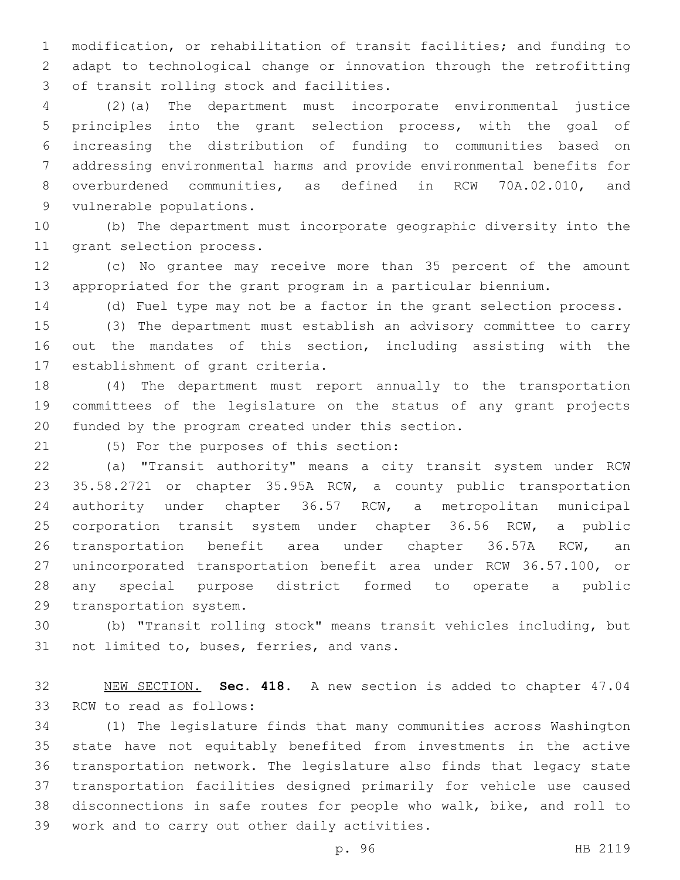modification, or rehabilitation of transit facilities; and funding to adapt to technological change or innovation through the retrofitting of transit rolling stock and facilities.

(2)(a) The department must incorporate environmental justice principles into the grant selection process, with the goal of increasing the distribution of funding to communities based on addressing environmental harms and provide environmental benefits for overburdened communities, as defined in RCW 70A.02.010, and vulnerable populations.

(b) The department must incorporate geographic diversity into the grant selection process.

(c) No grantee may receive more than 35 percent of the amount appropriated for the grant program in a particular biennium.

(d) Fuel type may not be a factor in the grant selection process.

(3) The department must establish an advisory committee to carry out the mandates of this section, including assisting with the establishment of grant criteria.

(4) The department must report annually to the transportation committees of the legislature on the status of any grant projects funded by the program created under this section.

(5) For the purposes of this section:

(a) "Transit authority" means a city transit system under RCW 35.58.2721 or chapter 35.95A RCW, a county public transportation authority under chapter 36.57 RCW, a metropolitan municipal corporation transit system under chapter 36.56 RCW, a public transportation benefit area under chapter 36.57A RCW, an unincorporated transportation benefit area under RCW 36.57.100, or any special purpose district formed to operate a public transportation system.

(b) "Transit rolling stock" means transit vehicles including, but not limited to, buses, ferries, and vans.

NEW SECTION. **Sec. 418.** A new section is added to chapter 47.04 RCW to read as follows:

(1) The legislature finds that many communities across Washington state have not equitably benefited from investments in the active transportation network. The legislature also finds that legacy state transportation facilities designed primarily for vehicle use caused disconnections in safe routes for people who walk, bike, and roll to work and to carry out other daily activities.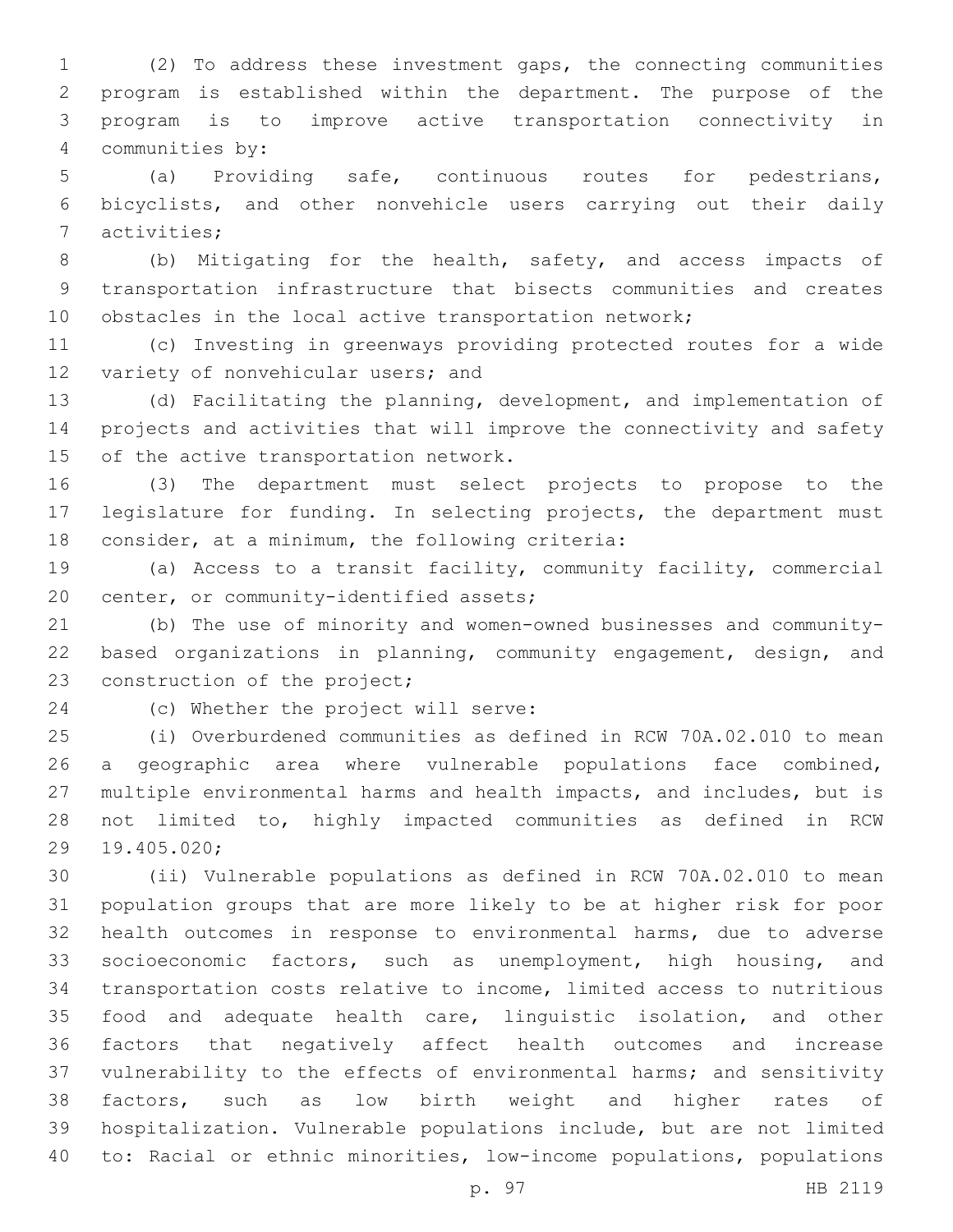(2) To address these investment gaps, the connecting communities program is established within the department. The purpose of the program is to improve active transportation connectivity in communities by:

(a) Providing safe, continuous routes for pedestrians, bicyclists, and other nonvehicle users carrying out their daily activities;

(b) Mitigating for the health, safety, and access impacts of transportation infrastructure that bisects communities and creates obstacles in the local active transportation network;

(c) Investing in greenways providing protected routes for a wide variety of nonvehicular users; and

(d) Facilitating the planning, development, and implementation of projects and activities that will improve the connectivity and safety of the active transportation network.

(3) The department must select projects to propose to the legislature for funding. In selecting projects, the department must consider, at a minimum, the following criteria:

(a) Access to a transit facility, community facility, commercial center, or community-identified assets;

(b) The use of minority and women-owned businesses and community-based organizations in planning, community engagement, design, and construction of the project;

(c) Whether the project will serve:

(i) Overburdened communities as defined in RCW 70A.02.010 to mean a geographic area where vulnerable populations face combined, multiple environmental harms and health impacts, and includes, but is not limited to, highly impacted communities as defined in RCW 19.405.020;

(ii) Vulnerable populations as defined in RCW 70A.02.010 to mean population groups that are more likely to be at higher risk for poor health outcomes in response to environmental harms, due to adverse socioeconomic factors, such as unemployment, high housing, and transportation costs relative to income, limited access to nutritious food and adequate health care, linguistic isolation, and other factors that negatively affect health outcomes and increase vulnerability to the effects of environmental harms; and sensitivity factors, such as low birth weight and higher rates of hospitalization. Vulnerable populations include, but are not limited to: Racial or ethnic minorities, low-income populations, populations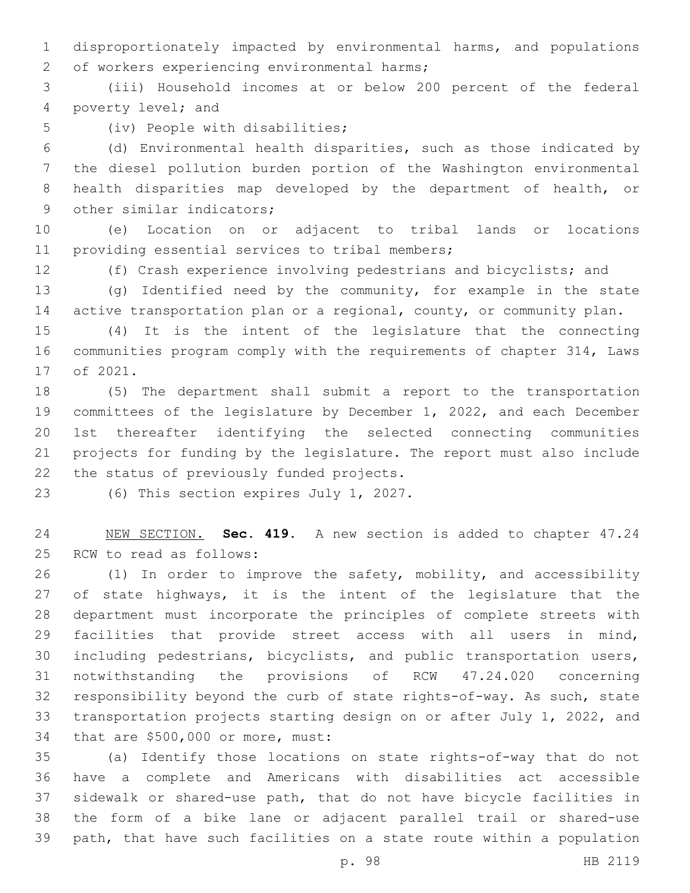disproportionately impacted by environmental harms, and populations of workers experiencing environmental harms;

(iii) Household incomes at or below 200 percent of the federal poverty level; and

(iv) People with disabilities;

(d) Environmental health disparities, such as those indicated by the diesel pollution burden portion of the Washington environmental health disparities map developed by the department of health, or other similar indicators;

(e) Location on or adjacent to tribal lands or locations providing essential services to tribal members;

(f) Crash experience involving pedestrians and bicyclists; and

(g) Identified need by the community, for example in the state active transportation plan or a regional, county, or community plan.

(4) It is the intent of the legislature that the connecting communities program comply with the requirements of chapter 314, Laws of 2021.

(5) The department shall submit a report to the transportation committees of the legislature by December 1, 2022, and each December 1st thereafter identifying the selected connecting communities projects for funding by the legislature. The report must also include the status of previously funded projects.

(6) This section expires July 1, 2027.

NEW SECTION. **Sec. 419.** A new section is added to chapter 47.24 RCW to read as follows:

(1) In order to improve the safety, mobility, and accessibility of state highways, it is the intent of the legislature that the department must incorporate the principles of complete streets with facilities that provide street access with all users in mind, including pedestrians, bicyclists, and public transportation users, notwithstanding the provisions of RCW 47.24.020 concerning responsibility beyond the curb of state rights-of-way. As such, state transportation projects starting design on or after July 1, 2022, and that are $500,000 or more, must:

(a) Identify those locations on state rights-of-way that do not have a complete and Americans with disabilities act accessible sidewalk or shared-use path, that do not have bicycle facilities in the form of a bike lane or adjacent parallel trail or shared-use path, that have such facilities on a state route within a population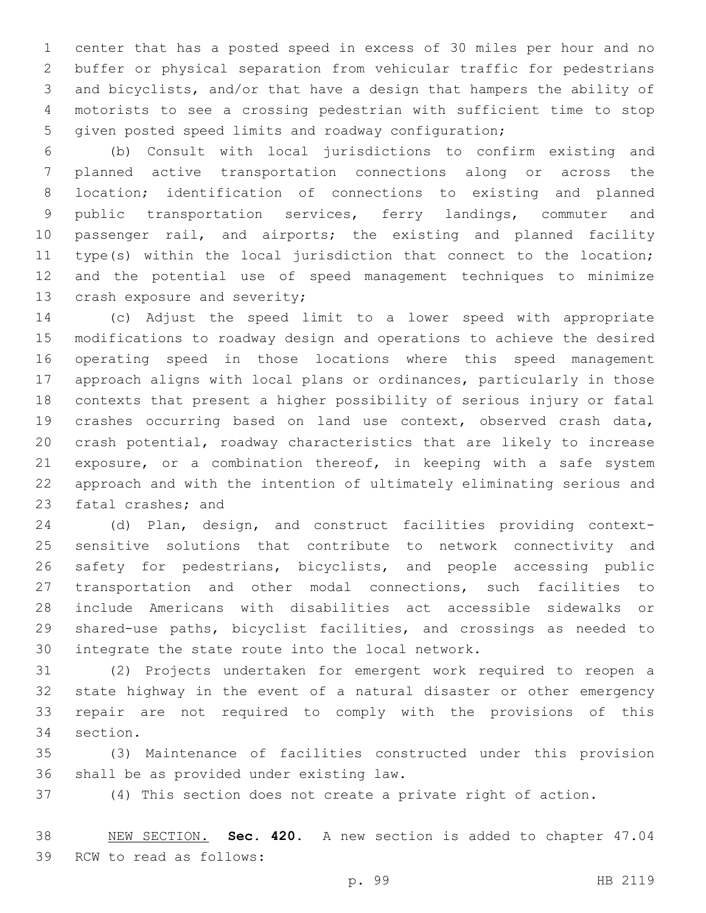center that has a posted speed in excess of 30 miles per hour and no buffer or physical separation from vehicular traffic for pedestrians and bicyclists, and/or that have a design that hampers the ability of motorists to see a crossing pedestrian with sufficient time to stop given posted speed limits and roadway configuration;

(b) Consult with local jurisdictions to confirm existing and planned active transportation connections along or across the location; identification of connections to existing and planned public transportation services, ferry landings, commuter and passenger rail, and airports; the existing and planned facility type(s) within the local jurisdiction that connect to the location; and the potential use of speed management techniques to minimize crash exposure and severity;

(c) Adjust the speed limit to a lower speed with appropriate modifications to roadway design and operations to achieve the desired operating speed in those locations where this speed management approach aligns with local plans or ordinances, particularly in those contexts that present a higher possibility of serious injury or fatal crashes occurring based on land use context, observed crash data, crash potential, roadway characteristics that are likely to increase exposure, or a combination thereof, in keeping with a safe system approach and with the intention of ultimately eliminating serious and fatal crashes; and

(d) Plan, design, and construct facilities providing context-sensitive solutions that contribute to network connectivity and safety for pedestrians, bicyclists, and people accessing public transportation and other modal connections, such facilities to include Americans with disabilities act accessible sidewalks or shared-use paths, bicyclist facilities, and crossings as needed to integrate the state route into the local network.

(2) Projects undertaken for emergent work required to reopen a state highway in the event of a natural disaster or other emergency repair are not required to comply with the provisions of this section.

(3) Maintenance of facilities constructed under this provision shall be as provided under existing law.

(4) This section does not create a private right of action.

NEW SECTION. **Sec. 420.** A new section is added to chapter 47.04 RCW to read as follows: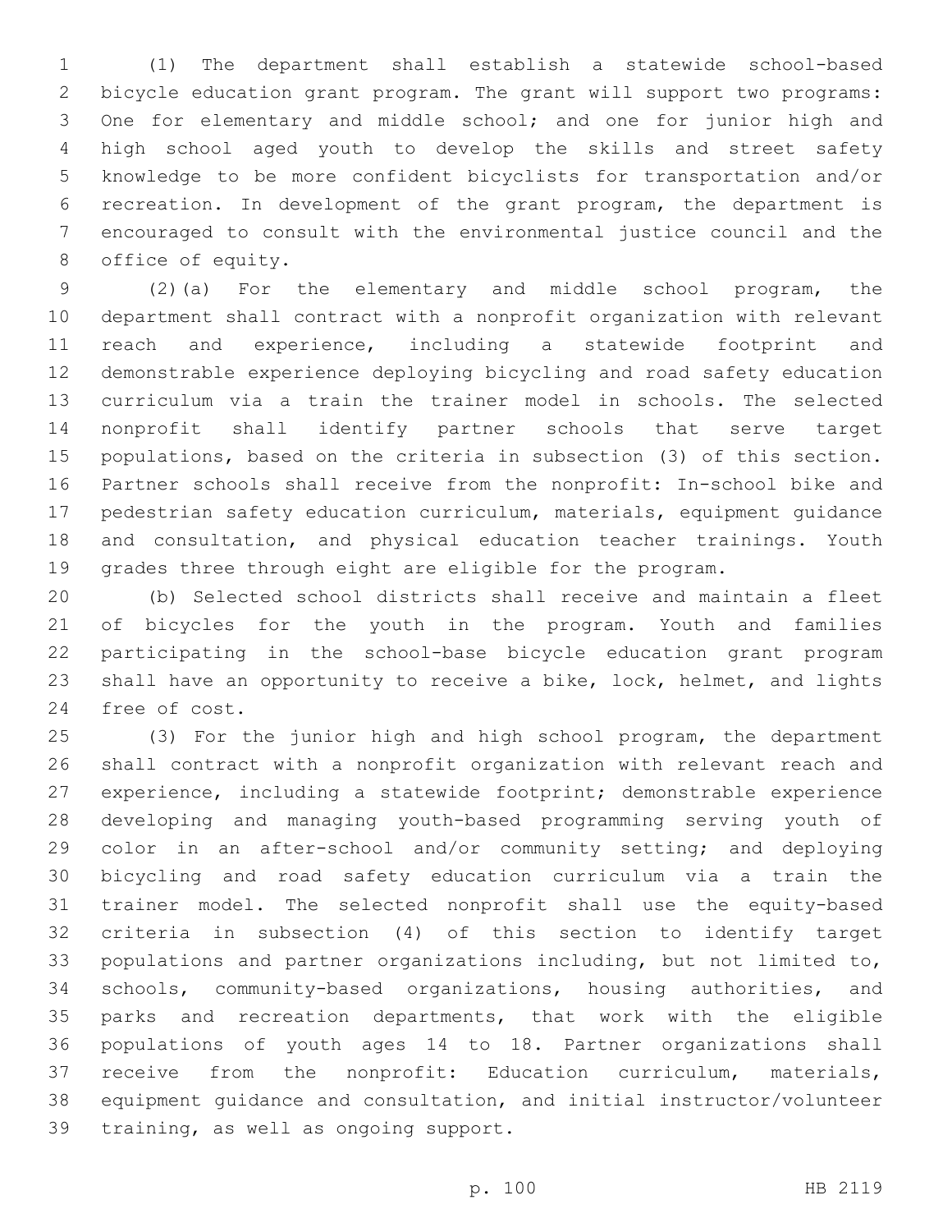(1) The department shall establish a statewide school-based bicycle education grant program. The grant will support two programs: One for elementary and middle school; and one for junior high and high school aged youth to develop the skills and street safety knowledge to be more confident bicyclists for transportation and/or recreation. In development of the grant program, the department is encouraged to consult with the environmental justice council and the office of equity.

(2)(a) For the elementary and middle school program, the department shall contract with a nonprofit organization with relevant reach and experience, including a statewide footprint and demonstrable experience deploying bicycling and road safety education curriculum via a train the trainer model in schools. The selected nonprofit shall identify partner schools that serve target populations, based on the criteria in subsection (3) of this section. Partner schools shall receive from the nonprofit: In-school bike and pedestrian safety education curriculum, materials, equipment guidance and consultation, and physical education teacher trainings. Youth grades three through eight are eligible for the program.

(b) Selected school districts shall receive and maintain a fleet of bicycles for the youth in the program. Youth and families participating in the school-base bicycle education grant program shall have an opportunity to receive a bike, lock, helmet, and lights free of cost.

(3) For the junior high and high school program, the department shall contract with a nonprofit organization with relevant reach and experience, including a statewide footprint; demonstrable experience developing and managing youth-based programming serving youth of color in an after-school and/or community setting; and deploying bicycling and road safety education curriculum via a train the trainer model. The selected nonprofit shall use the equity-based criteria in subsection (4) of this section to identify target populations and partner organizations including, but not limited to, schools, community-based organizations, housing authorities, and parks and recreation departments, that work with the eligible populations of youth ages 14 to 18. Partner organizations shall receive from the nonprofit: Education curriculum, materials, equipment guidance and consultation, and initial instructor/volunteer training, as well as ongoing support.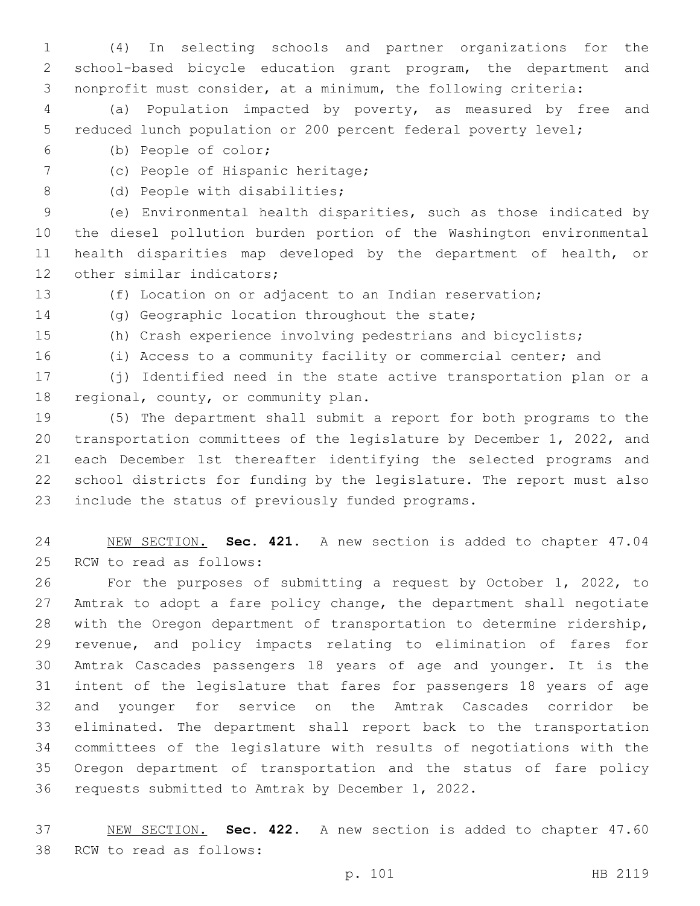(4) In selecting schools and partner organizations for the school-based bicycle education grant program, the department and nonprofit must consider, at a minimum, the following criteria:

(a) Population impacted by poverty, as measured by free and reduced lunch population or 200 percent federal poverty level;

(b) People of color;

(c) People of Hispanic heritage;

(d) People with disabilities;

(e) Environmental health disparities, such as those indicated by the diesel pollution burden portion of the Washington environmental health disparities map developed by the department of health, or other similar indicators;

(f) Location on or adjacent to an Indian reservation;

(g) Geographic location throughout the state;

(h) Crash experience involving pedestrians and bicyclists;

(i) Access to a community facility or commercial center; and

(j) Identified need in the state active transportation plan or a regional, county, or community plan.

(5) The department shall submit a report for both programs to the transportation committees of the legislature by December 1, 2022, and each December 1st thereafter identifying the selected programs and school districts for funding by the legislature. The report must also include the status of previously funded programs.

NEW SECTION. **Sec. 421.** A new section is added to chapter 47.04 RCW to read as follows:

For the purposes of submitting a request by October 1, 2022, to Amtrak to adopt a fare policy change, the department shall negotiate with the Oregon department of transportation to determine ridership, revenue, and policy impacts relating to elimination of fares for Amtrak Cascades passengers 18 years of age and younger. It is the intent of the legislature that fares for passengers 18 years of age and younger for service on the Amtrak Cascades corridor be eliminated. The department shall report back to the transportation committees of the legislature with results of negotiations with the Oregon department of transportation and the status of fare policy requests submitted to Amtrak by December 1, 2022.

NEW SECTION. **Sec. 422.** A new section is added to chapter 47.60 RCW to read as follows: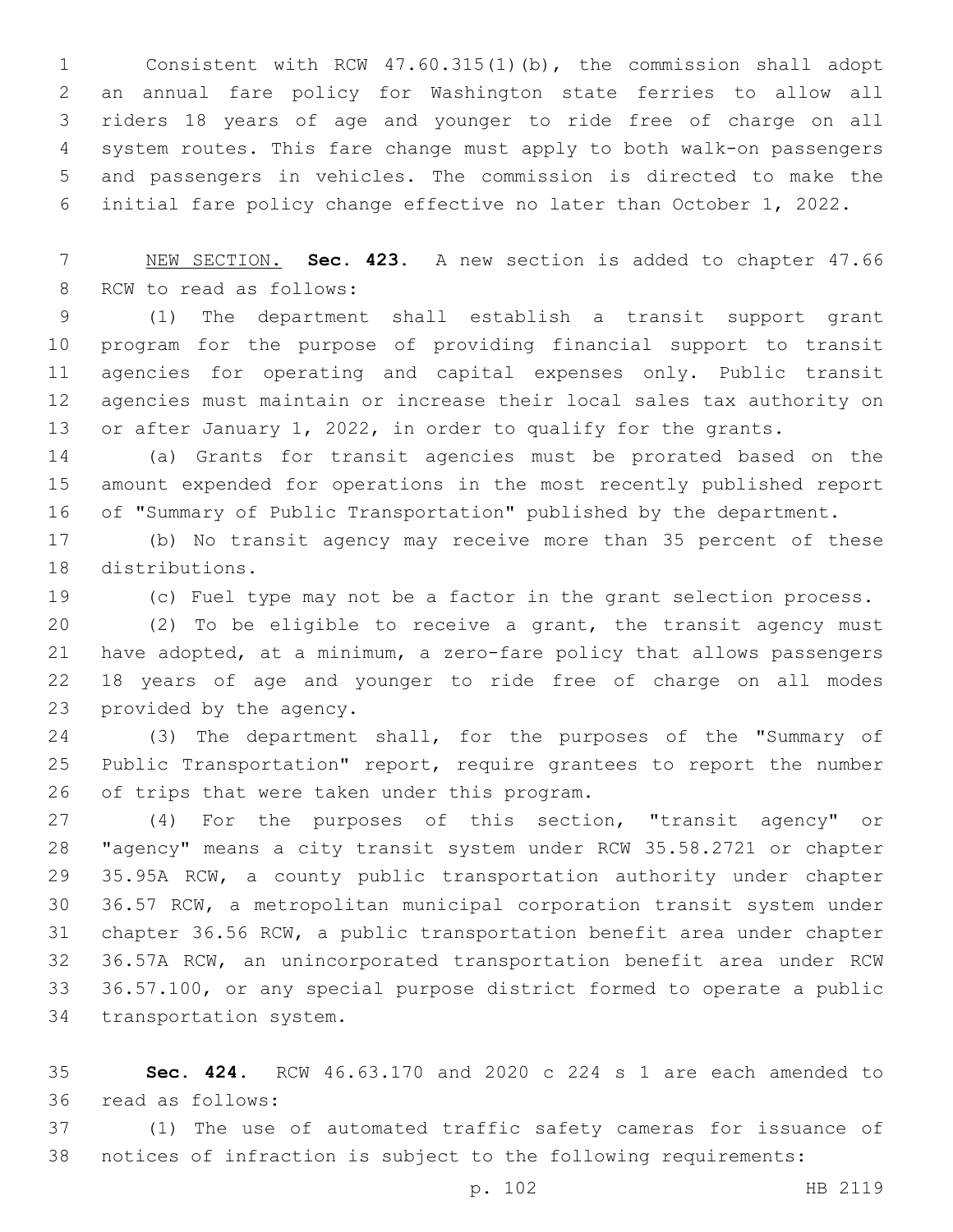Consistent with RCW 47.60.315(1)(b), the commission shall adopt an annual fare policy for Washington state ferries to allow all riders 18 years of age and younger to ride free of charge on all system routes. This fare change must apply to both walk-on passengers and passengers in vehicles. The commission is directed to make the initial fare policy change effective no later than October 1, 2022.

NEW SECTION. **Sec. 423.** A new section is added to chapter 47.66 RCW to read as follows:

(1) The department shall establish a transit support grant program for the purpose of providing financial support to transit agencies for operating and capital expenses only. Public transit agencies must maintain or increase their local sales tax authority on or after January 1, 2022, in order to qualify for the grants.

(a) Grants for transit agencies must be prorated based on the amount expended for operations in the most recently published report of "Summary of Public Transportation" published by the department.

(b) No transit agency may receive more than 35 percent of these distributions.

(c) Fuel type may not be a factor in the grant selection process.

(2) To be eligible to receive a grant, the transit agency must have adopted, at a minimum, a zero-fare policy that allows passengers 18 years of age and younger to ride free of charge on all modes provided by the agency.

(3) The department shall, for the purposes of the "Summary of Public Transportation" report, require grantees to report the number of trips that were taken under this program.

(4) For the purposes of this section, "transit agency" or "agency" means a city transit system under RCW 35.58.2721 or chapter 35.95A RCW, a county public transportation authority under chapter 36.57 RCW, a metropolitan municipal corporation transit system under chapter 36.56 RCW, a public transportation benefit area under chapter 36.57A RCW, an unincorporated transportation benefit area under RCW 36.57.100, or any special purpose district formed to operate a public transportation system.

**Sec. 424.** RCW 46.63.170 and 2020 c 224 s 1 are each amended to read as follows:

(1) The use of automated traffic safety cameras for issuance of notices of infraction is subject to the following requirements: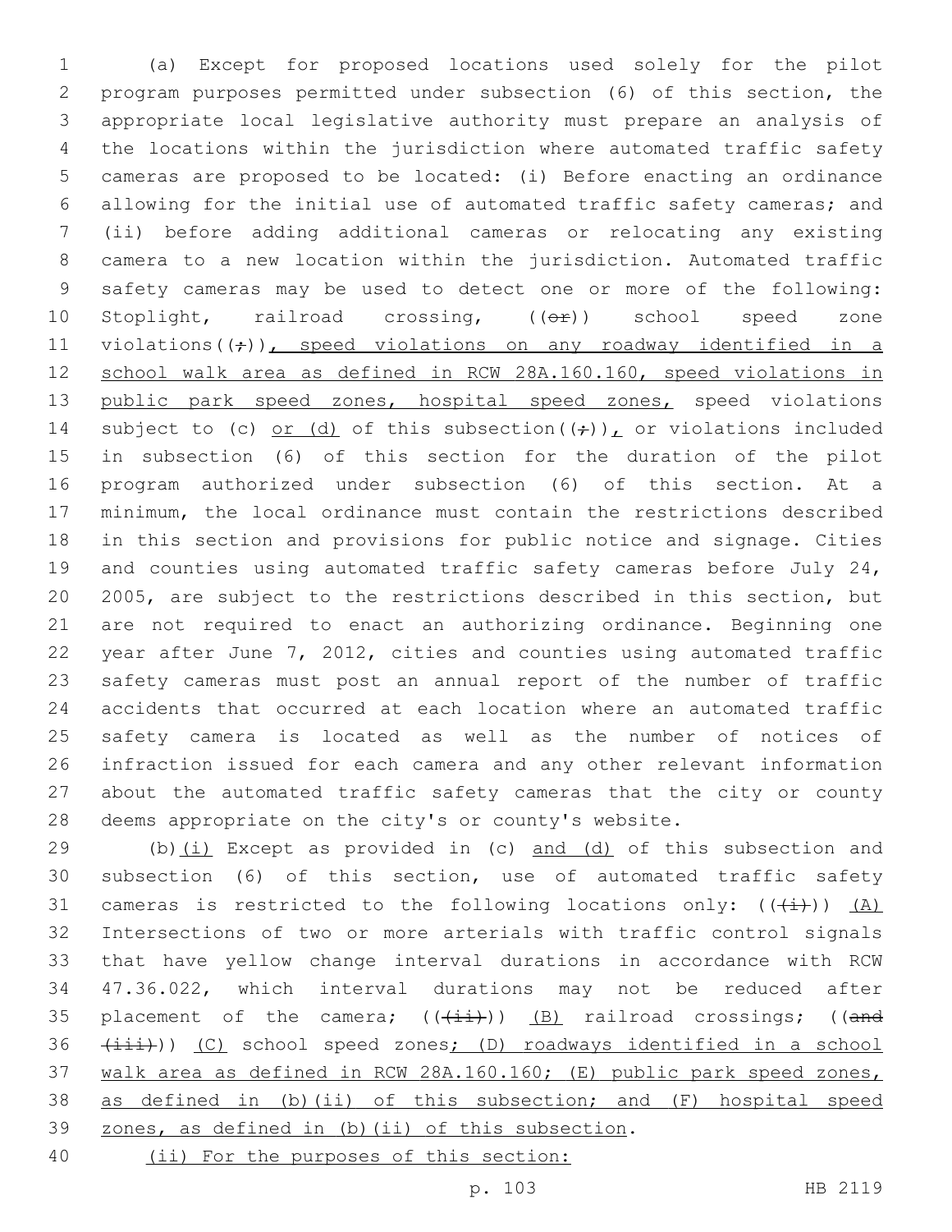(a) Except for proposed locations used solely for the pilot program purposes permitted under subsection (6) of this section, the appropriate local legislative authority must prepare an analysis of the locations within the jurisdiction where automated traffic safety cameras are proposed to be located: (i) Before enacting an ordinance allowing for the initial use of automated traffic safety cameras; and (ii) before adding additional cameras or relocating any existing camera to a new location within the jurisdiction. Automated traffic safety cameras may be used to detect one or more of the following: Stoplight, railroad crossing, ((or)) school speed zone violations((;)), speed violations on any roadway identified in a school walk area as defined in RCW 28A.160.160, speed violations in public park speed zones, hospital speed zones, speed violations subject to (c) or (d) of this subsection((;)), or violations included in subsection (6) of this section for the duration of the pilot program authorized under subsection (6) of this section. At a minimum, the local ordinance must contain the restrictions described in this section and provisions for public notice and signage. Cities and counties using automated traffic safety cameras before July 24, 2005, are subject to the restrictions described in this section, but are not required to enact an authorizing ordinance. Beginning one year after June 7, 2012, cities and counties using automated traffic safety cameras must post an annual report of the number of traffic accidents that occurred at each location where an automated traffic safety camera is located as well as the number of notices of infraction issued for each camera and any other relevant information about the automated traffic safety cameras that the city or county deems appropriate on the city's or county's website.

(b)(i) Except as provided in (c) and (d) of this subsection and subsection (6) of this section, use of automated traffic safety cameras is restricted to the following locations only: (((i))) (A) Intersections of two or more arterials with traffic control signals that have yellow change interval durations in accordance with RCW 47.36.022, which interval durations may not be reduced after placement of the camera; (((ii))) (B) railroad crossings; ((and (iii))) (C) school speed zones; (D) roadways identified in a school walk area as defined in RCW 28A.160.160; (E) public park speed zones, as defined in (b)(ii) of this subsection; and (F) hospital speed zones, as defined in (b)(ii) of this subsection.

(ii) For the purposes of this section: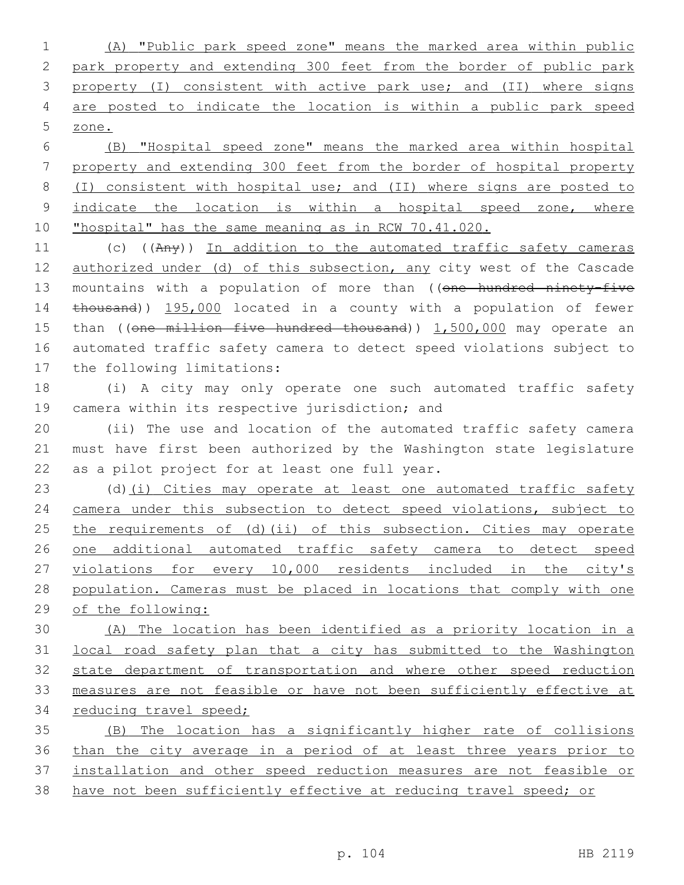(A) "Public park speed zone" means the marked area within public park property and extending 300 feet from the border of public park property (I) consistent with active park use; and (II) where signs are posted to indicate the location is within a public park speed zone.

(B) "Hospital speed zone" means the marked area within hospital property and extending 300 feet from the border of hospital property (I) consistent with hospital use; and (II) where signs are posted to indicate the location is within a hospital speed zone, where "hospital" has the same meaning as in RCW 70.41.020.

(c) ((~~Any~~)) In addition to the automated traffic safety cameras authorized under (d) of this subsection, any city west of the Cascade mountains with a population of more than ((~~one hundred ninety-five thousand~~)) 195,000 located in a county with a population of fewer than ((~~one million five hundred thousand~~)) 1,500,000 may operate an automated traffic safety camera to detect speed violations subject to the following limitations:

(i) A city may only operate one such automated traffic safety camera within its respective jurisdiction; and

(ii) The use and location of the automated traffic safety camera must have first been authorized by the Washington state legislature as a pilot project for at least one full year.

(d)(i) Cities may operate at least one automated traffic safety camera under this subsection to detect speed violations, subject to the requirements of (d)(ii) of this subsection. Cities may operate one additional automated traffic safety camera to detect speed violations for every 10,000 residents included in the city's population. Cameras must be placed in locations that comply with one of the following:

(A) The location has been identified as a priority location in a local road safety plan that a city has submitted to the Washington state department of transportation and where other speed reduction measures are not feasible or have not been sufficiently effective at reducing travel speed;

(B) The location has a significantly higher rate of collisions than the city average in a period of at least three years prior to installation and other speed reduction measures are not feasible or have not been sufficiently effective at reducing travel speed; or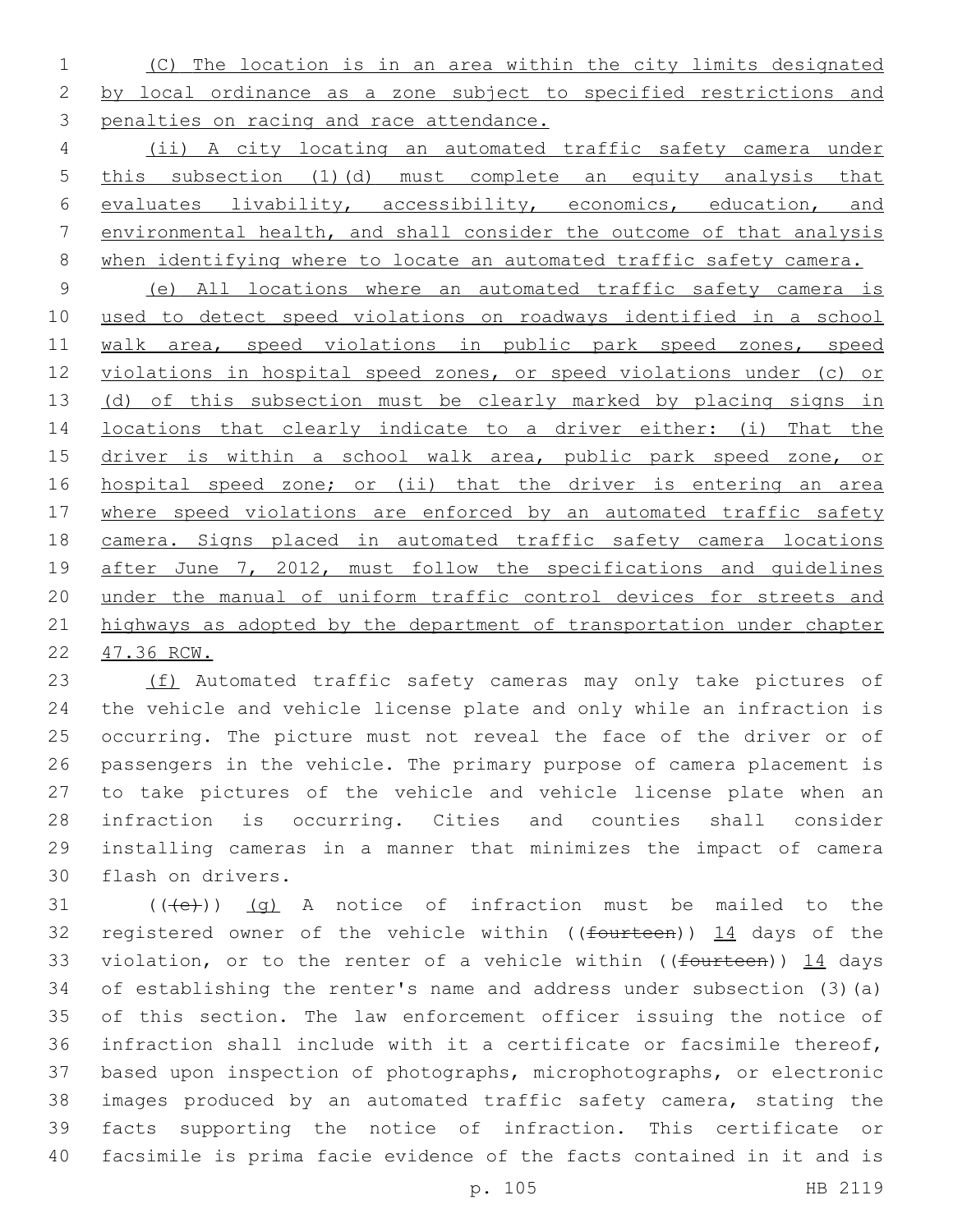(C) The location is in an area within the city limits designated by local ordinance as a zone subject to specified restrictions and penalties on racing and race attendance.

(ii) A city locating an automated traffic safety camera under this subsection (1)(d) must complete an equity analysis that evaluates livability, accessibility, economics, education, and environmental health, and shall consider the outcome of that analysis when identifying where to locate an automated traffic safety camera.

(e) All locations where an automated traffic safety camera is used to detect speed violations on roadways identified in a school walk area, speed violations in public park speed zones, speed violations in hospital speed zones, or speed violations under (c) or (d) of this subsection must be clearly marked by placing signs in locations that clearly indicate to a driver either: (i) That the driver is within a school walk area, public park speed zone, or hospital speed zone; or (ii) that the driver is entering an area where speed violations are enforced by an automated traffic safety camera. Signs placed in automated traffic safety camera locations after June 7, 2012, must follow the specifications and guidelines under the manual of uniform traffic control devices for streets and highways as adopted by the department of transportation under chapter 47.36 RCW.

(f) Automated traffic safety cameras may only take pictures of the vehicle and vehicle license plate and only while an infraction is occurring. The picture must not reveal the face of the driver or of passengers in the vehicle. The primary purpose of camera placement is to take pictures of the vehicle and vehicle license plate when an infraction is occurring. Cities and counties shall consider installing cameras in a manner that minimizes the impact of camera flash on drivers.

(((e))) (g) A notice of infraction must be mailed to the registered owner of the vehicle within ((fourteen)) 14 days of the violation, or to the renter of a vehicle within ((fourteen)) 14 days of establishing the renter's name and address under subsection (3)(a) of this section. The law enforcement officer issuing the notice of infraction shall include with it a certificate or facsimile thereof, based upon inspection of photographs, microphotographs, or electronic images produced by an automated traffic safety camera, stating the facts supporting the notice of infraction. This certificate or facsimile is prima facie evidence of the facts contained in it and is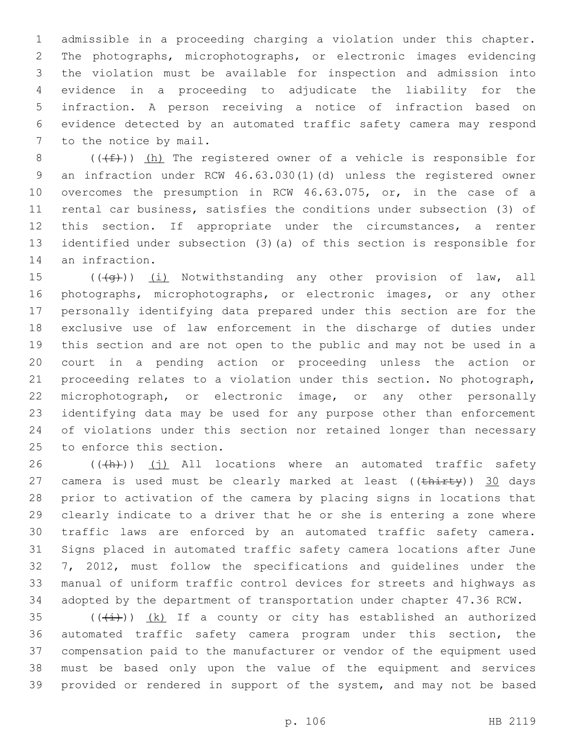admissible in a proceeding charging a violation under this chapter. The photographs, microphotographs, or electronic images evidencing the violation must be available for inspection and admission into evidence in a proceeding to adjudicate the liability for the infraction. A person receiving a notice of infraction based on evidence detected by an automated traffic safety camera may respond to the notice by mail.

(((f))) (h) The registered owner of a vehicle is responsible for an infraction under RCW 46.63.030(1)(d) unless the registered owner overcomes the presumption in RCW 46.63.075, or, in the case of a rental car business, satisfies the conditions under subsection (3) of this section. If appropriate under the circumstances, a renter identified under subsection (3)(a) of this section is responsible for an infraction.

(((g))) (i) Notwithstanding any other provision of law, all photographs, microphotographs, or electronic images, or any other personally identifying data prepared under this section are for the exclusive use of law enforcement in the discharge of duties under this section and are not open to the public and may not be used in a court in a pending action or proceeding unless the action or proceeding relates to a violation under this section. No photograph, microphotograph, or electronic image, or any other personally identifying data may be used for any purpose other than enforcement of violations under this section nor retained longer than necessary to enforce this section.

(((h))) (j) All locations where an automated traffic safety camera is used must be clearly marked at least ((thirty)) 30 days prior to activation of the camera by placing signs in locations that clearly indicate to a driver that he or she is entering a zone where traffic laws are enforced by an automated traffic safety camera. Signs placed in automated traffic safety camera locations after June 7, 2012, must follow the specifications and guidelines under the manual of uniform traffic control devices for streets and highways as adopted by the department of transportation under chapter 47.36 RCW.

(((i))) (k) If a county or city has established an authorized automated traffic safety camera program under this section, the compensation paid to the manufacturer or vendor of the equipment used must be based only upon the value of the equipment and services provided or rendered in support of the system, and may not be based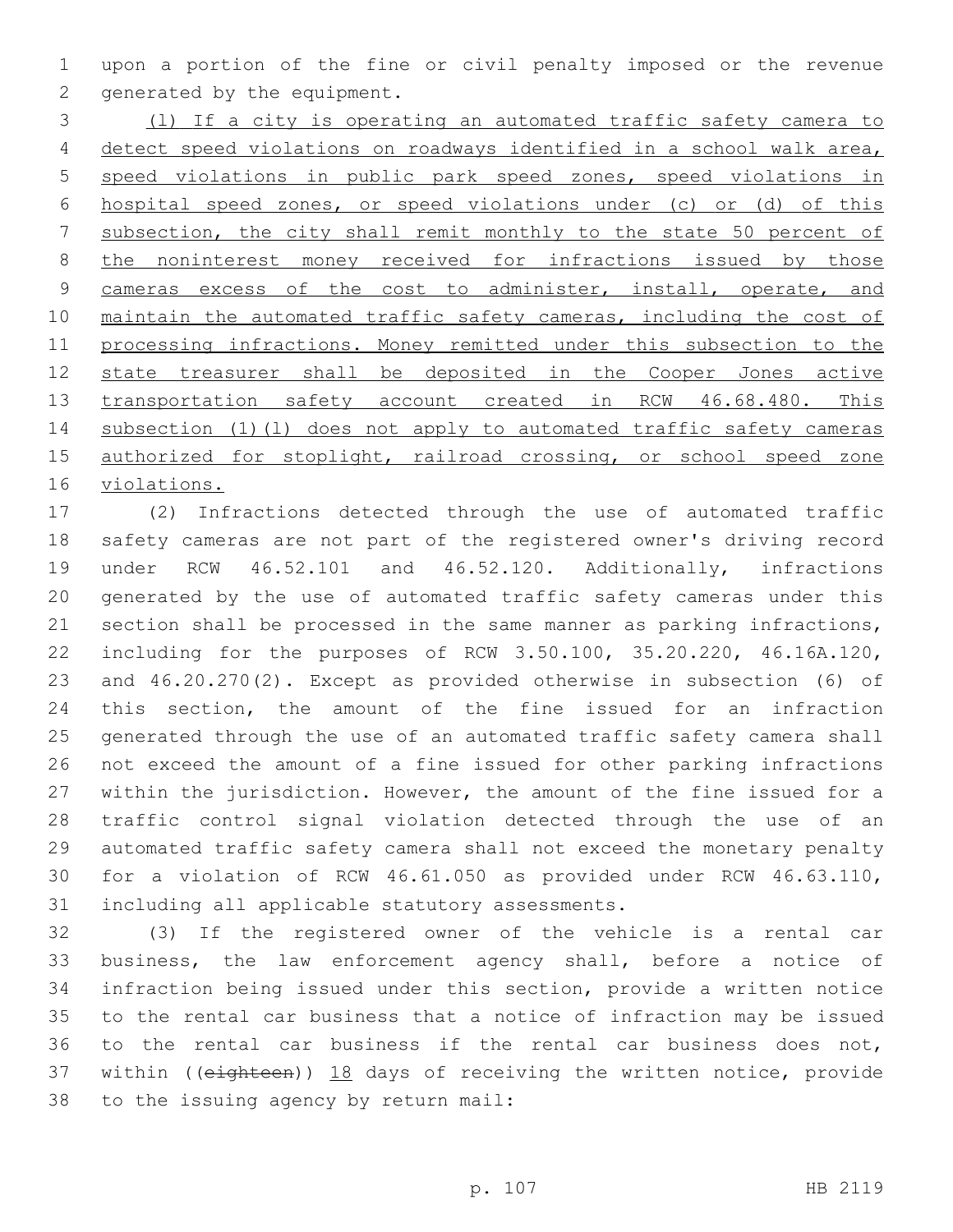upon a portion of the fine or civil penalty imposed or the revenue generated by the equipment.

<u>(l) If a city is operating an automated traffic safety camera to detect speed violations on roadways identified in a school walk area, speed violations in public park speed zones, speed violations in hospital speed zones, or speed violations under (c) or (d) of this subsection, the city shall remit monthly to the state 50 percent of the noninterest money received for infractions issued by those cameras excess of the cost to administer, install, operate, and maintain the automated traffic safety cameras, including the cost of processing infractions. Money remitted under this subsection to the state treasurer shall be deposited in the Cooper Jones active transportation safety account created in RCW 46.68.480. This subsection (1)(l) does not apply to automated traffic safety cameras authorized for stoplight, railroad crossing, or school speed zone violations.</u>

(2) Infractions detected through the use of automated traffic safety cameras are not part of the registered owner's driving record under RCW 46.52.101 and 46.52.120. Additionally, infractions generated by the use of automated traffic safety cameras under this section shall be processed in the same manner as parking infractions, including for the purposes of RCW 3.50.100, 35.20.220, 46.16A.120, and 46.20.270(2). Except as provided otherwise in subsection (6) of this section, the amount of the fine issued for an infraction generated through the use of an automated traffic safety camera shall not exceed the amount of a fine issued for other parking infractions within the jurisdiction. However, the amount of the fine issued for a traffic control signal violation detected through the use of an automated traffic safety camera shall not exceed the monetary penalty for a violation of RCW 46.61.050 as provided under RCW 46.63.110, including all applicable statutory assessments.

(3) If the registered owner of the vehicle is a rental car business, the law enforcement agency shall, before a notice of infraction being issued under this section, provide a written notice to the rental car business that a notice of infraction may be issued to the rental car business if the rental car business does not, within ((~~eighteen~~)) <u>18</u> days of receiving the written notice, provide to the issuing agency by return mail: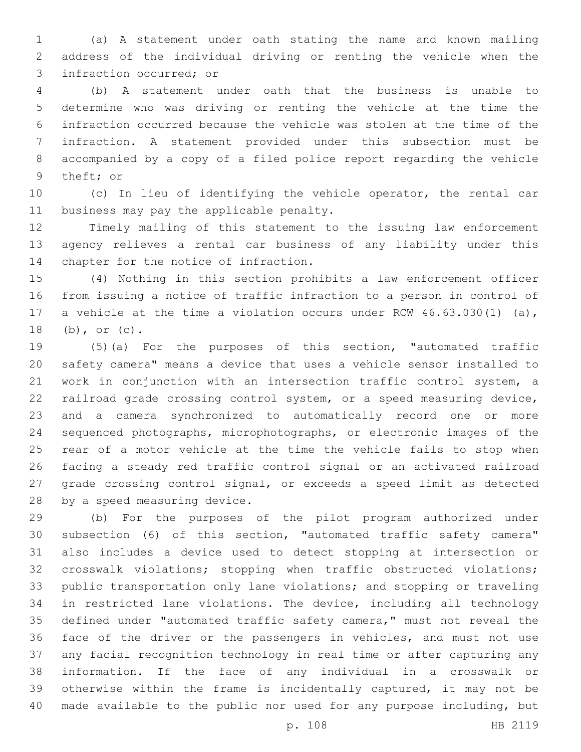(a) A statement under oath stating the name and known mailing address of the individual driving or renting the vehicle when the infraction occurred; or

(b) A statement under oath that the business is unable to determine who was driving or renting the vehicle at the time the infraction occurred because the vehicle was stolen at the time of the infraction. A statement provided under this subsection must be accompanied by a copy of a filed police report regarding the vehicle theft; or

(c) In lieu of identifying the vehicle operator, the rental car business may pay the applicable penalty.

Timely mailing of this statement to the issuing law enforcement agency relieves a rental car business of any liability under this chapter for the notice of infraction.

(4) Nothing in this section prohibits a law enforcement officer from issuing a notice of traffic infraction to a person in control of a vehicle at the time a violation occurs under RCW 46.63.030(1) (a), (b), or (c).

(5)(a) For the purposes of this section, "automated traffic safety camera" means a device that uses a vehicle sensor installed to work in conjunction with an intersection traffic control system, a railroad grade crossing control system, or a speed measuring device, and a camera synchronized to automatically record one or more sequenced photographs, microphotographs, or electronic images of the rear of a motor vehicle at the time the vehicle fails to stop when facing a steady red traffic control signal or an activated railroad grade crossing control signal, or exceeds a speed limit as detected by a speed measuring device.

(b) For the purposes of the pilot program authorized under subsection (6) of this section, "automated traffic safety camera" also includes a device used to detect stopping at intersection or crosswalk violations; stopping when traffic obstructed violations; public transportation only lane violations; and stopping or traveling in restricted lane violations. The device, including all technology defined under "automated traffic safety camera," must not reveal the face of the driver or the passengers in vehicles, and must not use any facial recognition technology in real time or after capturing any information. If the face of any individual in a crosswalk or otherwise within the frame is incidentally captured, it may not be made available to the public nor used for any purpose including, but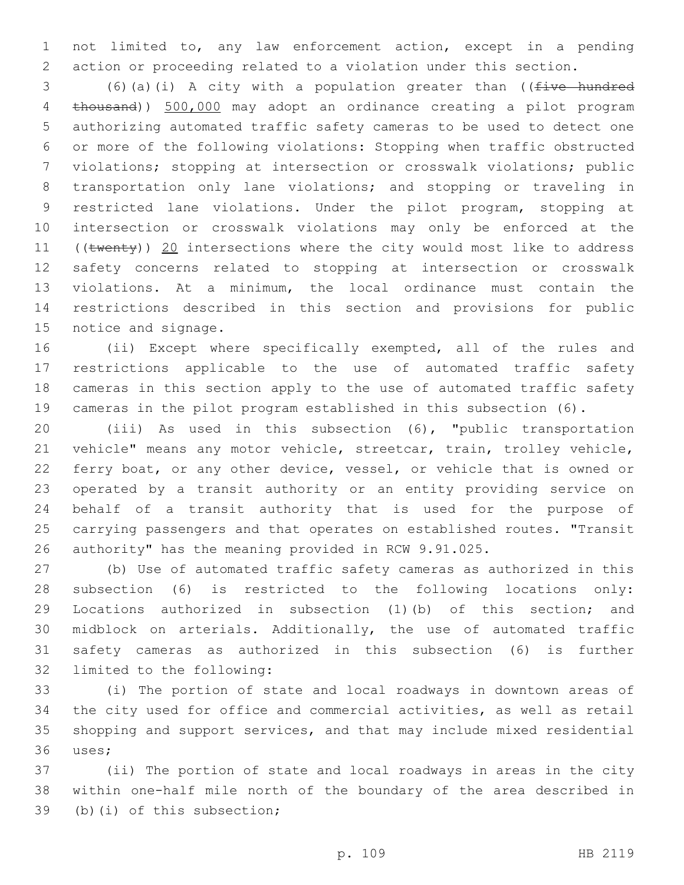not limited to, any law enforcement action, except in a pending action or proceeding related to a violation under this section.

(6)(a)(i) A city with a population greater than ((~~five hundred thousand~~)) 500,000 may adopt an ordinance creating a pilot program authorizing automated traffic safety cameras to be used to detect one or more of the following violations: Stopping when traffic obstructed violations; stopping at intersection or crosswalk violations; public transportation only lane violations; and stopping or traveling in restricted lane violations. Under the pilot program, stopping at intersection or crosswalk violations may only be enforced at the ((~~twenty~~)) 20 intersections where the city would most like to address safety concerns related to stopping at intersection or crosswalk violations. At a minimum, the local ordinance must contain the restrictions described in this section and provisions for public notice and signage.

(ii) Except where specifically exempted, all of the rules and restrictions applicable to the use of automated traffic safety cameras in this section apply to the use of automated traffic safety cameras in the pilot program established in this subsection (6).

(iii) As used in this subsection (6), "public transportation vehicle" means any motor vehicle, streetcar, train, trolley vehicle, ferry boat, or any other device, vessel, or vehicle that is owned or operated by a transit authority or an entity providing service on behalf of a transit authority that is used for the purpose of carrying passengers and that operates on established routes. "Transit authority" has the meaning provided in RCW 9.91.025.

(b) Use of automated traffic safety cameras as authorized in this subsection (6) is restricted to the following locations only: Locations authorized in subsection (1)(b) of this section; and midblock on arterials. Additionally, the use of automated traffic safety cameras as authorized in this subsection (6) is further limited to the following:

(i) The portion of state and local roadways in downtown areas of the city used for office and commercial activities, as well as retail shopping and support services, and that may include mixed residential uses;

(ii) The portion of state and local roadways in areas in the city within one-half mile north of the boundary of the area described in (b)(i) of this subsection;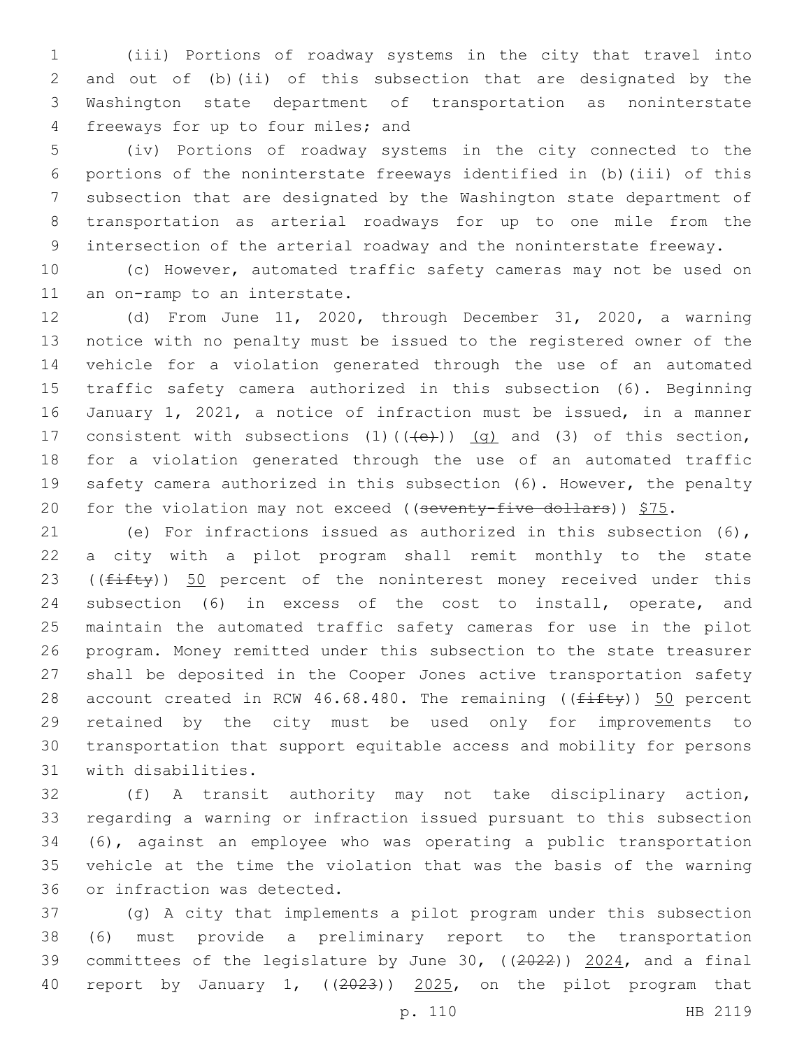(iii) Portions of roadway systems in the city that travel into and out of (b)(ii) of this subsection that are designated by the Washington state department of transportation as noninterstate freeways for up to four miles; and

(iv) Portions of roadway systems in the city connected to the portions of the noninterstate freeways identified in (b)(iii) of this subsection that are designated by the Washington state department of transportation as arterial roadways for up to one mile from the intersection of the arterial roadway and the noninterstate freeway.

(c) However, automated traffic safety cameras may not be used on an on-ramp to an interstate.

(d) From June 11, 2020, through December 31, 2020, a warning notice with no penalty must be issued to the registered owner of the vehicle for a violation generated through the use of an automated traffic safety camera authorized in this subsection (6). Beginning January 1, 2021, a notice of infraction must be issued, in a manner consistent with subsections (1)(((e))) (g) and (3) of this section, for a violation generated through the use of an automated traffic safety camera authorized in this subsection (6). However, the penalty for the violation may not exceed ((seventy-five dollars)) $75.

(e) For infractions issued as authorized in this subsection (6), a city with a pilot program shall remit monthly to the state ((fifty)) 50 percent of the noninterest money received under this subsection (6) in excess of the cost to install, operate, and maintain the automated traffic safety cameras for use in the pilot program. Money remitted under this subsection to the state treasurer shall be deposited in the Cooper Jones active transportation safety account created in RCW 46.68.480. The remaining ((fifty)) 50 percent retained by the city must be used only for improvements to transportation that support equitable access and mobility for persons with disabilities.

(f) A transit authority may not take disciplinary action, regarding a warning or infraction issued pursuant to this subsection (6), against an employee who was operating a public transportation vehicle at the time the violation that was the basis of the warning or infraction was detected.

(g) A city that implements a pilot program under this subsection (6) must provide a preliminary report to the transportation committees of the legislature by June 30, ((2022)) 2024, and a final report by January 1, ((2023)) 2025, on the pilot program that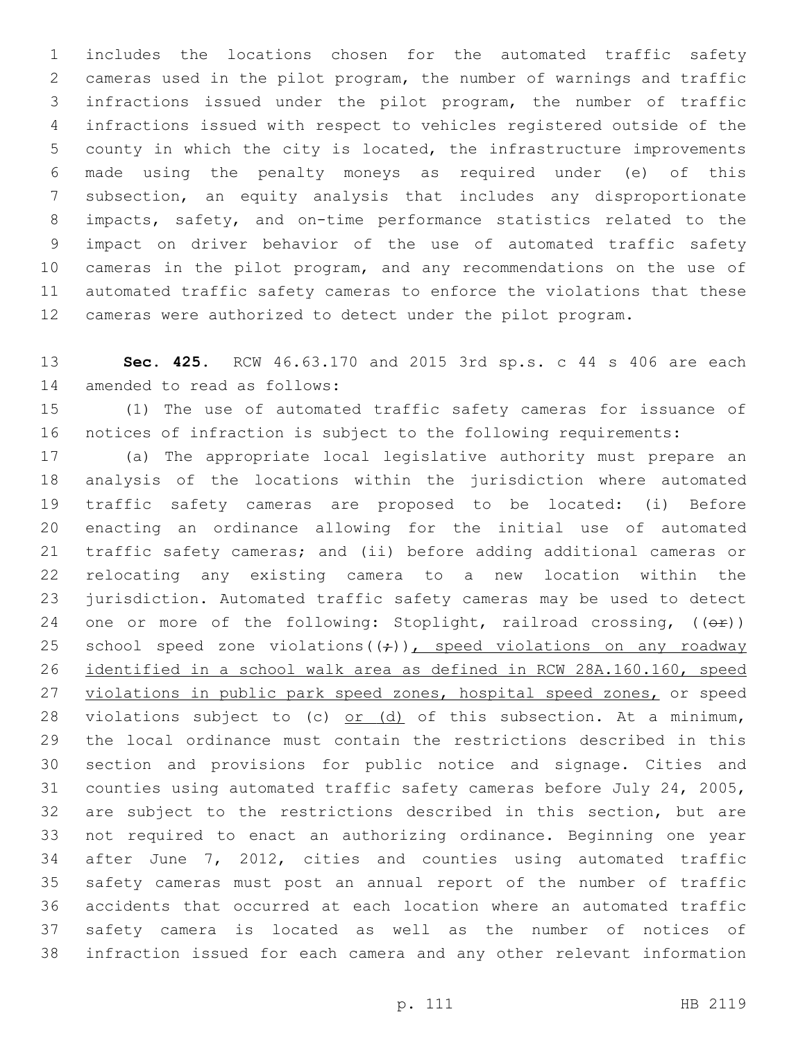includes the locations chosen for the automated traffic safety cameras used in the pilot program, the number of warnings and traffic infractions issued under the pilot program, the number of traffic infractions issued with respect to vehicles registered outside of the county in which the city is located, the infrastructure improvements made using the penalty moneys as required under (e) of this subsection, an equity analysis that includes any disproportionate impacts, safety, and on-time performance statistics related to the impact on driver behavior of the use of automated traffic safety cameras in the pilot program, and any recommendations on the use of automated traffic safety cameras to enforce the violations that these cameras were authorized to detect under the pilot program.

**Sec. 425.** RCW 46.63.170 and 2015 3rd sp.s. c 44 s 406 are each amended to read as follows:

(1) The use of automated traffic safety cameras for issuance of notices of infraction is subject to the following requirements:

(a) The appropriate local legislative authority must prepare an analysis of the locations within the jurisdiction where automated traffic safety cameras are proposed to be located: (i) Before enacting an ordinance allowing for the initial use of automated traffic safety cameras; and (ii) before adding additional cameras or relocating any existing camera to a new location within the jurisdiction. Automated traffic safety cameras may be used to detect one or more of the following: Stoplight, railroad crossing, ((~~or~~)) school speed zone violations((~~;~~)), speed violations on any roadway identified in a school walk area as defined in RCW 28A.160.160, speed violations in public park speed zones, hospital speed zones, or speed violations subject to (c) or (d) of this subsection. At a minimum, the local ordinance must contain the restrictions described in this section and provisions for public notice and signage. Cities and counties using automated traffic safety cameras before July 24, 2005, are subject to the restrictions described in this section, but are not required to enact an authorizing ordinance. Beginning one year after June 7, 2012, cities and counties using automated traffic safety cameras must post an annual report of the number of traffic accidents that occurred at each location where an automated traffic safety camera is located as well as the number of notices of infraction issued for each camera and any other relevant information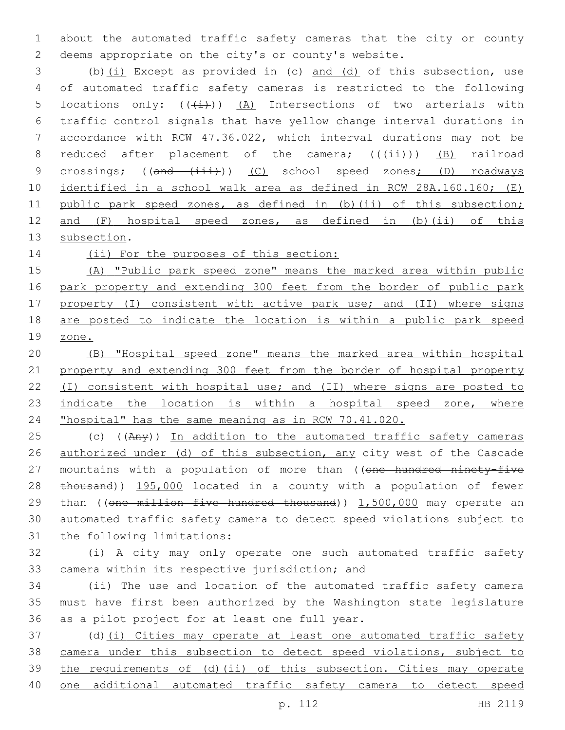about the automated traffic safety cameras that the city or county deems appropriate on the city's or county's website.

(b)(i) Except as provided in (c) and (d) of this subsection, use of automated traffic safety cameras is restricted to the following locations only: (((i))) (A) Intersections of two arterials with traffic control signals that have yellow change interval durations in accordance with RCW 47.36.022, which interval durations may not be reduced after placement of the camera; (((ii))) (B) railroad crossings; ((and (iii))) (C) school speed zones; (D) roadways identified in a school walk area as defined in RCW 28A.160.160; (E) public park speed zones, as defined in (b)(ii) of this subsection; and (F) hospital speed zones, as defined in (b)(ii) of this subsection.

(ii) For the purposes of this section:

(A) "Public park speed zone" means the marked area within public park property and extending 300 feet from the border of public park property (I) consistent with active park use; and (II) where signs are posted to indicate the location is within a public park speed zone.

(B) "Hospital speed zone" means the marked area within hospital property and extending 300 feet from the border of hospital property (I) consistent with hospital use; and (II) where signs are posted to indicate the location is within a hospital speed zone, where "hospital" has the same meaning as in RCW 70.41.020.

(c) ((Any)) In addition to the automated traffic safety cameras authorized under (d) of this subsection, any city west of the Cascade mountains with a population of more than ((one hundred ninety-five thousand)) 195,000 located in a county with a population of fewer than ((one million five hundred thousand)) 1,500,000 may operate an automated traffic safety camera to detect speed violations subject to the following limitations:

(i) A city may only operate one such automated traffic safety camera within its respective jurisdiction; and

(ii) The use and location of the automated traffic safety camera must have first been authorized by the Washington state legislature as a pilot project for at least one full year.

(d)(i) Cities may operate at least one automated traffic safety camera under this subsection to detect speed violations, subject to the requirements of (d)(ii) of this subsection. Cities may operate one additional automated traffic safety camera to detect speed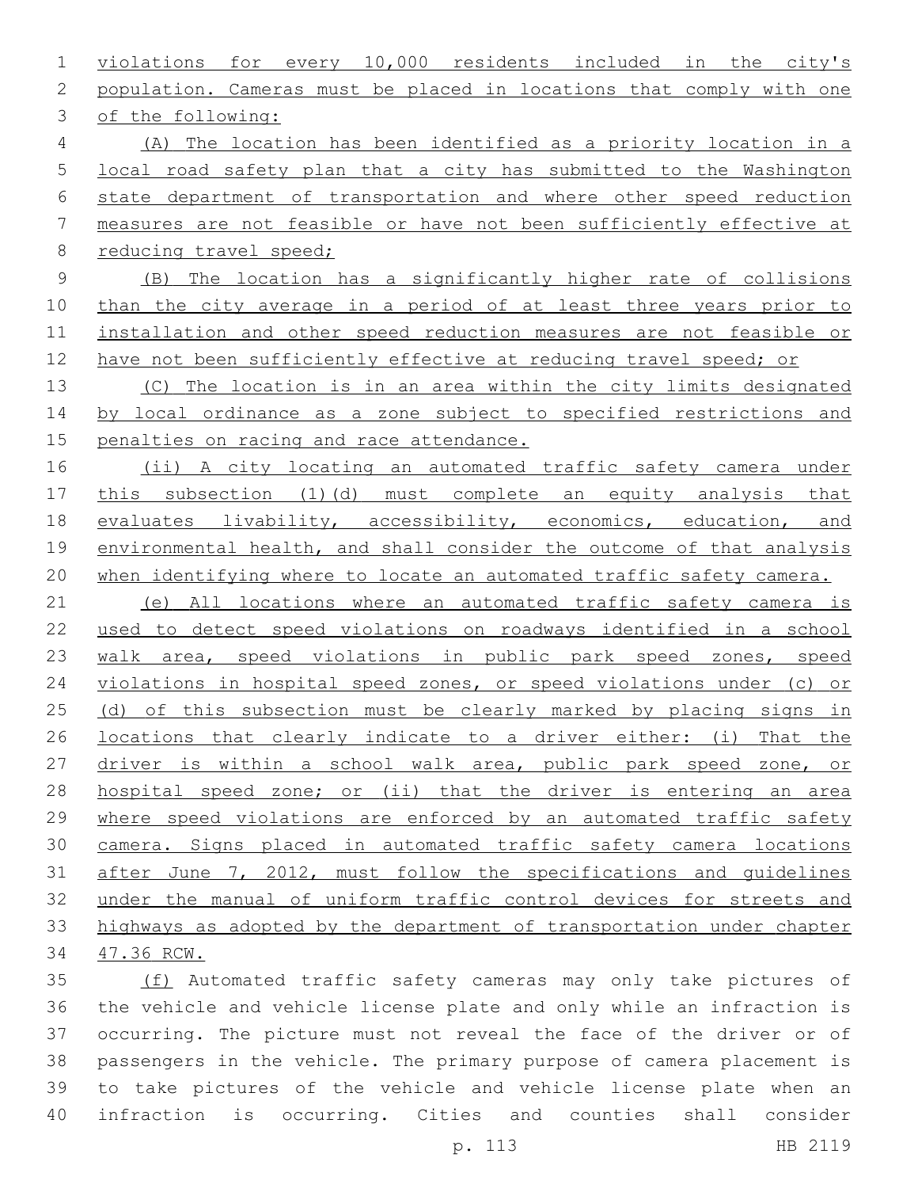violations for every 10,000 residents included in the city's population. Cameras must be placed in locations that comply with one of the following:

(A) The location has been identified as a priority location in a local road safety plan that a city has submitted to the Washington state department of transportation and where other speed reduction measures are not feasible or have not been sufficiently effective at reducing travel speed;

(B) The location has a significantly higher rate of collisions than the city average in a period of at least three years prior to installation and other speed reduction measures are not feasible or have not been sufficiently effective at reducing travel speed; or

(C) The location is in an area within the city limits designated by local ordinance as a zone subject to specified restrictions and penalties on racing and race attendance.

(ii) A city locating an automated traffic safety camera under this subsection (1)(d) must complete an equity analysis that evaluates livability, accessibility, economics, education, and environmental health, and shall consider the outcome of that analysis when identifying where to locate an automated traffic safety camera.

(e) All locations where an automated traffic safety camera is used to detect speed violations on roadways identified in a school walk area, speed violations in public park speed zones, speed violations in hospital speed zones, or speed violations under (c) or (d) of this subsection must be clearly marked by placing signs in locations that clearly indicate to a driver either: (i) That the driver is within a school walk area, public park speed zone, or hospital speed zone; or (ii) that the driver is entering an area where speed violations are enforced by an automated traffic safety camera. Signs placed in automated traffic safety camera locations after June 7, 2012, must follow the specifications and guidelines under the manual of uniform traffic control devices for streets and highways as adopted by the department of transportation under chapter 47.36 RCW.

(f) Automated traffic safety cameras may only take pictures of the vehicle and vehicle license plate and only while an infraction is occurring. The picture must not reveal the face of the driver or of passengers in the vehicle. The primary purpose of camera placement is to take pictures of the vehicle and vehicle license plate when an infraction is occurring. Cities and counties shall consider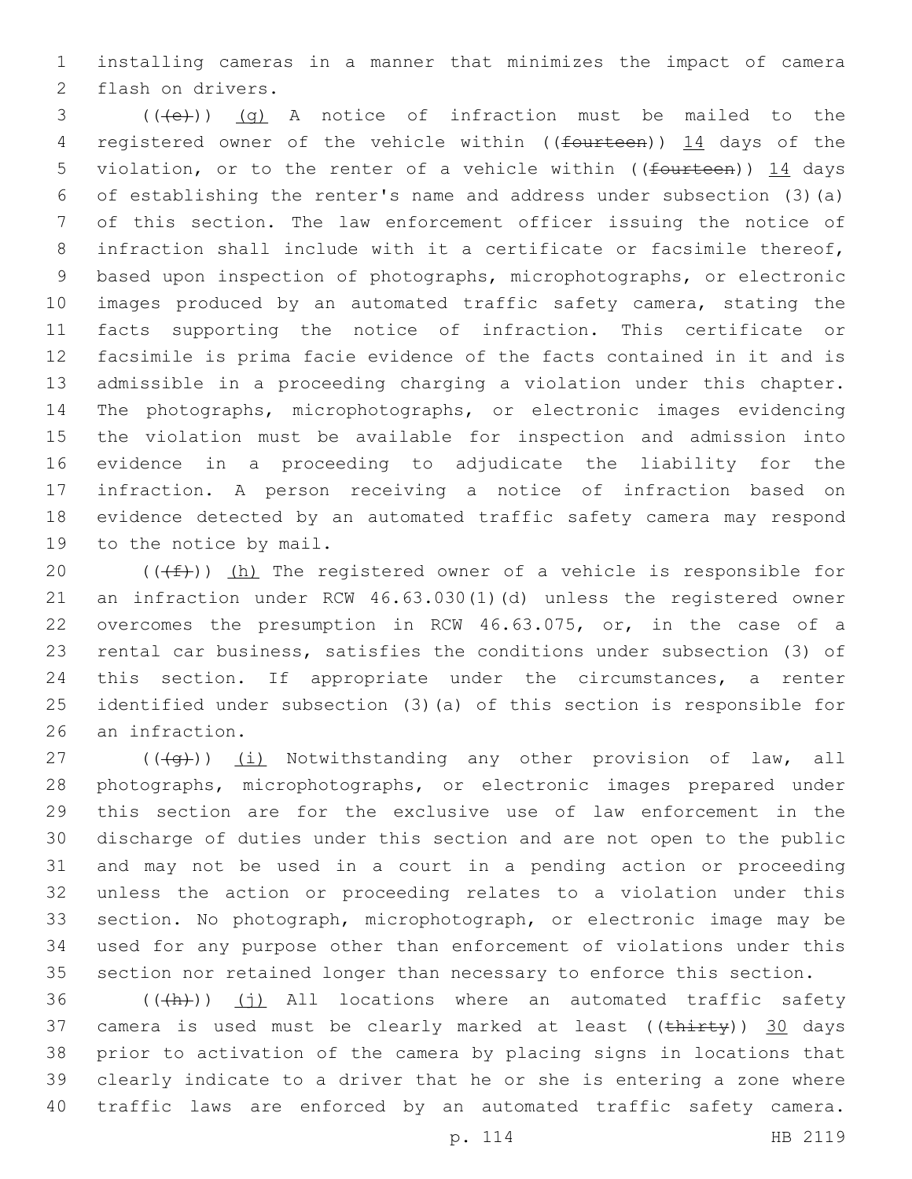installing cameras in a manner that minimizes the impact of camera flash on drivers.

(((e))) (g) A notice of infraction must be mailed to the registered owner of the vehicle within ((fourteen)) 14 days of the violation, or to the renter of a vehicle within ((fourteen)) 14 days of establishing the renter's name and address under subsection (3)(a) of this section. The law enforcement officer issuing the notice of infraction shall include with it a certificate or facsimile thereof, based upon inspection of photographs, microphotographs, or electronic images produced by an automated traffic safety camera, stating the facts supporting the notice of infraction. This certificate or facsimile is prima facie evidence of the facts contained in it and is admissible in a proceeding charging a violation under this chapter. The photographs, microphotographs, or electronic images evidencing the violation must be available for inspection and admission into evidence in a proceeding to adjudicate the liability for the infraction. A person receiving a notice of infraction based on evidence detected by an automated traffic safety camera may respond to the notice by mail.

(((f))) (h) The registered owner of a vehicle is responsible for an infraction under RCW 46.63.030(1)(d) unless the registered owner overcomes the presumption in RCW 46.63.075, or, in the case of a rental car business, satisfies the conditions under subsection (3) of this section. If appropriate under the circumstances, a renter identified under subsection (3)(a) of this section is responsible for an infraction.

(((g))) (i) Notwithstanding any other provision of law, all photographs, microphotographs, or electronic images prepared under this section are for the exclusive use of law enforcement in the discharge of duties under this section and are not open to the public and may not be used in a court in a pending action or proceeding unless the action or proceeding relates to a violation under this section. No photograph, microphotograph, or electronic image may be used for any purpose other than enforcement of violations under this section nor retained longer than necessary to enforce this section.

(((h))) (j) All locations where an automated traffic safety camera is used must be clearly marked at least ((thirty)) 30 days prior to activation of the camera by placing signs in locations that clearly indicate to a driver that he or she is entering a zone where traffic laws are enforced by an automated traffic safety camera.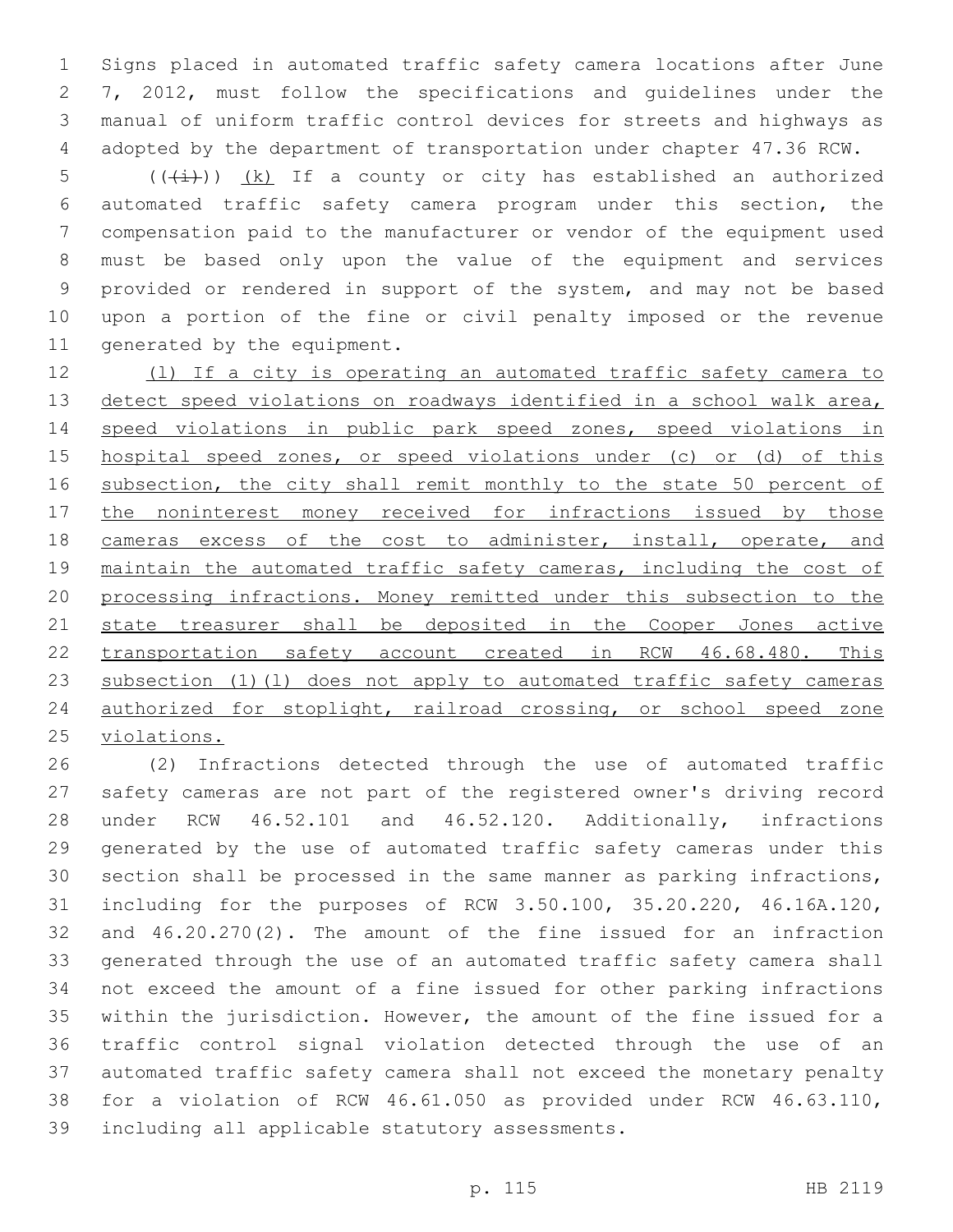Signs placed in automated traffic safety camera locations after June 7, 2012, must follow the specifications and guidelines under the manual of uniform traffic control devices for streets and highways as adopted by the department of transportation under chapter 47.36 RCW.

(((i))) <u>(k)</u> If a county or city has established an authorized automated traffic safety camera program under this section, the compensation paid to the manufacturer or vendor of the equipment used must be based only upon the value of the equipment and services provided or rendered in support of the system, and may not be based upon a portion of the fine or civil penalty imposed or the revenue generated by the equipment.

<u>(l) If a city is operating an automated traffic safety camera to detect speed violations on roadways identified in a school walk area, speed violations in public park speed zones, speed violations in hospital speed zones, or speed violations under (c) or (d) of this subsection, the city shall remit monthly to the state 50 percent of the noninterest money received for infractions issued by those cameras excess of the cost to administer, install, operate, and maintain the automated traffic safety cameras, including the cost of processing infractions. Money remitted under this subsection to the state treasurer shall be deposited in the Cooper Jones active transportation safety account created in RCW 46.68.480. This subsection (1)(l) does not apply to automated traffic safety cameras authorized for stoplight, railroad crossing, or school speed zone violations.</u>

(2) Infractions detected through the use of automated traffic safety cameras are not part of the registered owner's driving record under RCW 46.52.101 and 46.52.120. Additionally, infractions generated by the use of automated traffic safety cameras under this section shall be processed in the same manner as parking infractions, including for the purposes of RCW 3.50.100, 35.20.220, 46.16A.120, and 46.20.270(2). The amount of the fine issued for an infraction generated through the use of an automated traffic safety camera shall not exceed the amount of a fine issued for other parking infractions within the jurisdiction. However, the amount of the fine issued for a traffic control signal violation detected through the use of an automated traffic safety camera shall not exceed the monetary penalty for a violation of RCW 46.61.050 as provided under RCW 46.63.110, including all applicable statutory assessments.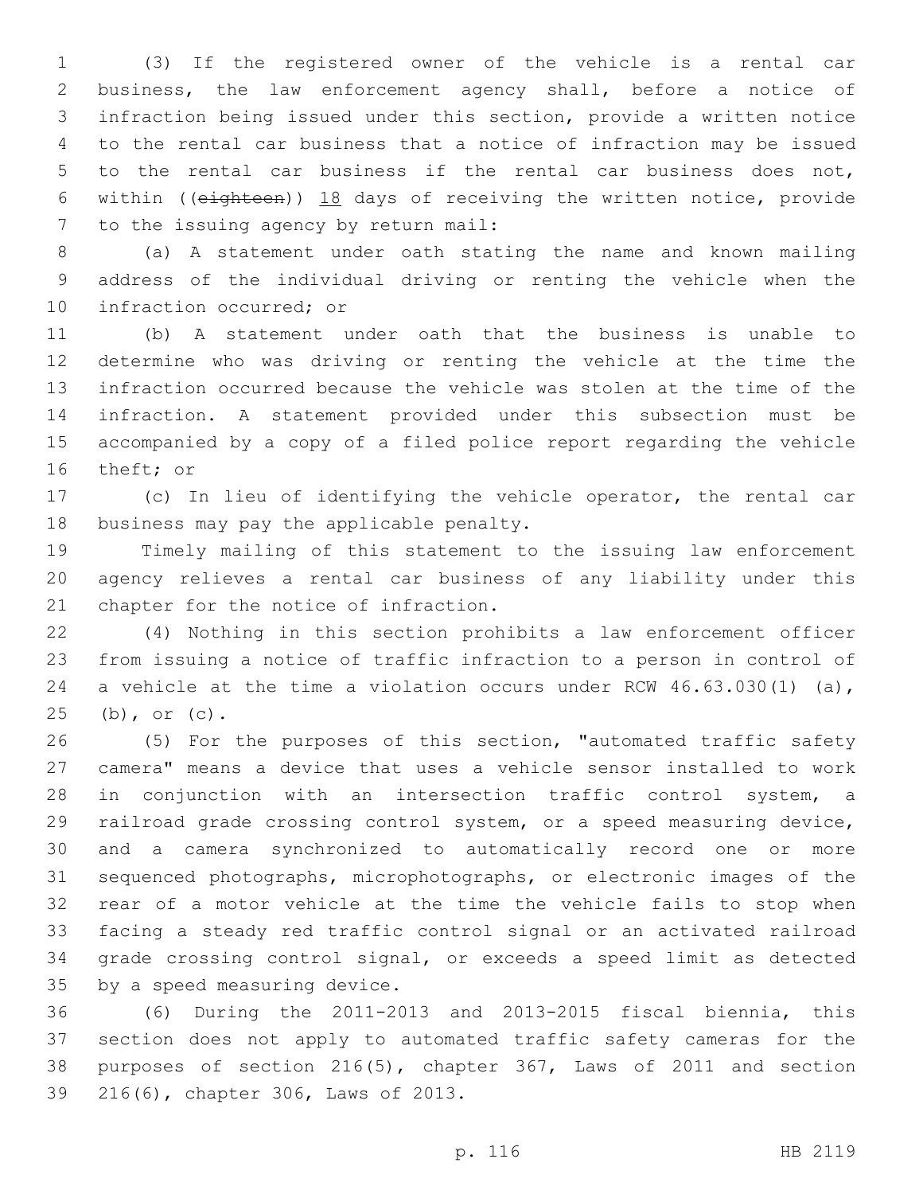(3) If the registered owner of the vehicle is a rental car business, the law enforcement agency shall, before a notice of infraction being issued under this section, provide a written notice to the rental car business that a notice of infraction may be issued to the rental car business if the rental car business does not, within ((~~eighteen~~)) <u>18</u> days of receiving the written notice, provide to the issuing agency by return mail:

(a) A statement under oath stating the name and known mailing address of the individual driving or renting the vehicle when the infraction occurred; or

(b) A statement under oath that the business is unable to determine who was driving or renting the vehicle at the time the infraction occurred because the vehicle was stolen at the time of the infraction. A statement provided under this subsection must be accompanied by a copy of a filed police report regarding the vehicle theft; or

(c) In lieu of identifying the vehicle operator, the rental car business may pay the applicable penalty.

Timely mailing of this statement to the issuing law enforcement agency relieves a rental car business of any liability under this chapter for the notice of infraction.

(4) Nothing in this section prohibits a law enforcement officer from issuing a notice of traffic infraction to a person in control of a vehicle at the time a violation occurs under RCW 46.63.030(1) (a), (b), or (c).

(5) For the purposes of this section, "automated traffic safety camera" means a device that uses a vehicle sensor installed to work in conjunction with an intersection traffic control system, a railroad grade crossing control system, or a speed measuring device, and a camera synchronized to automatically record one or more sequenced photographs, microphotographs, or electronic images of the rear of a motor vehicle at the time the vehicle fails to stop when facing a steady red traffic control signal or an activated railroad grade crossing control signal, or exceeds a speed limit as detected by a speed measuring device.

(6) During the 2011-2013 and 2013-2015 fiscal biennia, this section does not apply to automated traffic safety cameras for the purposes of section 216(5), chapter 367, Laws of 2011 and section 216(6), chapter 306, Laws of 2013.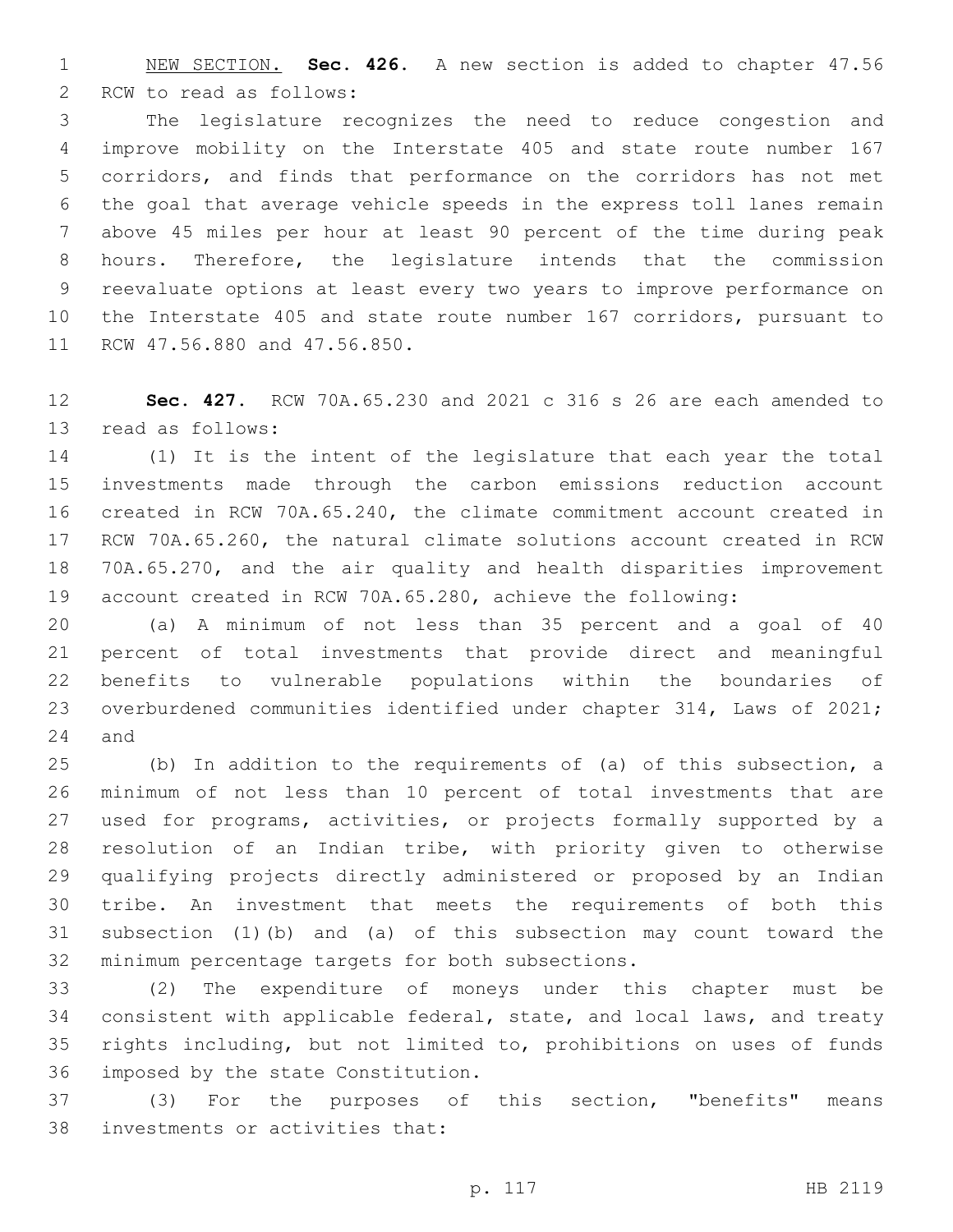NEW SECTION. **Sec. 426.** A new section is added to chapter 47.56 RCW to read as follows:

The legislature recognizes the need to reduce congestion and improve mobility on the Interstate 405 and state route number 167 corridors, and finds that performance on the corridors has not met the goal that average vehicle speeds in the express toll lanes remain above 45 miles per hour at least 90 percent of the time during peak hours. Therefore, the legislature intends that the commission reevaluate options at least every two years to improve performance on the Interstate 405 and state route number 167 corridors, pursuant to RCW 47.56.880 and 47.56.850.

**Sec. 427.** RCW 70A.65.230 and 2021 c 316 s 26 are each amended to read as follows:

(1) It is the intent of the legislature that each year the total investments made through the carbon emissions reduction account created in RCW 70A.65.240, the climate commitment account created in RCW 70A.65.260, the natural climate solutions account created in RCW 70A.65.270, and the air quality and health disparities improvement account created in RCW 70A.65.280, achieve the following:

(a) A minimum of not less than 35 percent and a goal of 40 percent of total investments that provide direct and meaningful benefits to vulnerable populations within the boundaries of overburdened communities identified under chapter 314, Laws of 2021; and

(b) In addition to the requirements of (a) of this subsection, a minimum of not less than 10 percent of total investments that are used for programs, activities, or projects formally supported by a resolution of an Indian tribe, with priority given to otherwise qualifying projects directly administered or proposed by an Indian tribe. An investment that meets the requirements of both this subsection (1)(b) and (a) of this subsection may count toward the minimum percentage targets for both subsections.

(2) The expenditure of moneys under this chapter must be consistent with applicable federal, state, and local laws, and treaty rights including, but not limited to, prohibitions on uses of funds imposed by the state Constitution.

(3) For the purposes of this section, "benefits" means investments or activities that: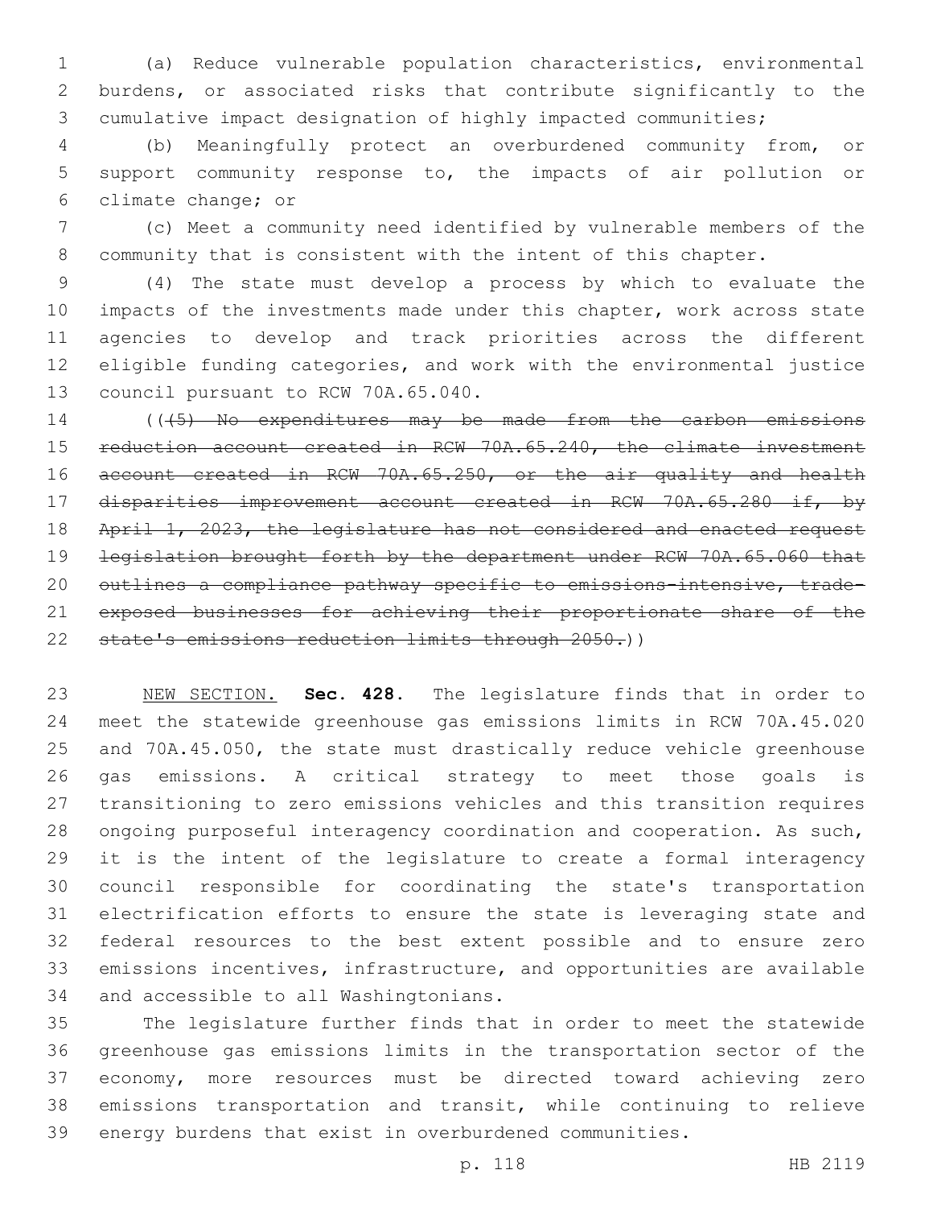(a) Reduce vulnerable population characteristics, environmental burdens, or associated risks that contribute significantly to the cumulative impact designation of highly impacted communities;

(b) Meaningfully protect an overburdened community from, or support community response to, the impacts of air pollution or climate change; or

(c) Meet a community need identified by vulnerable members of the community that is consistent with the intent of this chapter.

(4) The state must develop a process by which to evaluate the impacts of the investments made under this chapter, work across state agencies to develop and track priorities across the different eligible funding categories, and work with the environmental justice council pursuant to RCW 70A.65.040.

((~~(5) No expenditures may be made from the carbon emissions reduction account created in RCW 70A.65.240, the climate investment account created in RCW 70A.65.250, or the air quality and health disparities improvement account created in RCW 70A.65.280 if, by April 1, 2023, the legislature has not considered and enacted request legislation brought forth by the department under RCW 70A.65.060 that outlines a compliance pathway specific to emissions-intensive, trade-exposed businesses for achieving their proportionate share of the state's emissions reduction limits through 2050.~~))

NEW SECTION. **Sec. 428.** The legislature finds that in order to meet the statewide greenhouse gas emissions limits in RCW 70A.45.020 and 70A.45.050, the state must drastically reduce vehicle greenhouse gas emissions. A critical strategy to meet those goals is transitioning to zero emissions vehicles and this transition requires ongoing purposeful interagency coordination and cooperation. As such, it is the intent of the legislature to create a formal interagency council responsible for coordinating the state's transportation electrification efforts to ensure the state is leveraging state and federal resources to the best extent possible and to ensure zero emissions incentives, infrastructure, and opportunities are available and accessible to all Washingtonians.

The legislature further finds that in order to meet the statewide greenhouse gas emissions limits in the transportation sector of the economy, more resources must be directed toward achieving zero emissions transportation and transit, while continuing to relieve energy burdens that exist in overburdened communities.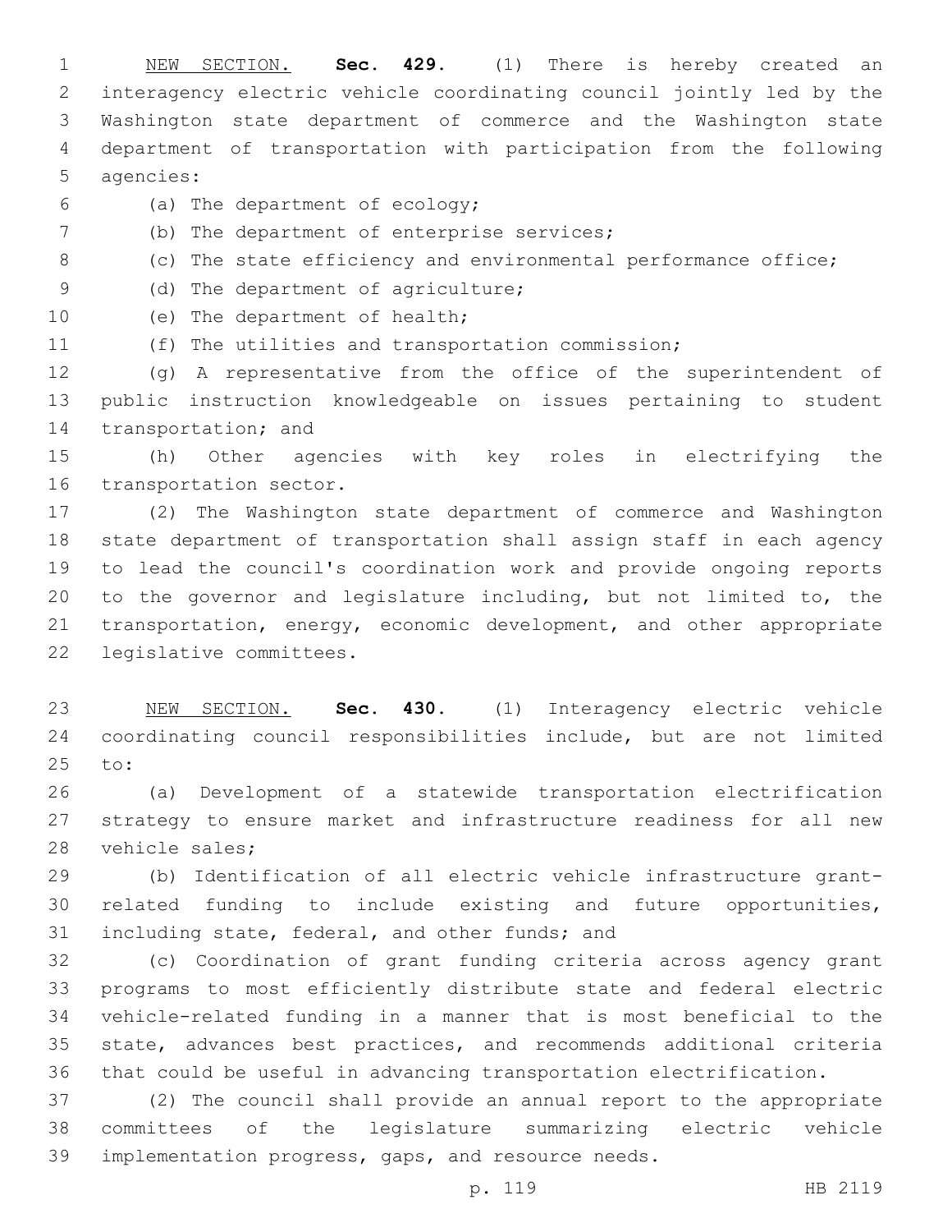NEW SECTION. **Sec. 429.** (1) There is hereby created an interagency electric vehicle coordinating council jointly led by the Washington state department of commerce and the Washington state department of transportation with participation from the following agencies:

(a) The department of ecology;

(b) The department of enterprise services;

(c) The state efficiency and environmental performance office;

(d) The department of agriculture;

(e) The department of health;

(f) The utilities and transportation commission;

(g) A representative from the office of the superintendent of public instruction knowledgeable on issues pertaining to student transportation; and

(h) Other agencies with key roles in electrifying the transportation sector.

(2) The Washington state department of commerce and Washington state department of transportation shall assign staff in each agency to lead the council's coordination work and provide ongoing reports to the governor and legislature including, but not limited to, the transportation, energy, economic development, and other appropriate legislative committees.

NEW SECTION. **Sec. 430.** (1) Interagency electric vehicle coordinating council responsibilities include, but are not limited to:

(a) Development of a statewide transportation electrification strategy to ensure market and infrastructure readiness for all new vehicle sales;

(b) Identification of all electric vehicle infrastructure grant-related funding to include existing and future opportunities, including state, federal, and other funds; and

(c) Coordination of grant funding criteria across agency grant programs to most efficiently distribute state and federal electric vehicle-related funding in a manner that is most beneficial to the state, advances best practices, and recommends additional criteria that could be useful in advancing transportation electrification.

(2) The council shall provide an annual report to the appropriate committees of the legislature summarizing electric vehicle implementation progress, gaps, and resource needs.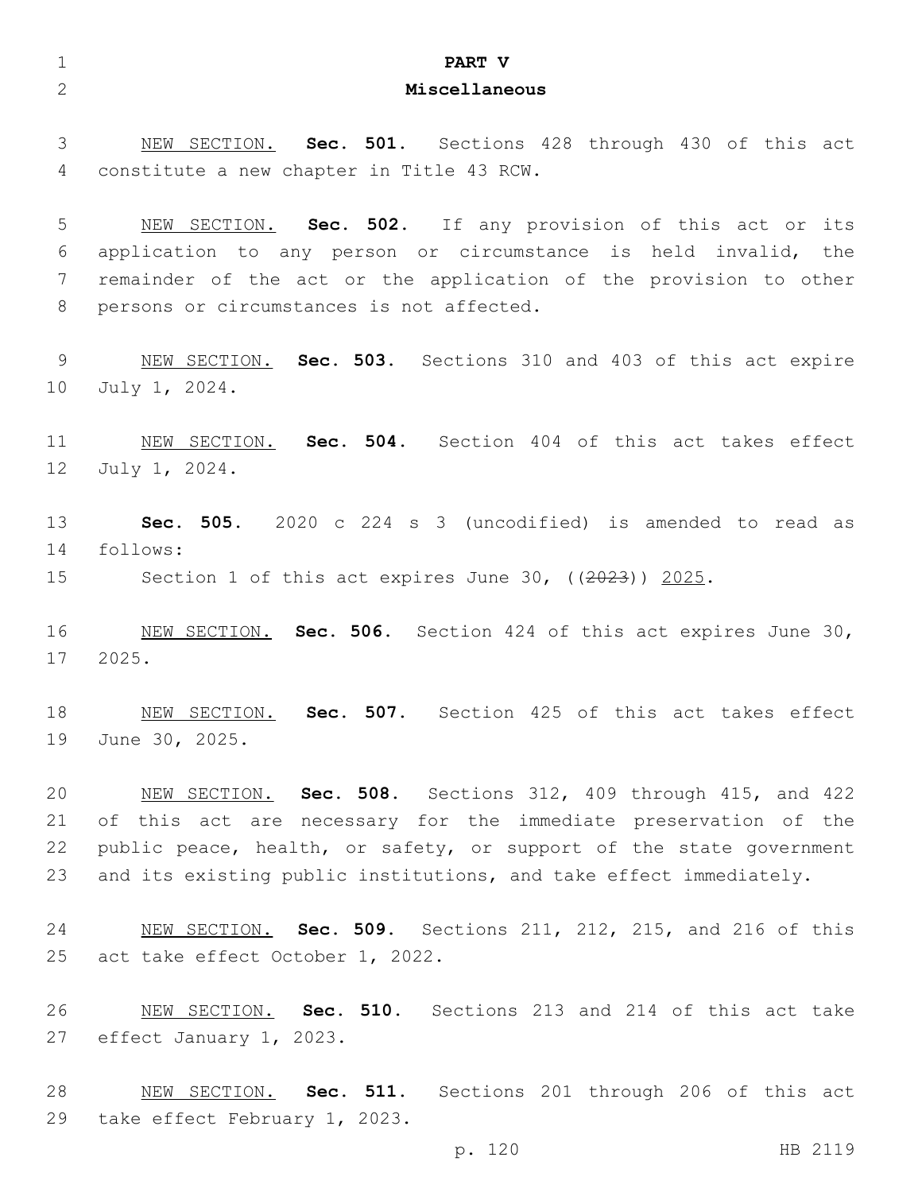# PART V
## Miscellaneous

NEW SECTION. **Sec. 501.** Sections 428 through 430 of this act constitute a new chapter in Title 43 RCW.

NEW SECTION. **Sec. 502.** If any provision of this act or its application to any person or circumstance is held invalid, the remainder of the act or the application of the provision to other persons or circumstances is not affected.

NEW SECTION. **Sec. 503.** Sections 310 and 403 of this act expire July 1, 2024.

NEW SECTION. **Sec. 504.** Section 404 of this act takes effect July 1, 2024.

**Sec. 505.** 2020 c 224 s 3 (uncodified) is amended to read as follows:

Section 1 of this act expires June 30, ((~~2023~~)) 2025.

NEW SECTION. **Sec. 506.** Section 424 of this act expires June 30, 2025.

NEW SECTION. **Sec. 507.** Section 425 of this act takes effect June 30, 2025.

NEW SECTION. **Sec. 508.** Sections 312, 409 through 415, and 422 of this act are necessary for the immediate preservation of the public peace, health, or safety, or support of the state government and its existing public institutions, and take effect immediately.

NEW SECTION. **Sec. 509.** Sections 211, 212, 215, and 216 of this act take effect October 1, 2022.

NEW SECTION. **Sec. 510.** Sections 213 and 214 of this act take effect January 1, 2023.

NEW SECTION. **Sec. 511.** Sections 201 through 206 of this act take effect February 1, 2023.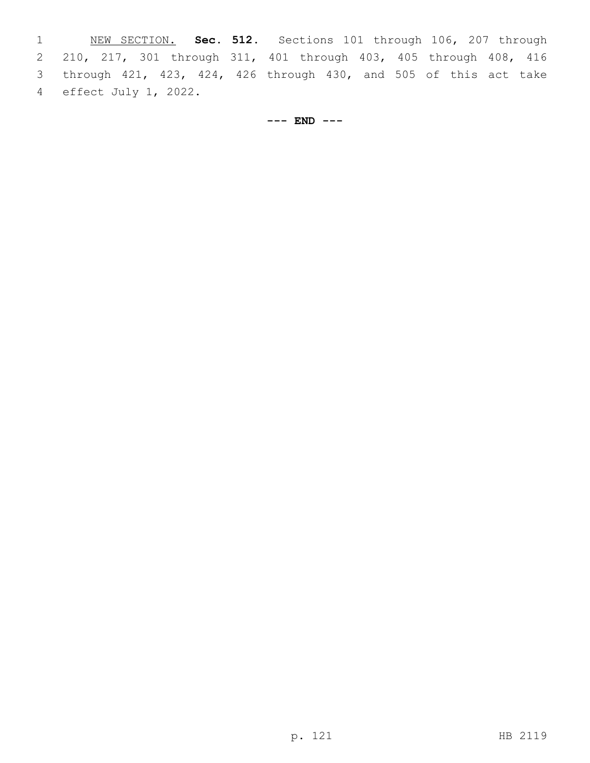NEW SECTION. **Sec. 512.** Sections 101 through 106, 207 through 210, 217, 301 through 311, 401 through 403, 405 through 408, 416 through 421, 423, 424, 426 through 430, and 505 of this act take effect July 1, 2022.

**--- END ---**